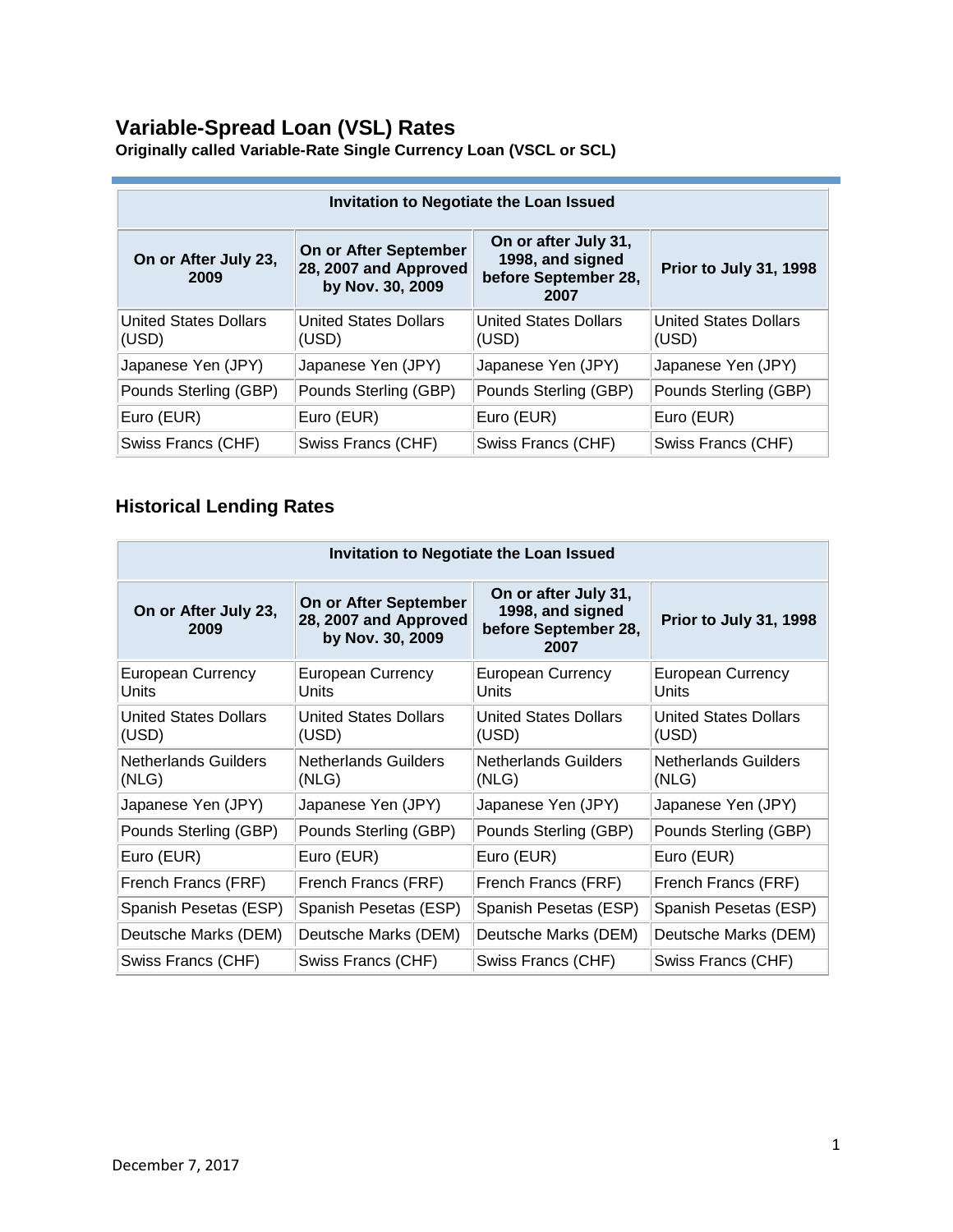# Variable-Spread Loan (VSL) Rates

**Originally called Variable-Rate Single Currency Loan (VSCL or SCL)**

| Invitation to Negotiate the Loan Issued | | | |
|---|---|---|---|
| **On or After July 23, 2009** | **On or After September 28, 2007 and Approved by Nov. 30, 2009** | **On or after July 31, 1998, and signed before September 28, 2007** | **Prior to July 31, 1998** |
| United States Dollars (USD) | United States Dollars (USD) | United States Dollars (USD) | United States Dollars (USD) |
| Japanese Yen (JPY) | Japanese Yen (JPY) | Japanese Yen (JPY) | Japanese Yen (JPY) |
| Pounds Sterling (GBP) | Pounds Sterling (GBP) | Pounds Sterling (GBP) | Pounds Sterling (GBP) |
| Euro (EUR) | Euro (EUR) | Euro (EUR) | Euro (EUR) |
| Swiss Francs (CHF) | Swiss Francs (CHF) | Swiss Francs (CHF) | Swiss Francs (CHF) |

## Historical Lending Rates

| Invitation to Negotiate the Loan Issued | | | |
|---|---|---|---|
| **On or After July 23, 2009** | **On or After September 28, 2007 and Approved by Nov. 30, 2009** | **On or after July 31, 1998, and signed before September 28, 2007** | **Prior to July 31, 1998** |
| European Currency Units | European Currency Units | European Currency Units | European Currency Units |
| United States Dollars (USD) | United States Dollars (USD) | United States Dollars (USD) | United States Dollars (USD) |
| Netherlands Guilders (NLG) | Netherlands Guilders (NLG) | Netherlands Guilders (NLG) | Netherlands Guilders (NLG) |
| Japanese Yen (JPY) | Japanese Yen (JPY) | Japanese Yen (JPY) | Japanese Yen (JPY) |
| Pounds Sterling (GBP) | Pounds Sterling (GBP) | Pounds Sterling (GBP) | Pounds Sterling (GBP) |
| Euro (EUR) | Euro (EUR) | Euro (EUR) | Euro (EUR) |
| French Francs (FRF) | French Francs (FRF) | French Francs (FRF) | French Francs (FRF) |
| Spanish Pesetas (ESP) | Spanish Pesetas (ESP) | Spanish Pesetas (ESP) | Spanish Pesetas (ESP) |
| Deutsche Marks (DEM) | Deutsche Marks (DEM) | Deutsche Marks (DEM) | Deutsche Marks (DEM) |
| Swiss Francs (CHF) | Swiss Francs (CHF) | Swiss Francs (CHF) | Swiss Francs (CHF) |

December 7, 2017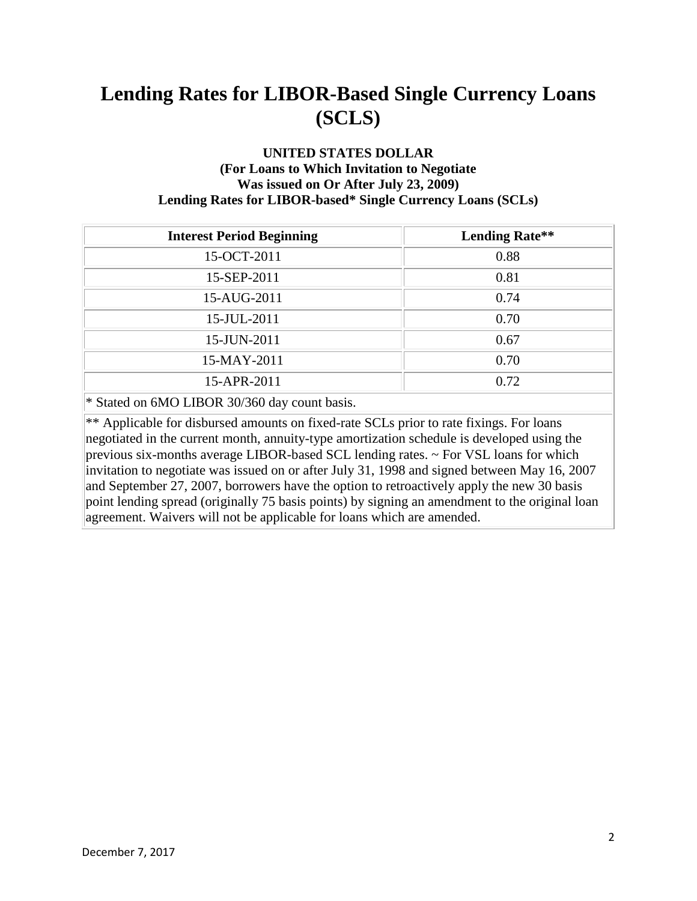# Lending Rates for LIBOR-Based Single Currency Loans (SCLS)

**UNITED STATES DOLLAR**
**(For Loans to Which Invitation to Negotiate Was issued on Or After July 23, 2009)**
**Lending Rates for LIBOR-based* Single Currency Loans (SCLs)**

| Interest Period Beginning | Lending Rate** |
|---|---|
| 15-OCT-2011 | 0.88 |
| 15-SEP-2011 | 0.81 |
| 15-AUG-2011 | 0.74 |
| 15-JUL-2011 | 0.70 |
| 15-JUN-2011 | 0.67 |
| 15-MAY-2011 | 0.70 |
| 15-APR-2011 | 0.72 |

* Stated on 6MO LIBOR 30/360 day count basis.

** Applicable for disbursed amounts on fixed-rate SCLs prior to rate fixings. For loans negotiated in the current month, annuity-type amortization schedule is developed using the previous six-months average LIBOR-based SCL lending rates. ~ For VSL loans for which invitation to negotiate was issued on or after July 31, 1998 and signed between May 16, 2007 and September 27, 2007, borrowers have the option to retroactively apply the new 30 basis point lending spread (originally 75 basis points) by signing an amendment to the original loan agreement. Waivers will not be applicable for loans which are amended.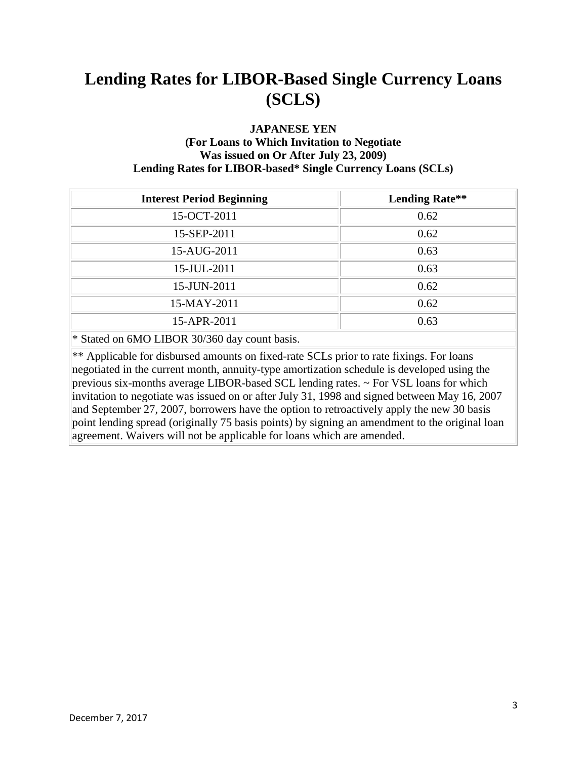# Lending Rates for LIBOR-Based Single Currency Loans (SCLS)

**JAPANESE YEN**
**(For Loans to Which Invitation to Negotiate Was issued on Or After July 23, 2009)**
**Lending Rates for LIBOR-based* Single Currency Loans (SCLs)**

| Interest Period Beginning | Lending Rate** |
|---|---|
| 15-OCT-2011 | 0.62 |
| 15-SEP-2011 | 0.62 |
| 15-AUG-2011 | 0.63 |
| 15-JUL-2011 | 0.63 |
| 15-JUN-2011 | 0.62 |
| 15-MAY-2011 | 0.62 |
| 15-APR-2011 | 0.63 |

* Stated on 6MO LIBOR 30/360 day count basis.

** Applicable for disbursed amounts on fixed-rate SCLs prior to rate fixings. For loans negotiated in the current month, annuity-type amortization schedule is developed using the previous six-months average LIBOR-based SCL lending rates. ~ For VSL loans for which invitation to negotiate was issued on or after July 31, 1998 and signed between May 16, 2007 and September 27, 2007, borrowers have the option to retroactively apply the new 30 basis point lending spread (originally 75 basis points) by signing an amendment to the original loan agreement. Waivers will not be applicable for loans which are amended.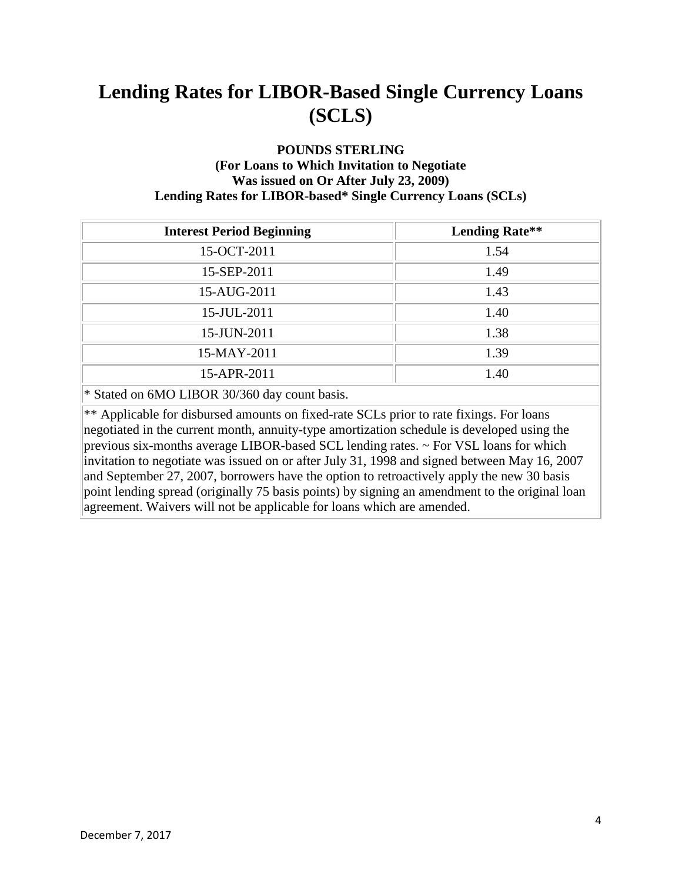# Lending Rates for LIBOR-Based Single Currency Loans (SCLS)

**POUNDS STERLING**
**(For Loans to Which Invitation to Negotiate Was issued on Or After July 23, 2009)**
**Lending Rates for LIBOR-based* Single Currency Loans (SCLs)**

| Interest Period Beginning | Lending Rate** |
|---|---|
| 15-OCT-2011 | 1.54 |
| 15-SEP-2011 | 1.49 |
| 15-AUG-2011 | 1.43 |
| 15-JUL-2011 | 1.40 |
| 15-JUN-2011 | 1.38 |
| 15-MAY-2011 | 1.39 |
| 15-APR-2011 | 1.40 |

* Stated on 6MO LIBOR 30/360 day count basis.

** Applicable for disbursed amounts on fixed-rate SCLs prior to rate fixings. For loans negotiated in the current month, annuity-type amortization schedule is developed using the previous six-months average LIBOR-based SCL lending rates. ~ For VSL loans for which invitation to negotiate was issued on or after July 31, 1998 and signed between May 16, 2007 and September 27, 2007, borrowers have the option to retroactively apply the new 30 basis point lending spread (originally 75 basis points) by signing an amendment to the original loan agreement. Waivers will not be applicable for loans which are amended.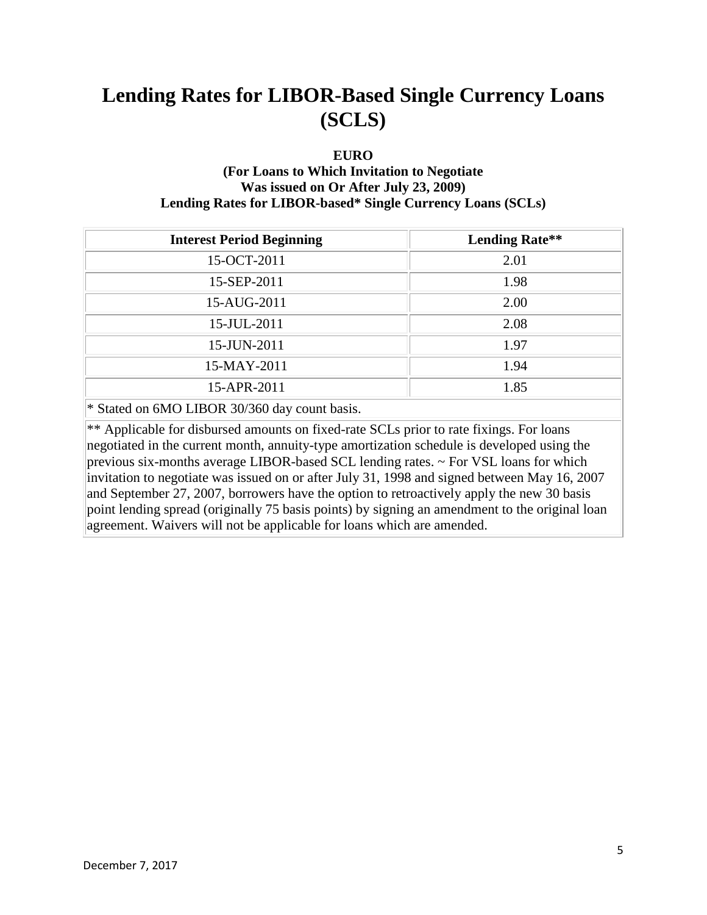# Lending Rates for LIBOR-Based Single Currency Loans (SCLS)

**EURO**
**(For Loans to Which Invitation to Negotiate Was issued on Or After July 23, 2009)**
**Lending Rates for LIBOR-based* Single Currency Loans (SCLs)**

| Interest Period Beginning | Lending Rate** |
|---|---|
| 15-OCT-2011 | 2.01 |
| 15-SEP-2011 | 1.98 |
| 15-AUG-2011 | 2.00 |
| 15-JUL-2011 | 2.08 |
| 15-JUN-2011 | 1.97 |
| 15-MAY-2011 | 1.94 |
| 15-APR-2011 | 1.85 |

* Stated on 6MO LIBOR 30/360 day count basis.

** Applicable for disbursed amounts on fixed-rate SCLs prior to rate fixings. For loans negotiated in the current month, annuity-type amortization schedule is developed using the previous six-months average LIBOR-based SCL lending rates. ~ For VSL loans for which invitation to negotiate was issued on or after July 31, 1998 and signed between May 16, 2007 and September 27, 2007, borrowers have the option to retroactively apply the new 30 basis point lending spread (originally 75 basis points) by signing an amendment to the original loan agreement. Waivers will not be applicable for loans which are amended.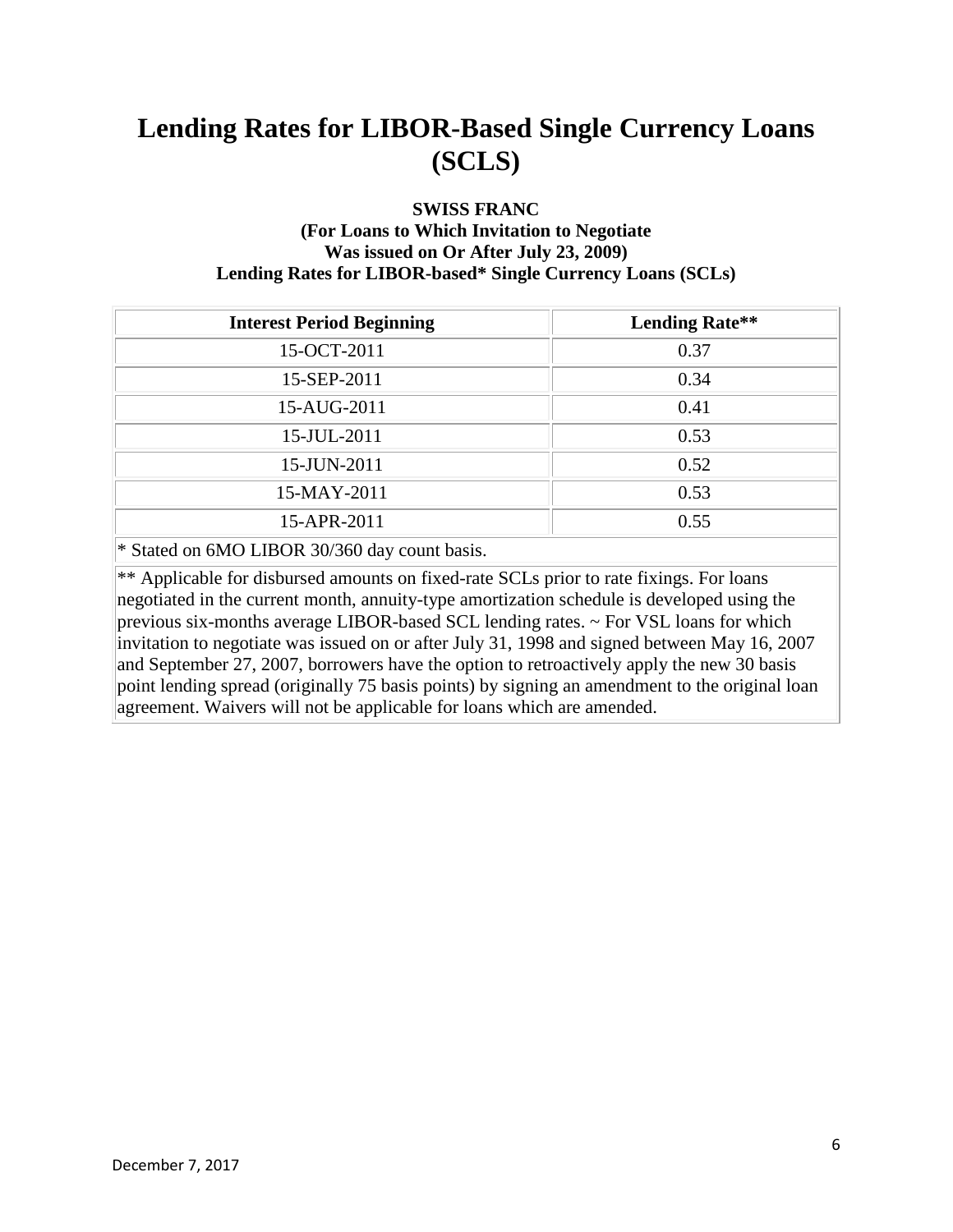# Lending Rates for LIBOR-Based Single Currency Loans (SCLS)

**SWISS FRANC**
**(For Loans to Which Invitation to Negotiate Was issued on Or After July 23, 2009)**
**Lending Rates for LIBOR-based* Single Currency Loans (SCLs)**

| Interest Period Beginning | Lending Rate** |
|---|---|
| 15-OCT-2011 | 0.37 |
| 15-SEP-2011 | 0.34 |
| 15-AUG-2011 | 0.41 |
| 15-JUL-2011 | 0.53 |
| 15-JUN-2011 | 0.52 |
| 15-MAY-2011 | 0.53 |
| 15-APR-2011 | 0.55 |

* Stated on 6MO LIBOR 30/360 day count basis.

** Applicable for disbursed amounts on fixed-rate SCLs prior to rate fixings. For loans negotiated in the current month, annuity-type amortization schedule is developed using the previous six-months average LIBOR-based SCL lending rates. ~ For VSL loans for which invitation to negotiate was issued on or after July 31, 1998 and signed between May 16, 2007 and September 27, 2007, borrowers have the option to retroactively apply the new 30 basis point lending spread (originally 75 basis points) by signing an amendment to the original loan agreement. Waivers will not be applicable for loans which are amended.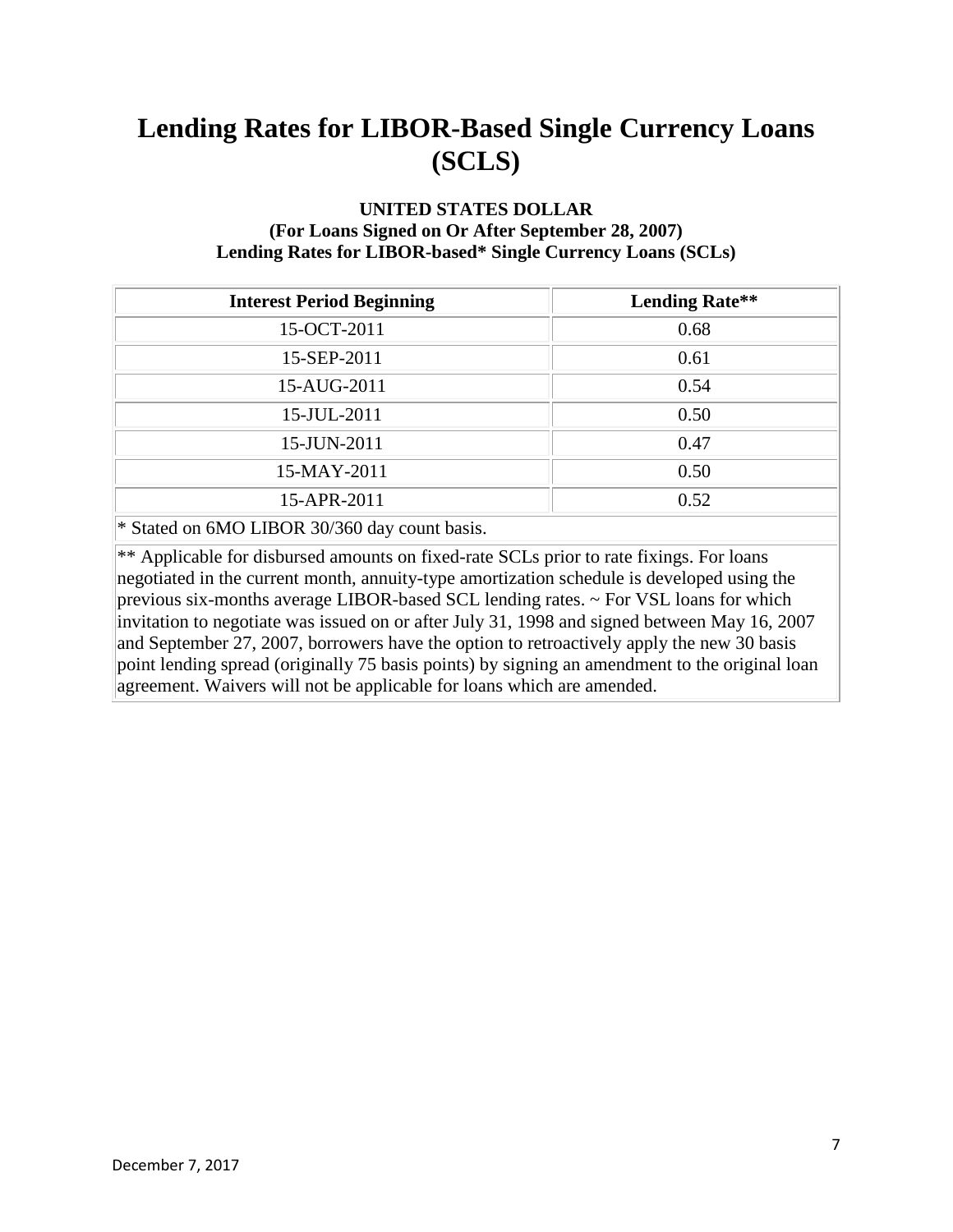# Lending Rates for LIBOR-Based Single Currency Loans (SCLS)

**UNITED STATES DOLLAR**
**(For Loans Signed on Or After September 28, 2007)**
**Lending Rates for LIBOR-based* Single Currency Loans (SCLs)**

| Interest Period Beginning | Lending Rate** |
|---|---|
| 15-OCT-2011 | 0.68 |
| 15-SEP-2011 | 0.61 |
| 15-AUG-2011 | 0.54 |
| 15-JUL-2011 | 0.50 |
| 15-JUN-2011 | 0.47 |
| 15-MAY-2011 | 0.50 |
| 15-APR-2011 | 0.52 |

* Stated on 6MO LIBOR 30/360 day count basis.

** Applicable for disbursed amounts on fixed-rate SCLs prior to rate fixings. For loans negotiated in the current month, annuity-type amortization schedule is developed using the previous six-months average LIBOR-based SCL lending rates. ~ For VSL loans for which invitation to negotiate was issued on or after July 31, 1998 and signed between May 16, 2007 and September 27, 2007, borrowers have the option to retroactively apply the new 30 basis point lending spread (originally 75 basis points) by signing an amendment to the original loan agreement. Waivers will not be applicable for loans which are amended.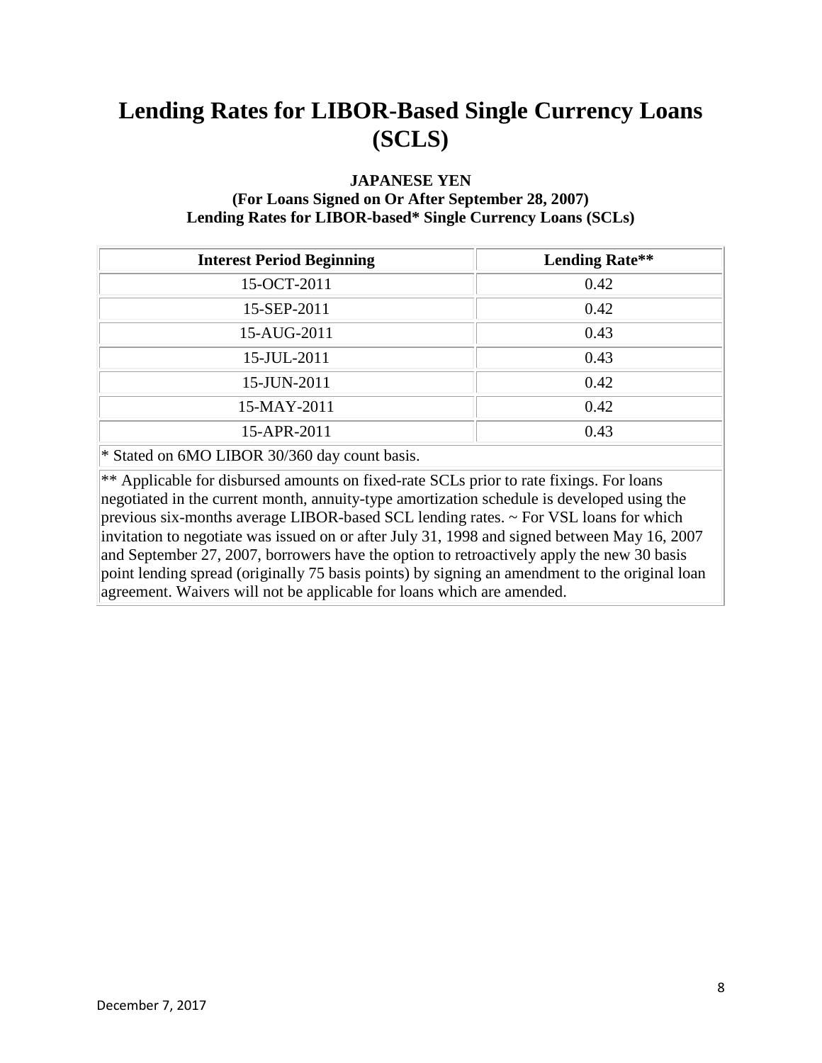# Lending Rates for LIBOR-Based Single Currency Loans (SCLS)

**JAPANESE YEN**
**(For Loans Signed on Or After September 28, 2007)**
**Lending Rates for LIBOR-based* Single Currency Loans (SCLs)**

| Interest Period Beginning | Lending Rate** |
|---|---|
| 15-OCT-2011 | 0.42 |
| 15-SEP-2011 | 0.42 |
| 15-AUG-2011 | 0.43 |
| 15-JUL-2011 | 0.43 |
| 15-JUN-2011 | 0.42 |
| 15-MAY-2011 | 0.42 |
| 15-APR-2011 | 0.43 |

* Stated on 6MO LIBOR 30/360 day count basis.

** Applicable for disbursed amounts on fixed-rate SCLs prior to rate fixings. For loans negotiated in the current month, annuity-type amortization schedule is developed using the previous six-months average LIBOR-based SCL lending rates. ~ For VSL loans for which invitation to negotiate was issued on or after July 31, 1998 and signed between May 16, 2007 and September 27, 2007, borrowers have the option to retroactively apply the new 30 basis point lending spread (originally 75 basis points) by signing an amendment to the original loan agreement. Waivers will not be applicable for loans which are amended.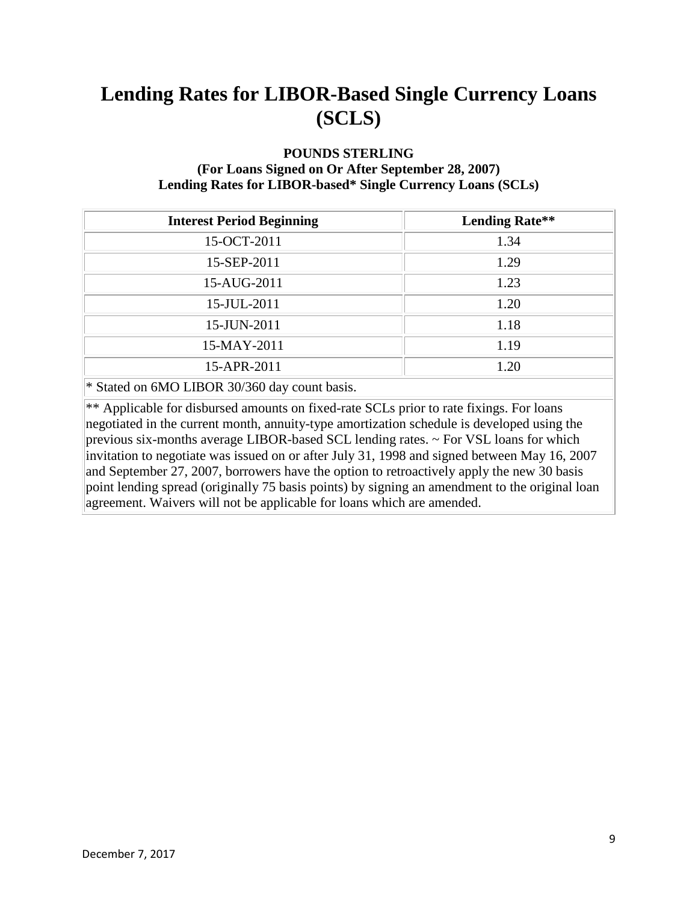# Lending Rates for LIBOR-Based Single Currency Loans (SCLS)

**POUNDS STERLING**
**(For Loans Signed on Or After September 28, 2007)**
**Lending Rates for LIBOR-based* Single Currency Loans (SCLs)**

| Interest Period Beginning | Lending Rate** |
|---|---|
| 15-OCT-2011 | 1.34 |
| 15-SEP-2011 | 1.29 |
| 15-AUG-2011 | 1.23 |
| 15-JUL-2011 | 1.20 |
| 15-JUN-2011 | 1.18 |
| 15-MAY-2011 | 1.19 |
| 15-APR-2011 | 1.20 |

* Stated on 6MO LIBOR 30/360 day count basis.

** Applicable for disbursed amounts on fixed-rate SCLs prior to rate fixings. For loans negotiated in the current month, annuity-type amortization schedule is developed using the previous six-months average LIBOR-based SCL lending rates. ~ For VSL loans for which invitation to negotiate was issued on or after July 31, 1998 and signed between May 16, 2007 and September 27, 2007, borrowers have the option to retroactively apply the new 30 basis point lending spread (originally 75 basis points) by signing an amendment to the original loan agreement. Waivers will not be applicable for loans which are amended.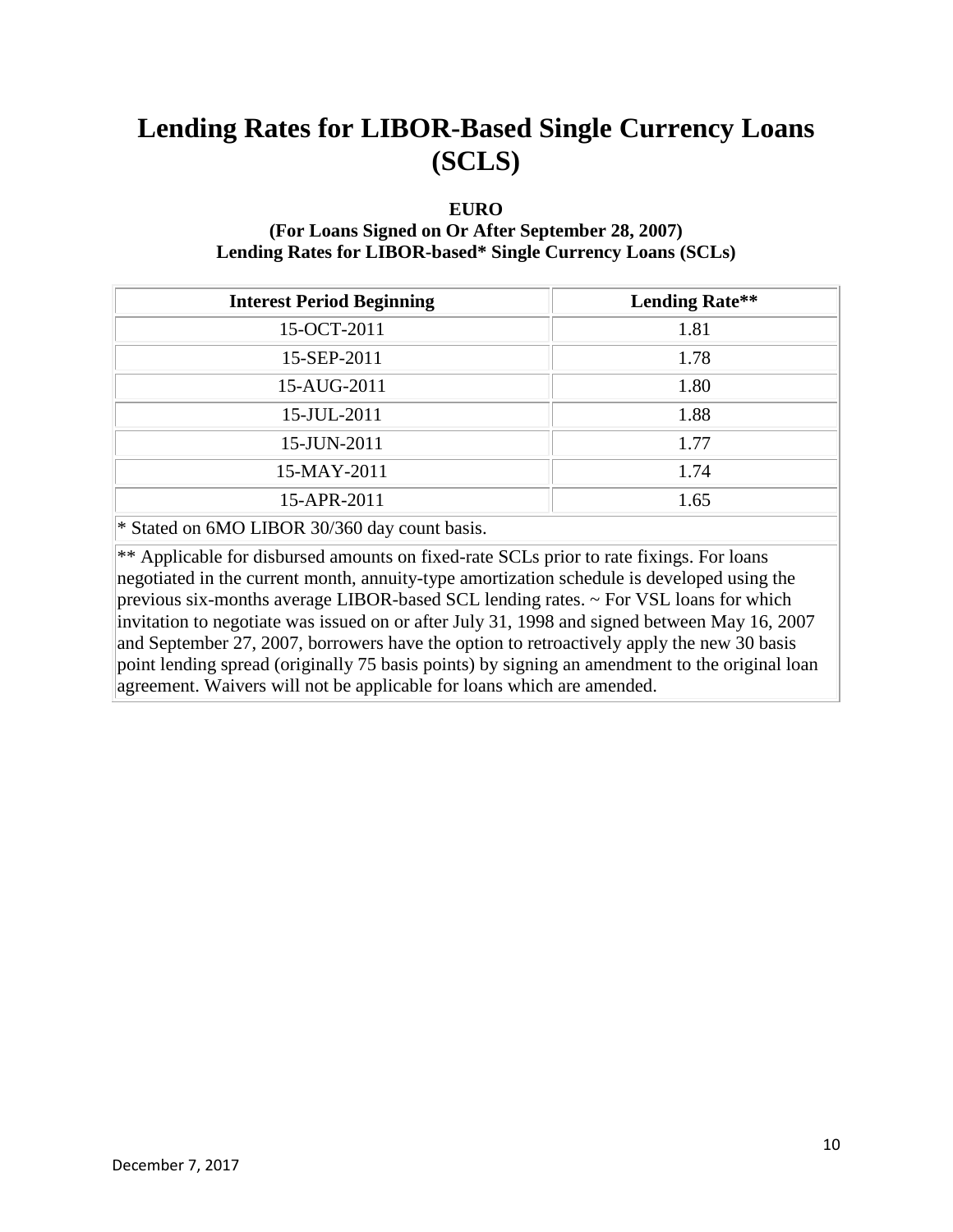# Lending Rates for LIBOR-Based Single Currency Loans (SCLS)

**EURO**
**(For Loans Signed on Or After September 28, 2007)**
**Lending Rates for LIBOR-based* Single Currency Loans (SCLs)**

| Interest Period Beginning | Lending Rate** |
|---|---|
| 15-OCT-2011 | 1.81 |
| 15-SEP-2011 | 1.78 |
| 15-AUG-2011 | 1.80 |
| 15-JUL-2011 | 1.88 |
| 15-JUN-2011 | 1.77 |
| 15-MAY-2011 | 1.74 |
| 15-APR-2011 | 1.65 |

* Stated on 6MO LIBOR 30/360 day count basis.

** Applicable for disbursed amounts on fixed-rate SCLs prior to rate fixings. For loans negotiated in the current month, annuity-type amortization schedule is developed using the previous six-months average LIBOR-based SCL lending rates. ~ For VSL loans for which invitation to negotiate was issued on or after July 31, 1998 and signed between May 16, 2007 and September 27, 2007, borrowers have the option to retroactively apply the new 30 basis point lending spread (originally 75 basis points) by signing an amendment to the original loan agreement. Waivers will not be applicable for loans which are amended.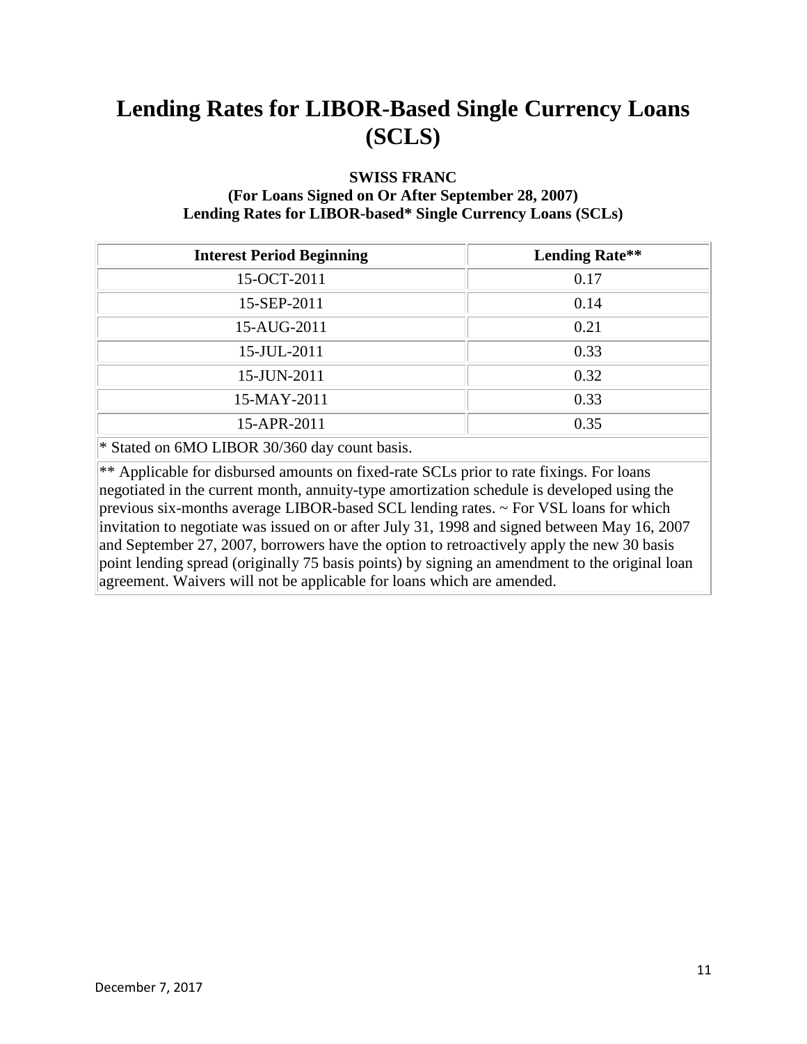# Lending Rates for LIBOR-Based Single Currency Loans (SCLS)

**SWISS FRANC**
**(For Loans Signed on Or After September 28, 2007)**
**Lending Rates for LIBOR-based* Single Currency Loans (SCLs)**

| Interest Period Beginning | Lending Rate** |
|---|---|
| 15-OCT-2011 | 0.17 |
| 15-SEP-2011 | 0.14 |
| 15-AUG-2011 | 0.21 |
| 15-JUL-2011 | 0.33 |
| 15-JUN-2011 | 0.32 |
| 15-MAY-2011 | 0.33 |
| 15-APR-2011 | 0.35 |

* Stated on 6MO LIBOR 30/360 day count basis.

** Applicable for disbursed amounts on fixed-rate SCLs prior to rate fixings. For loans negotiated in the current month, annuity-type amortization schedule is developed using the previous six-months average LIBOR-based SCL lending rates. ~ For VSL loans for which invitation to negotiate was issued on or after July 31, 1998 and signed between May 16, 2007 and September 27, 2007, borrowers have the option to retroactively apply the new 30 basis point lending spread (originally 75 basis points) by signing an amendment to the original loan agreement. Waivers will not be applicable for loans which are amended.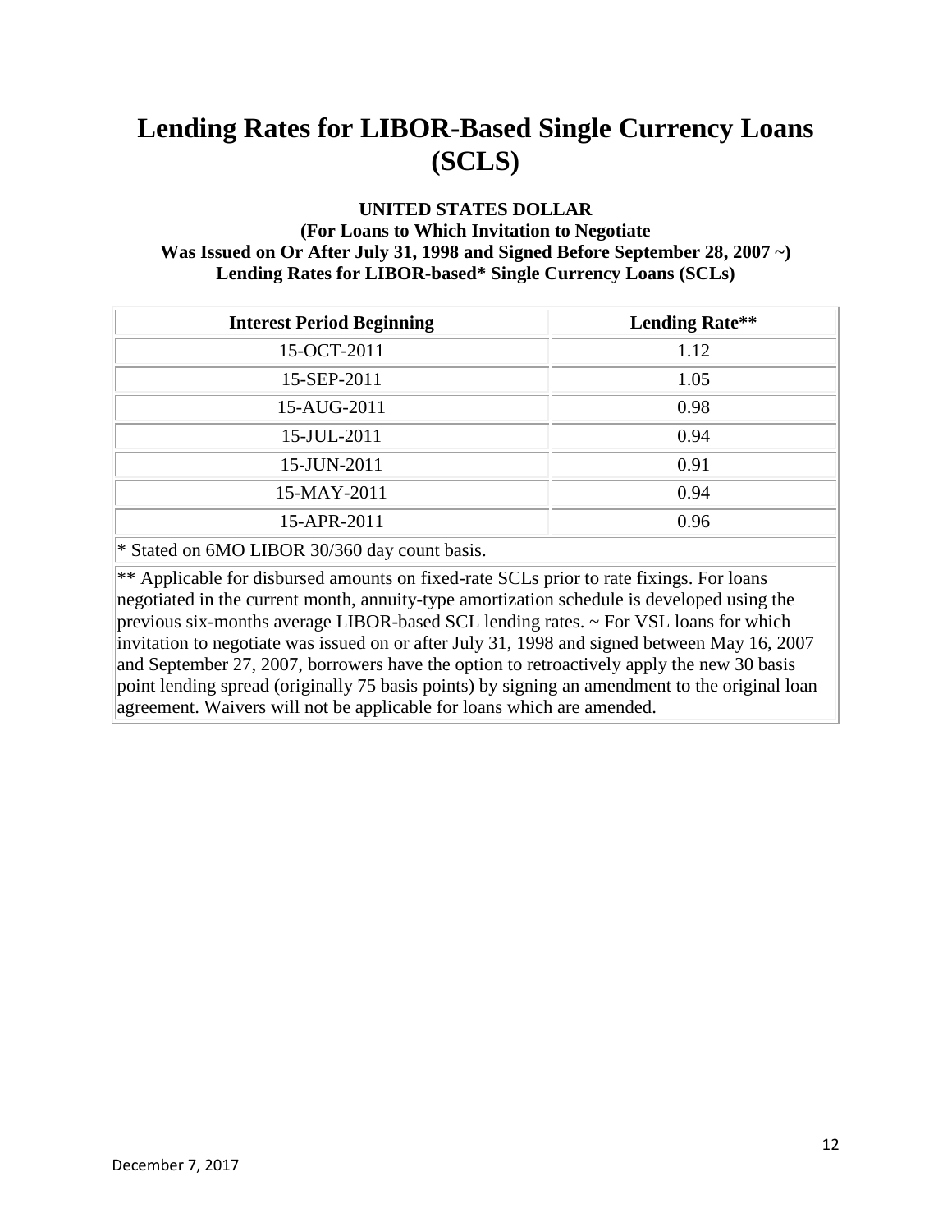# Lending Rates for LIBOR-Based Single Currency Loans (SCLS)

**UNITED STATES DOLLAR**
**(For Loans to Which Invitation to Negotiate Was Issued on Or After July 31, 1998 and Signed Before September 28, 2007 ~)**
**Lending Rates for LIBOR-based* Single Currency Loans (SCLs)**

| Interest Period Beginning | Lending Rate** |
|---|---|
| 15-OCT-2011 | 1.12 |
| 15-SEP-2011 | 1.05 |
| 15-AUG-2011 | 0.98 |
| 15-JUL-2011 | 0.94 |
| 15-JUN-2011 | 0.91 |
| 15-MAY-2011 | 0.94 |
| 15-APR-2011 | 0.96 |

* Stated on 6MO LIBOR 30/360 day count basis.

** Applicable for disbursed amounts on fixed-rate SCLs prior to rate fixings. For loans negotiated in the current month, annuity-type amortization schedule is developed using the previous six-months average LIBOR-based SCL lending rates. ~ For VSL loans for which invitation to negotiate was issued on or after July 31, 1998 and signed between May 16, 2007 and September 27, 2007, borrowers have the option to retroactively apply the new 30 basis point lending spread (originally 75 basis points) by signing an amendment to the original loan agreement. Waivers will not be applicable for loans which are amended.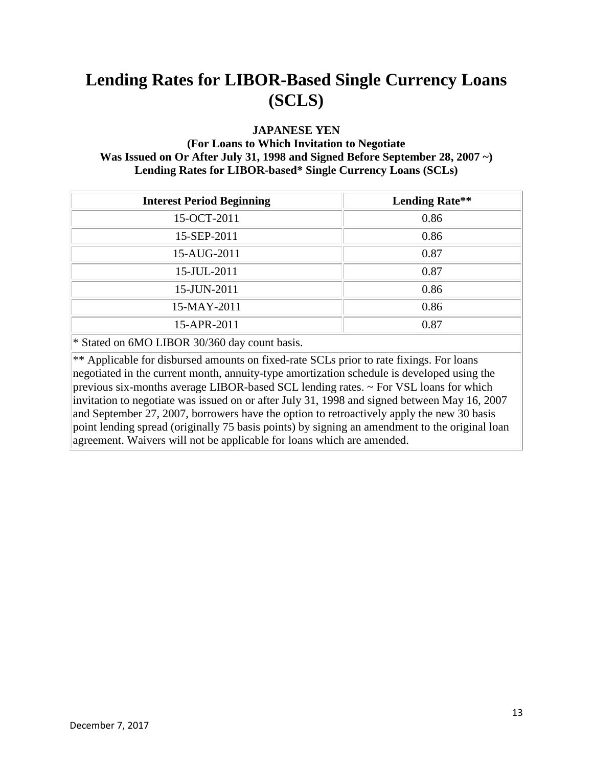# Lending Rates for LIBOR-Based Single Currency Loans (SCLS)

**JAPANESE YEN**
**(For Loans to Which Invitation to Negotiate**
**Was Issued on Or After July 31, 1998 and Signed Before September 28, 2007 ~)**
**Lending Rates for LIBOR-based* Single Currency Loans (SCLs)**

| Interest Period Beginning | Lending Rate** |
|---|---|
| 15-OCT-2011 | 0.86 |
| 15-SEP-2011 | 0.86 |
| 15-AUG-2011 | 0.87 |
| 15-JUL-2011 | 0.87 |
| 15-JUN-2011 | 0.86 |
| 15-MAY-2011 | 0.86 |
| 15-APR-2011 | 0.87 |

* Stated on 6MO LIBOR 30/360 day count basis.

** Applicable for disbursed amounts on fixed-rate SCLs prior to rate fixings. For loans negotiated in the current month, annuity-type amortization schedule is developed using the previous six-months average LIBOR-based SCL lending rates. ~ For VSL loans for which invitation to negotiate was issued on or after July 31, 1998 and signed between May 16, 2007 and September 27, 2007, borrowers have the option to retroactively apply the new 30 basis point lending spread (originally 75 basis points) by signing an amendment to the original loan agreement. Waivers will not be applicable for loans which are amended.

December 7, 2017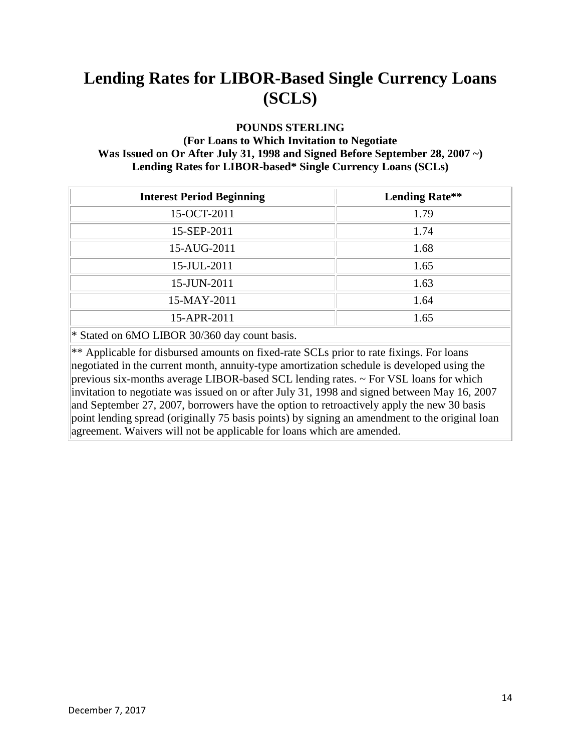# Lending Rates for LIBOR-Based Single Currency Loans (SCLS)

**POUNDS STERLING**
**(For Loans to Which Invitation to Negotiate Was Issued on Or After July 31, 1998 and Signed Before September 28, 2007 ~)**
**Lending Rates for LIBOR-based* Single Currency Loans (SCLs)**

| Interest Period Beginning | Lending Rate** |
|---|---|
| 15-OCT-2011 | 1.79 |
| 15-SEP-2011 | 1.74 |
| 15-AUG-2011 | 1.68 |
| 15-JUL-2011 | 1.65 |
| 15-JUN-2011 | 1.63 |
| 15-MAY-2011 | 1.64 |
| 15-APR-2011 | 1.65 |

* Stated on 6MO LIBOR 30/360 day count basis.

** Applicable for disbursed amounts on fixed-rate SCLs prior to rate fixings. For loans negotiated in the current month, annuity-type amortization schedule is developed using the previous six-months average LIBOR-based SCL lending rates. ~ For VSL loans for which invitation to negotiate was issued on or after July 31, 1998 and signed between May 16, 2007 and September 27, 2007, borrowers have the option to retroactively apply the new 30 basis point lending spread (originally 75 basis points) by signing an amendment to the original loan agreement. Waivers will not be applicable for loans which are amended.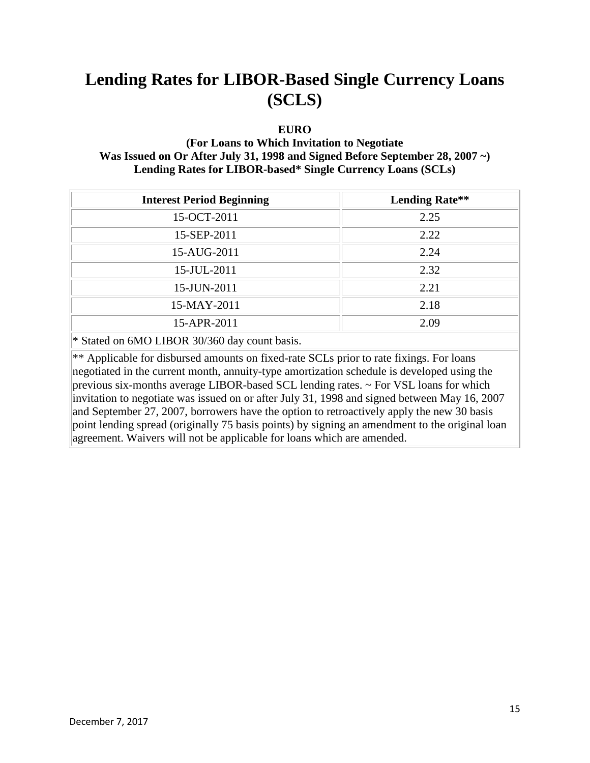# Lending Rates for LIBOR-Based Single Currency Loans (SCLS)

**EURO**
**(For Loans to Which Invitation to Negotiate Was Issued on Or After July 31, 1998 and Signed Before September 28, 2007 ~)**
**Lending Rates for LIBOR-based* Single Currency Loans (SCLs)**

| Interest Period Beginning | Lending Rate** |
|---|---|
| 15-OCT-2011 | 2.25 |
| 15-SEP-2011 | 2.22 |
| 15-AUG-2011 | 2.24 |
| 15-JUL-2011 | 2.32 |
| 15-JUN-2011 | 2.21 |
| 15-MAY-2011 | 2.18 |
| 15-APR-2011 | 2.09 |

* Stated on 6MO LIBOR 30/360 day count basis.

** Applicable for disbursed amounts on fixed-rate SCLs prior to rate fixings. For loans negotiated in the current month, annuity-type amortization schedule is developed using the previous six-months average LIBOR-based SCL lending rates. ~ For VSL loans for which invitation to negotiate was issued on or after July 31, 1998 and signed between May 16, 2007 and September 27, 2007, borrowers have the option to retroactively apply the new 30 basis point lending spread (originally 75 basis points) by signing an amendment to the original loan agreement. Waivers will not be applicable for loans which are amended.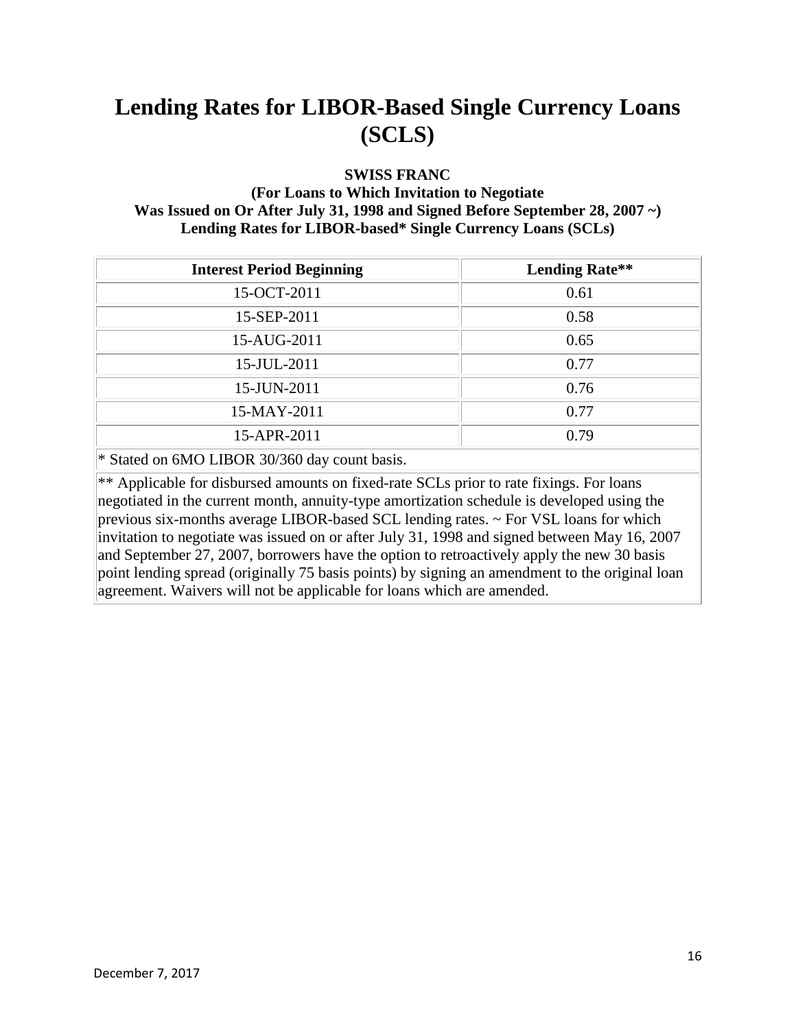# Lending Rates for LIBOR-Based Single Currency Loans (SCLS)

**SWISS FRANC**
**(For Loans to Which Invitation to Negotiate Was Issued on Or After July 31, 1998 and Signed Before September 28, 2007 ~)**
**Lending Rates for LIBOR-based* Single Currency Loans (SCLs)**

| Interest Period Beginning | Lending Rate** |
|---|---|
| 15-OCT-2011 | 0.61 |
| 15-SEP-2011 | 0.58 |
| 15-AUG-2011 | 0.65 |
| 15-JUL-2011 | 0.77 |
| 15-JUN-2011 | 0.76 |
| 15-MAY-2011 | 0.77 |
| 15-APR-2011 | 0.79 |

* Stated on 6MO LIBOR 30/360 day count basis.

** Applicable for disbursed amounts on fixed-rate SCLs prior to rate fixings. For loans negotiated in the current month, annuity-type amortization schedule is developed using the previous six-months average LIBOR-based SCL lending rates. ~ For VSL loans for which invitation to negotiate was issued on or after July 31, 1998 and signed between May 16, 2007 and September 27, 2007, borrowers have the option to retroactively apply the new 30 basis point lending spread (originally 75 basis points) by signing an amendment to the original loan agreement. Waivers will not be applicable for loans which are amended.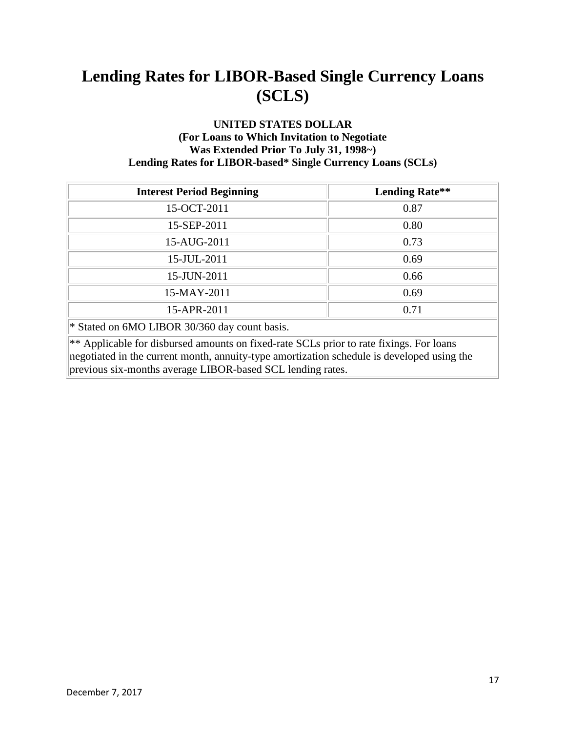# Lending Rates for LIBOR-Based Single Currency Loans (SCLS)

**UNITED STATES DOLLAR**
**(For Loans to Which Invitation to Negotiate Was Extended Prior To July 31, 1998~)**
**Lending Rates for LIBOR-based* Single Currency Loans (SCLs)**

| Interest Period Beginning | Lending Rate** |
|---|---|
| 15-OCT-2011 | 0.87 |
| 15-SEP-2011 | 0.80 |
| 15-AUG-2011 | 0.73 |
| 15-JUL-2011 | 0.69 |
| 15-JUN-2011 | 0.66 |
| 15-MAY-2011 | 0.69 |
| 15-APR-2011 | 0.71 |

* Stated on 6MO LIBOR 30/360 day count basis.

** Applicable for disbursed amounts on fixed-rate SCLs prior to rate fixings. For loans negotiated in the current month, annuity-type amortization schedule is developed using the previous six-months average LIBOR-based SCL lending rates.

December 7, 2017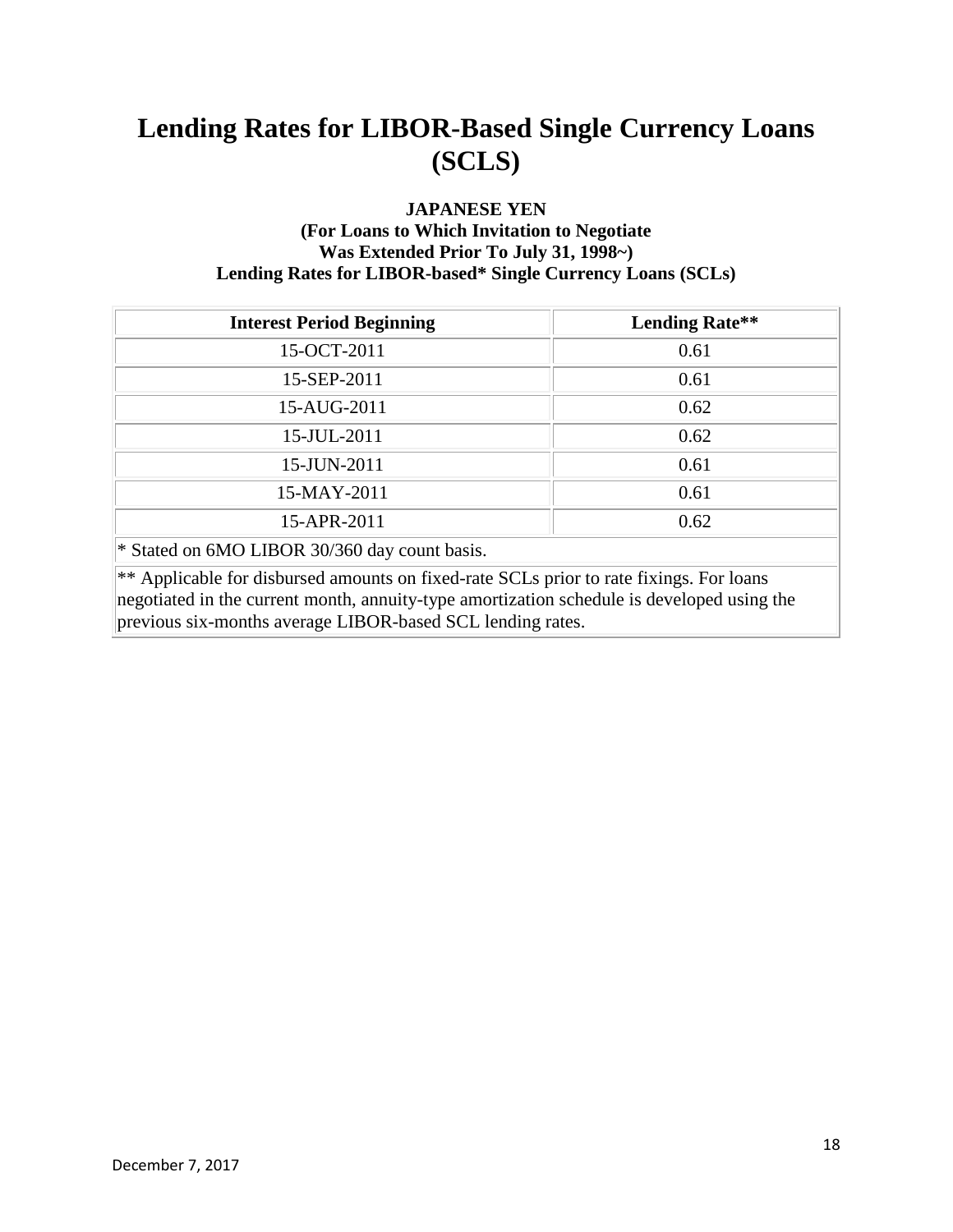# Lending Rates for LIBOR-Based Single Currency Loans (SCLS)

**JAPANESE YEN**
**(For Loans to Which Invitation to Negotiate Was Extended Prior To July 31, 1998~)**
**Lending Rates for LIBOR-based* Single Currency Loans (SCLs)**

| Interest Period Beginning | Lending Rate** |
|---|---|
| 15-OCT-2011 | 0.61 |
| 15-SEP-2011 | 0.61 |
| 15-AUG-2011 | 0.62 |
| 15-JUL-2011 | 0.62 |
| 15-JUN-2011 | 0.61 |
| 15-MAY-2011 | 0.61 |
| 15-APR-2011 | 0.62 |

* Stated on 6MO LIBOR 30/360 day count basis.

** Applicable for disbursed amounts on fixed-rate SCLs prior to rate fixings. For loans negotiated in the current month, annuity-type amortization schedule is developed using the previous six-months average LIBOR-based SCL lending rates.

December 7, 2017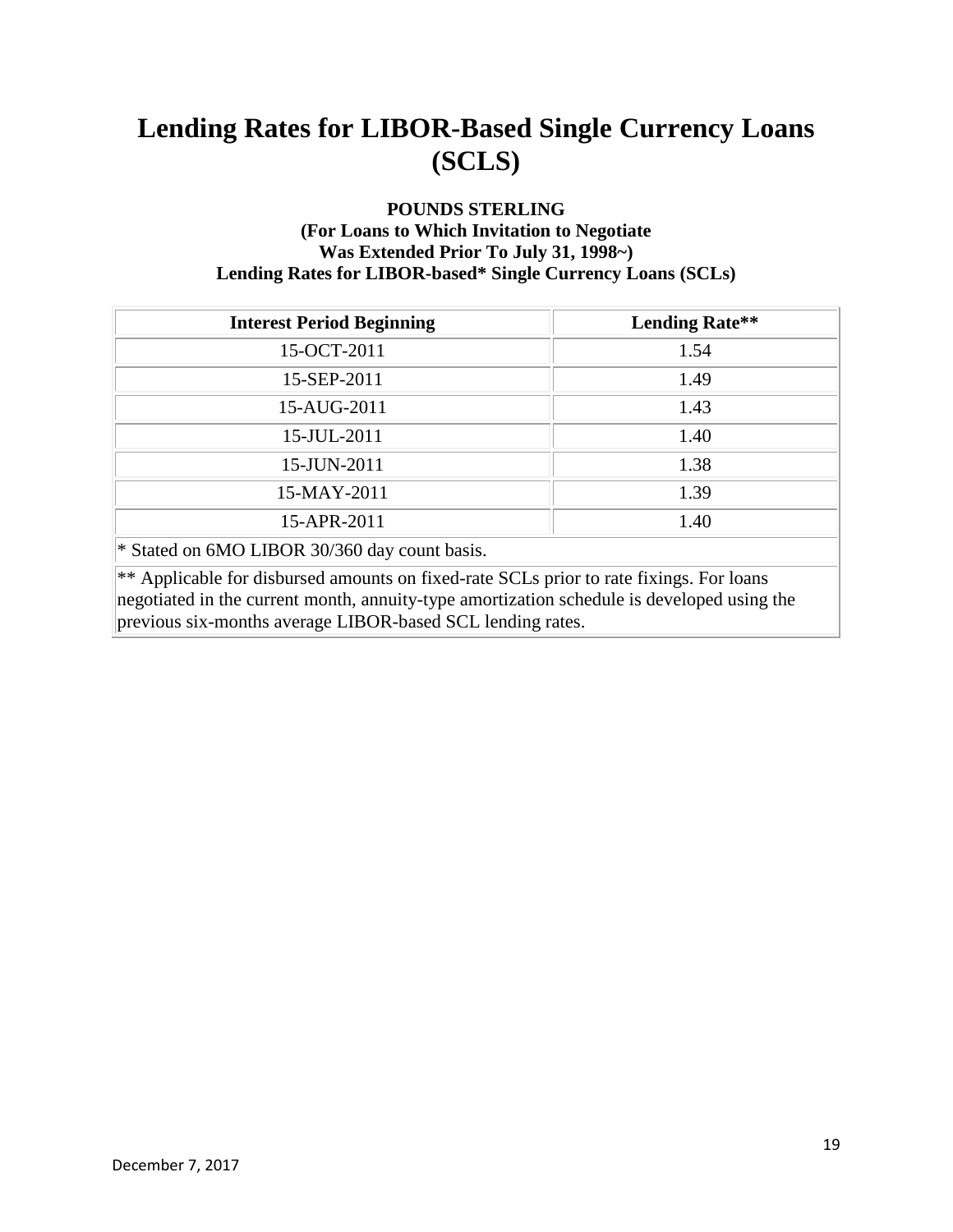# Lending Rates for LIBOR-Based Single Currency Loans (SCLS)

**POUNDS STERLING**
**(For Loans to Which Invitation to Negotiate Was Extended Prior To July 31, 1998~)**
**Lending Rates for LIBOR-based* Single Currency Loans (SCLs)**

| Interest Period Beginning | Lending Rate** |
|---|---|
| 15-OCT-2011 | 1.54 |
| 15-SEP-2011 | 1.49 |
| 15-AUG-2011 | 1.43 |
| 15-JUL-2011 | 1.40 |
| 15-JUN-2011 | 1.38 |
| 15-MAY-2011 | 1.39 |
| 15-APR-2011 | 1.40 |

* Stated on 6MO LIBOR 30/360 day count basis.

** Applicable for disbursed amounts on fixed-rate SCLs prior to rate fixings. For loans negotiated in the current month, annuity-type amortization schedule is developed using the previous six-months average LIBOR-based SCL lending rates.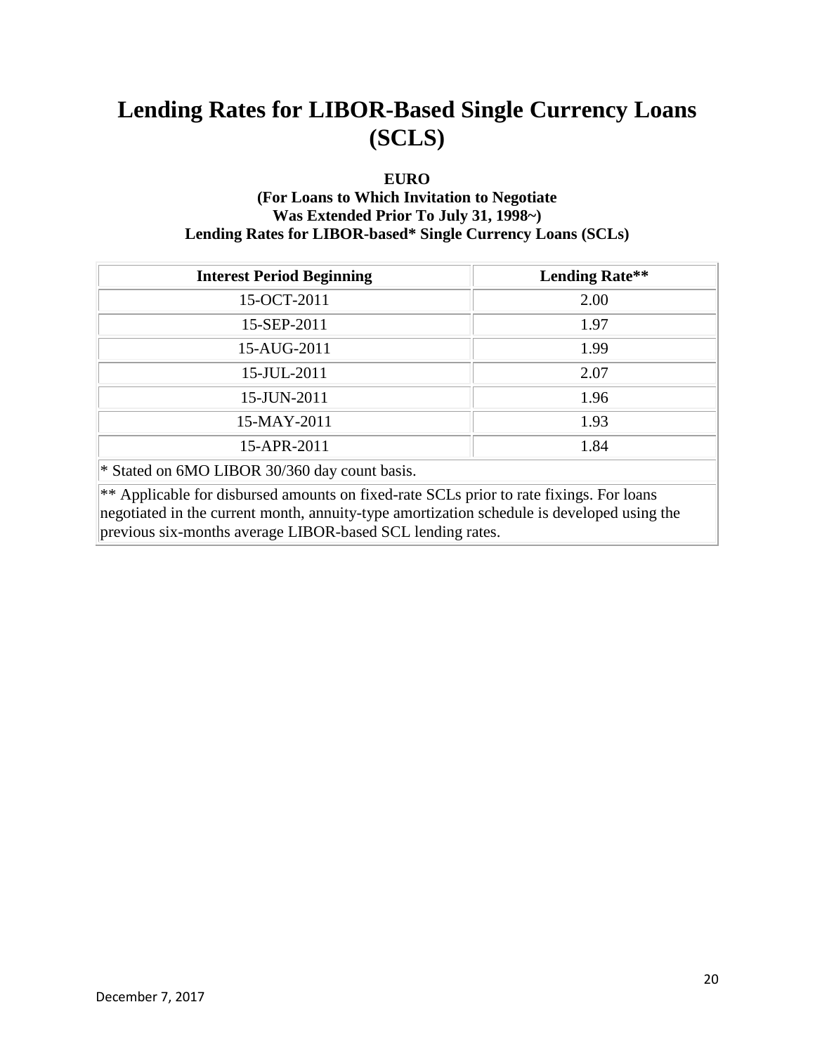# Lending Rates for LIBOR-Based Single Currency Loans (SCLS)

**EURO**
**(For Loans to Which Invitation to Negotiate Was Extended Prior To July 31, 1998~)**
**Lending Rates for LIBOR-based* Single Currency Loans (SCLs)**

| Interest Period Beginning | Lending Rate** |
|---|---|
| 15-OCT-2011 | 2.00 |
| 15-SEP-2011 | 1.97 |
| 15-AUG-2011 | 1.99 |
| 15-JUL-2011 | 2.07 |
| 15-JUN-2011 | 1.96 |
| 15-MAY-2011 | 1.93 |
| 15-APR-2011 | 1.84 |
| * Stated on 6MO LIBOR 30/360 day count basis. | |
| ** Applicable for disbursed amounts on fixed-rate SCLs prior to rate fixings. For loans negotiated in the current month, annuity-type amortization schedule is developed using the previous six-months average LIBOR-based SCL lending rates. | |

December 7, 2017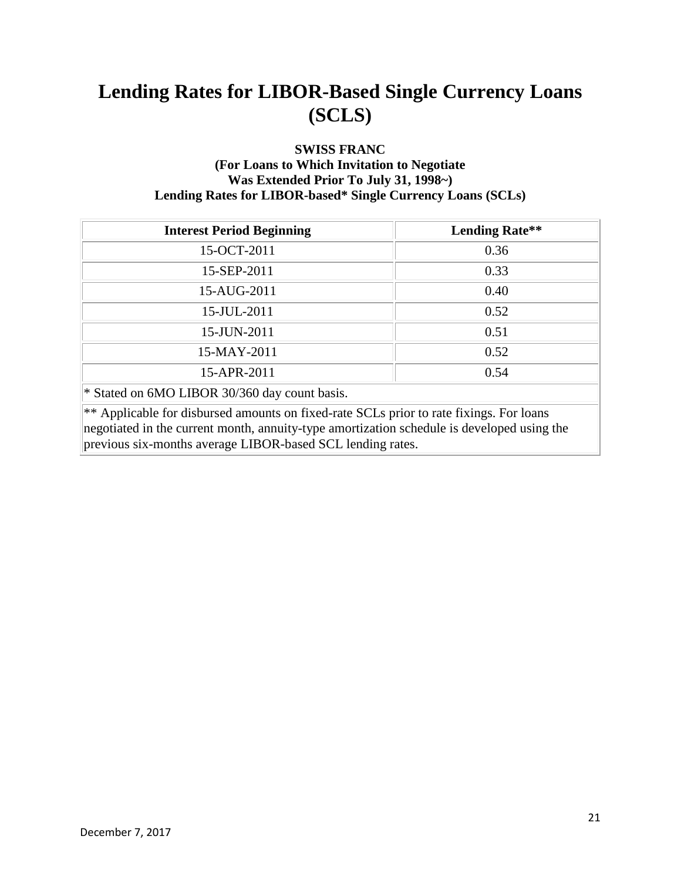# Lending Rates for LIBOR-Based Single Currency Loans (SCLS)

**SWISS FRANC**
**(For Loans to Which Invitation to Negotiate Was Extended Prior To July 31, 1998~)**
**Lending Rates for LIBOR-based* Single Currency Loans (SCLs)**

| Interest Period Beginning | Lending Rate** |
|---|---|
| 15-OCT-2011 | 0.36 |
| 15-SEP-2011 | 0.33 |
| 15-AUG-2011 | 0.40 |
| 15-JUL-2011 | 0.52 |
| 15-JUN-2011 | 0.51 |
| 15-MAY-2011 | 0.52 |
| 15-APR-2011 | 0.54 |

* Stated on 6MO LIBOR 30/360 day count basis.

** Applicable for disbursed amounts on fixed-rate SCLs prior to rate fixings. For loans negotiated in the current month, annuity-type amortization schedule is developed using the previous six-months average LIBOR-based SCL lending rates.

December 7, 2017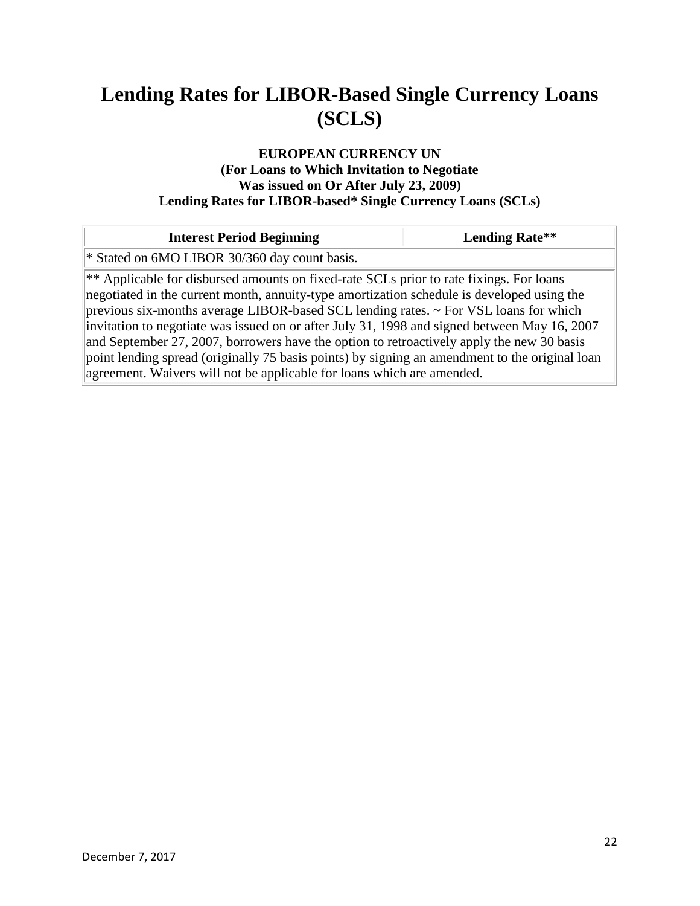# Lending Rates for LIBOR-Based Single Currency Loans (SCLS)

**EUROPEAN CURRENCY UN**
**(For Loans to Which Invitation to Negotiate Was issued on Or After July 23, 2009)**
**Lending Rates for LIBOR-based* Single Currency Loans (SCLs)**

| Interest Period Beginning | Lending Rate** |
| --- | --- |
| * Stated on 6MO LIBOR 30/360 day count basis. | |
| ** Applicable for disbursed amounts on fixed-rate SCLs prior to rate fixings. For loans negotiated in the current month, annuity-type amortization schedule is developed using the previous six-months average LIBOR-based SCL lending rates. ~ For VSL loans for which invitation to negotiate was issued on or after July 31, 1998 and signed between May 16, 2007 and September 27, 2007, borrowers have the option to retroactively apply the new 30 basis point lending spread (originally 75 basis points) by signing an amendment to the original loan agreement. Waivers will not be applicable for loans which are amended. | |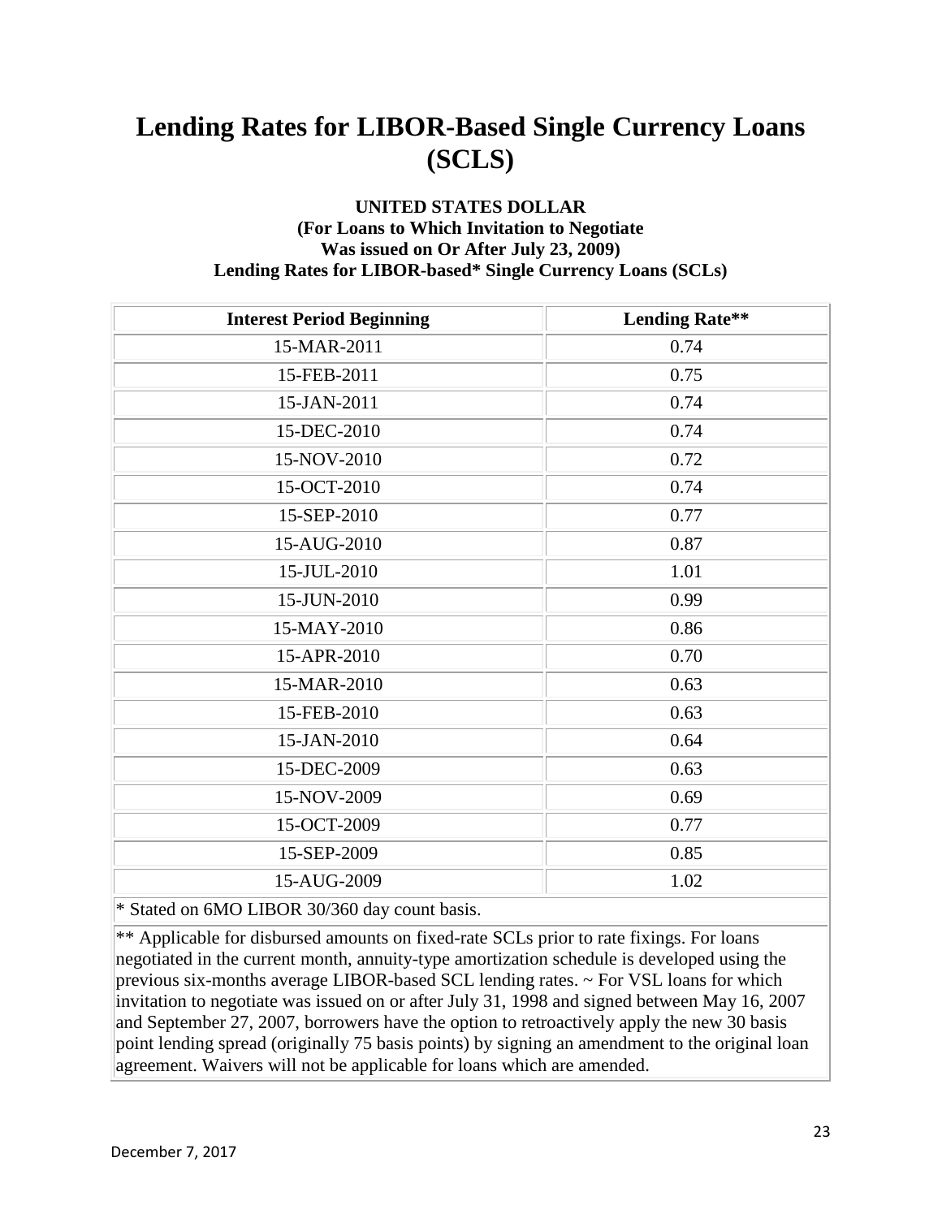# Lending Rates for LIBOR-Based Single Currency Loans (SCLS)

**UNITED STATES DOLLAR**
**(For Loans to Which Invitation to Negotiate Was issued on Or After July 23, 2009)**
**Lending Rates for LIBOR-based* Single Currency Loans (SCLs)**

| Interest Period Beginning | Lending Rate** |
|---|---|
| 15-MAR-2011 | 0.74 |
| 15-FEB-2011 | 0.75 |
| 15-JAN-2011 | 0.74 |
| 15-DEC-2010 | 0.74 |
| 15-NOV-2010 | 0.72 |
| 15-OCT-2010 | 0.74 |
| 15-SEP-2010 | 0.77 |
| 15-AUG-2010 | 0.87 |
| 15-JUL-2010 | 1.01 |
| 15-JUN-2010 | 0.99 |
| 15-MAY-2010 | 0.86 |
| 15-APR-2010 | 0.70 |
| 15-MAR-2010 | 0.63 |
| 15-FEB-2010 | 0.63 |
| 15-JAN-2010 | 0.64 |
| 15-DEC-2009 | 0.63 |
| 15-NOV-2009 | 0.69 |
| 15-OCT-2009 | 0.77 |
| 15-SEP-2009 | 0.85 |
| 15-AUG-2009 | 1.02 |

* Stated on 6MO LIBOR 30/360 day count basis.

** Applicable for disbursed amounts on fixed-rate SCLs prior to rate fixings. For loans negotiated in the current month, annuity-type amortization schedule is developed using the previous six-months average LIBOR-based SCL lending rates. ~ For VSL loans for which invitation to negotiate was issued on or after July 31, 1998 and signed between May 16, 2007 and September 27, 2007, borrowers have the option to retroactively apply the new 30 basis point lending spread (originally 75 basis points) by signing an amendment to the original loan agreement. Waivers will not be applicable for loans which are amended.

December 7, 2017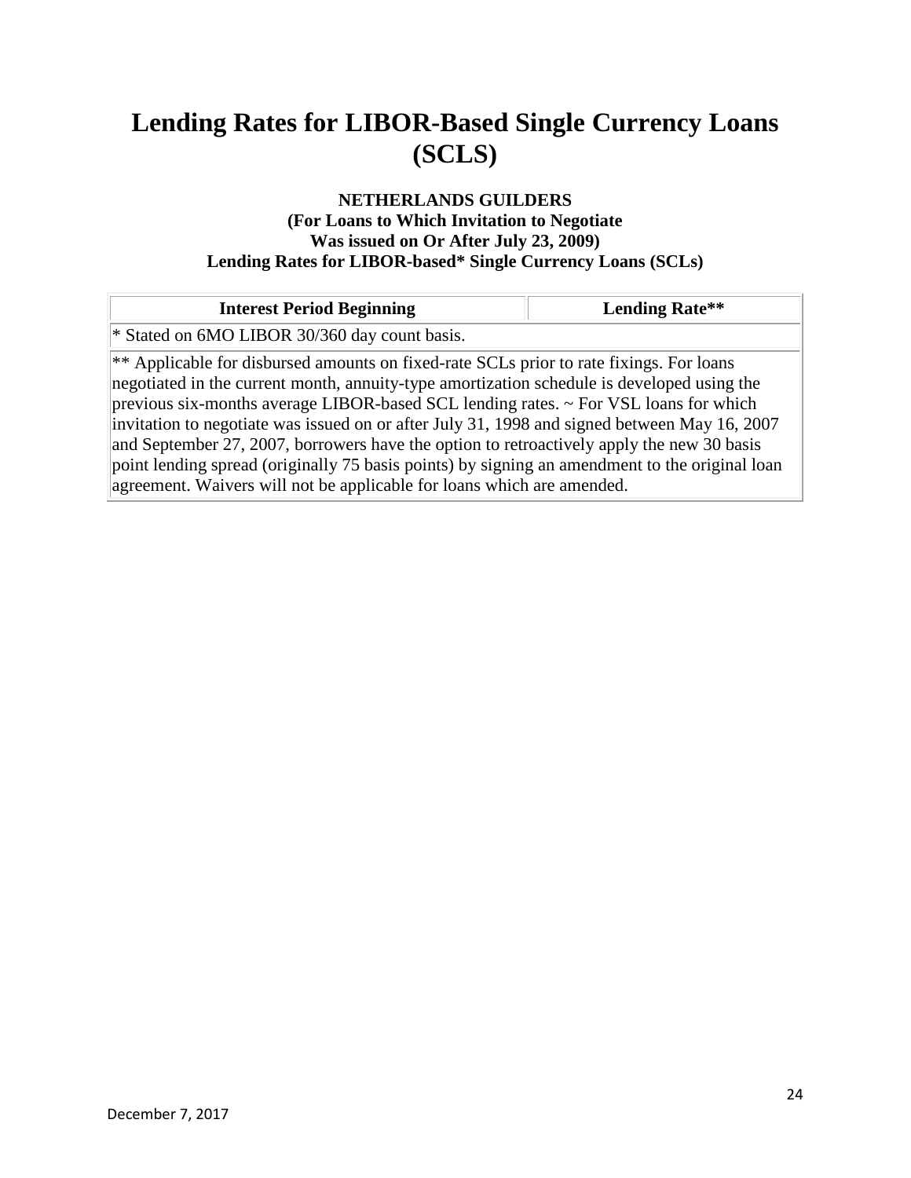# Lending Rates for LIBOR-Based Single Currency Loans (SCLS)

**NETHERLANDS GUILDERS**
**(For Loans to Which Invitation to Negotiate Was issued on Or After July 23, 2009)**
**Lending Rates for LIBOR-based* Single Currency Loans (SCLs)**

| Interest Period Beginning | Lending Rate** |
| --- | --- |
| * Stated on 6MO LIBOR 30/360 day count basis. | |
| ** Applicable for disbursed amounts on fixed-rate SCLs prior to rate fixings. For loans negotiated in the current month, annuity-type amortization schedule is developed using the previous six-months average LIBOR-based SCL lending rates. ~ For VSL loans for which invitation to negotiate was issued on or after July 31, 1998 and signed between May 16, 2007 and September 27, 2007, borrowers have the option to retroactively apply the new 30 basis point lending spread (originally 75 basis points) by signing an amendment to the original loan agreement. Waivers will not be applicable for loans which are amended. | |

December 7, 2017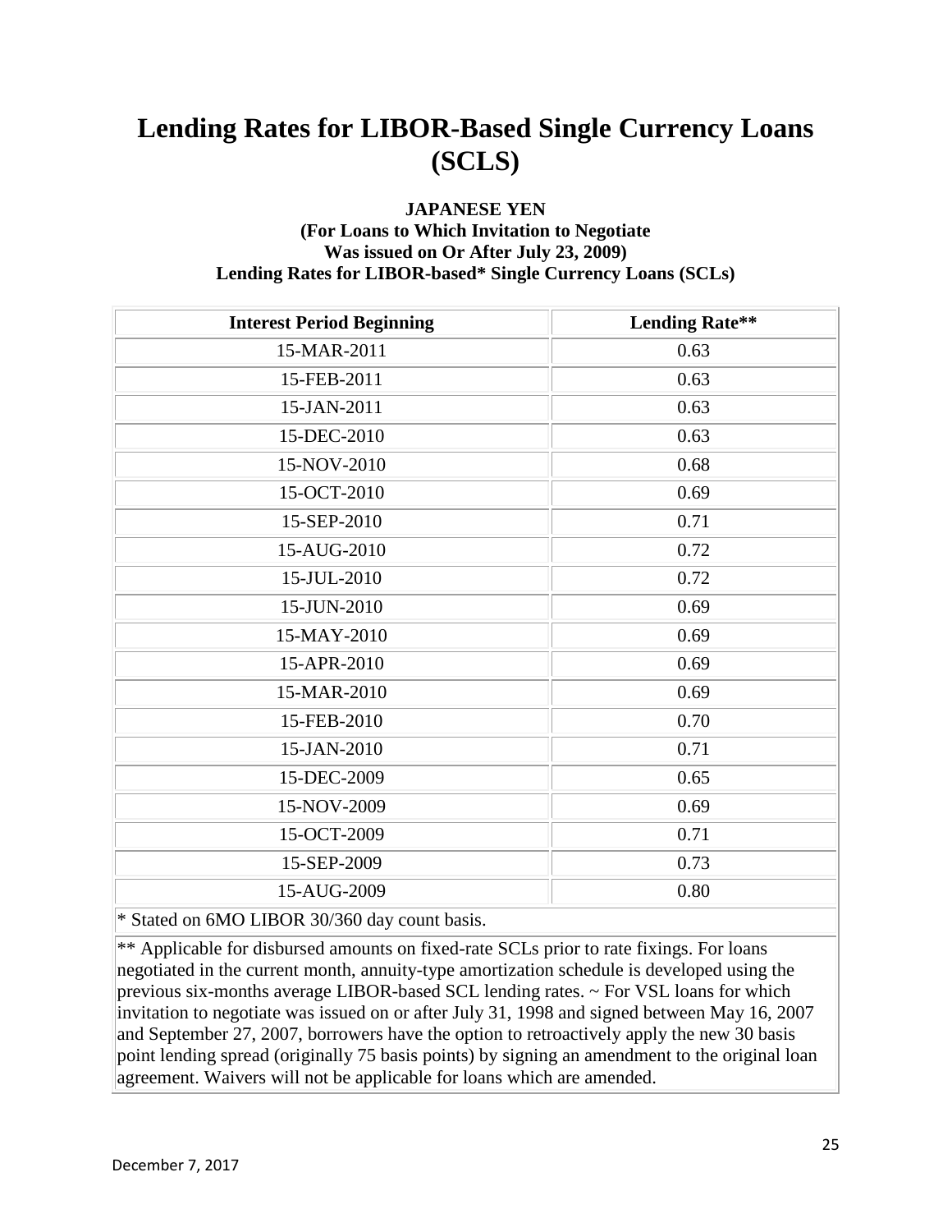# Lending Rates for LIBOR-Based Single Currency Loans (SCLS)

**JAPANESE YEN**
**(For Loans to Which Invitation to Negotiate Was issued on Or After July 23, 2009)**
**Lending Rates for LIBOR-based* Single Currency Loans (SCLs)**

| Interest Period Beginning | Lending Rate** |
|---|---|
| 15-MAR-2011 | 0.63 |
| 15-FEB-2011 | 0.63 |
| 15-JAN-2011 | 0.63 |
| 15-DEC-2010 | 0.63 |
| 15-NOV-2010 | 0.68 |
| 15-OCT-2010 | 0.69 |
| 15-SEP-2010 | 0.71 |
| 15-AUG-2010 | 0.72 |
| 15-JUL-2010 | 0.72 |
| 15-JUN-2010 | 0.69 |
| 15-MAY-2010 | 0.69 |
| 15-APR-2010 | 0.69 |
| 15-MAR-2010 | 0.69 |
| 15-FEB-2010 | 0.70 |
| 15-JAN-2010 | 0.71 |
| 15-DEC-2009 | 0.65 |
| 15-NOV-2009 | 0.69 |
| 15-OCT-2009 | 0.71 |
| 15-SEP-2009 | 0.73 |
| 15-AUG-2009 | 0.80 |

* Stated on 6MO LIBOR 30/360 day count basis.

** Applicable for disbursed amounts on fixed-rate SCLs prior to rate fixings. For loans negotiated in the current month, annuity-type amortization schedule is developed using the previous six-months average LIBOR-based SCL lending rates. ~ For VSL loans for which invitation to negotiate was issued on or after July 31, 1998 and signed between May 16, 2007 and September 27, 2007, borrowers have the option to retroactively apply the new 30 basis point lending spread (originally 75 basis points) by signing an amendment to the original loan agreement. Waivers will not be applicable for loans which are amended.

December 7, 2017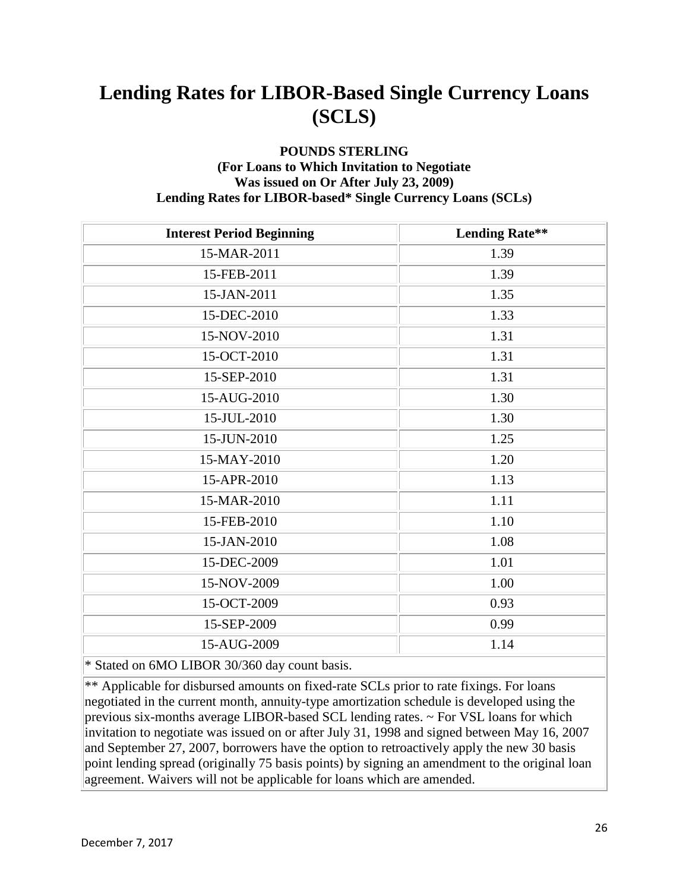# Lending Rates for LIBOR-Based Single Currency Loans (SCLS)

**POUNDS STERLING**
**(For Loans to Which Invitation to Negotiate Was issued on Or After July 23, 2009)**
**Lending Rates for LIBOR-based* Single Currency Loans (SCLs)**

| Interest Period Beginning | Lending Rate** |
|---|---|
| 15-MAR-2011 | 1.39 |
| 15-FEB-2011 | 1.39 |
| 15-JAN-2011 | 1.35 |
| 15-DEC-2010 | 1.33 |
| 15-NOV-2010 | 1.31 |
| 15-OCT-2010 | 1.31 |
| 15-SEP-2010 | 1.31 |
| 15-AUG-2010 | 1.30 |
| 15-JUL-2010 | 1.30 |
| 15-JUN-2010 | 1.25 |
| 15-MAY-2010 | 1.20 |
| 15-APR-2010 | 1.13 |
| 15-MAR-2010 | 1.11 |
| 15-FEB-2010 | 1.10 |
| 15-JAN-2010 | 1.08 |
| 15-DEC-2009 | 1.01 |
| 15-NOV-2009 | 1.00 |
| 15-OCT-2009 | 0.93 |
| 15-SEP-2009 | 0.99 |
| 15-AUG-2009 | 1.14 |

* Stated on 6MO LIBOR 30/360 day count basis.

** Applicable for disbursed amounts on fixed-rate SCLs prior to rate fixings. For loans negotiated in the current month, annuity-type amortization schedule is developed using the previous six-months average LIBOR-based SCL lending rates. ~ For VSL loans for which invitation to negotiate was issued on or after July 31, 1998 and signed between May 16, 2007 and September 27, 2007, borrowers have the option to retroactively apply the new 30 basis point lending spread (originally 75 basis points) by signing an amendment to the original loan agreement. Waivers will not be applicable for loans which are amended.

December 7, 2017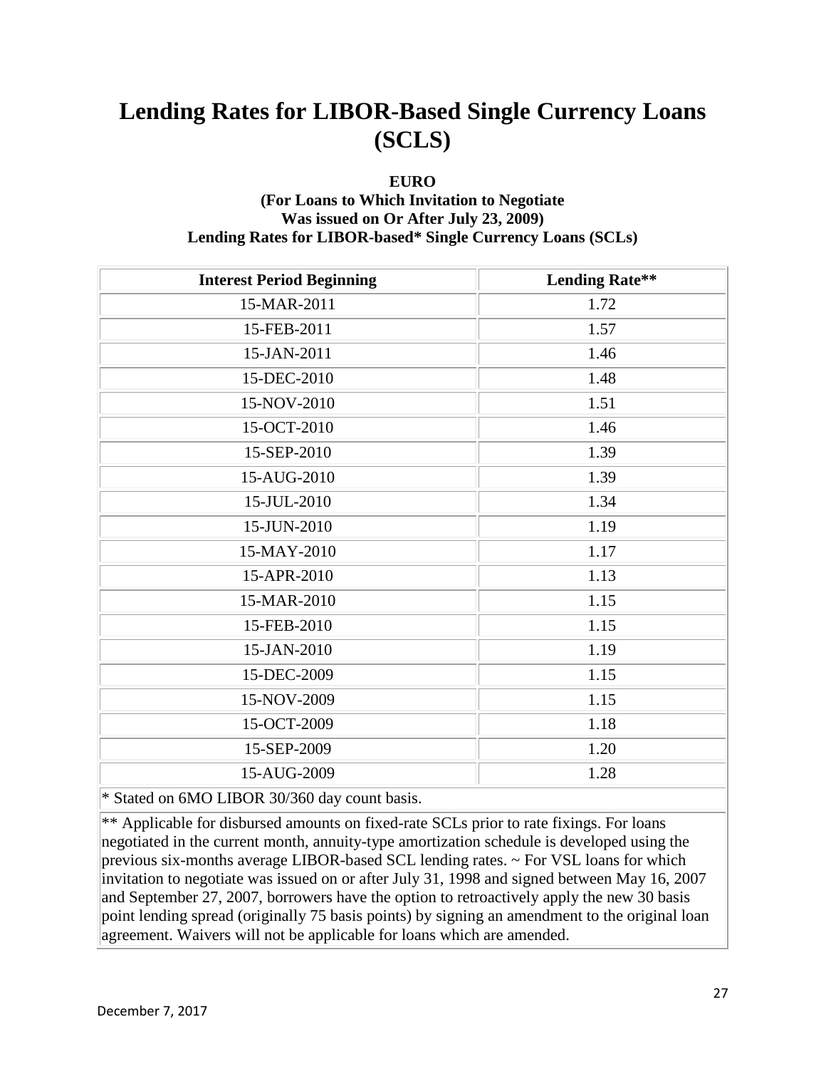# Lending Rates for LIBOR-Based Single Currency Loans (SCLS)

**EURO**
**(For Loans to Which Invitation to Negotiate Was issued on Or After July 23, 2009)**
**Lending Rates for LIBOR-based* Single Currency Loans (SCLs)**

| Interest Period Beginning | Lending Rate** |
|---|---|
| 15-MAR-2011 | 1.72 |
| 15-FEB-2011 | 1.57 |
| 15-JAN-2011 | 1.46 |
| 15-DEC-2010 | 1.48 |
| 15-NOV-2010 | 1.51 |
| 15-OCT-2010 | 1.46 |
| 15-SEP-2010 | 1.39 |
| 15-AUG-2010 | 1.39 |
| 15-JUL-2010 | 1.34 |
| 15-JUN-2010 | 1.19 |
| 15-MAY-2010 | 1.17 |
| 15-APR-2010 | 1.13 |
| 15-MAR-2010 | 1.15 |
| 15-FEB-2010 | 1.15 |
| 15-JAN-2010 | 1.19 |
| 15-DEC-2009 | 1.15 |
| 15-NOV-2009 | 1.15 |
| 15-OCT-2009 | 1.18 |
| 15-SEP-2009 | 1.20 |
| 15-AUG-2009 | 1.28 |

* Stated on 6MO LIBOR 30/360 day count basis.

** Applicable for disbursed amounts on fixed-rate SCLs prior to rate fixings. For loans negotiated in the current month, annuity-type amortization schedule is developed using the previous six-months average LIBOR-based SCL lending rates. ~ For VSL loans for which invitation to negotiate was issued on or after July 31, 1998 and signed between May 16, 2007 and September 27, 2007, borrowers have the option to retroactively apply the new 30 basis point lending spread (originally 75 basis points) by signing an amendment to the original loan agreement. Waivers will not be applicable for loans which are amended.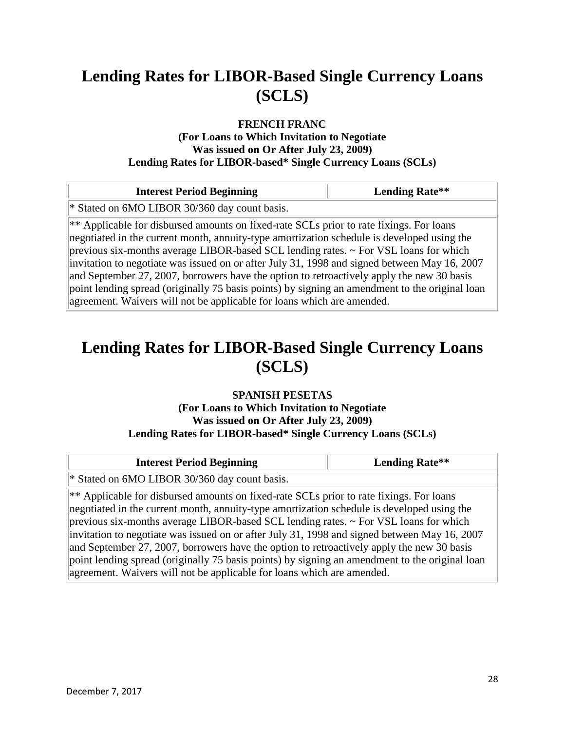# Lending Rates for LIBOR-Based Single Currency Loans (SCLS)

**FRENCH FRANC**
**(For Loans to Which Invitation to Negotiate Was issued on Or After July 23, 2009)**
**Lending Rates for LIBOR-based* Single Currency Loans (SCLs)**

| Interest Period Beginning | Lending Rate** |
|---|---|
| * Stated on 6MO LIBOR 30/360 day count basis. | |
| ** Applicable for disbursed amounts on fixed-rate SCLs prior to rate fixings. For loans negotiated in the current month, annuity-type amortization schedule is developed using the previous six-months average LIBOR-based SCL lending rates. ~ For VSL loans for which invitation to negotiate was issued on or after July 31, 1998 and signed between May 16, 2007 and September 27, 2007, borrowers have the option to retroactively apply the new 30 basis point lending spread (originally 75 basis points) by signing an amendment to the original loan agreement. Waivers will not be applicable for loans which are amended. | |

# Lending Rates for LIBOR-Based Single Currency Loans (SCLS)

**SPANISH PESETAS**
**(For Loans to Which Invitation to Negotiate Was issued on Or After July 23, 2009)**
**Lending Rates for LIBOR-based* Single Currency Loans (SCLs)**

| Interest Period Beginning | Lending Rate** |
|---|---|
| * Stated on 6MO LIBOR 30/360 day count basis. | |
| ** Applicable for disbursed amounts on fixed-rate SCLs prior to rate fixings. For loans negotiated in the current month, annuity-type amortization schedule is developed using the previous six-months average LIBOR-based SCL lending rates. ~ For VSL loans for which invitation to negotiate was issued on or after July 31, 1998 and signed between May 16, 2007 and September 27, 2007, borrowers have the option to retroactively apply the new 30 basis point lending spread (originally 75 basis points) by signing an amendment to the original loan agreement. Waivers will not be applicable for loans which are amended. | |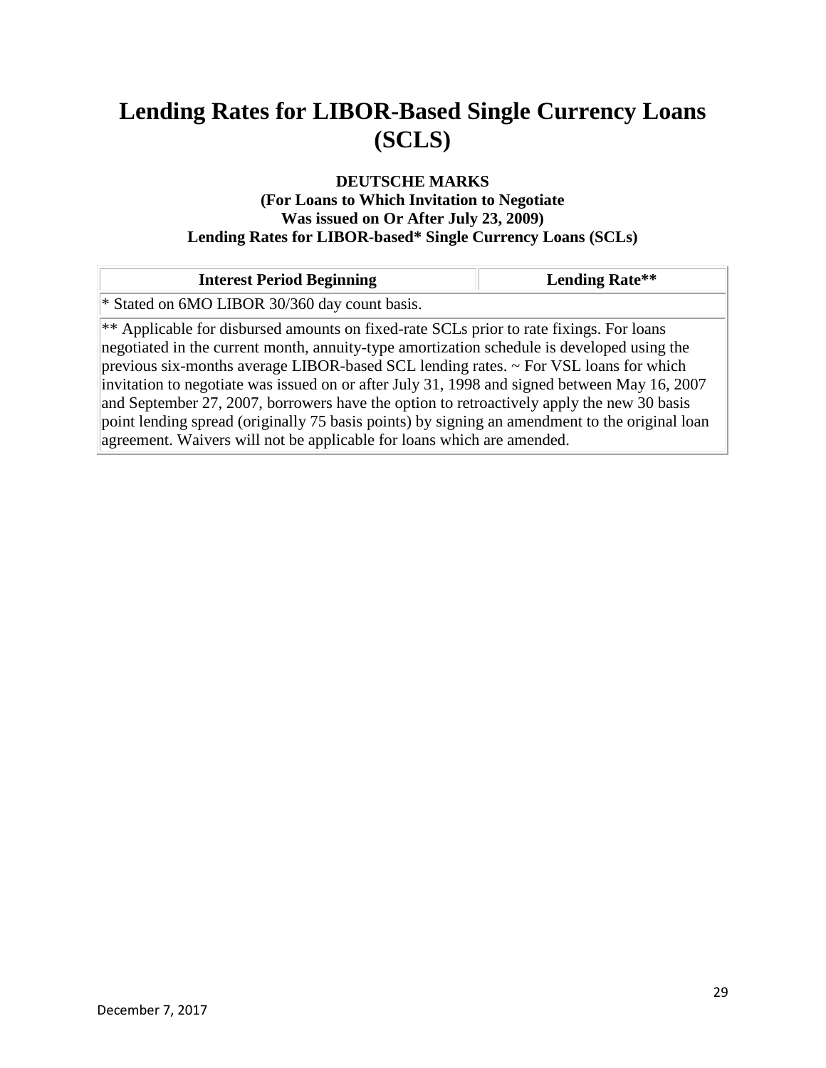# Lending Rates for LIBOR-Based Single Currency Loans (SCLS)

**DEUTSCHE MARKS**
**(For Loans to Which Invitation to Negotiate Was issued on Or After July 23, 2009)**
**Lending Rates for LIBOR-based* Single Currency Loans (SCLs)**

| Interest Period Beginning | Lending Rate** |
| --- | --- |
| * Stated on 6MO LIBOR 30/360 day count basis. | |
| ** Applicable for disbursed amounts on fixed-rate SCLs prior to rate fixings. For loans negotiated in the current month, annuity-type amortization schedule is developed using the previous six-months average LIBOR-based SCL lending rates. ~ For VSL loans for which invitation to negotiate was issued on or after July 31, 1998 and signed between May 16, 2007 and September 27, 2007, borrowers have the option to retroactively apply the new 30 basis point lending spread (originally 75 basis points) by signing an amendment to the original loan agreement. Waivers will not be applicable for loans which are amended. | |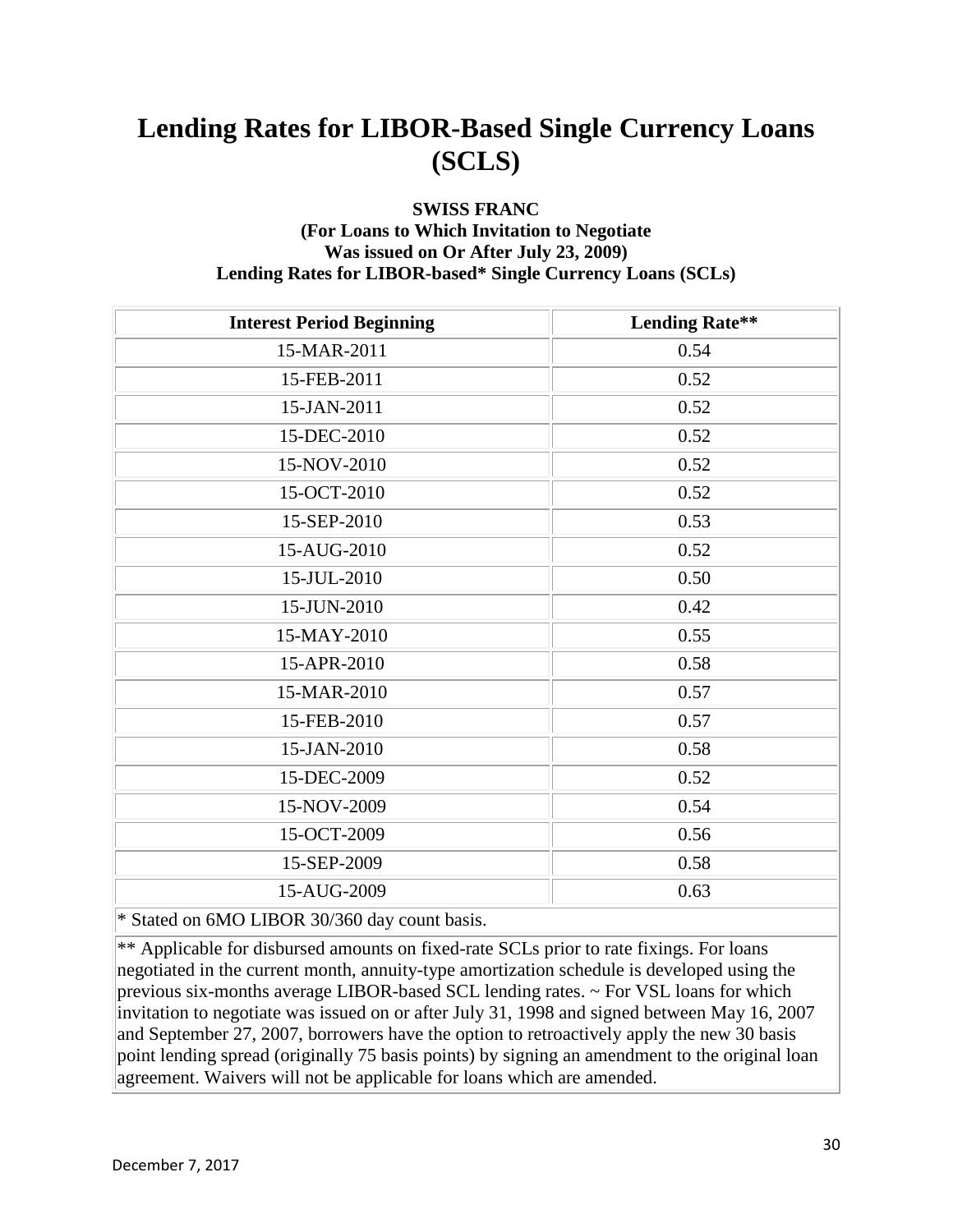# Lending Rates for LIBOR-Based Single Currency Loans (SCLS)

**SWISS FRANC**
**(For Loans to Which Invitation to Negotiate Was issued on Or After July 23, 2009)**
**Lending Rates for LIBOR-based* Single Currency Loans (SCLs)**

| Interest Period Beginning | Lending Rate** |
|---|---|
| 15-MAR-2011 | 0.54 |
| 15-FEB-2011 | 0.52 |
| 15-JAN-2011 | 0.52 |
| 15-DEC-2010 | 0.52 |
| 15-NOV-2010 | 0.52 |
| 15-OCT-2010 | 0.52 |
| 15-SEP-2010 | 0.53 |
| 15-AUG-2010 | 0.52 |
| 15-JUL-2010 | 0.50 |
| 15-JUN-2010 | 0.42 |
| 15-MAY-2010 | 0.55 |
| 15-APR-2010 | 0.58 |
| 15-MAR-2010 | 0.57 |
| 15-FEB-2010 | 0.57 |
| 15-JAN-2010 | 0.58 |
| 15-DEC-2009 | 0.52 |
| 15-NOV-2009 | 0.54 |
| 15-OCT-2009 | 0.56 |
| 15-SEP-2009 | 0.58 |
| 15-AUG-2009 | 0.63 |

* Stated on 6MO LIBOR 30/360 day count basis.

** Applicable for disbursed amounts on fixed-rate SCLs prior to rate fixings. For loans negotiated in the current month, annuity-type amortization schedule is developed using the previous six-months average LIBOR-based SCL lending rates. ~ For VSL loans for which invitation to negotiate was issued on or after July 31, 1998 and signed between May 16, 2007 and September 27, 2007, borrowers have the option to retroactively apply the new 30 basis point lending spread (originally 75 basis points) by signing an amendment to the original loan agreement. Waivers will not be applicable for loans which are amended.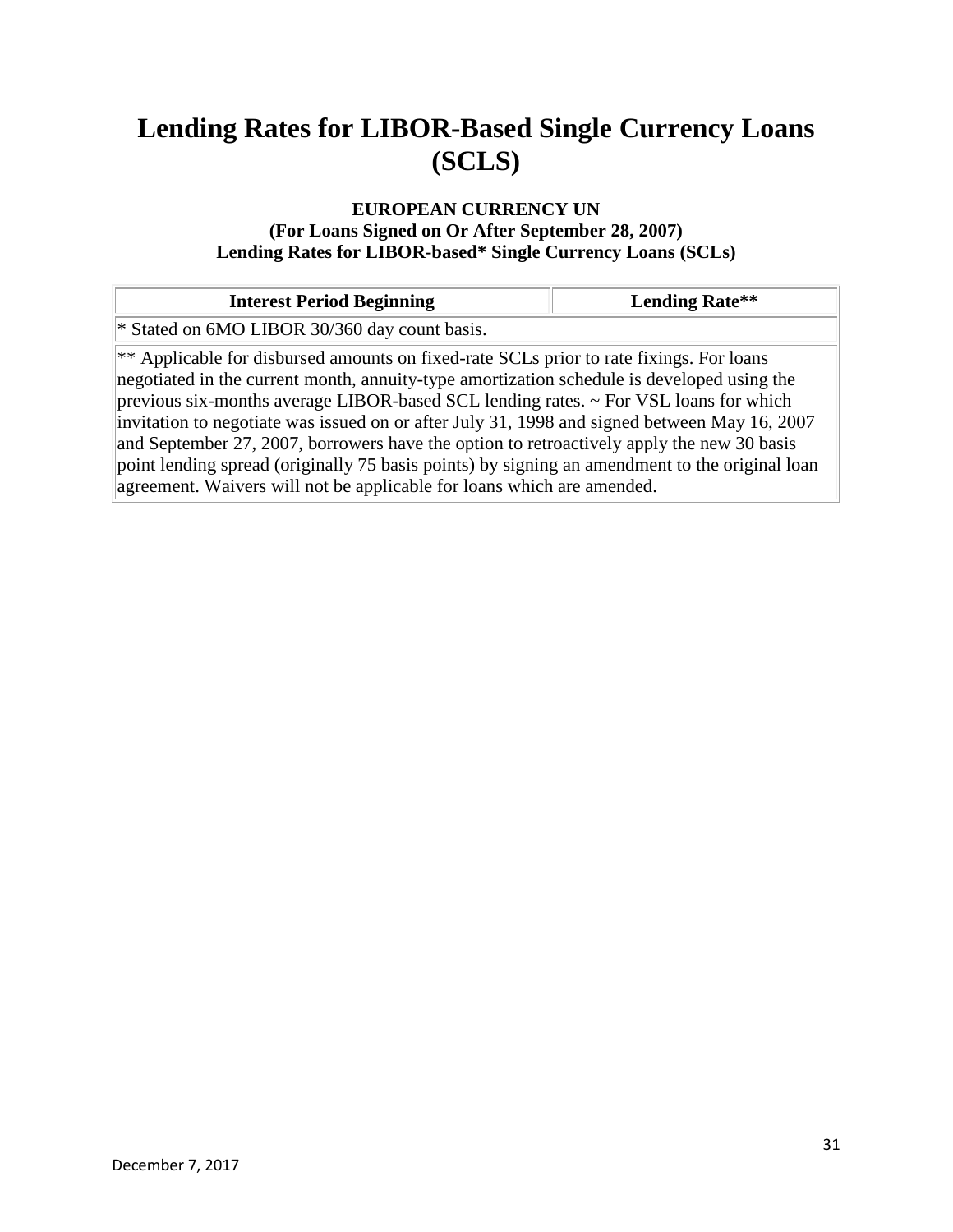# Lending Rates for LIBOR-Based Single Currency Loans (SCLS)

**EUROPEAN CURRENCY UN**
**(For Loans Signed on Or After September 28, 2007)**
**Lending Rates for LIBOR-based* Single Currency Loans (SCLs)**

| Interest Period Beginning | Lending Rate** |
|---|---|
| * Stated on 6MO LIBOR 30/360 day count basis. | |
| ** Applicable for disbursed amounts on fixed-rate SCLs prior to rate fixings. For loans negotiated in the current month, annuity-type amortization schedule is developed using the previous six-months average LIBOR-based SCL lending rates. ~ For VSL loans for which invitation to negotiate was issued on or after July 31, 1998 and signed between May 16, 2007 and September 27, 2007, borrowers have the option to retroactively apply the new 30 basis point lending spread (originally 75 basis points) by signing an amendment to the original loan agreement. Waivers will not be applicable for loans which are amended. | |

December 7, 2017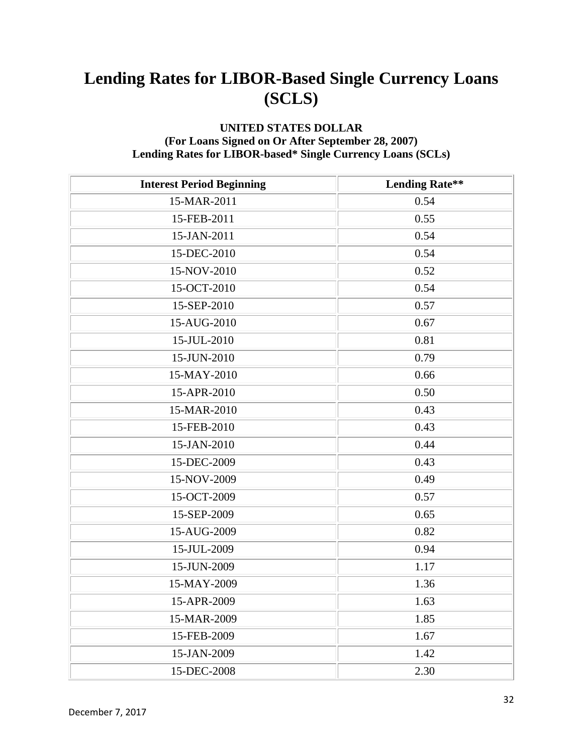# Lending Rates for LIBOR-Based Single Currency Loans (SCLS)

**UNITED STATES DOLLAR**
**(For Loans Signed on Or After September 28, 2007)**
**Lending Rates for LIBOR-based* Single Currency Loans (SCLs)**

| Interest Period Beginning | Lending Rate** |
|---|---|
| 15-MAR-2011 | 0.54 |
| 15-FEB-2011 | 0.55 |
| 15-JAN-2011 | 0.54 |
| 15-DEC-2010 | 0.54 |
| 15-NOV-2010 | 0.52 |
| 15-OCT-2010 | 0.54 |
| 15-SEP-2010 | 0.57 |
| 15-AUG-2010 | 0.67 |
| 15-JUL-2010 | 0.81 |
| 15-JUN-2010 | 0.79 |
| 15-MAY-2010 | 0.66 |
| 15-APR-2010 | 0.50 |
| 15-MAR-2010 | 0.43 |
| 15-FEB-2010 | 0.43 |
| 15-JAN-2010 | 0.44 |
| 15-DEC-2009 | 0.43 |
| 15-NOV-2009 | 0.49 |
| 15-OCT-2009 | 0.57 |
| 15-SEP-2009 | 0.65 |
| 15-AUG-2009 | 0.82 |
| 15-JUL-2009 | 0.94 |
| 15-JUN-2009 | 1.17 |
| 15-MAY-2009 | 1.36 |
| 15-APR-2009 | 1.63 |
| 15-MAR-2009 | 1.85 |
| 15-FEB-2009 | 1.67 |
| 15-JAN-2009 | 1.42 |
| 15-DEC-2008 | 2.30 |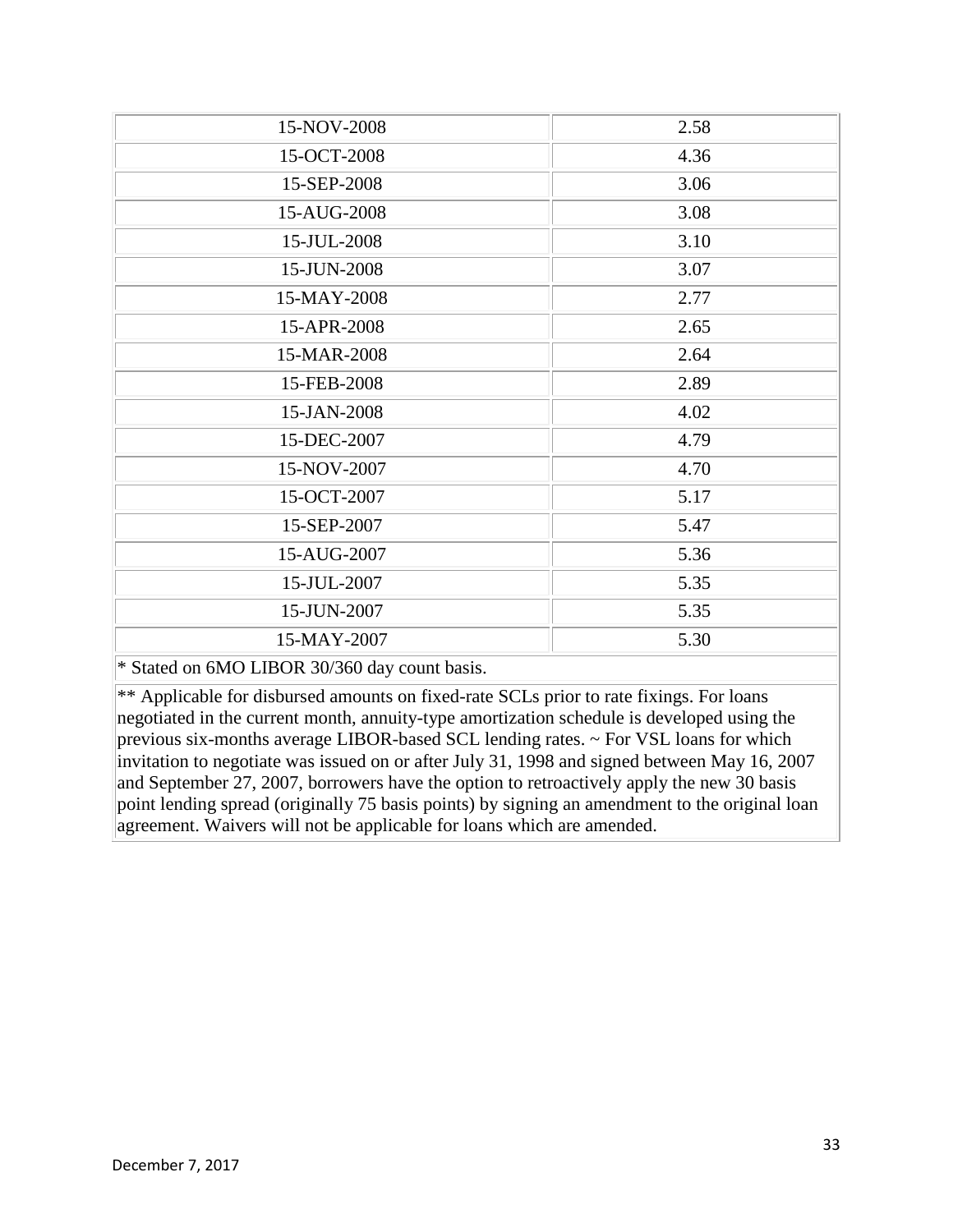| | |
|---|---|
| 15-NOV-2008 | 2.58 |
| 15-OCT-2008 | 4.36 |
| 15-SEP-2008 | 3.06 |
| 15-AUG-2008 | 3.08 |
| 15-JUL-2008 | 3.10 |
| 15-JUN-2008 | 3.07 |
| 15-MAY-2008 | 2.77 |
| 15-APR-2008 | 2.65 |
| 15-MAR-2008 | 2.64 |
| 15-FEB-2008 | 2.89 |
| 15-JAN-2008 | 4.02 |
| 15-DEC-2007 | 4.79 |
| 15-NOV-2007 | 4.70 |
| 15-OCT-2007 | 5.17 |
| 15-SEP-2007 | 5.47 |
| 15-AUG-2007 | 5.36 |
| 15-JUL-2007 | 5.35 |
| 15-JUN-2007 | 5.35 |
| 15-MAY-2007 | 5.30 |

* Stated on 6MO LIBOR 30/360 day count basis.

** Applicable for disbursed amounts on fixed-rate SCLs prior to rate fixings. For loans negotiated in the current month, annuity-type amortization schedule is developed using the previous six-months average LIBOR-based SCL lending rates. ~ For VSL loans for which invitation to negotiate was issued on or after July 31, 1998 and signed between May 16, 2007 and September 27, 2007, borrowers have the option to retroactively apply the new 30 basis point lending spread (originally 75 basis points) by signing an amendment to the original loan agreement. Waivers will not be applicable for loans which are amended.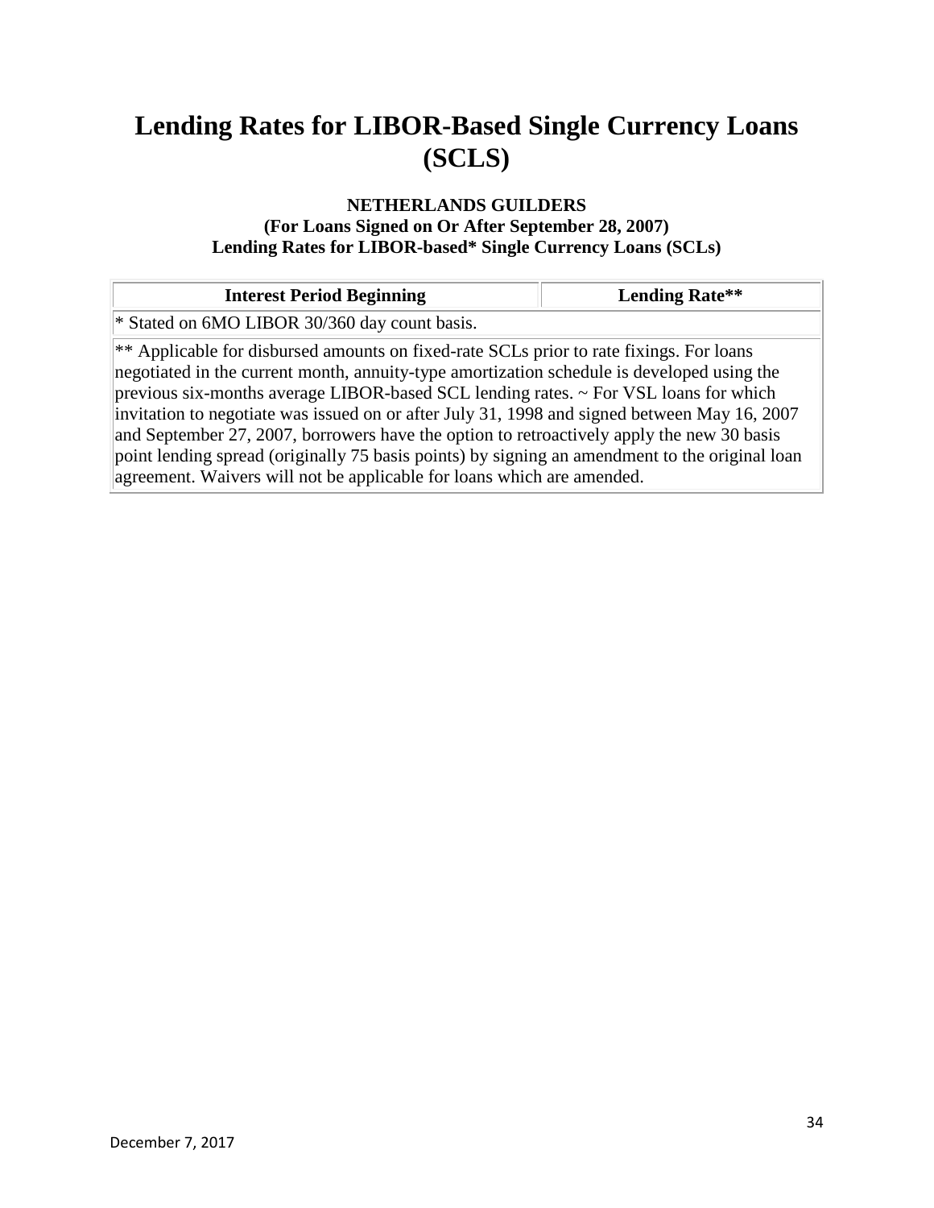# Lending Rates for LIBOR-Based Single Currency Loans (SCLS)

**NETHERLANDS GUILDERS**
**(For Loans Signed on Or After September 28, 2007)**
**Lending Rates for LIBOR-based* Single Currency Loans (SCLs)**

| Interest Period Beginning | Lending Rate** |
|---|---|
| * Stated on 6MO LIBOR 30/360 day count basis. | |
| ** Applicable for disbursed amounts on fixed-rate SCLs prior to rate fixings. For loans negotiated in the current month, annuity-type amortization schedule is developed using the previous six-months average LIBOR-based SCL lending rates. ~ For VSL loans for which invitation to negotiate was issued on or after July 31, 1998 and signed between May 16, 2007 and September 27, 2007, borrowers have the option to retroactively apply the new 30 basis point lending spread (originally 75 basis points) by signing an amendment to the original loan agreement. Waivers will not be applicable for loans which are amended. | |

December 7, 2017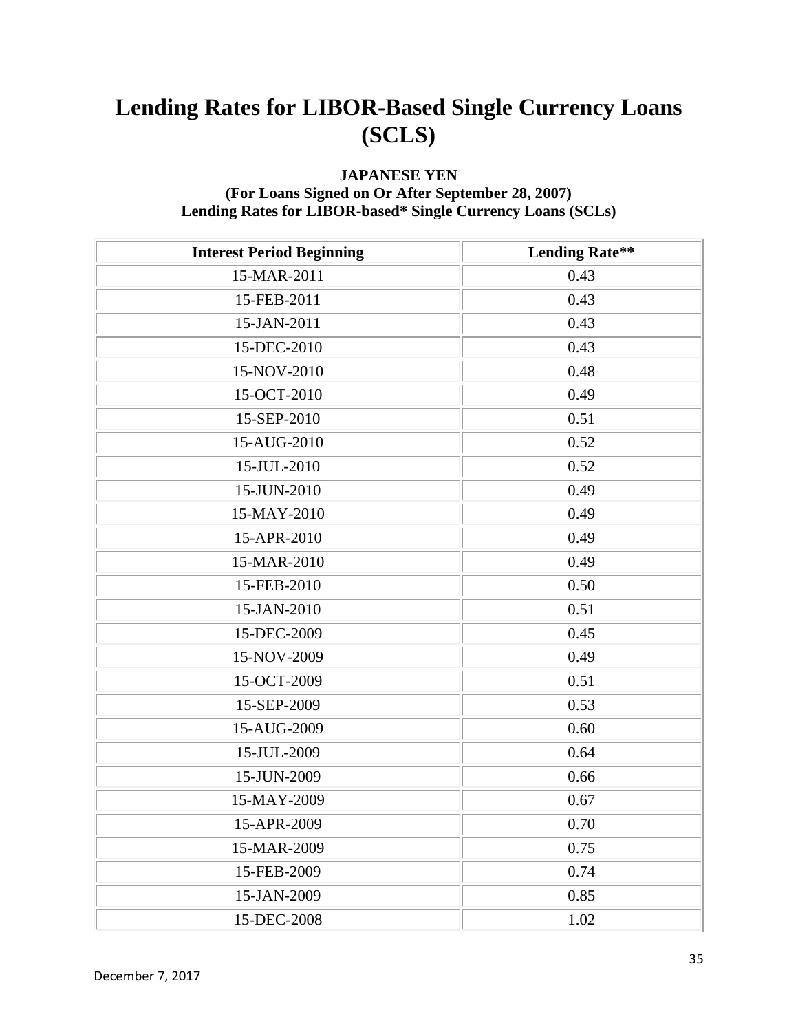# Lending Rates for LIBOR-Based Single Currency Loans (SCLS)

**JAPANESE YEN**
**(For Loans Signed on Or After September 28, 2007)**
**Lending Rates for LIBOR-based* Single Currency Loans (SCLs)**

| Interest Period Beginning | Lending Rate** |
|---|---|
| 15-MAR-2011 | 0.43 |
| 15-FEB-2011 | 0.43 |
| 15-JAN-2011 | 0.43 |
| 15-DEC-2010 | 0.43 |
| 15-NOV-2010 | 0.48 |
| 15-OCT-2010 | 0.49 |
| 15-SEP-2010 | 0.51 |
| 15-AUG-2010 | 0.52 |
| 15-JUL-2010 | 0.52 |
| 15-JUN-2010 | 0.49 |
| 15-MAY-2010 | 0.49 |
| 15-APR-2010 | 0.49 |
| 15-MAR-2010 | 0.49 |
| 15-FEB-2010 | 0.50 |
| 15-JAN-2010 | 0.51 |
| 15-DEC-2009 | 0.45 |
| 15-NOV-2009 | 0.49 |
| 15-OCT-2009 | 0.51 |
| 15-SEP-2009 | 0.53 |
| 15-AUG-2009 | 0.60 |
| 15-JUL-2009 | 0.64 |
| 15-JUN-2009 | 0.66 |
| 15-MAY-2009 | 0.67 |
| 15-APR-2009 | 0.70 |
| 15-MAR-2009 | 0.75 |
| 15-FEB-2009 | 0.74 |
| 15-JAN-2009 | 0.85 |
| 15-DEC-2008 | 1.02 |

December 7, 2017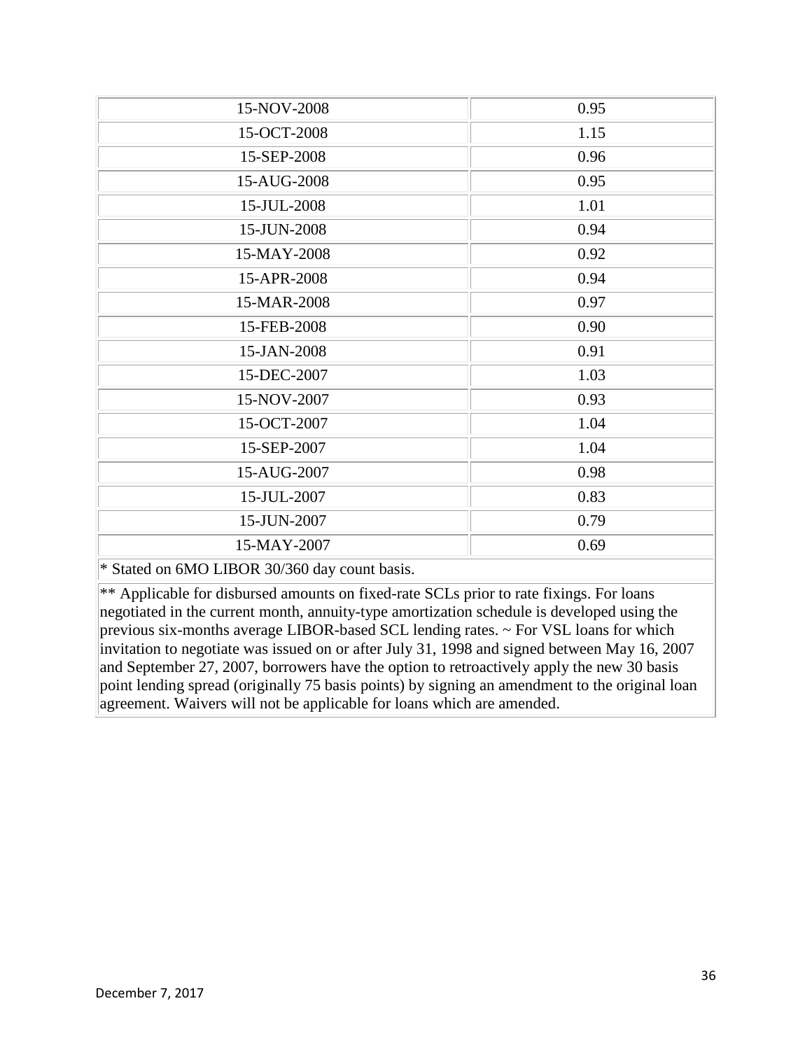| | |
|---|---|
| 15-NOV-2008 | 0.95 |
| 15-OCT-2008 | 1.15 |
| 15-SEP-2008 | 0.96 |
| 15-AUG-2008 | 0.95 |
| 15-JUL-2008 | 1.01 |
| 15-JUN-2008 | 0.94 |
| 15-MAY-2008 | 0.92 |
| 15-APR-2008 | 0.94 |
| 15-MAR-2008 | 0.97 |
| 15-FEB-2008 | 0.90 |
| 15-JAN-2008 | 0.91 |
| 15-DEC-2007 | 1.03 |
| 15-NOV-2007 | 0.93 |
| 15-OCT-2007 | 1.04 |
| 15-SEP-2007 | 1.04 |
| 15-AUG-2007 | 0.98 |
| 15-JUL-2007 | 0.83 |
| 15-JUN-2007 | 0.79 |
| 15-MAY-2007 | 0.69 |

* Stated on 6MO LIBOR 30/360 day count basis.

** Applicable for disbursed amounts on fixed-rate SCLs prior to rate fixings. For loans negotiated in the current month, annuity-type amortization schedule is developed using the previous six-months average LIBOR-based SCL lending rates. ~ For VSL loans for which invitation to negotiate was issued on or after July 31, 1998 and signed between May 16, 2007 and September 27, 2007, borrowers have the option to retroactively apply the new 30 basis point lending spread (originally 75 basis points) by signing an amendment to the original loan agreement. Waivers will not be applicable for loans which are amended.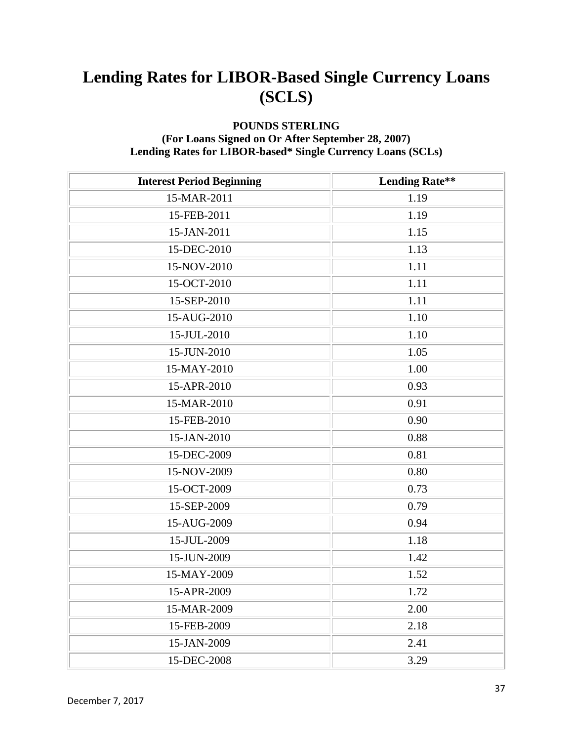# Lending Rates for LIBOR-Based Single Currency Loans (SCLS)

**POUNDS STERLING**
**(For Loans Signed on Or After September 28, 2007)**
**Lending Rates for LIBOR-based* Single Currency Loans (SCLs)**

| Interest Period Beginning | Lending Rate** |
|---|---|
| 15-MAR-2011 | 1.19 |
| 15-FEB-2011 | 1.19 |
| 15-JAN-2011 | 1.15 |
| 15-DEC-2010 | 1.13 |
| 15-NOV-2010 | 1.11 |
| 15-OCT-2010 | 1.11 |
| 15-SEP-2010 | 1.11 |
| 15-AUG-2010 | 1.10 |
| 15-JUL-2010 | 1.10 |
| 15-JUN-2010 | 1.05 |
| 15-MAY-2010 | 1.00 |
| 15-APR-2010 | 0.93 |
| 15-MAR-2010 | 0.91 |
| 15-FEB-2010 | 0.90 |
| 15-JAN-2010 | 0.88 |
| 15-DEC-2009 | 0.81 |
| 15-NOV-2009 | 0.80 |
| 15-OCT-2009 | 0.73 |
| 15-SEP-2009 | 0.79 |
| 15-AUG-2009 | 0.94 |
| 15-JUL-2009 | 1.18 |
| 15-JUN-2009 | 1.42 |
| 15-MAY-2009 | 1.52 |
| 15-APR-2009 | 1.72 |
| 15-MAR-2009 | 2.00 |
| 15-FEB-2009 | 2.18 |
| 15-JAN-2009 | 2.41 |
| 15-DEC-2008 | 3.29 |

December 7, 2017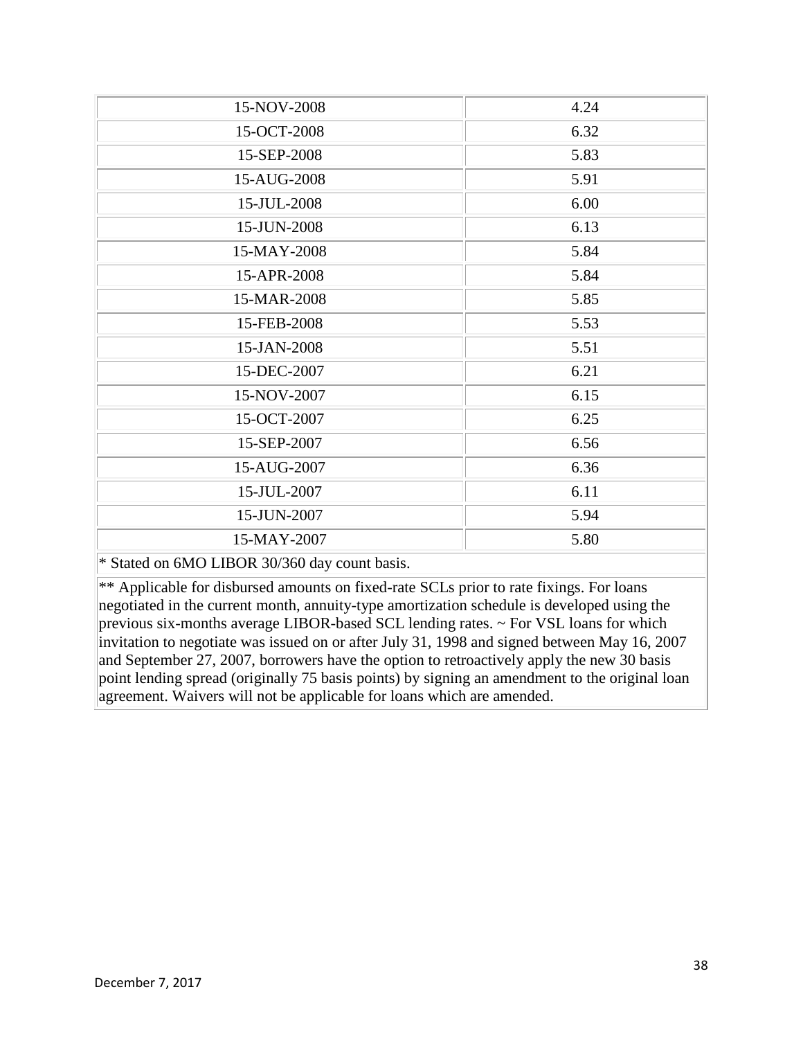| | |
|---|---|
| 15-NOV-2008 | 4.24 |
| 15-OCT-2008 | 6.32 |
| 15-SEP-2008 | 5.83 |
| 15-AUG-2008 | 5.91 |
| 15-JUL-2008 | 6.00 |
| 15-JUN-2008 | 6.13 |
| 15-MAY-2008 | 5.84 |
| 15-APR-2008 | 5.84 |
| 15-MAR-2008 | 5.85 |
| 15-FEB-2008 | 5.53 |
| 15-JAN-2008 | 5.51 |
| 15-DEC-2007 | 6.21 |
| 15-NOV-2007 | 6.15 |
| 15-OCT-2007 | 6.25 |
| 15-SEP-2007 | 6.56 |
| 15-AUG-2007 | 6.36 |
| 15-JUL-2007 | 6.11 |
| 15-JUN-2007 | 5.94 |
| 15-MAY-2007 | 5.80 |

* Stated on 6MO LIBOR 30/360 day count basis.

** Applicable for disbursed amounts on fixed-rate SCLs prior to rate fixings. For loans negotiated in the current month, annuity-type amortization schedule is developed using the previous six-months average LIBOR-based SCL lending rates. ~ For VSL loans for which invitation to negotiate was issued on or after July 31, 1998 and signed between May 16, 2007 and September 27, 2007, borrowers have the option to retroactively apply the new 30 basis point lending spread (originally 75 basis points) by signing an amendment to the original loan agreement. Waivers will not be applicable for loans which are amended.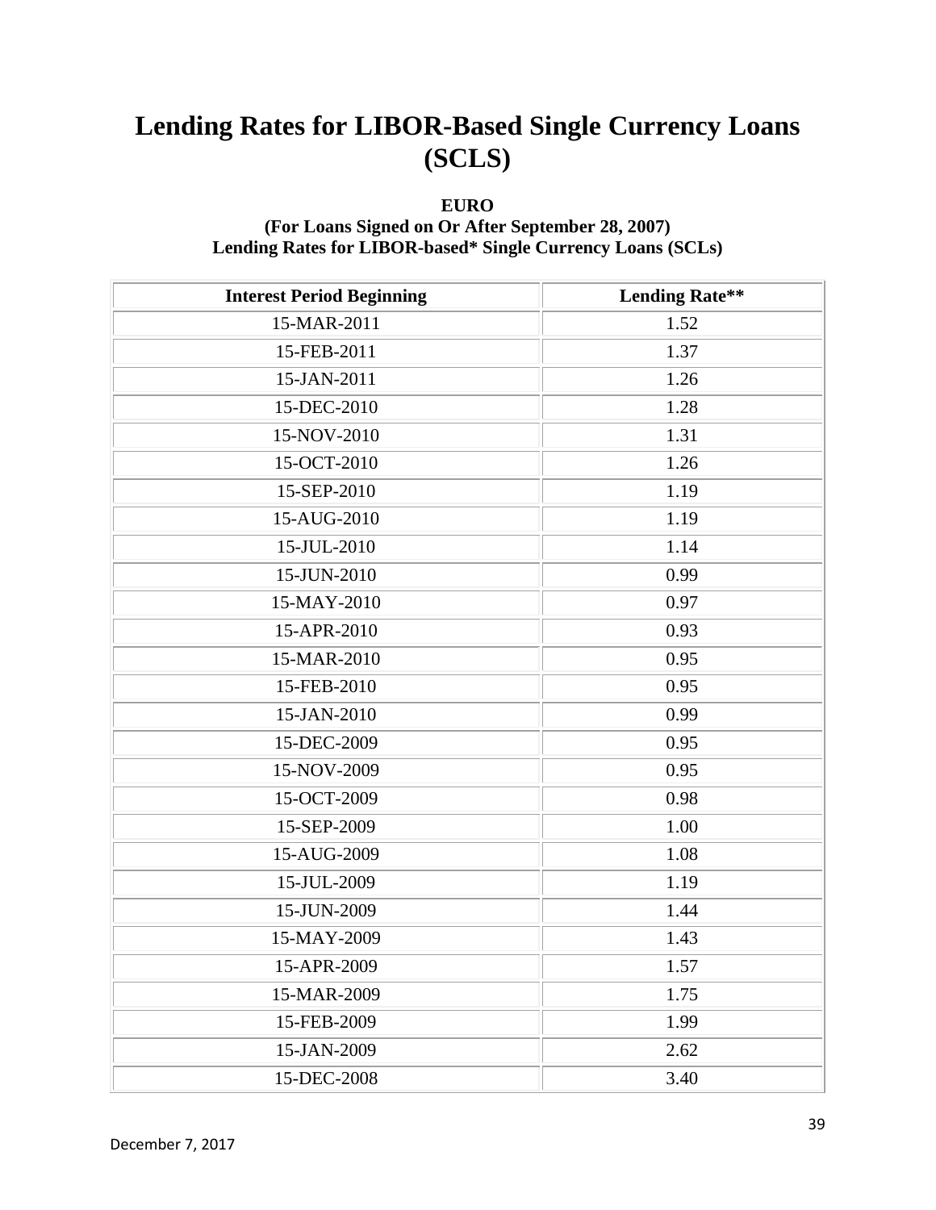# Lending Rates for LIBOR-Based Single Currency Loans (SCLS)

**EURO**
**(For Loans Signed on Or After September 28, 2007)**
**Lending Rates for LIBOR-based* Single Currency Loans (SCLs)**

| Interest Period Beginning | Lending Rate** |
|---|---|
| 15-MAR-2011 | 1.52 |
| 15-FEB-2011 | 1.37 |
| 15-JAN-2011 | 1.26 |
| 15-DEC-2010 | 1.28 |
| 15-NOV-2010 | 1.31 |
| 15-OCT-2010 | 1.26 |
| 15-SEP-2010 | 1.19 |
| 15-AUG-2010 | 1.19 |
| 15-JUL-2010 | 1.14 |
| 15-JUN-2010 | 0.99 |
| 15-MAY-2010 | 0.97 |
| 15-APR-2010 | 0.93 |
| 15-MAR-2010 | 0.95 |
| 15-FEB-2010 | 0.95 |
| 15-JAN-2010 | 0.99 |
| 15-DEC-2009 | 0.95 |
| 15-NOV-2009 | 0.95 |
| 15-OCT-2009 | 0.98 |
| 15-SEP-2009 | 1.00 |
| 15-AUG-2009 | 1.08 |
| 15-JUL-2009 | 1.19 |
| 15-JUN-2009 | 1.44 |
| 15-MAY-2009 | 1.43 |
| 15-APR-2009 | 1.57 |
| 15-MAR-2009 | 1.75 |
| 15-FEB-2009 | 1.99 |
| 15-JAN-2009 | 2.62 |
| 15-DEC-2008 | 3.40 |

December 7, 2017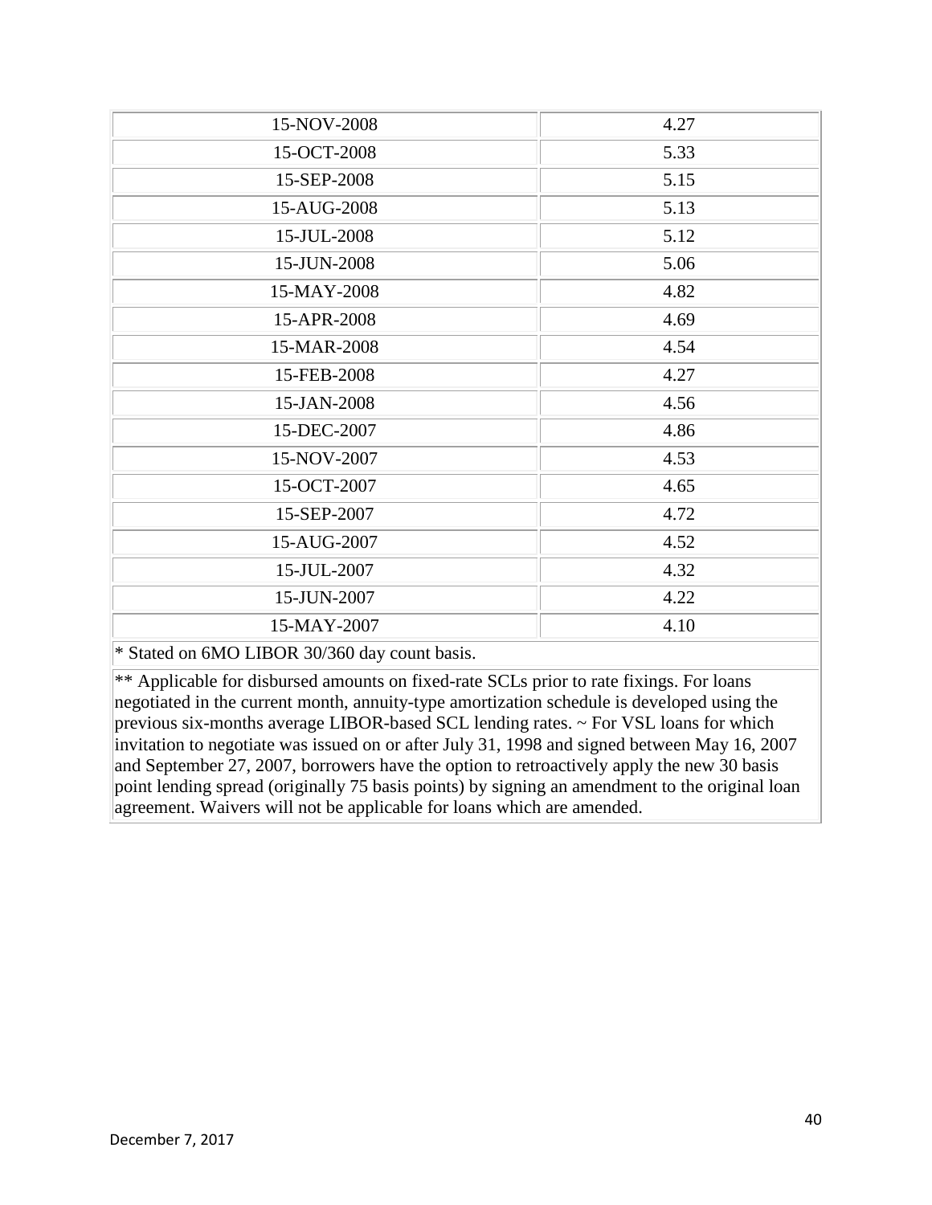| | |
|---|---|
| 15-NOV-2008 | 4.27 |
| 15-OCT-2008 | 5.33 |
| 15-SEP-2008 | 5.15 |
| 15-AUG-2008 | 5.13 |
| 15-JUL-2008 | 5.12 |
| 15-JUN-2008 | 5.06 |
| 15-MAY-2008 | 4.82 |
| 15-APR-2008 | 4.69 |
| 15-MAR-2008 | 4.54 |
| 15-FEB-2008 | 4.27 |
| 15-JAN-2008 | 4.56 |
| 15-DEC-2007 | 4.86 |
| 15-NOV-2007 | 4.53 |
| 15-OCT-2007 | 4.65 |
| 15-SEP-2007 | 4.72 |
| 15-AUG-2007 | 4.52 |
| 15-JUL-2007 | 4.32 |
| 15-JUN-2007 | 4.22 |
| 15-MAY-2007 | 4.10 |

* Stated on 6MO LIBOR 30/360 day count basis.

** Applicable for disbursed amounts on fixed-rate SCLs prior to rate fixings. For loans negotiated in the current month, annuity-type amortization schedule is developed using the previous six-months average LIBOR-based SCL lending rates. ~ For VSL loans for which invitation to negotiate was issued on or after July 31, 1998 and signed between May 16, 2007 and September 27, 2007, borrowers have the option to retroactively apply the new 30 basis point lending spread (originally 75 basis points) by signing an amendment to the original loan agreement. Waivers will not be applicable for loans which are amended.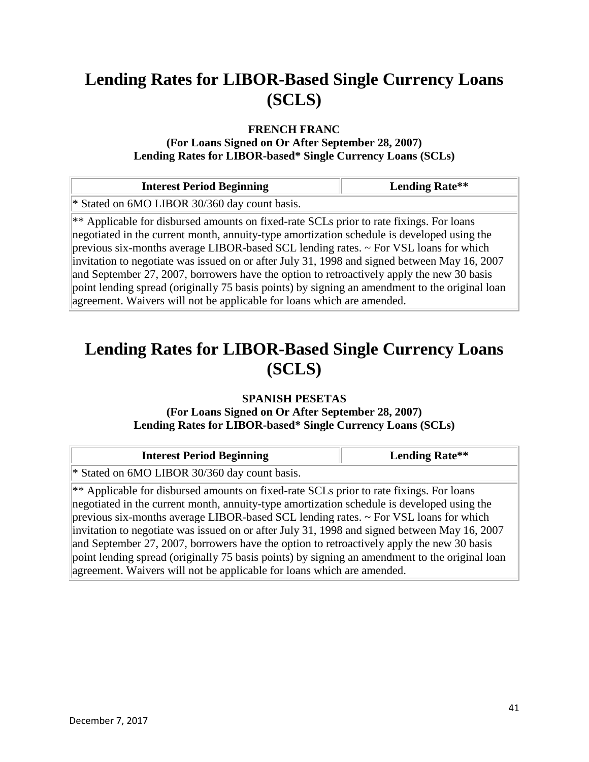# Lending Rates for LIBOR-Based Single Currency Loans (SCLS)

**FRENCH FRANC**
**(For Loans Signed on Or After September 28, 2007)**
**Lending Rates for LIBOR-based* Single Currency Loans (SCLs)**

| Interest Period Beginning | Lending Rate** |
| --- | --- |
| * Stated on 6MO LIBOR 30/360 day count basis. | |
| ** Applicable for disbursed amounts on fixed-rate SCLs prior to rate fixings. For loans negotiated in the current month, annuity-type amortization schedule is developed using the previous six-months average LIBOR-based SCL lending rates. ~ For VSL loans for which invitation to negotiate was issued on or after July 31, 1998 and signed between May 16, 2007 and September 27, 2007, borrowers have the option to retroactively apply the new 30 basis point lending spread (originally 75 basis points) by signing an amendment to the original loan agreement. Waivers will not be applicable for loans which are amended. | |

# Lending Rates for LIBOR-Based Single Currency Loans (SCLS)

**SPANISH PESETAS**
**(For Loans Signed on Or After September 28, 2007)**
**Lending Rates for LIBOR-based* Single Currency Loans (SCLs)**

| Interest Period Beginning | Lending Rate** |
| --- | --- |
| * Stated on 6MO LIBOR 30/360 day count basis. | |
| ** Applicable for disbursed amounts on fixed-rate SCLs prior to rate fixings. For loans negotiated in the current month, annuity-type amortization schedule is developed using the previous six-months average LIBOR-based SCL lending rates. ~ For VSL loans for which invitation to negotiate was issued on or after July 31, 1998 and signed between May 16, 2007 and September 27, 2007, borrowers have the option to retroactively apply the new 30 basis point lending spread (originally 75 basis points) by signing an amendment to the original loan agreement. Waivers will not be applicable for loans which are amended. | |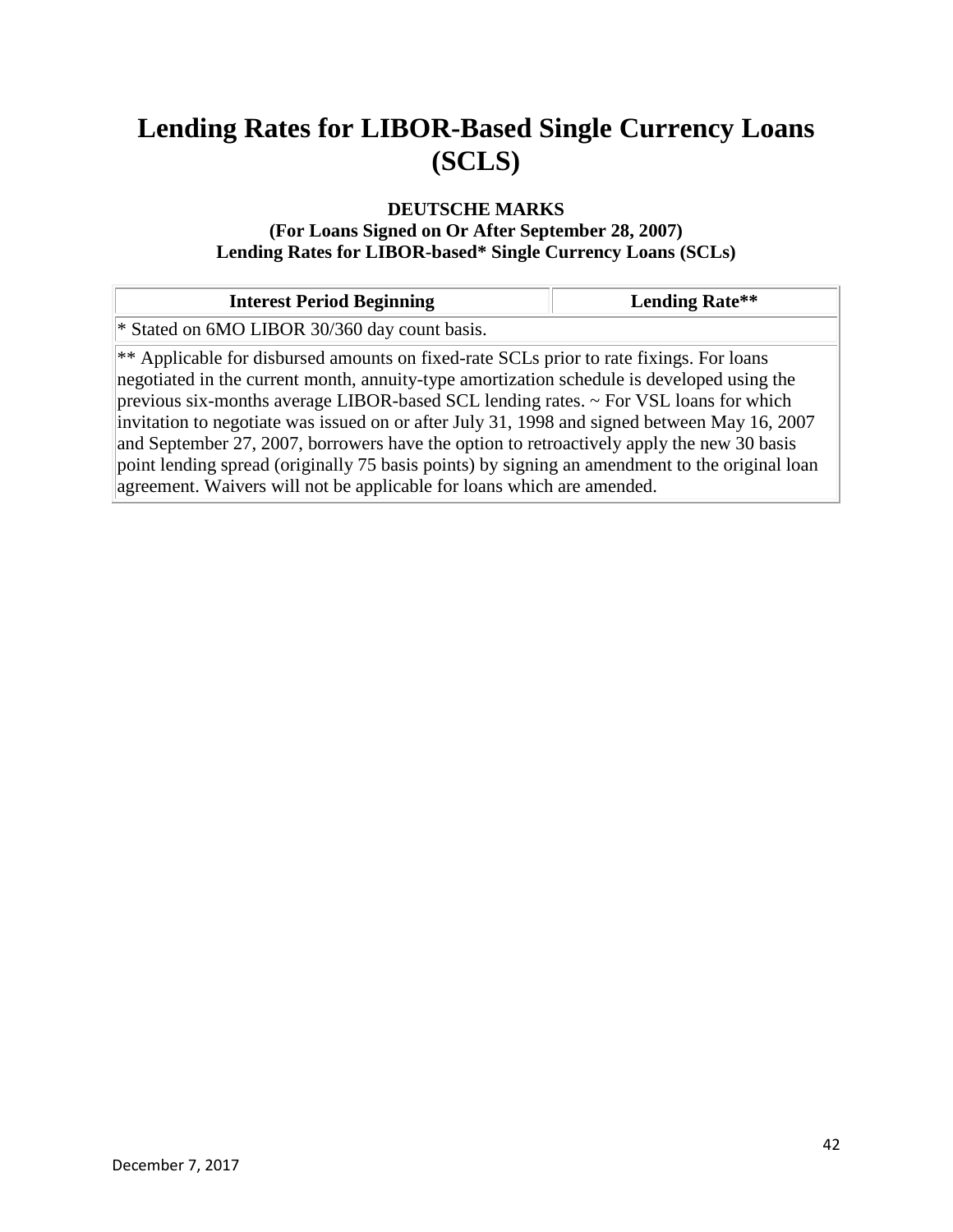# Lending Rates for LIBOR-Based Single Currency Loans (SCLS)

**DEUTSCHE MARKS**
**(For Loans Signed on Or After September 28, 2007)**
**Lending Rates for LIBOR-based* Single Currency Loans (SCLs)**

| Interest Period Beginning | Lending Rate** |
| --- | --- |
| * Stated on 6MO LIBOR 30/360 day count basis. | |
| ** Applicable for disbursed amounts on fixed-rate SCLs prior to rate fixings. For loans negotiated in the current month, annuity-type amortization schedule is developed using the previous six-months average LIBOR-based SCL lending rates. ~ For VSL loans for which invitation to negotiate was issued on or after July 31, 1998 and signed between May 16, 2007 and September 27, 2007, borrowers have the option to retroactively apply the new 30 basis point lending spread (originally 75 basis points) by signing an amendment to the original loan agreement. Waivers will not be applicable for loans which are amended. | |

December 7, 2017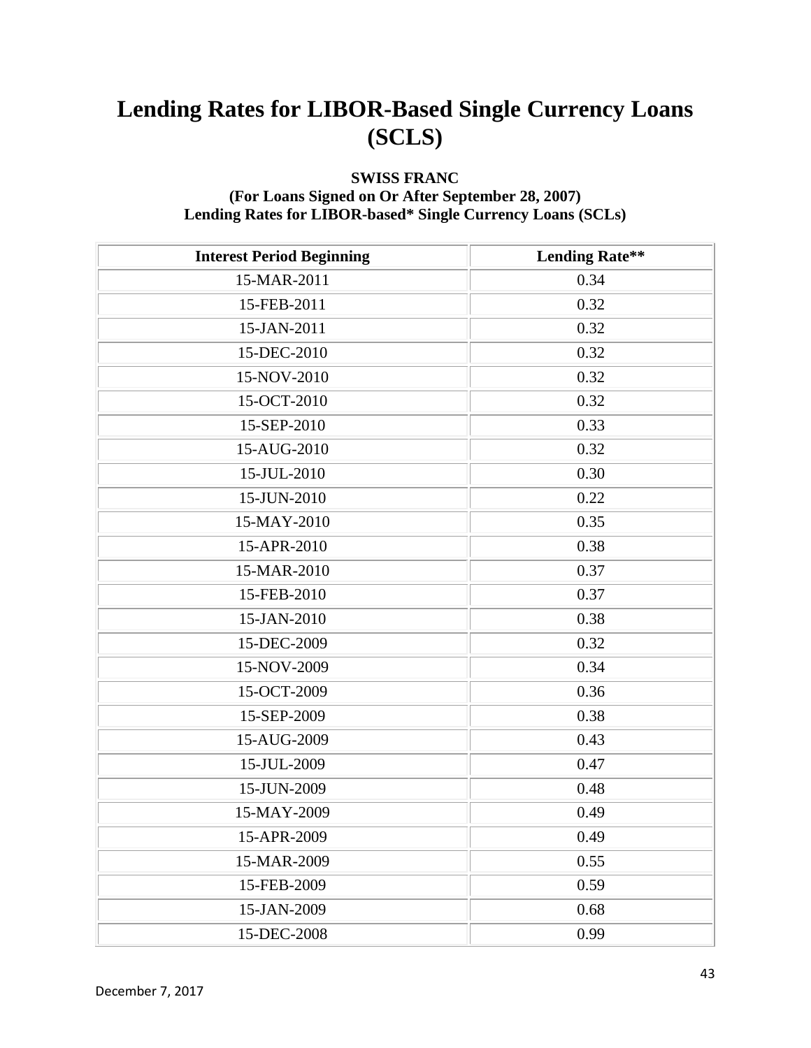# Lending Rates for LIBOR-Based Single Currency Loans (SCLS)

**SWISS FRANC**
**(For Loans Signed on Or After September 28, 2007)**
**Lending Rates for LIBOR-based* Single Currency Loans (SCLs)**

| Interest Period Beginning | Lending Rate** |
|---|---|
| 15-MAR-2011 | 0.34 |
| 15-FEB-2011 | 0.32 |
| 15-JAN-2011 | 0.32 |
| 15-DEC-2010 | 0.32 |
| 15-NOV-2010 | 0.32 |
| 15-OCT-2010 | 0.32 |
| 15-SEP-2010 | 0.33 |
| 15-AUG-2010 | 0.32 |
| 15-JUL-2010 | 0.30 |
| 15-JUN-2010 | 0.22 |
| 15-MAY-2010 | 0.35 |
| 15-APR-2010 | 0.38 |
| 15-MAR-2010 | 0.37 |
| 15-FEB-2010 | 0.37 |
| 15-JAN-2010 | 0.38 |
| 15-DEC-2009 | 0.32 |
| 15-NOV-2009 | 0.34 |
| 15-OCT-2009 | 0.36 |
| 15-SEP-2009 | 0.38 |
| 15-AUG-2009 | 0.43 |
| 15-JUL-2009 | 0.47 |
| 15-JUN-2009 | 0.48 |
| 15-MAY-2009 | 0.49 |
| 15-APR-2009 | 0.49 |
| 15-MAR-2009 | 0.55 |
| 15-FEB-2009 | 0.59 |
| 15-JAN-2009 | 0.68 |
| 15-DEC-2008 | 0.99 |

December 7, 2017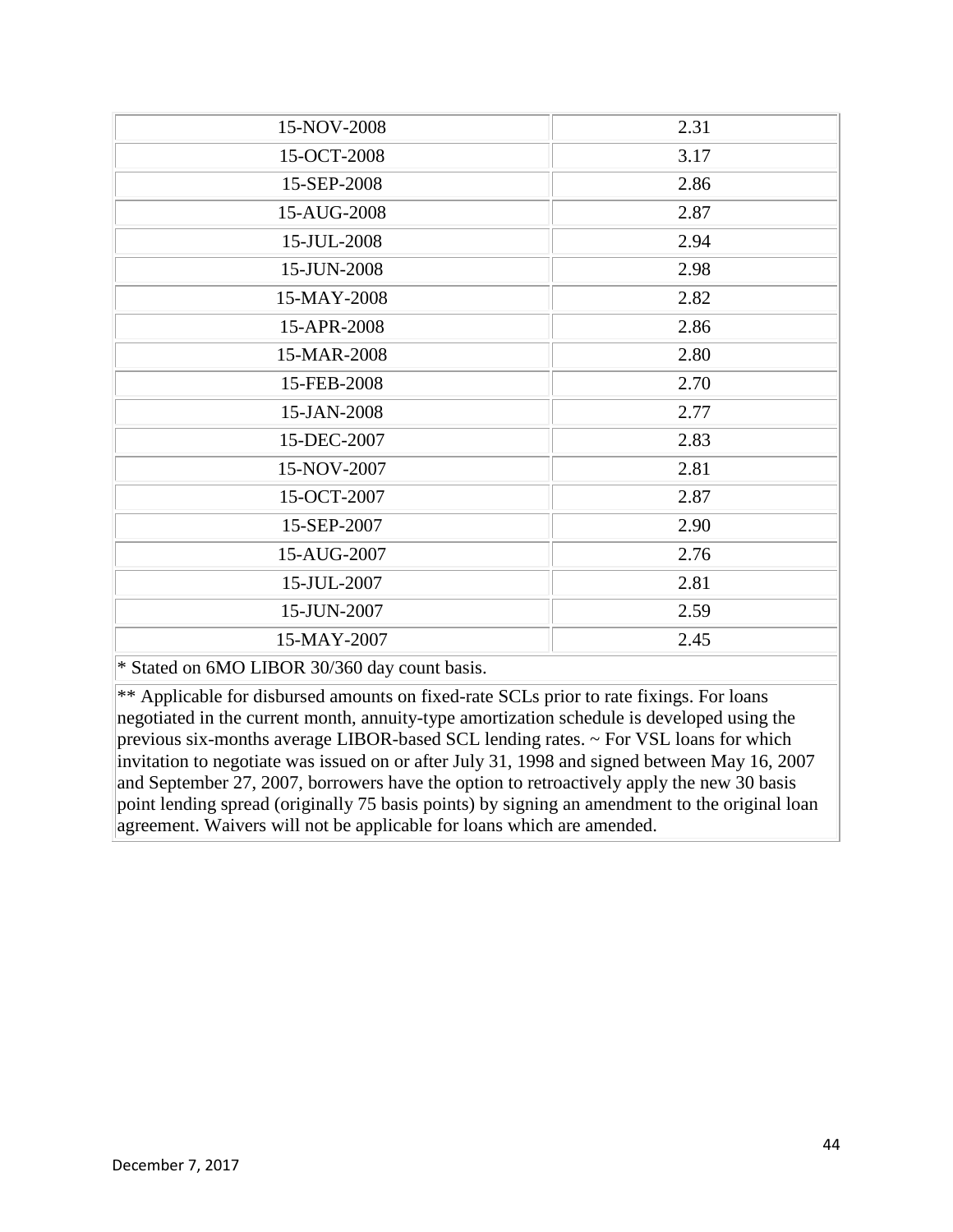| | |
|---|---|
| 15-NOV-2008 | 2.31 |
| 15-OCT-2008 | 3.17 |
| 15-SEP-2008 | 2.86 |
| 15-AUG-2008 | 2.87 |
| 15-JUL-2008 | 2.94 |
| 15-JUN-2008 | 2.98 |
| 15-MAY-2008 | 2.82 |
| 15-APR-2008 | 2.86 |
| 15-MAR-2008 | 2.80 |
| 15-FEB-2008 | 2.70 |
| 15-JAN-2008 | 2.77 |
| 15-DEC-2007 | 2.83 |
| 15-NOV-2007 | 2.81 |
| 15-OCT-2007 | 2.87 |
| 15-SEP-2007 | 2.90 |
| 15-AUG-2007 | 2.76 |
| 15-JUL-2007 | 2.81 |
| 15-JUN-2007 | 2.59 |
| 15-MAY-2007 | 2.45 |

* Stated on 6MO LIBOR 30/360 day count basis.

** Applicable for disbursed amounts on fixed-rate SCLs prior to rate fixings. For loans negotiated in the current month, annuity-type amortization schedule is developed using the previous six-months average LIBOR-based SCL lending rates. ~ For VSL loans for which invitation to negotiate was issued on or after July 31, 1998 and signed between May 16, 2007 and September 27, 2007, borrowers have the option to retroactively apply the new 30 basis point lending spread (originally 75 basis points) by signing an amendment to the original loan agreement. Waivers will not be applicable for loans which are amended.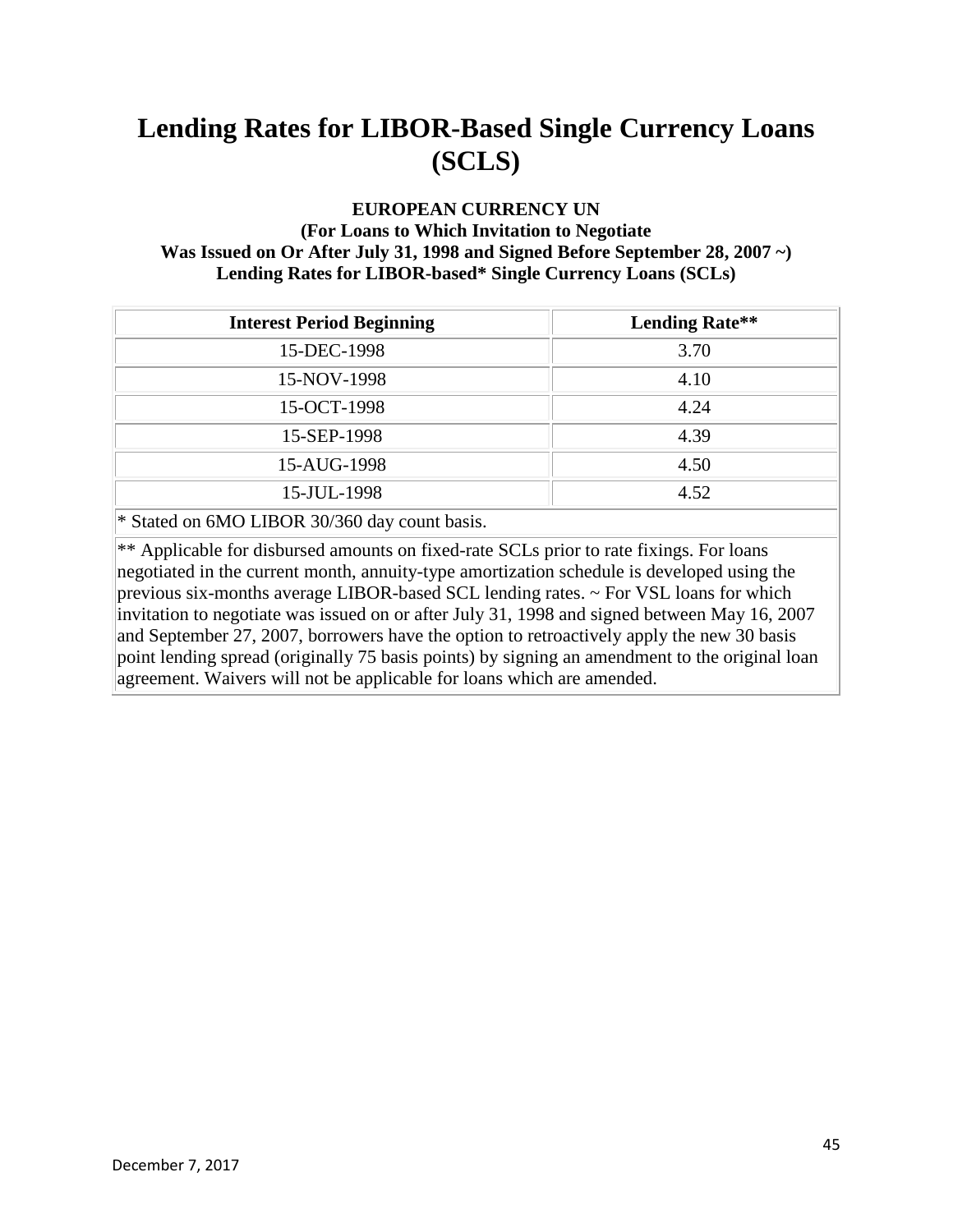# Lending Rates for LIBOR-Based Single Currency Loans (SCLS)

**EUROPEAN CURRENCY UN**
**(For Loans to Which Invitation to Negotiate Was Issued on Or After July 31, 1998 and Signed Before September 28, 2007 ~)**
**Lending Rates for LIBOR-based* Single Currency Loans (SCLs)**

| Interest Period Beginning | Lending Rate** |
|---|---|
| 15-DEC-1998 | 3.70 |
| 15-NOV-1998 | 4.10 |
| 15-OCT-1998 | 4.24 |
| 15-SEP-1998 | 4.39 |
| 15-AUG-1998 | 4.50 |
| 15-JUL-1998 | 4.52 |

* Stated on 6MO LIBOR 30/360 day count basis.

** Applicable for disbursed amounts on fixed-rate SCLs prior to rate fixings. For loans negotiated in the current month, annuity-type amortization schedule is developed using the previous six-months average LIBOR-based SCL lending rates. ~ For VSL loans for which invitation to negotiate was issued on or after July 31, 1998 and signed between May 16, 2007 and September 27, 2007, borrowers have the option to retroactively apply the new 30 basis point lending spread (originally 75 basis points) by signing an amendment to the original loan agreement. Waivers will not be applicable for loans which are amended.

December 7, 2017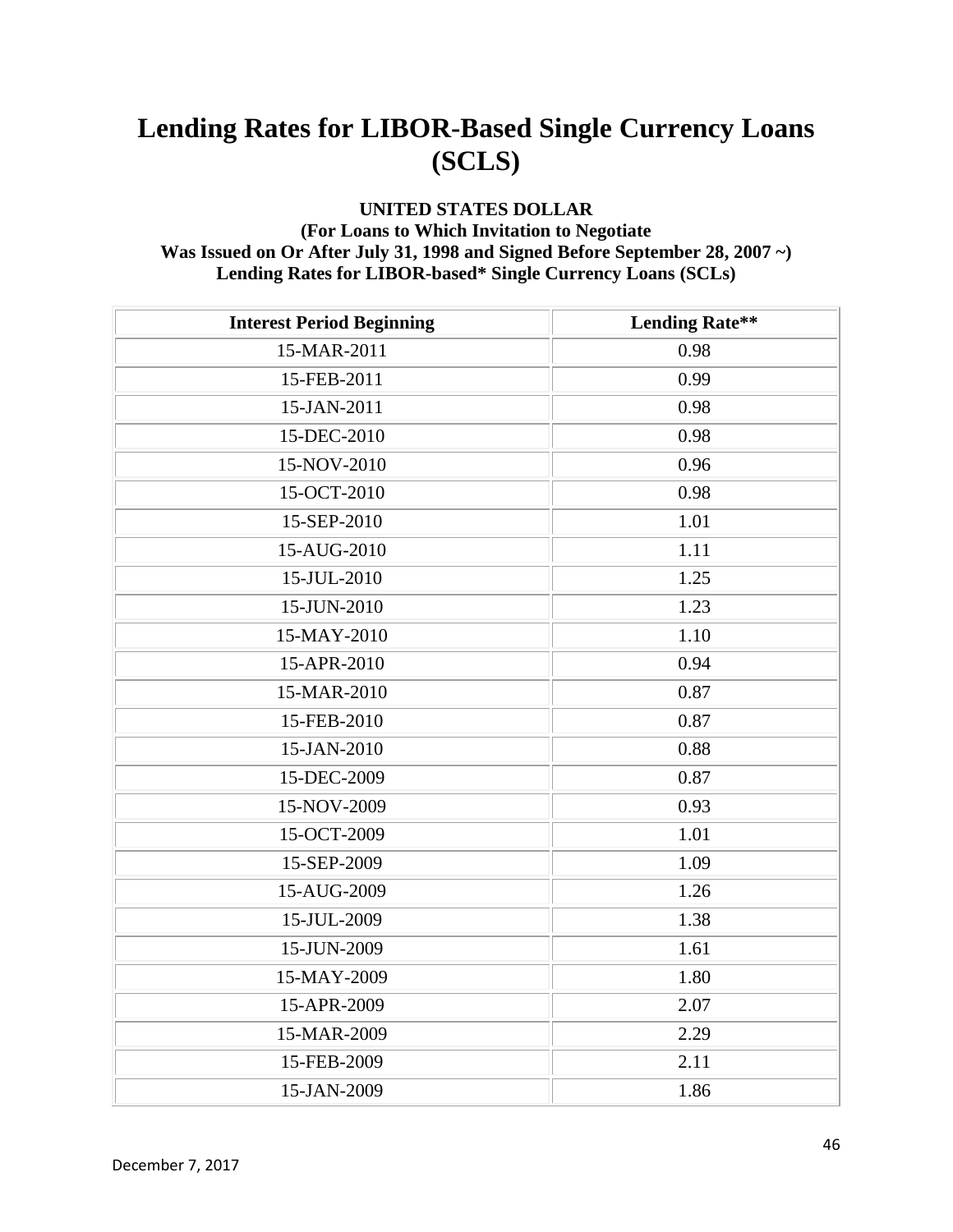# Lending Rates for LIBOR-Based Single Currency Loans (SCLS)

**UNITED STATES DOLLAR**
**(For Loans to Which Invitation to Negotiate Was Issued on Or After July 31, 1998 and Signed Before September 28, 2007 ~)**
**Lending Rates for LIBOR-based* Single Currency Loans (SCLs)**

| Interest Period Beginning | Lending Rate** |
|---|---|
| 15-MAR-2011 | 0.98 |
| 15-FEB-2011 | 0.99 |
| 15-JAN-2011 | 0.98 |
| 15-DEC-2010 | 0.98 |
| 15-NOV-2010 | 0.96 |
| 15-OCT-2010 | 0.98 |
| 15-SEP-2010 | 1.01 |
| 15-AUG-2010 | 1.11 |
| 15-JUL-2010 | 1.25 |
| 15-JUN-2010 | 1.23 |
| 15-MAY-2010 | 1.10 |
| 15-APR-2010 | 0.94 |
| 15-MAR-2010 | 0.87 |
| 15-FEB-2010 | 0.87 |
| 15-JAN-2010 | 0.88 |
| 15-DEC-2009 | 0.87 |
| 15-NOV-2009 | 0.93 |
| 15-OCT-2009 | 1.01 |
| 15-SEP-2009 | 1.09 |
| 15-AUG-2009 | 1.26 |
| 15-JUL-2009 | 1.38 |
| 15-JUN-2009 | 1.61 |
| 15-MAY-2009 | 1.80 |
| 15-APR-2009 | 2.07 |
| 15-MAR-2009 | 2.29 |
| 15-FEB-2009 | 2.11 |
| 15-JAN-2009 | 1.86 |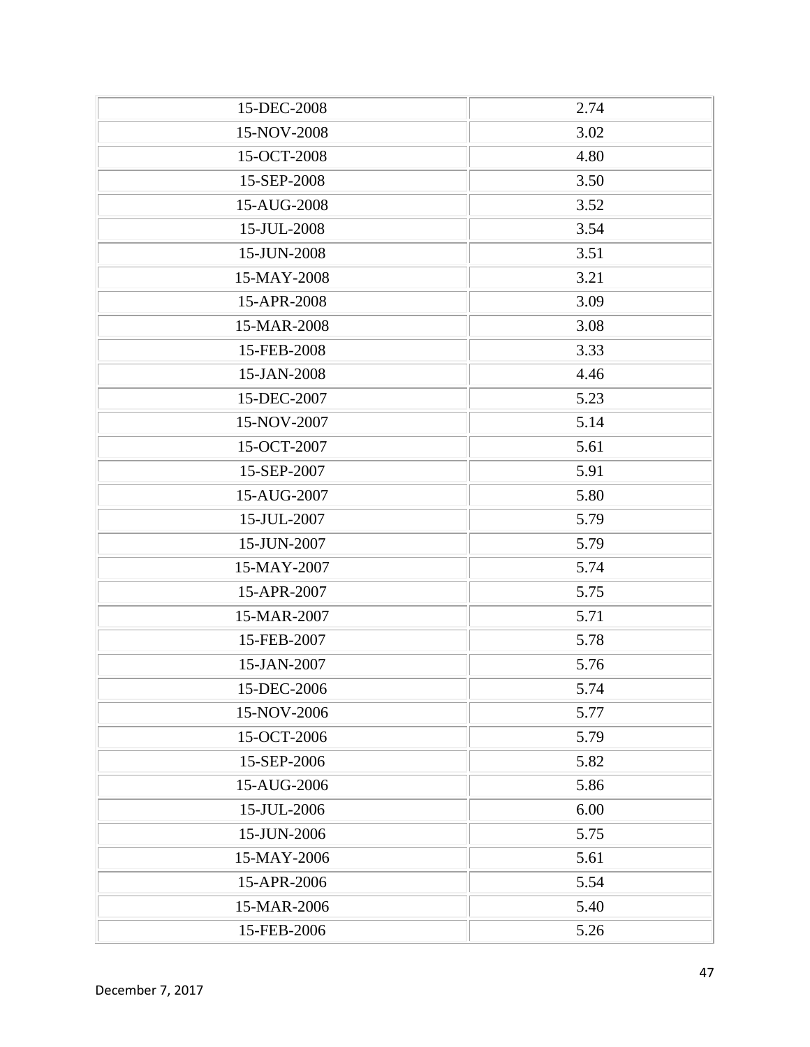| | |
|---|---|
| 15-DEC-2008 | 2.74 |
| 15-NOV-2008 | 3.02 |
| 15-OCT-2008 | 4.80 |
| 15-SEP-2008 | 3.50 |
| 15-AUG-2008 | 3.52 |
| 15-JUL-2008 | 3.54 |
| 15-JUN-2008 | 3.51 |
| 15-MAY-2008 | 3.21 |
| 15-APR-2008 | 3.09 |
| 15-MAR-2008 | 3.08 |
| 15-FEB-2008 | 3.33 |
| 15-JAN-2008 | 4.46 |
| 15-DEC-2007 | 5.23 |
| 15-NOV-2007 | 5.14 |
| 15-OCT-2007 | 5.61 |
| 15-SEP-2007 | 5.91 |
| 15-AUG-2007 | 5.80 |
| 15-JUL-2007 | 5.79 |
| 15-JUN-2007 | 5.79 |
| 15-MAY-2007 | 5.74 |
| 15-APR-2007 | 5.75 |
| 15-MAR-2007 | 5.71 |
| 15-FEB-2007 | 5.78 |
| 15-JAN-2007 | 5.76 |
| 15-DEC-2006 | 5.74 |
| 15-NOV-2006 | 5.77 |
| 15-OCT-2006 | 5.79 |
| 15-SEP-2006 | 5.82 |
| 15-AUG-2006 | 5.86 |
| 15-JUL-2006 | 6.00 |
| 15-JUN-2006 | 5.75 |
| 15-MAY-2006 | 5.61 |
| 15-APR-2006 | 5.54 |
| 15-MAR-2006 | 5.40 |
| 15-FEB-2006 | 5.26 |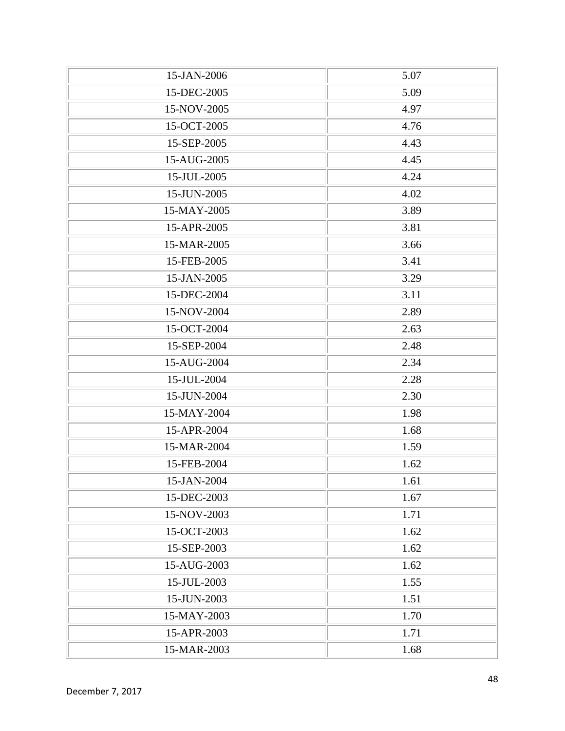| | |
|---|---|
| 15-JAN-2006 | 5.07 |
| 15-DEC-2005 | 5.09 |
| 15-NOV-2005 | 4.97 |
| 15-OCT-2005 | 4.76 |
| 15-SEP-2005 | 4.43 |
| 15-AUG-2005 | 4.45 |
| 15-JUL-2005 | 4.24 |
| 15-JUN-2005 | 4.02 |
| 15-MAY-2005 | 3.89 |
| 15-APR-2005 | 3.81 |
| 15-MAR-2005 | 3.66 |
| 15-FEB-2005 | 3.41 |
| 15-JAN-2005 | 3.29 |
| 15-DEC-2004 | 3.11 |
| 15-NOV-2004 | 2.89 |
| 15-OCT-2004 | 2.63 |
| 15-SEP-2004 | 2.48 |
| 15-AUG-2004 | 2.34 |
| 15-JUL-2004 | 2.28 |
| 15-JUN-2004 | 2.30 |
| 15-MAY-2004 | 1.98 |
| 15-APR-2004 | 1.68 |
| 15-MAR-2004 | 1.59 |
| 15-FEB-2004 | 1.62 |
| 15-JAN-2004 | 1.61 |
| 15-DEC-2003 | 1.67 |
| 15-NOV-2003 | 1.71 |
| 15-OCT-2003 | 1.62 |
| 15-SEP-2003 | 1.62 |
| 15-AUG-2003 | 1.62 |
| 15-JUL-2003 | 1.55 |
| 15-JUN-2003 | 1.51 |
| 15-MAY-2003 | 1.70 |
| 15-APR-2003 | 1.71 |
| 15-MAR-2003 | 1.68 |

December 7, 2017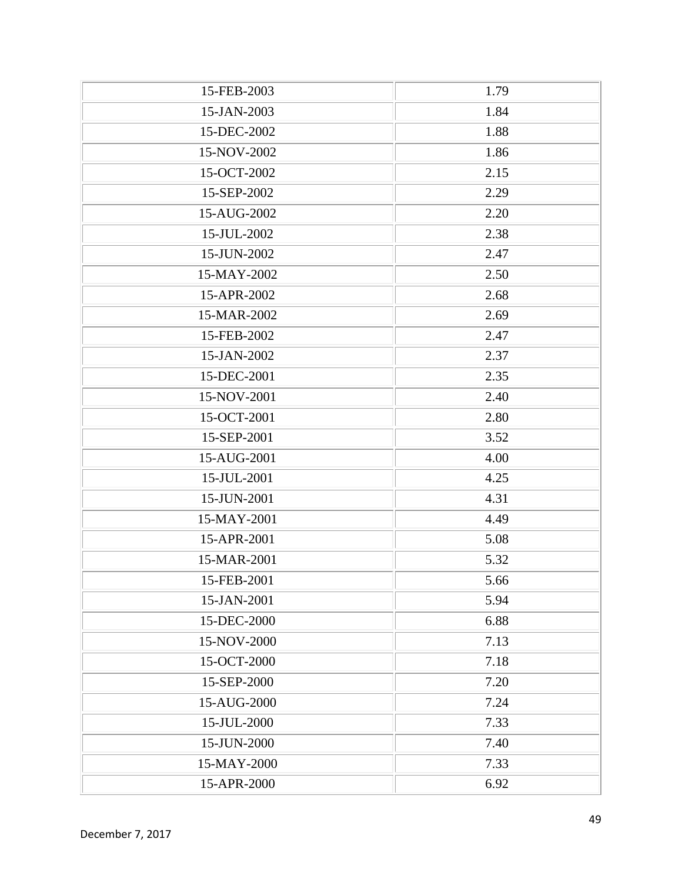| | |
|---|---|
| 15-FEB-2003 | 1.79 |
| 15-JAN-2003 | 1.84 |
| 15-DEC-2002 | 1.88 |
| 15-NOV-2002 | 1.86 |
| 15-OCT-2002 | 2.15 |
| 15-SEP-2002 | 2.29 |
| 15-AUG-2002 | 2.20 |
| 15-JUL-2002 | 2.38 |
| 15-JUN-2002 | 2.47 |
| 15-MAY-2002 | 2.50 |
| 15-APR-2002 | 2.68 |
| 15-MAR-2002 | 2.69 |
| 15-FEB-2002 | 2.47 |
| 15-JAN-2002 | 2.37 |
| 15-DEC-2001 | 2.35 |
| 15-NOV-2001 | 2.40 |
| 15-OCT-2001 | 2.80 |
| 15-SEP-2001 | 3.52 |
| 15-AUG-2001 | 4.00 |
| 15-JUL-2001 | 4.25 |
| 15-JUN-2001 | 4.31 |
| 15-MAY-2001 | 4.49 |
| 15-APR-2001 | 5.08 |
| 15-MAR-2001 | 5.32 |
| 15-FEB-2001 | 5.66 |
| 15-JAN-2001 | 5.94 |
| 15-DEC-2000 | 6.88 |
| 15-NOV-2000 | 7.13 |
| 15-OCT-2000 | 7.18 |
| 15-SEP-2000 | 7.20 |
| 15-AUG-2000 | 7.24 |
| 15-JUL-2000 | 7.33 |
| 15-JUN-2000 | 7.40 |
| 15-MAY-2000 | 7.33 |
| 15-APR-2000 | 6.92 |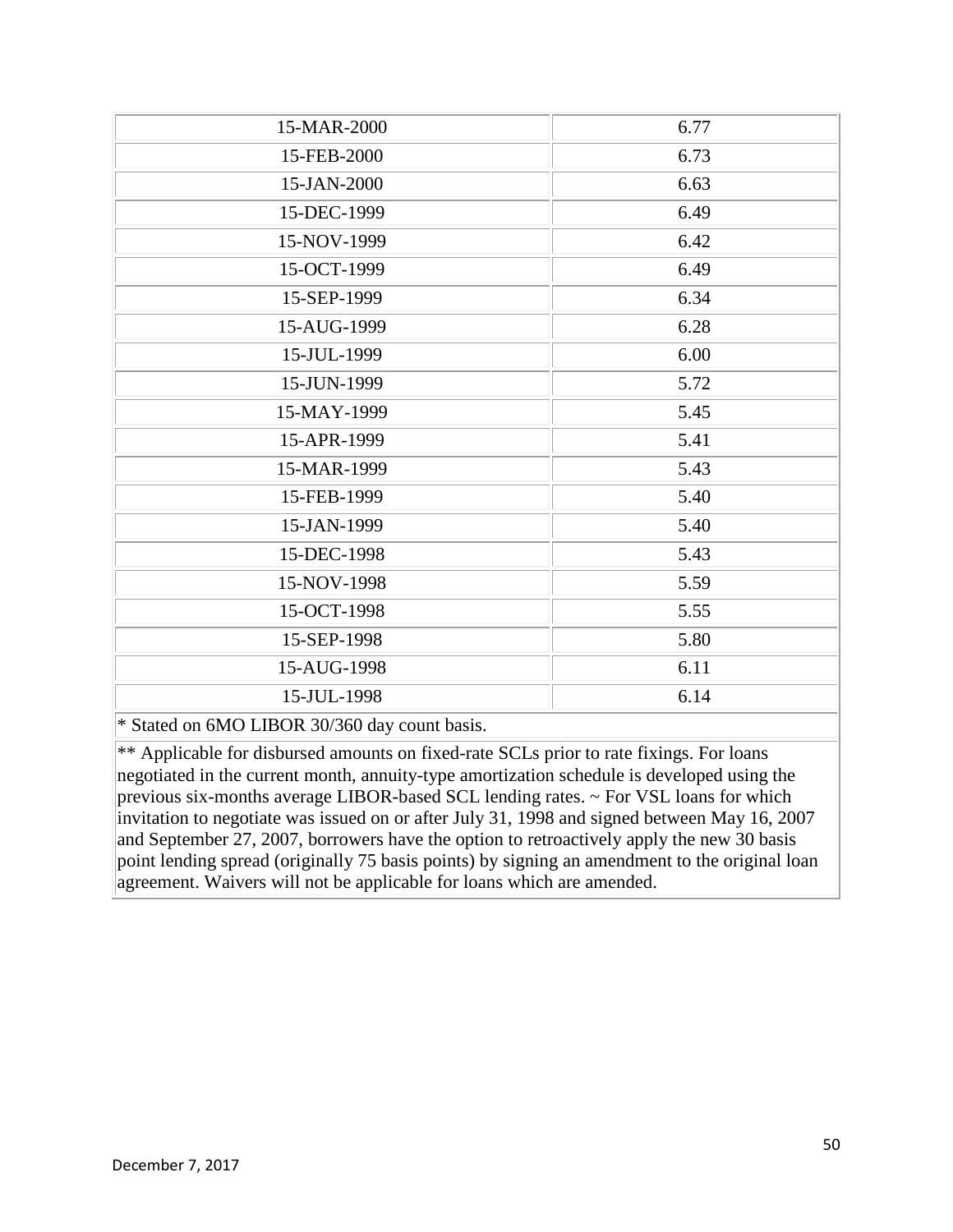| 15-MAR-2000 | 6.77 |
| --- | --- |
| 15-FEB-2000 | 6.73 |
| 15-JAN-2000 | 6.63 |
| 15-DEC-1999 | 6.49 |
| 15-NOV-1999 | 6.42 |
| 15-OCT-1999 | 6.49 |
| 15-SEP-1999 | 6.34 |
| 15-AUG-1999 | 6.28 |
| 15-JUL-1999 | 6.00 |
| 15-JUN-1999 | 5.72 |
| 15-MAY-1999 | 5.45 |
| 15-APR-1999 | 5.41 |
| 15-MAR-1999 | 5.43 |
| 15-FEB-1999 | 5.40 |
| 15-JAN-1999 | 5.40 |
| 15-DEC-1998 | 5.43 |
| 15-NOV-1998 | 5.59 |
| 15-OCT-1998 | 5.55 |
| 15-SEP-1998 | 5.80 |
| 15-AUG-1998 | 6.11 |
| 15-JUL-1998 | 6.14 |

* Stated on 6MO LIBOR 30/360 day count basis.

** Applicable for disbursed amounts on fixed-rate SCLs prior to rate fixings. For loans negotiated in the current month, annuity-type amortization schedule is developed using the previous six-months average LIBOR-based SCL lending rates. ~ For VSL loans for which invitation to negotiate was issued on or after July 31, 1998 and signed between May 16, 2007 and September 27, 2007, borrowers have the option to retroactively apply the new 30 basis point lending spread (originally 75 basis points) by signing an amendment to the original loan agreement. Waivers will not be applicable for loans which are amended.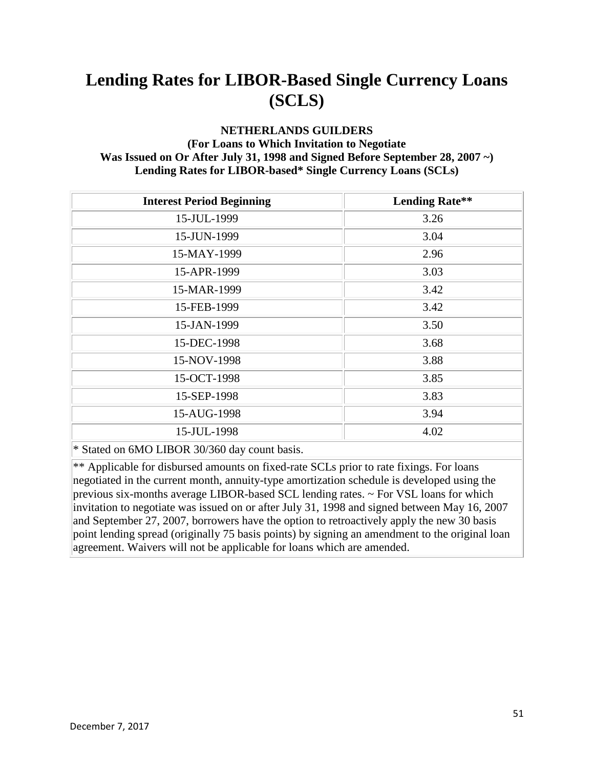# Lending Rates for LIBOR-Based Single Currency Loans (SCLS)

**NETHERLANDS GUILDERS**
**(For Loans to Which Invitation to Negotiate Was Issued on Or After July 31, 1998 and Signed Before September 28, 2007 ~)**
**Lending Rates for LIBOR-based* Single Currency Loans (SCLs)**

| Interest Period Beginning | Lending Rate** |
|---|---|
| 15-JUL-1999 | 3.26 |
| 15-JUN-1999 | 3.04 |
| 15-MAY-1999 | 2.96 |
| 15-APR-1999 | 3.03 |
| 15-MAR-1999 | 3.42 |
| 15-FEB-1999 | 3.42 |
| 15-JAN-1999 | 3.50 |
| 15-DEC-1998 | 3.68 |
| 15-NOV-1998 | 3.88 |
| 15-OCT-1998 | 3.85 |
| 15-SEP-1998 | 3.83 |
| 15-AUG-1998 | 3.94 |
| 15-JUL-1998 | 4.02 |

* Stated on 6MO LIBOR 30/360 day count basis.

** Applicable for disbursed amounts on fixed-rate SCLs prior to rate fixings. For loans negotiated in the current month, annuity-type amortization schedule is developed using the previous six-months average LIBOR-based SCL lending rates. ~ For VSL loans for which invitation to negotiate was issued on or after July 31, 1998 and signed between May 16, 2007 and September 27, 2007, borrowers have the option to retroactively apply the new 30 basis point lending spread (originally 75 basis points) by signing an amendment to the original loan agreement. Waivers will not be applicable for loans which are amended.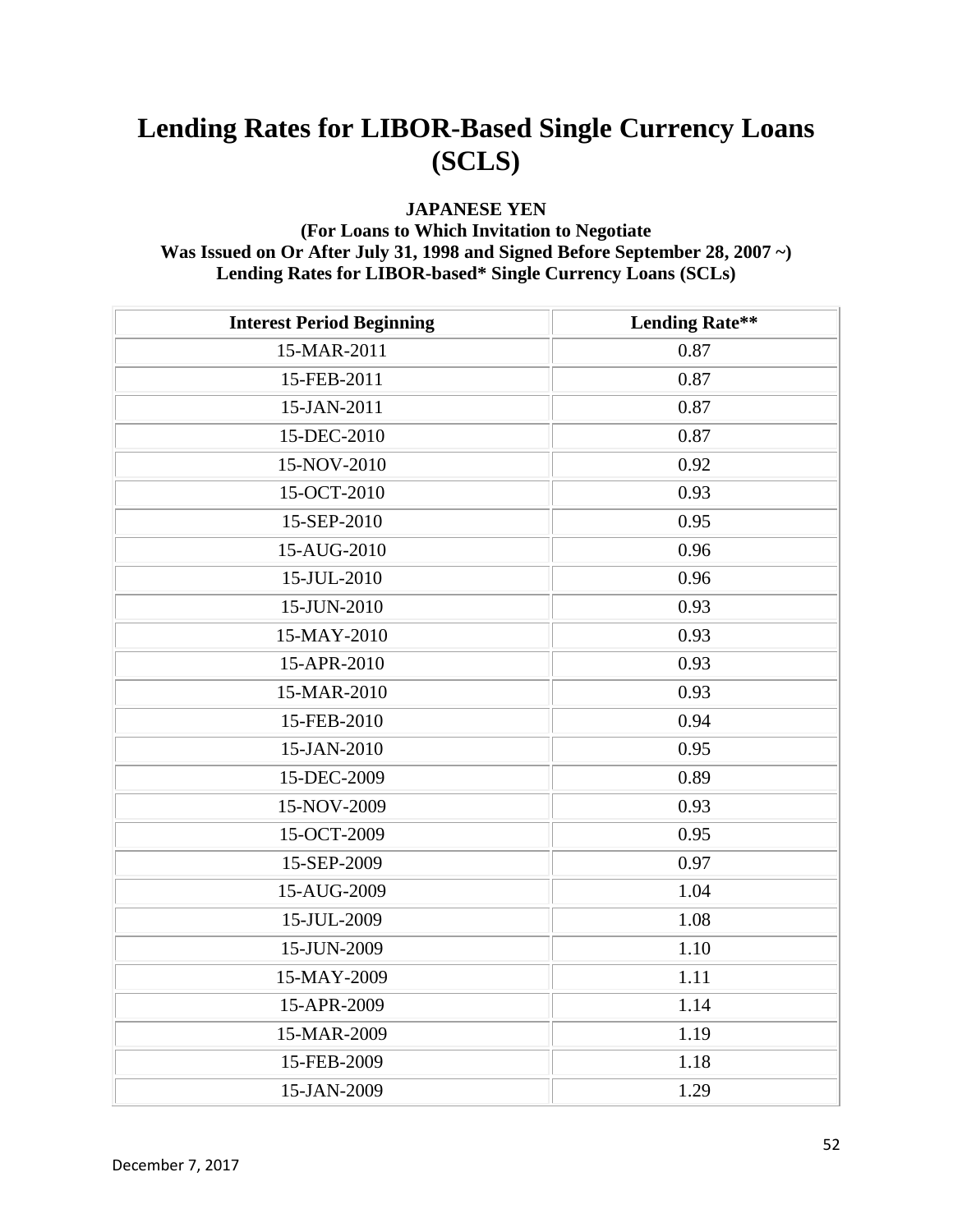# Lending Rates for LIBOR-Based Single Currency Loans (SCLS)

**JAPANESE YEN**
**(For Loans to Which Invitation to Negotiate**
**Was Issued on Or After July 31, 1998 and Signed Before September 28, 2007 ~)**
**Lending Rates for LIBOR-based* Single Currency Loans (SCLs)**

| Interest Period Beginning | Lending Rate** |
|---|---|
| 15-MAR-2011 | 0.87 |
| 15-FEB-2011 | 0.87 |
| 15-JAN-2011 | 0.87 |
| 15-DEC-2010 | 0.87 |
| 15-NOV-2010 | 0.92 |
| 15-OCT-2010 | 0.93 |
| 15-SEP-2010 | 0.95 |
| 15-AUG-2010 | 0.96 |
| 15-JUL-2010 | 0.96 |
| 15-JUN-2010 | 0.93 |
| 15-MAY-2010 | 0.93 |
| 15-APR-2010 | 0.93 |
| 15-MAR-2010 | 0.93 |
| 15-FEB-2010 | 0.94 |
| 15-JAN-2010 | 0.95 |
| 15-DEC-2009 | 0.89 |
| 15-NOV-2009 | 0.93 |
| 15-OCT-2009 | 0.95 |
| 15-SEP-2009 | 0.97 |
| 15-AUG-2009 | 1.04 |
| 15-JUL-2009 | 1.08 |
| 15-JUN-2009 | 1.10 |
| 15-MAY-2009 | 1.11 |
| 15-APR-2009 | 1.14 |
| 15-MAR-2009 | 1.19 |
| 15-FEB-2009 | 1.18 |
| 15-JAN-2009 | 1.29 |

December 7, 2017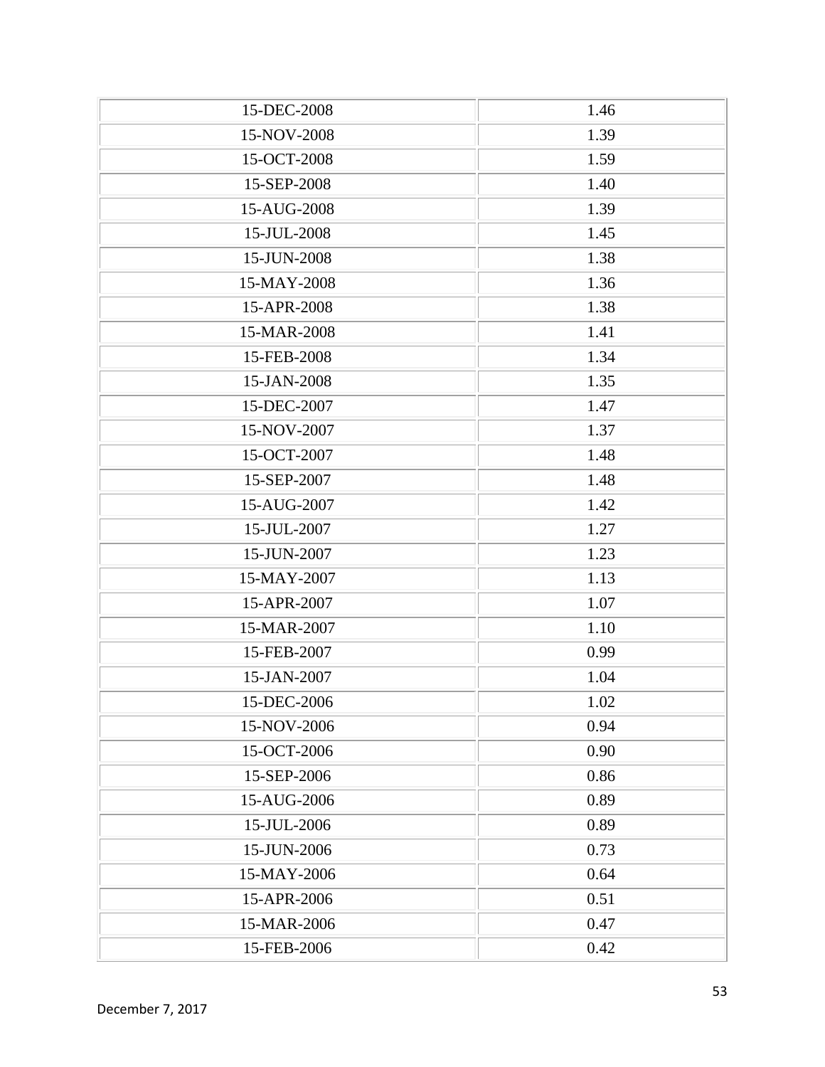| 15-DEC-2008 | 1.46 |
|---|---|
| 15-NOV-2008 | 1.39 |
| 15-OCT-2008 | 1.59 |
| 15-SEP-2008 | 1.40 |
| 15-AUG-2008 | 1.39 |
| 15-JUL-2008 | 1.45 |
| 15-JUN-2008 | 1.38 |
| 15-MAY-2008 | 1.36 |
| 15-APR-2008 | 1.38 |
| 15-MAR-2008 | 1.41 |
| 15-FEB-2008 | 1.34 |
| 15-JAN-2008 | 1.35 |
| 15-DEC-2007 | 1.47 |
| 15-NOV-2007 | 1.37 |
| 15-OCT-2007 | 1.48 |
| 15-SEP-2007 | 1.48 |
| 15-AUG-2007 | 1.42 |
| 15-JUL-2007 | 1.27 |
| 15-JUN-2007 | 1.23 |
| 15-MAY-2007 | 1.13 |
| 15-APR-2007 | 1.07 |
| 15-MAR-2007 | 1.10 |
| 15-FEB-2007 | 0.99 |
| 15-JAN-2007 | 1.04 |
| 15-DEC-2006 | 1.02 |
| 15-NOV-2006 | 0.94 |
| 15-OCT-2006 | 0.90 |
| 15-SEP-2006 | 0.86 |
| 15-AUG-2006 | 0.89 |
| 15-JUL-2006 | 0.89 |
| 15-JUN-2006 | 0.73 |
| 15-MAY-2006 | 0.64 |
| 15-APR-2006 | 0.51 |
| 15-MAR-2006 | 0.47 |
| 15-FEB-2006 | 0.42 |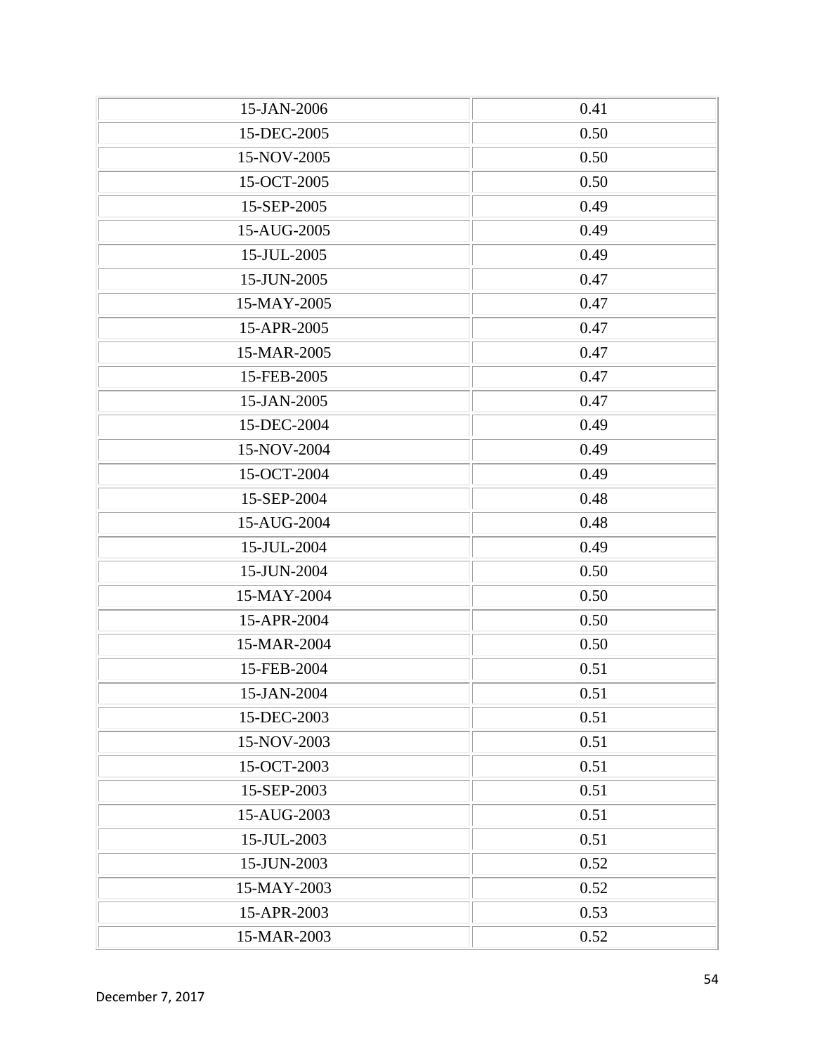| | |
|---|---|
| 15-JAN-2006 | 0.41 |
| 15-DEC-2005 | 0.50 |
| 15-NOV-2005 | 0.50 |
| 15-OCT-2005 | 0.50 |
| 15-SEP-2005 | 0.49 |
| 15-AUG-2005 | 0.49 |
| 15-JUL-2005 | 0.49 |
| 15-JUN-2005 | 0.47 |
| 15-MAY-2005 | 0.47 |
| 15-APR-2005 | 0.47 |
| 15-MAR-2005 | 0.47 |
| 15-FEB-2005 | 0.47 |
| 15-JAN-2005 | 0.47 |
| 15-DEC-2004 | 0.49 |
| 15-NOV-2004 | 0.49 |
| 15-OCT-2004 | 0.49 |
| 15-SEP-2004 | 0.48 |
| 15-AUG-2004 | 0.48 |
| 15-JUL-2004 | 0.49 |
| 15-JUN-2004 | 0.50 |
| 15-MAY-2004 | 0.50 |
| 15-APR-2004 | 0.50 |
| 15-MAR-2004 | 0.50 |
| 15-FEB-2004 | 0.51 |
| 15-JAN-2004 | 0.51 |
| 15-DEC-2003 | 0.51 |
| 15-NOV-2003 | 0.51 |
| 15-OCT-2003 | 0.51 |
| 15-SEP-2003 | 0.51 |
| 15-AUG-2003 | 0.51 |
| 15-JUL-2003 | 0.51 |
| 15-JUN-2003 | 0.52 |
| 15-MAY-2003 | 0.52 |
| 15-APR-2003 | 0.53 |
| 15-MAR-2003 | 0.52 |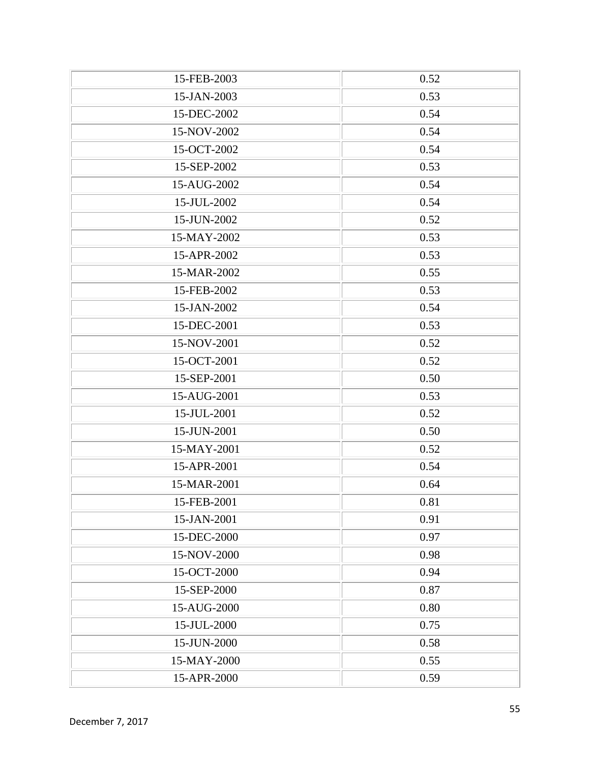| | |
|---|---|
| 15-FEB-2003 | 0.52 |
| 15-JAN-2003 | 0.53 |
| 15-DEC-2002 | 0.54 |
| 15-NOV-2002 | 0.54 |
| 15-OCT-2002 | 0.54 |
| 15-SEP-2002 | 0.53 |
| 15-AUG-2002 | 0.54 |
| 15-JUL-2002 | 0.54 |
| 15-JUN-2002 | 0.52 |
| 15-MAY-2002 | 0.53 |
| 15-APR-2002 | 0.53 |
| 15-MAR-2002 | 0.55 |
| 15-FEB-2002 | 0.53 |
| 15-JAN-2002 | 0.54 |
| 15-DEC-2001 | 0.53 |
| 15-NOV-2001 | 0.52 |
| 15-OCT-2001 | 0.52 |
| 15-SEP-2001 | 0.50 |
| 15-AUG-2001 | 0.53 |
| 15-JUL-2001 | 0.52 |
| 15-JUN-2001 | 0.50 |
| 15-MAY-2001 | 0.52 |
| 15-APR-2001 | 0.54 |
| 15-MAR-2001 | 0.64 |
| 15-FEB-2001 | 0.81 |
| 15-JAN-2001 | 0.91 |
| 15-DEC-2000 | 0.97 |
| 15-NOV-2000 | 0.98 |
| 15-OCT-2000 | 0.94 |
| 15-SEP-2000 | 0.87 |
| 15-AUG-2000 | 0.80 |
| 15-JUL-2000 | 0.75 |
| 15-JUN-2000 | 0.58 |
| 15-MAY-2000 | 0.55 |
| 15-APR-2000 | 0.59 |

December 7, 2017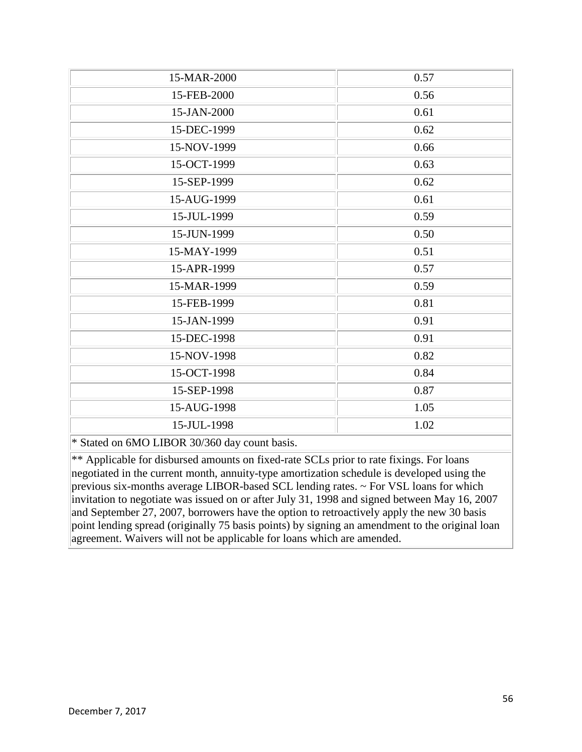| | |
|---|---|
| 15-MAR-2000 | 0.57 |
| 15-FEB-2000 | 0.56 |
| 15-JAN-2000 | 0.61 |
| 15-DEC-1999 | 0.62 |
| 15-NOV-1999 | 0.66 |
| 15-OCT-1999 | 0.63 |
| 15-SEP-1999 | 0.62 |
| 15-AUG-1999 | 0.61 |
| 15-JUL-1999 | 0.59 |
| 15-JUN-1999 | 0.50 |
| 15-MAY-1999 | 0.51 |
| 15-APR-1999 | 0.57 |
| 15-MAR-1999 | 0.59 |
| 15-FEB-1999 | 0.81 |
| 15-JAN-1999 | 0.91 |
| 15-DEC-1998 | 0.91 |
| 15-NOV-1998 | 0.82 |
| 15-OCT-1998 | 0.84 |
| 15-SEP-1998 | 0.87 |
| 15-AUG-1998 | 1.05 |
| 15-JUL-1998 | 1.02 |

* Stated on 6MO LIBOR 30/360 day count basis.

** Applicable for disbursed amounts on fixed-rate SCLs prior to rate fixings. For loans negotiated in the current month, annuity-type amortization schedule is developed using the previous six-months average LIBOR-based SCL lending rates. ~ For VSL loans for which invitation to negotiate was issued on or after July 31, 1998 and signed between May 16, 2007 and September 27, 2007, borrowers have the option to retroactively apply the new 30 basis point lending spread (originally 75 basis points) by signing an amendment to the original loan agreement. Waivers will not be applicable for loans which are amended.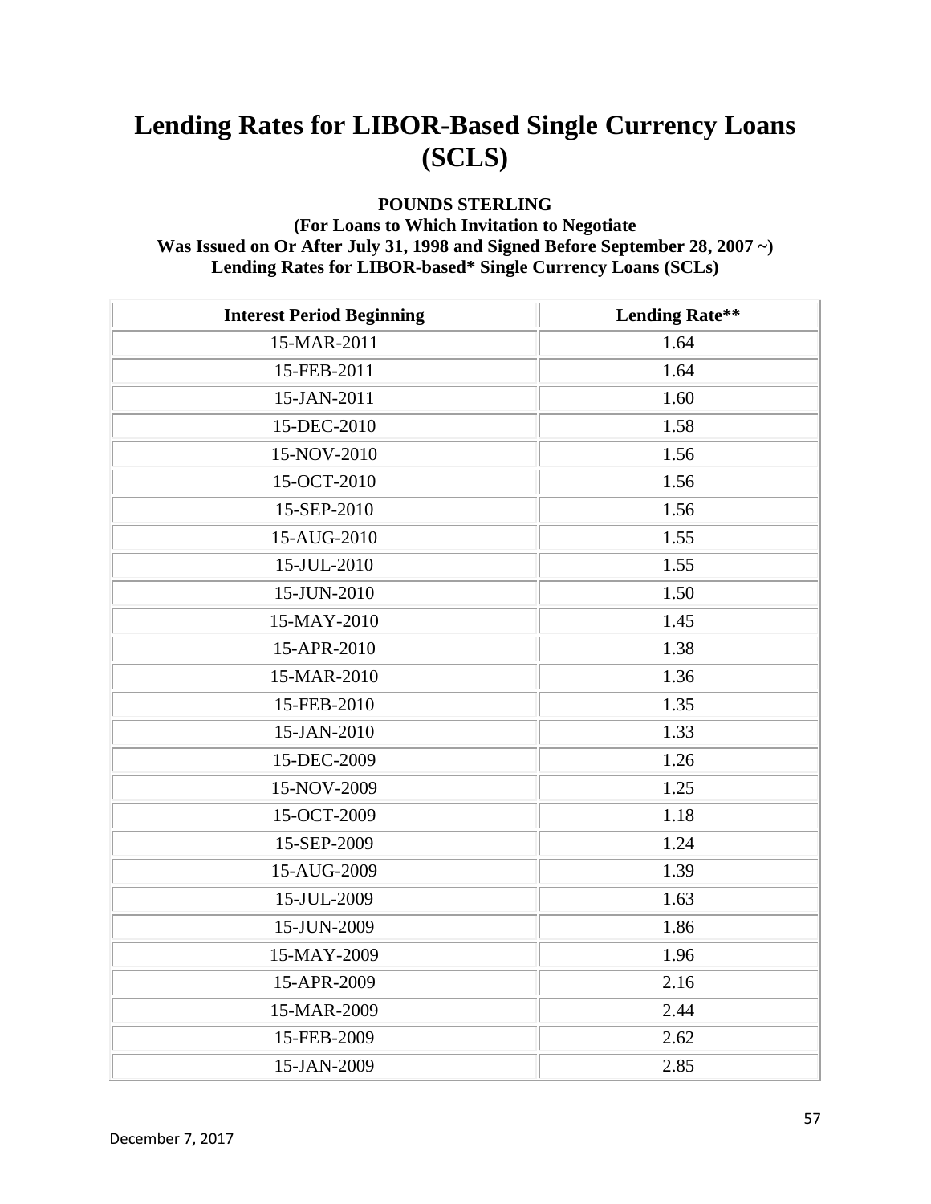# Lending Rates for LIBOR-Based Single Currency Loans (SCLS)

**POUNDS STERLING**
**(For Loans to Which Invitation to Negotiate Was Issued on Or After July 31, 1998 and Signed Before September 28, 2007 ~)**
**Lending Rates for LIBOR-based* Single Currency Loans (SCLs)**

| Interest Period Beginning | Lending Rate** |
|---|---|
| 15-MAR-2011 | 1.64 |
| 15-FEB-2011 | 1.64 |
| 15-JAN-2011 | 1.60 |
| 15-DEC-2010 | 1.58 |
| 15-NOV-2010 | 1.56 |
| 15-OCT-2010 | 1.56 |
| 15-SEP-2010 | 1.56 |
| 15-AUG-2010 | 1.55 |
| 15-JUL-2010 | 1.55 |
| 15-JUN-2010 | 1.50 |
| 15-MAY-2010 | 1.45 |
| 15-APR-2010 | 1.38 |
| 15-MAR-2010 | 1.36 |
| 15-FEB-2010 | 1.35 |
| 15-JAN-2010 | 1.33 |
| 15-DEC-2009 | 1.26 |
| 15-NOV-2009 | 1.25 |
| 15-OCT-2009 | 1.18 |
| 15-SEP-2009 | 1.24 |
| 15-AUG-2009 | 1.39 |
| 15-JUL-2009 | 1.63 |
| 15-JUN-2009 | 1.86 |
| 15-MAY-2009 | 1.96 |
| 15-APR-2009 | 2.16 |
| 15-MAR-2009 | 2.44 |
| 15-FEB-2009 | 2.62 |
| 15-JAN-2009 | 2.85 |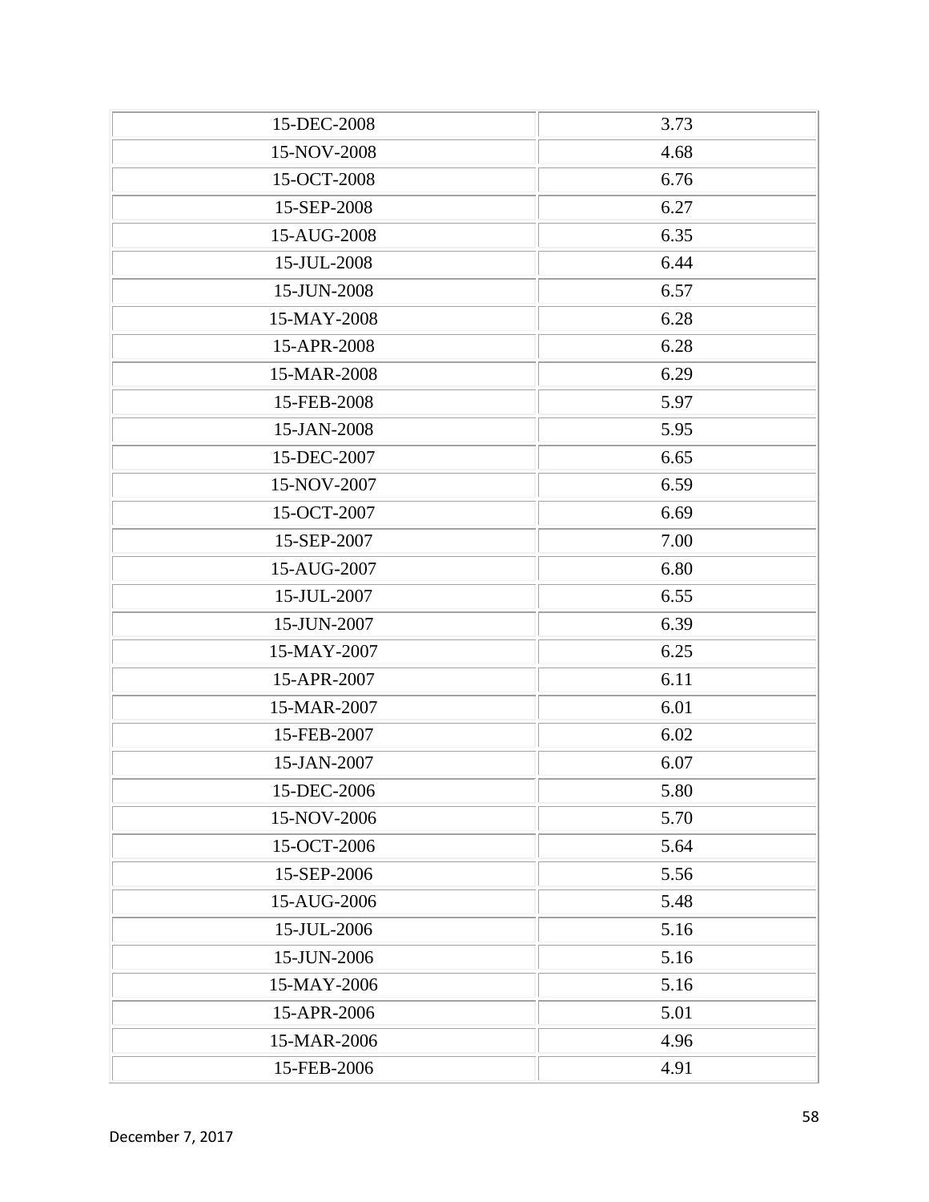| | |
|---|---|
| 15-DEC-2008 | 3.73 |
| 15-NOV-2008 | 4.68 |
| 15-OCT-2008 | 6.76 |
| 15-SEP-2008 | 6.27 |
| 15-AUG-2008 | 6.35 |
| 15-JUL-2008 | 6.44 |
| 15-JUN-2008 | 6.57 |
| 15-MAY-2008 | 6.28 |
| 15-APR-2008 | 6.28 |
| 15-MAR-2008 | 6.29 |
| 15-FEB-2008 | 5.97 |
| 15-JAN-2008 | 5.95 |
| 15-DEC-2007 | 6.65 |
| 15-NOV-2007 | 6.59 |
| 15-OCT-2007 | 6.69 |
| 15-SEP-2007 | 7.00 |
| 15-AUG-2007 | 6.80 |
| 15-JUL-2007 | 6.55 |
| 15-JUN-2007 | 6.39 |
| 15-MAY-2007 | 6.25 |
| 15-APR-2007 | 6.11 |
| 15-MAR-2007 | 6.01 |
| 15-FEB-2007 | 6.02 |
| 15-JAN-2007 | 6.07 |
| 15-DEC-2006 | 5.80 |
| 15-NOV-2006 | 5.70 |
| 15-OCT-2006 | 5.64 |
| 15-SEP-2006 | 5.56 |
| 15-AUG-2006 | 5.48 |
| 15-JUL-2006 | 5.16 |
| 15-JUN-2006 | 5.16 |
| 15-MAY-2006 | 5.16 |
| 15-APR-2006 | 5.01 |
| 15-MAR-2006 | 4.96 |
| 15-FEB-2006 | 4.91 |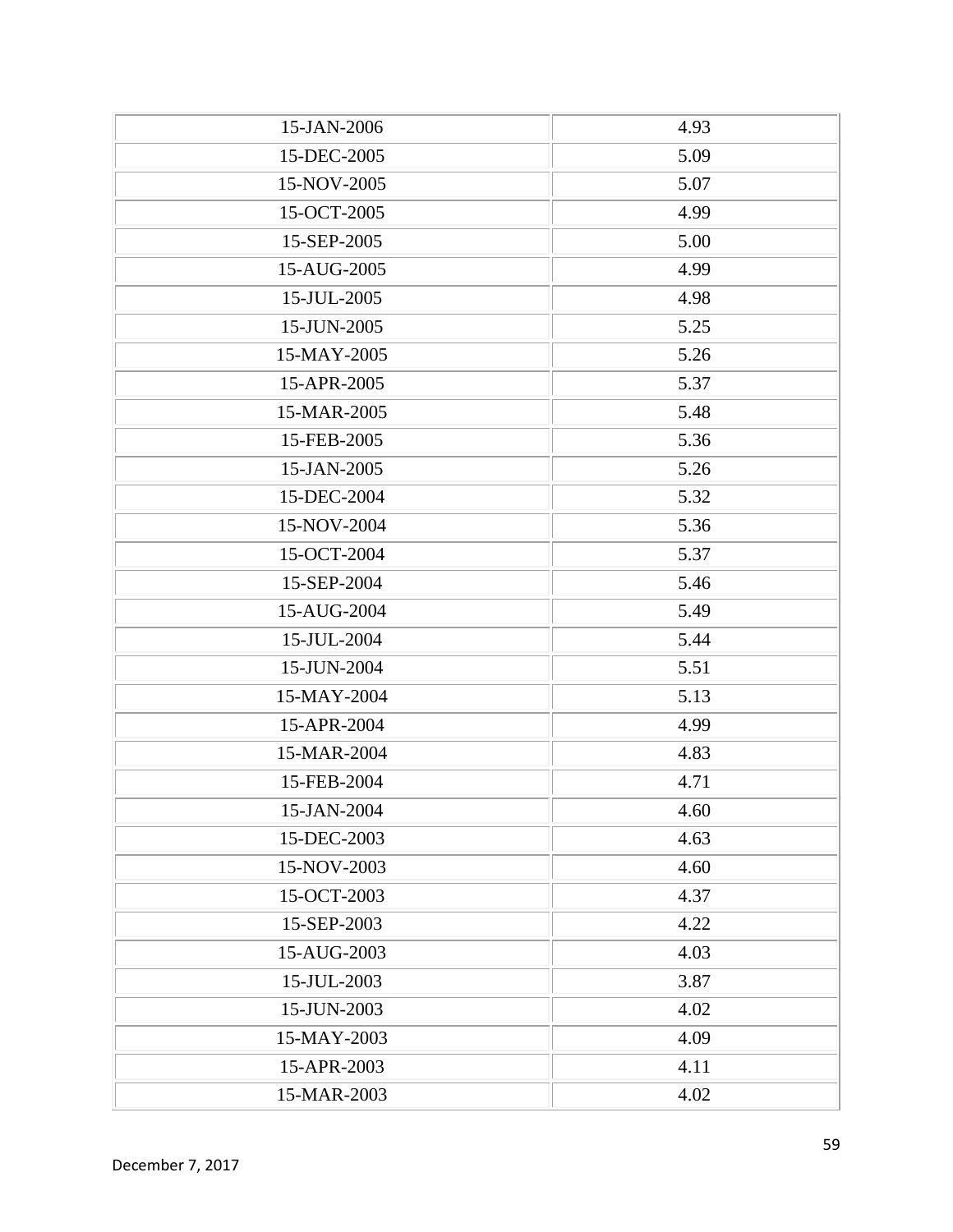| | |
|---|---|
| 15-JAN-2006 | 4.93 |
| 15-DEC-2005 | 5.09 |
| 15-NOV-2005 | 5.07 |
| 15-OCT-2005 | 4.99 |
| 15-SEP-2005 | 5.00 |
| 15-AUG-2005 | 4.99 |
| 15-JUL-2005 | 4.98 |
| 15-JUN-2005 | 5.25 |
| 15-MAY-2005 | 5.26 |
| 15-APR-2005 | 5.37 |
| 15-MAR-2005 | 5.48 |
| 15-FEB-2005 | 5.36 |
| 15-JAN-2005 | 5.26 |
| 15-DEC-2004 | 5.32 |
| 15-NOV-2004 | 5.36 |
| 15-OCT-2004 | 5.37 |
| 15-SEP-2004 | 5.46 |
| 15-AUG-2004 | 5.49 |
| 15-JUL-2004 | 5.44 |
| 15-JUN-2004 | 5.51 |
| 15-MAY-2004 | 5.13 |
| 15-APR-2004 | 4.99 |
| 15-MAR-2004 | 4.83 |
| 15-FEB-2004 | 4.71 |
| 15-JAN-2004 | 4.60 |
| 15-DEC-2003 | 4.63 |
| 15-NOV-2003 | 4.60 |
| 15-OCT-2003 | 4.37 |
| 15-SEP-2003 | 4.22 |
| 15-AUG-2003 | 4.03 |
| 15-JUL-2003 | 3.87 |
| 15-JUN-2003 | 4.02 |
| 15-MAY-2003 | 4.09 |
| 15-APR-2003 | 4.11 |
| 15-MAR-2003 | 4.02 |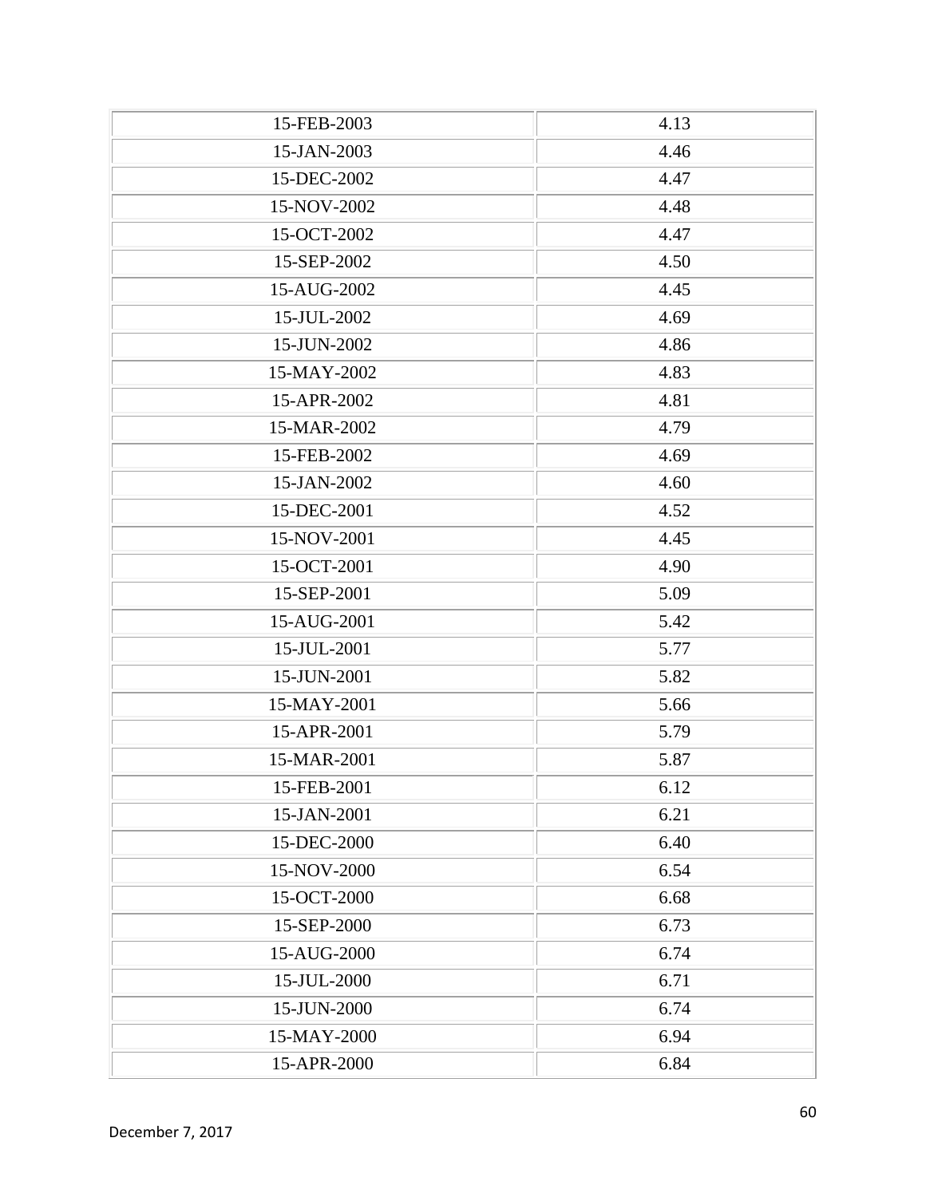| | |
|---|---|
| 15-FEB-2003 | 4.13 |
| 15-JAN-2003 | 4.46 |
| 15-DEC-2002 | 4.47 |
| 15-NOV-2002 | 4.48 |
| 15-OCT-2002 | 4.47 |
| 15-SEP-2002 | 4.50 |
| 15-AUG-2002 | 4.45 |
| 15-JUL-2002 | 4.69 |
| 15-JUN-2002 | 4.86 |
| 15-MAY-2002 | 4.83 |
| 15-APR-2002 | 4.81 |
| 15-MAR-2002 | 4.79 |
| 15-FEB-2002 | 4.69 |
| 15-JAN-2002 | 4.60 |
| 15-DEC-2001 | 4.52 |
| 15-NOV-2001 | 4.45 |
| 15-OCT-2001 | 4.90 |
| 15-SEP-2001 | 5.09 |
| 15-AUG-2001 | 5.42 |
| 15-JUL-2001 | 5.77 |
| 15-JUN-2001 | 5.82 |
| 15-MAY-2001 | 5.66 |
| 15-APR-2001 | 5.79 |
| 15-MAR-2001 | 5.87 |
| 15-FEB-2001 | 6.12 |
| 15-JAN-2001 | 6.21 |
| 15-DEC-2000 | 6.40 |
| 15-NOV-2000 | 6.54 |
| 15-OCT-2000 | 6.68 |
| 15-SEP-2000 | 6.73 |
| 15-AUG-2000 | 6.74 |
| 15-JUL-2000 | 6.71 |
| 15-JUN-2000 | 6.74 |
| 15-MAY-2000 | 6.94 |
| 15-APR-2000 | 6.84 |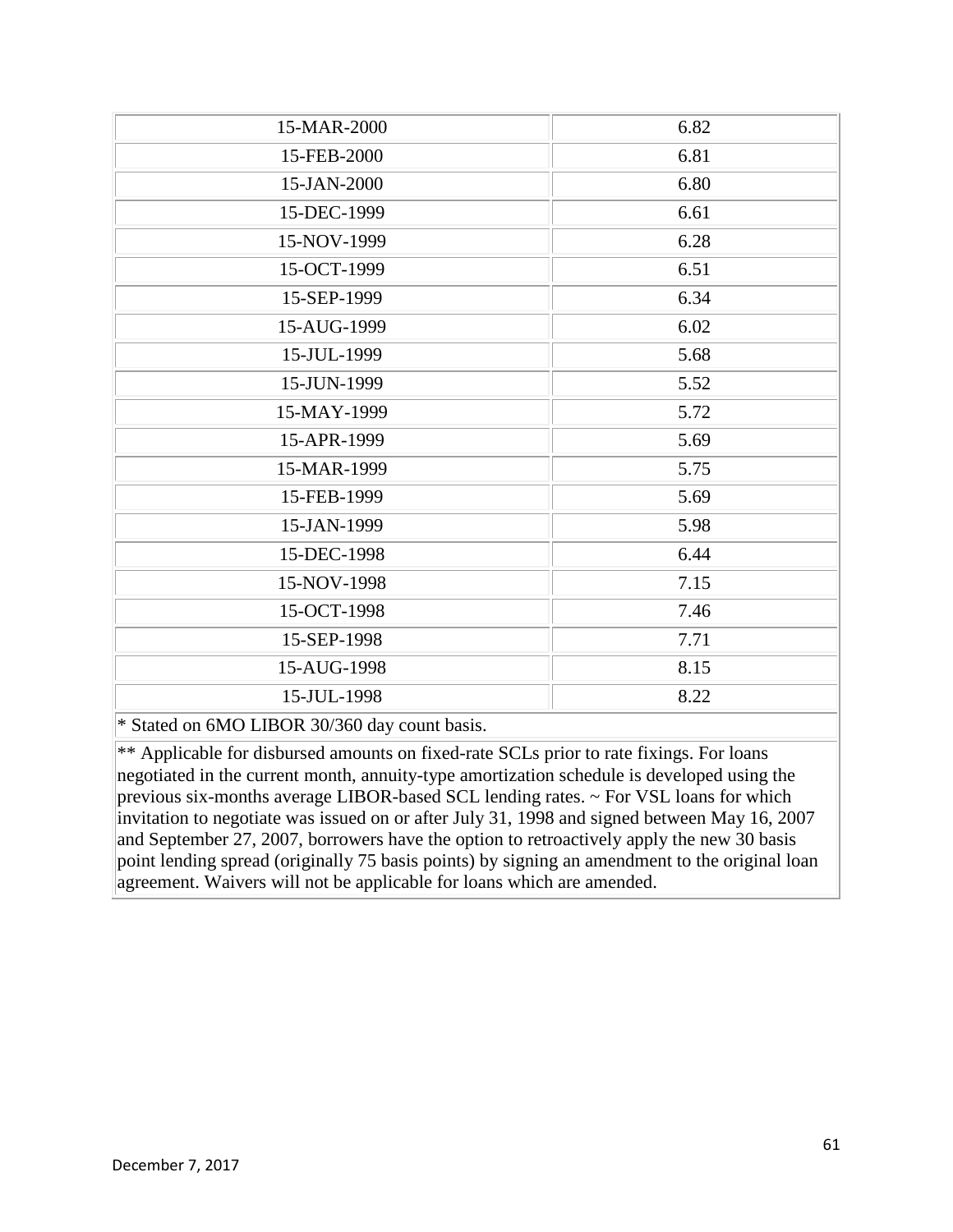| | |
|---|---|
| 15-MAR-2000 | 6.82 |
| 15-FEB-2000 | 6.81 |
| 15-JAN-2000 | 6.80 |
| 15-DEC-1999 | 6.61 |
| 15-NOV-1999 | 6.28 |
| 15-OCT-1999 | 6.51 |
| 15-SEP-1999 | 6.34 |
| 15-AUG-1999 | 6.02 |
| 15-JUL-1999 | 5.68 |
| 15-JUN-1999 | 5.52 |
| 15-MAY-1999 | 5.72 |
| 15-APR-1999 | 5.69 |
| 15-MAR-1999 | 5.75 |
| 15-FEB-1999 | 5.69 |
| 15-JAN-1999 | 5.98 |
| 15-DEC-1998 | 6.44 |
| 15-NOV-1998 | 7.15 |
| 15-OCT-1998 | 7.46 |
| 15-SEP-1998 | 7.71 |
| 15-AUG-1998 | 8.15 |
| 15-JUL-1998 | 8.22 |

* Stated on 6MO LIBOR 30/360 day count basis.

** Applicable for disbursed amounts on fixed-rate SCLs prior to rate fixings. For loans negotiated in the current month, annuity-type amortization schedule is developed using the previous six-months average LIBOR-based SCL lending rates. ~ For VSL loans for which invitation to negotiate was issued on or after July 31, 1998 and signed between May 16, 2007 and September 27, 2007, borrowers have the option to retroactively apply the new 30 basis point lending spread (originally 75 basis points) by signing an amendment to the original loan agreement. Waivers will not be applicable for loans which are amended.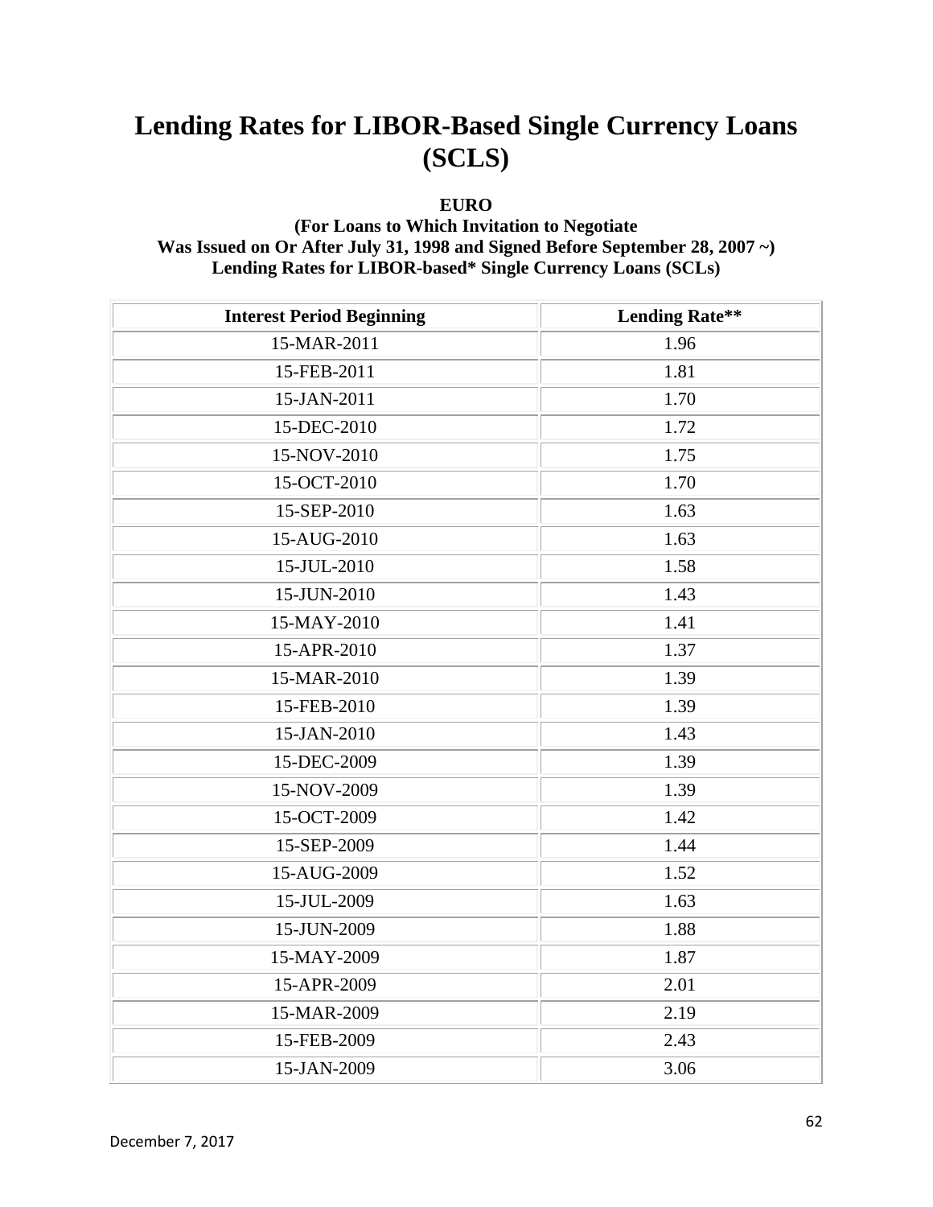# Lending Rates for LIBOR-Based Single Currency Loans (SCLS)

**EURO**
**(For Loans to Which Invitation to Negotiate Was Issued on Or After July 31, 1998 and Signed Before September 28, 2007 ~)**
**Lending Rates for LIBOR-based* Single Currency Loans (SCLs)**

| Interest Period Beginning | Lending Rate** |
|---|---|
| 15-MAR-2011 | 1.96 |
| 15-FEB-2011 | 1.81 |
| 15-JAN-2011 | 1.70 |
| 15-DEC-2010 | 1.72 |
| 15-NOV-2010 | 1.75 |
| 15-OCT-2010 | 1.70 |
| 15-SEP-2010 | 1.63 |
| 15-AUG-2010 | 1.63 |
| 15-JUL-2010 | 1.58 |
| 15-JUN-2010 | 1.43 |
| 15-MAY-2010 | 1.41 |
| 15-APR-2010 | 1.37 |
| 15-MAR-2010 | 1.39 |
| 15-FEB-2010 | 1.39 |
| 15-JAN-2010 | 1.43 |
| 15-DEC-2009 | 1.39 |
| 15-NOV-2009 | 1.39 |
| 15-OCT-2009 | 1.42 |
| 15-SEP-2009 | 1.44 |
| 15-AUG-2009 | 1.52 |
| 15-JUL-2009 | 1.63 |
| 15-JUN-2009 | 1.88 |
| 15-MAY-2009 | 1.87 |
| 15-APR-2009 | 2.01 |
| 15-MAR-2009 | 2.19 |
| 15-FEB-2009 | 2.43 |
| 15-JAN-2009 | 3.06 |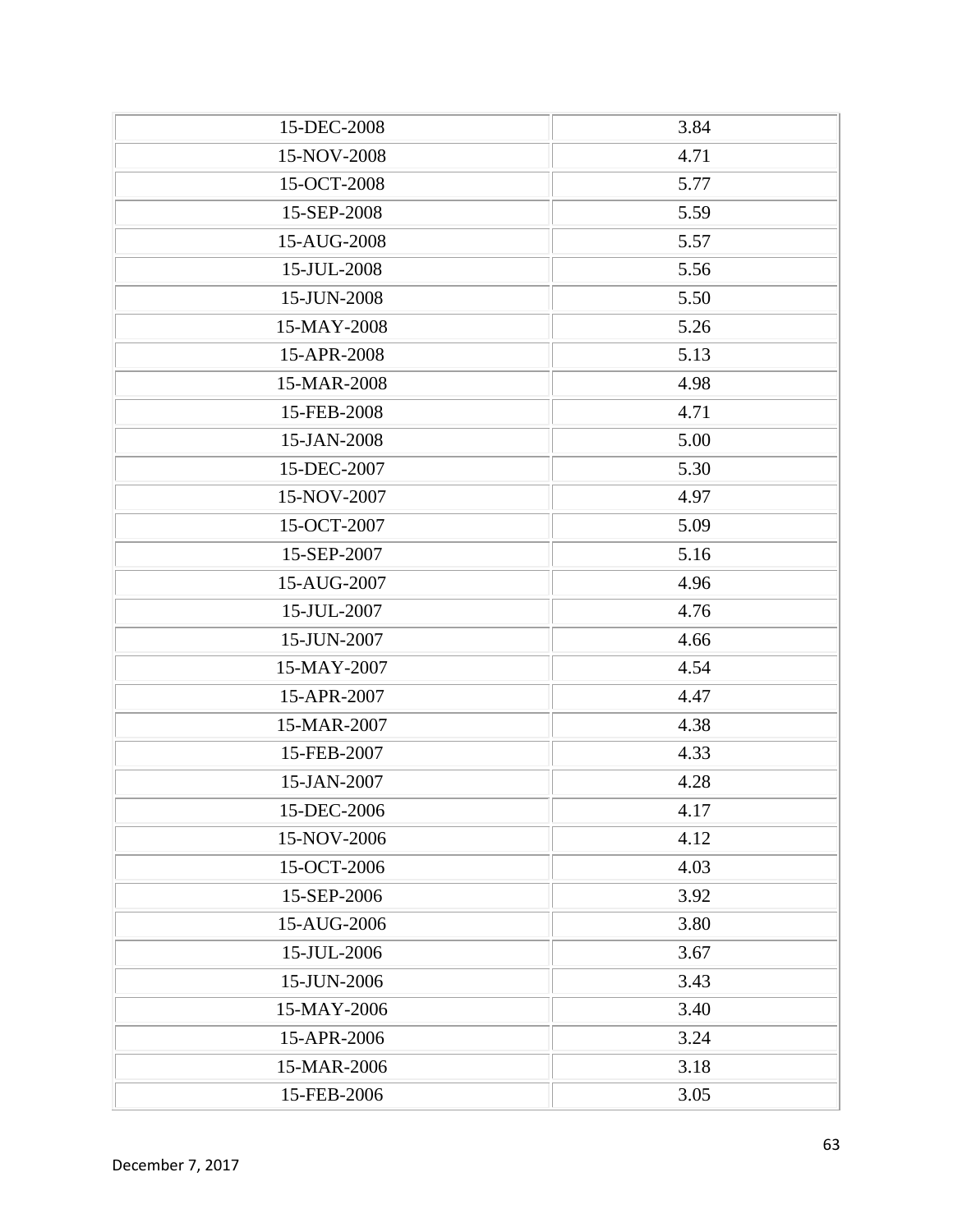| | |
|---|---|
| 15-DEC-2008 | 3.84 |
| 15-NOV-2008 | 4.71 |
| 15-OCT-2008 | 5.77 |
| 15-SEP-2008 | 5.59 |
| 15-AUG-2008 | 5.57 |
| 15-JUL-2008 | 5.56 |
| 15-JUN-2008 | 5.50 |
| 15-MAY-2008 | 5.26 |
| 15-APR-2008 | 5.13 |
| 15-MAR-2008 | 4.98 |
| 15-FEB-2008 | 4.71 |
| 15-JAN-2008 | 5.00 |
| 15-DEC-2007 | 5.30 |
| 15-NOV-2007 | 4.97 |
| 15-OCT-2007 | 5.09 |
| 15-SEP-2007 | 5.16 |
| 15-AUG-2007 | 4.96 |
| 15-JUL-2007 | 4.76 |
| 15-JUN-2007 | 4.66 |
| 15-MAY-2007 | 4.54 |
| 15-APR-2007 | 4.47 |
| 15-MAR-2007 | 4.38 |
| 15-FEB-2007 | 4.33 |
| 15-JAN-2007 | 4.28 |
| 15-DEC-2006 | 4.17 |
| 15-NOV-2006 | 4.12 |
| 15-OCT-2006 | 4.03 |
| 15-SEP-2006 | 3.92 |
| 15-AUG-2006 | 3.80 |
| 15-JUL-2006 | 3.67 |
| 15-JUN-2006 | 3.43 |
| 15-MAY-2006 | 3.40 |
| 15-APR-2006 | 3.24 |
| 15-MAR-2006 | 3.18 |
| 15-FEB-2006 | 3.05 |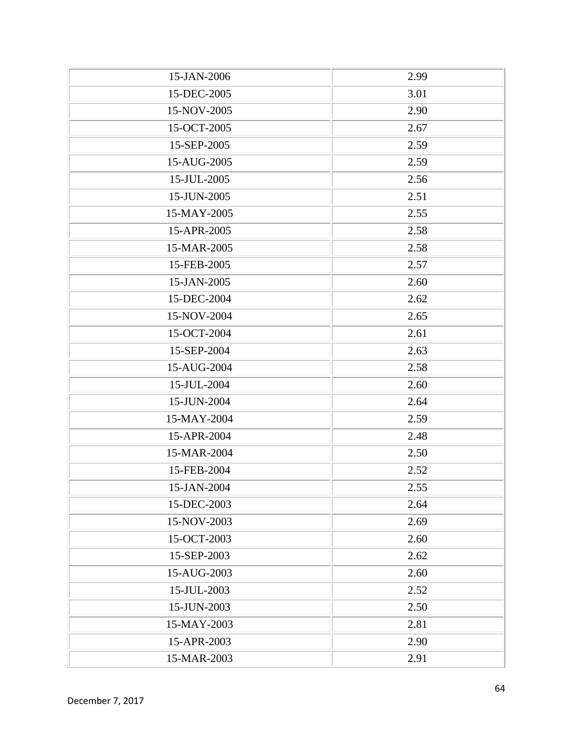| 15-JAN-2006 | 2.99 |
| --- | --- |
| 15-DEC-2005 | 3.01 |
| 15-NOV-2005 | 2.90 |
| 15-OCT-2005 | 2.67 |
| 15-SEP-2005 | 2.59 |
| 15-AUG-2005 | 2.59 |
| 15-JUL-2005 | 2.56 |
| 15-JUN-2005 | 2.51 |
| 15-MAY-2005 | 2.55 |
| 15-APR-2005 | 2.58 |
| 15-MAR-2005 | 2.58 |
| 15-FEB-2005 | 2.57 |
| 15-JAN-2005 | 2.60 |
| 15-DEC-2004 | 2.62 |
| 15-NOV-2004 | 2.65 |
| 15-OCT-2004 | 2.61 |
| 15-SEP-2004 | 2.63 |
| 15-AUG-2004 | 2.58 |
| 15-JUL-2004 | 2.60 |
| 15-JUN-2004 | 2.64 |
| 15-MAY-2004 | 2.59 |
| 15-APR-2004 | 2.48 |
| 15-MAR-2004 | 2.50 |
| 15-FEB-2004 | 2.52 |
| 15-JAN-2004 | 2.55 |
| 15-DEC-2003 | 2.64 |
| 15-NOV-2003 | 2.69 |
| 15-OCT-2003 | 2.60 |
| 15-SEP-2003 | 2.62 |
| 15-AUG-2003 | 2.60 |
| 15-JUL-2003 | 2.52 |
| 15-JUN-2003 | 2.50 |
| 15-MAY-2003 | 2.81 |
| 15-APR-2003 | 2.90 |
| 15-MAR-2003 | 2.91 |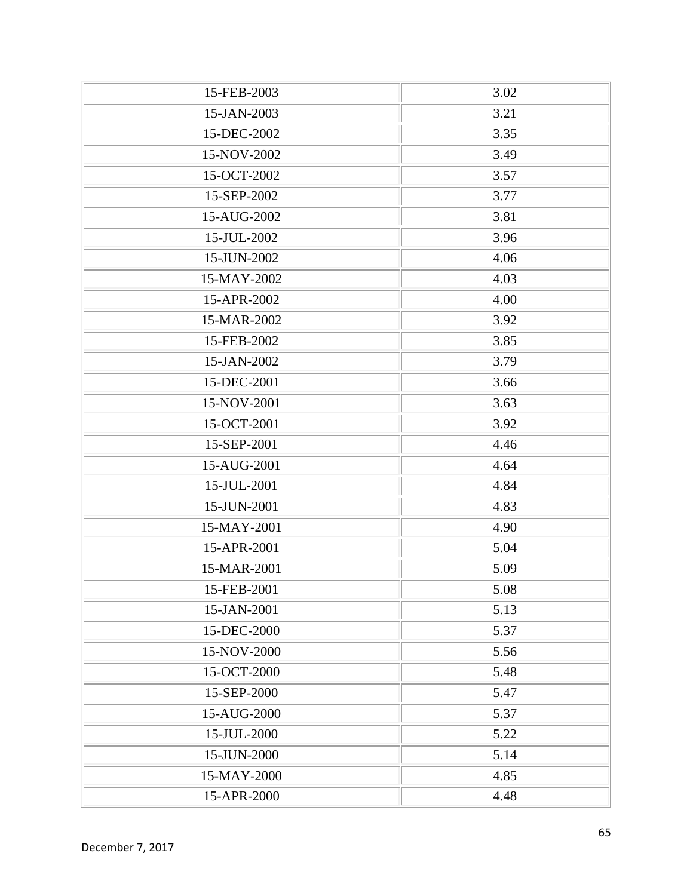| 15-FEB-2003 | 3.02 |
| --- | --- |
| 15-JAN-2003 | 3.21 |
| 15-DEC-2002 | 3.35 |
| 15-NOV-2002 | 3.49 |
| 15-OCT-2002 | 3.57 |
| 15-SEP-2002 | 3.77 |
| 15-AUG-2002 | 3.81 |
| 15-JUL-2002 | 3.96 |
| 15-JUN-2002 | 4.06 |
| 15-MAY-2002 | 4.03 |
| 15-APR-2002 | 4.00 |
| 15-MAR-2002 | 3.92 |
| 15-FEB-2002 | 3.85 |
| 15-JAN-2002 | 3.79 |
| 15-DEC-2001 | 3.66 |
| 15-NOV-2001 | 3.63 |
| 15-OCT-2001 | 3.92 |
| 15-SEP-2001 | 4.46 |
| 15-AUG-2001 | 4.64 |
| 15-JUL-2001 | 4.84 |
| 15-JUN-2001 | 4.83 |
| 15-MAY-2001 | 4.90 |
| 15-APR-2001 | 5.04 |
| 15-MAR-2001 | 5.09 |
| 15-FEB-2001 | 5.08 |
| 15-JAN-2001 | 5.13 |
| 15-DEC-2000 | 5.37 |
| 15-NOV-2000 | 5.56 |
| 15-OCT-2000 | 5.48 |
| 15-SEP-2000 | 5.47 |
| 15-AUG-2000 | 5.37 |
| 15-JUL-2000 | 5.22 |
| 15-JUN-2000 | 5.14 |
| 15-MAY-2000 | 4.85 |
| 15-APR-2000 | 4.48 |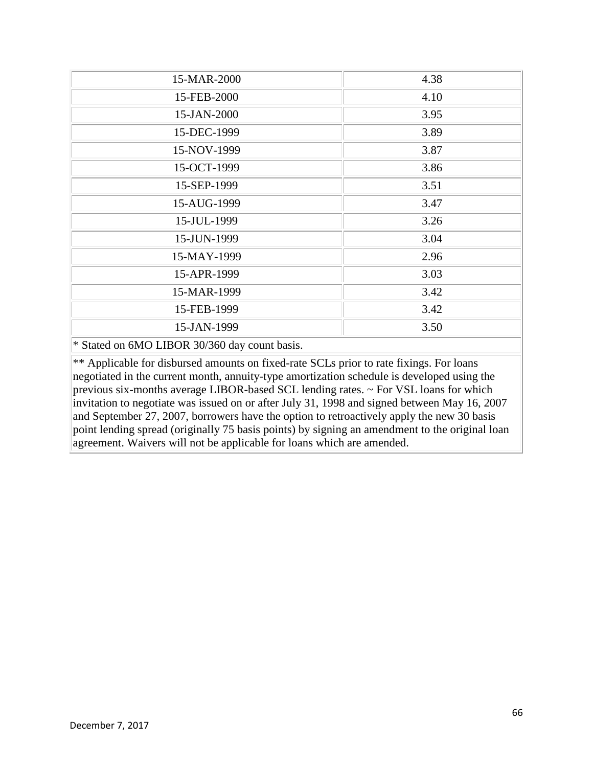| | |
|---|---|
| 15-MAR-2000 | 4.38 |
| 15-FEB-2000 | 4.10 |
| 15-JAN-2000 | 3.95 |
| 15-DEC-1999 | 3.89 |
| 15-NOV-1999 | 3.87 |
| 15-OCT-1999 | 3.86 |
| 15-SEP-1999 | 3.51 |
| 15-AUG-1999 | 3.47 |
| 15-JUL-1999 | 3.26 |
| 15-JUN-1999 | 3.04 |
| 15-MAY-1999 | 2.96 |
| 15-APR-1999 | 3.03 |
| 15-MAR-1999 | 3.42 |
| 15-FEB-1999 | 3.42 |
| 15-JAN-1999 | 3.50 |

* Stated on 6MO LIBOR 30/360 day count basis.

** Applicable for disbursed amounts on fixed-rate SCLs prior to rate fixings. For loans negotiated in the current month, annuity-type amortization schedule is developed using the previous six-months average LIBOR-based SCL lending rates. ~ For VSL loans for which invitation to negotiate was issued on or after July 31, 1998 and signed between May 16, 2007 and September 27, 2007, borrowers have the option to retroactively apply the new 30 basis point lending spread (originally 75 basis points) by signing an amendment to the original loan agreement. Waivers will not be applicable for loans which are amended.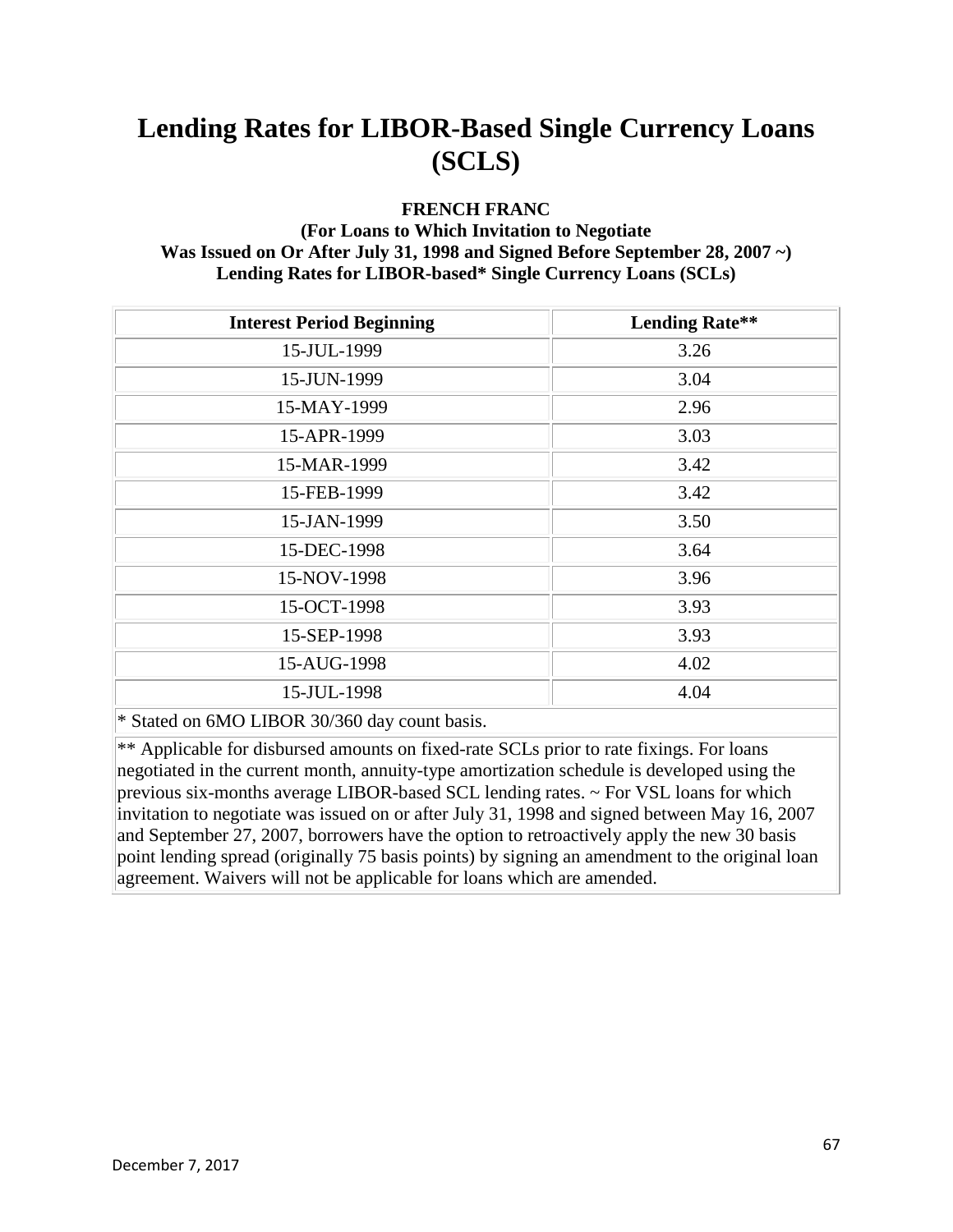# Lending Rates for LIBOR-Based Single Currency Loans (SCLS)

**FRENCH FRANC**
**(For Loans to Which Invitation to Negotiate Was Issued on Or After July 31, 1998 and Signed Before September 28, 2007 ~)**
**Lending Rates for LIBOR-based* Single Currency Loans (SCLs)**

| Interest Period Beginning | Lending Rate** |
|---|---|
| 15-JUL-1999 | 3.26 |
| 15-JUN-1999 | 3.04 |
| 15-MAY-1999 | 2.96 |
| 15-APR-1999 | 3.03 |
| 15-MAR-1999 | 3.42 |
| 15-FEB-1999 | 3.42 |
| 15-JAN-1999 | 3.50 |
| 15-DEC-1998 | 3.64 |
| 15-NOV-1998 | 3.96 |
| 15-OCT-1998 | 3.93 |
| 15-SEP-1998 | 3.93 |
| 15-AUG-1998 | 4.02 |
| 15-JUL-1998 | 4.04 |

* Stated on 6MO LIBOR 30/360 day count basis.

** Applicable for disbursed amounts on fixed-rate SCLs prior to rate fixings. For loans negotiated in the current month, annuity-type amortization schedule is developed using the previous six-months average LIBOR-based SCL lending rates. ~ For VSL loans for which invitation to negotiate was issued on or after July 31, 1998 and signed between May 16, 2007 and September 27, 2007, borrowers have the option to retroactively apply the new 30 basis point lending spread (originally 75 basis points) by signing an amendment to the original loan agreement. Waivers will not be applicable for loans which are amended.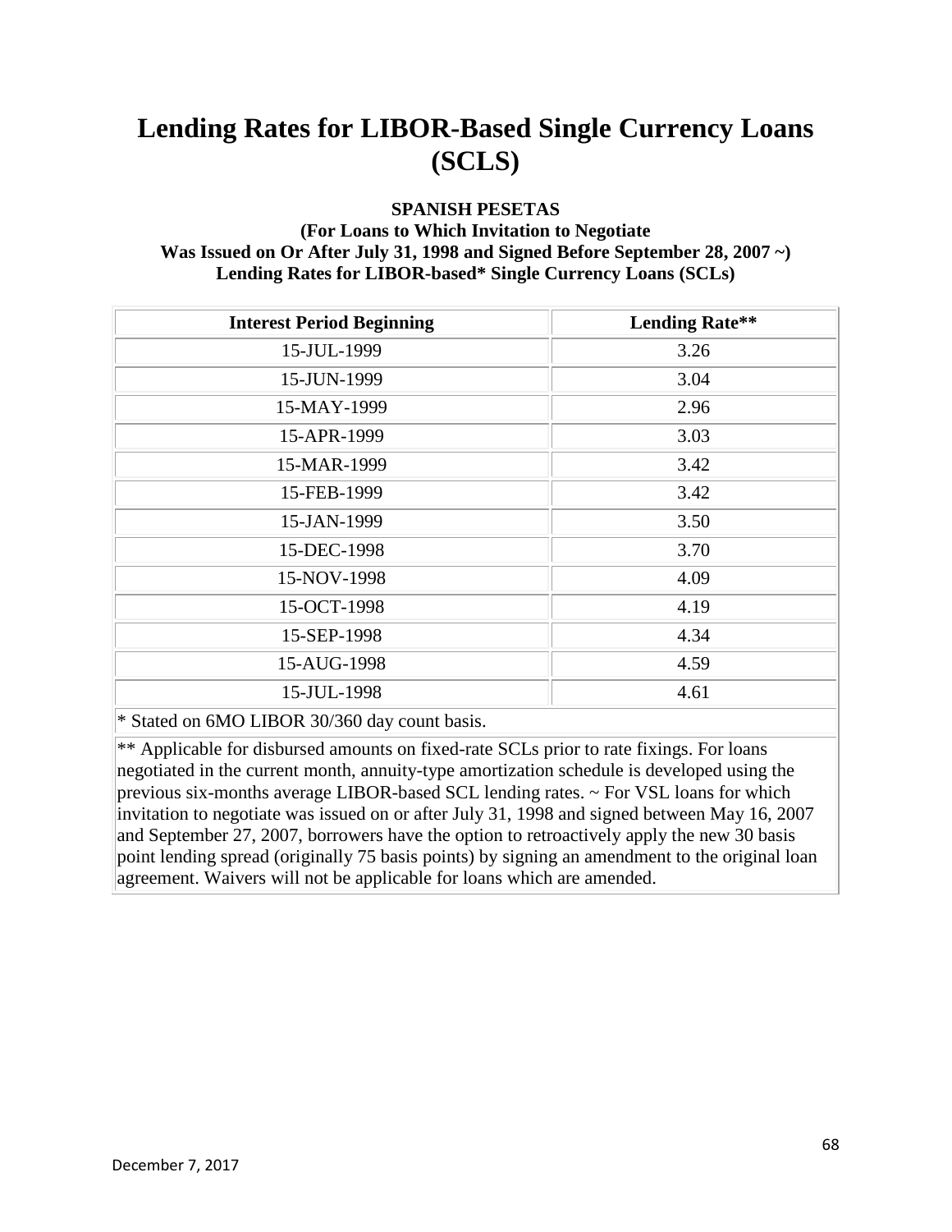# Lending Rates for LIBOR-Based Single Currency Loans (SCLS)

**SPANISH PESETAS**
**(For Loans to Which Invitation to Negotiate Was Issued on Or After July 31, 1998 and Signed Before September 28, 2007 ~)**
**Lending Rates for LIBOR-based* Single Currency Loans (SCLs)**

| Interest Period Beginning | Lending Rate** |
|---|---|
| 15-JUL-1999 | 3.26 |
| 15-JUN-1999 | 3.04 |
| 15-MAY-1999 | 2.96 |
| 15-APR-1999 | 3.03 |
| 15-MAR-1999 | 3.42 |
| 15-FEB-1999 | 3.42 |
| 15-JAN-1999 | 3.50 |
| 15-DEC-1998 | 3.70 |
| 15-NOV-1998 | 4.09 |
| 15-OCT-1998 | 4.19 |
| 15-SEP-1998 | 4.34 |
| 15-AUG-1998 | 4.59 |
| 15-JUL-1998 | 4.61 |

* Stated on 6MO LIBOR 30/360 day count basis.

** Applicable for disbursed amounts on fixed-rate SCLs prior to rate fixings. For loans negotiated in the current month, annuity-type amortization schedule is developed using the previous six-months average LIBOR-based SCL lending rates. ~ For VSL loans for which invitation to negotiate was issued on or after July 31, 1998 and signed between May 16, 2007 and September 27, 2007, borrowers have the option to retroactively apply the new 30 basis point lending spread (originally 75 basis points) by signing an amendment to the original loan agreement. Waivers will not be applicable for loans which are amended.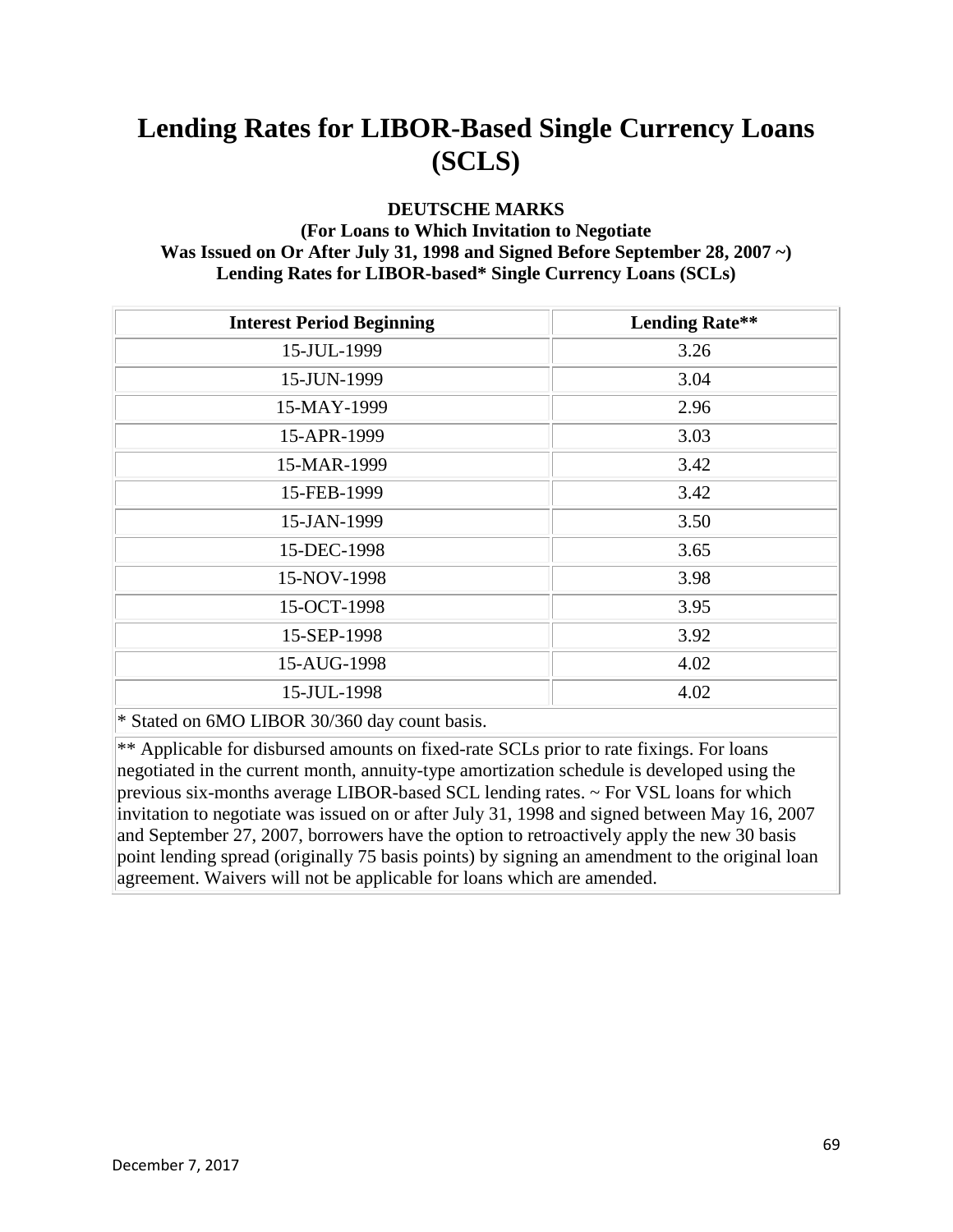# Lending Rates for LIBOR-Based Single Currency Loans (SCLS)

**DEUTSCHE MARKS**
**(For Loans to Which Invitation to Negotiate Was Issued on Or After July 31, 1998 and Signed Before September 28, 2007 ~)**
**Lending Rates for LIBOR-based* Single Currency Loans (SCLs)**

| Interest Period Beginning | Lending Rate** |
|---|---|
| 15-JUL-1999 | 3.26 |
| 15-JUN-1999 | 3.04 |
| 15-MAY-1999 | 2.96 |
| 15-APR-1999 | 3.03 |
| 15-MAR-1999 | 3.42 |
| 15-FEB-1999 | 3.42 |
| 15-JAN-1999 | 3.50 |
| 15-DEC-1998 | 3.65 |
| 15-NOV-1998 | 3.98 |
| 15-OCT-1998 | 3.95 |
| 15-SEP-1998 | 3.92 |
| 15-AUG-1998 | 4.02 |
| 15-JUL-1998 | 4.02 |

* Stated on 6MO LIBOR 30/360 day count basis.

** Applicable for disbursed amounts on fixed-rate SCLs prior to rate fixings. For loans negotiated in the current month, annuity-type amortization schedule is developed using the previous six-months average LIBOR-based SCL lending rates. ~ For VSL loans for which invitation to negotiate was issued on or after July 31, 1998 and signed between May 16, 2007 and September 27, 2007, borrowers have the option to retroactively apply the new 30 basis point lending spread (originally 75 basis points) by signing an amendment to the original loan agreement. Waivers will not be applicable for loans which are amended.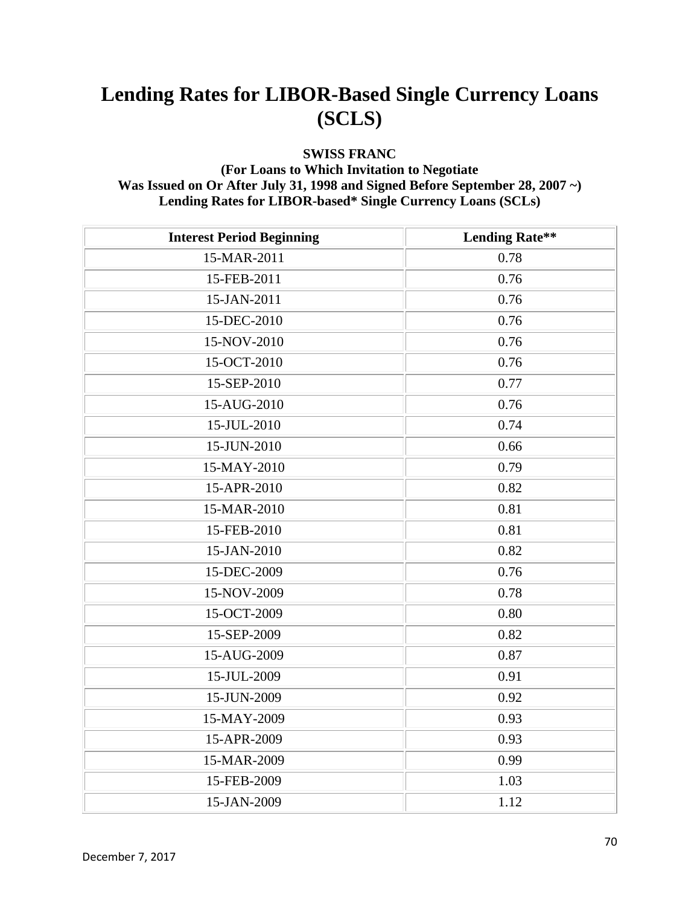# Lending Rates for LIBOR-Based Single Currency Loans (SCLS)

**SWISS FRANC**
**(For Loans to Which Invitation to Negotiate Was Issued on Or After July 31, 1998 and Signed Before September 28, 2007 ~)**
**Lending Rates for LIBOR-based* Single Currency Loans (SCLs)**

| Interest Period Beginning | Lending Rate** |
|---|---|
| 15-MAR-2011 | 0.78 |
| 15-FEB-2011 | 0.76 |
| 15-JAN-2011 | 0.76 |
| 15-DEC-2010 | 0.76 |
| 15-NOV-2010 | 0.76 |
| 15-OCT-2010 | 0.76 |
| 15-SEP-2010 | 0.77 |
| 15-AUG-2010 | 0.76 |
| 15-JUL-2010 | 0.74 |
| 15-JUN-2010 | 0.66 |
| 15-MAY-2010 | 0.79 |
| 15-APR-2010 | 0.82 |
| 15-MAR-2010 | 0.81 |
| 15-FEB-2010 | 0.81 |
| 15-JAN-2010 | 0.82 |
| 15-DEC-2009 | 0.76 |
| 15-NOV-2009 | 0.78 |
| 15-OCT-2009 | 0.80 |
| 15-SEP-2009 | 0.82 |
| 15-AUG-2009 | 0.87 |
| 15-JUL-2009 | 0.91 |
| 15-JUN-2009 | 0.92 |
| 15-MAY-2009 | 0.93 |
| 15-APR-2009 | 0.93 |
| 15-MAR-2009 | 0.99 |
| 15-FEB-2009 | 1.03 |
| 15-JAN-2009 | 1.12 |

December 7, 2017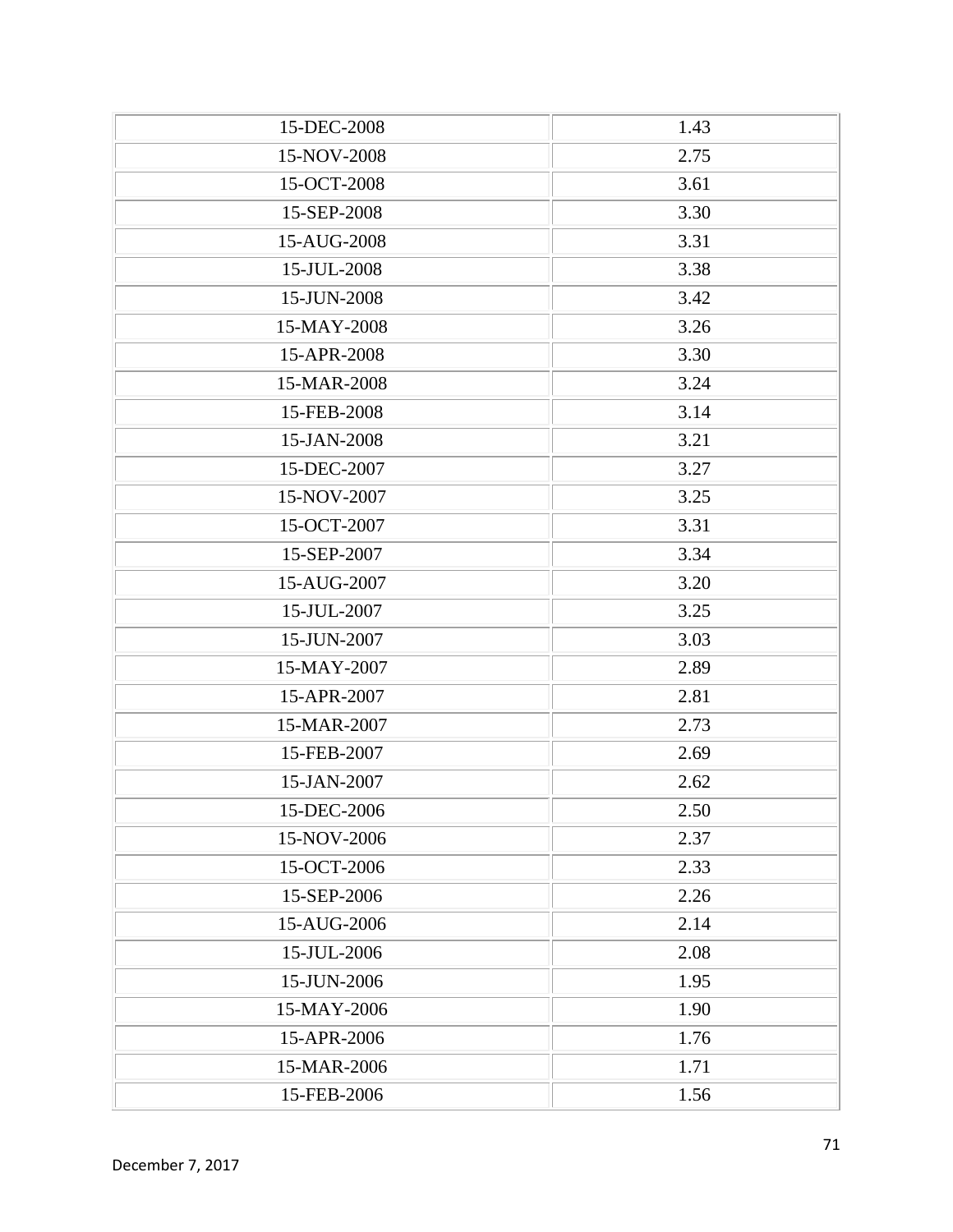| | |
|---|---|
| 15-DEC-2008 | 1.43 |
| 15-NOV-2008 | 2.75 |
| 15-OCT-2008 | 3.61 |
| 15-SEP-2008 | 3.30 |
| 15-AUG-2008 | 3.31 |
| 15-JUL-2008 | 3.38 |
| 15-JUN-2008 | 3.42 |
| 15-MAY-2008 | 3.26 |
| 15-APR-2008 | 3.30 |
| 15-MAR-2008 | 3.24 |
| 15-FEB-2008 | 3.14 |
| 15-JAN-2008 | 3.21 |
| 15-DEC-2007 | 3.27 |
| 15-NOV-2007 | 3.25 |
| 15-OCT-2007 | 3.31 |
| 15-SEP-2007 | 3.34 |
| 15-AUG-2007 | 3.20 |
| 15-JUL-2007 | 3.25 |
| 15-JUN-2007 | 3.03 |
| 15-MAY-2007 | 2.89 |
| 15-APR-2007 | 2.81 |
| 15-MAR-2007 | 2.73 |
| 15-FEB-2007 | 2.69 |
| 15-JAN-2007 | 2.62 |
| 15-DEC-2006 | 2.50 |
| 15-NOV-2006 | 2.37 |
| 15-OCT-2006 | 2.33 |
| 15-SEP-2006 | 2.26 |
| 15-AUG-2006 | 2.14 |
| 15-JUL-2006 | 2.08 |
| 15-JUN-2006 | 1.95 |
| 15-MAY-2006 | 1.90 |
| 15-APR-2006 | 1.76 |
| 15-MAR-2006 | 1.71 |
| 15-FEB-2006 | 1.56 |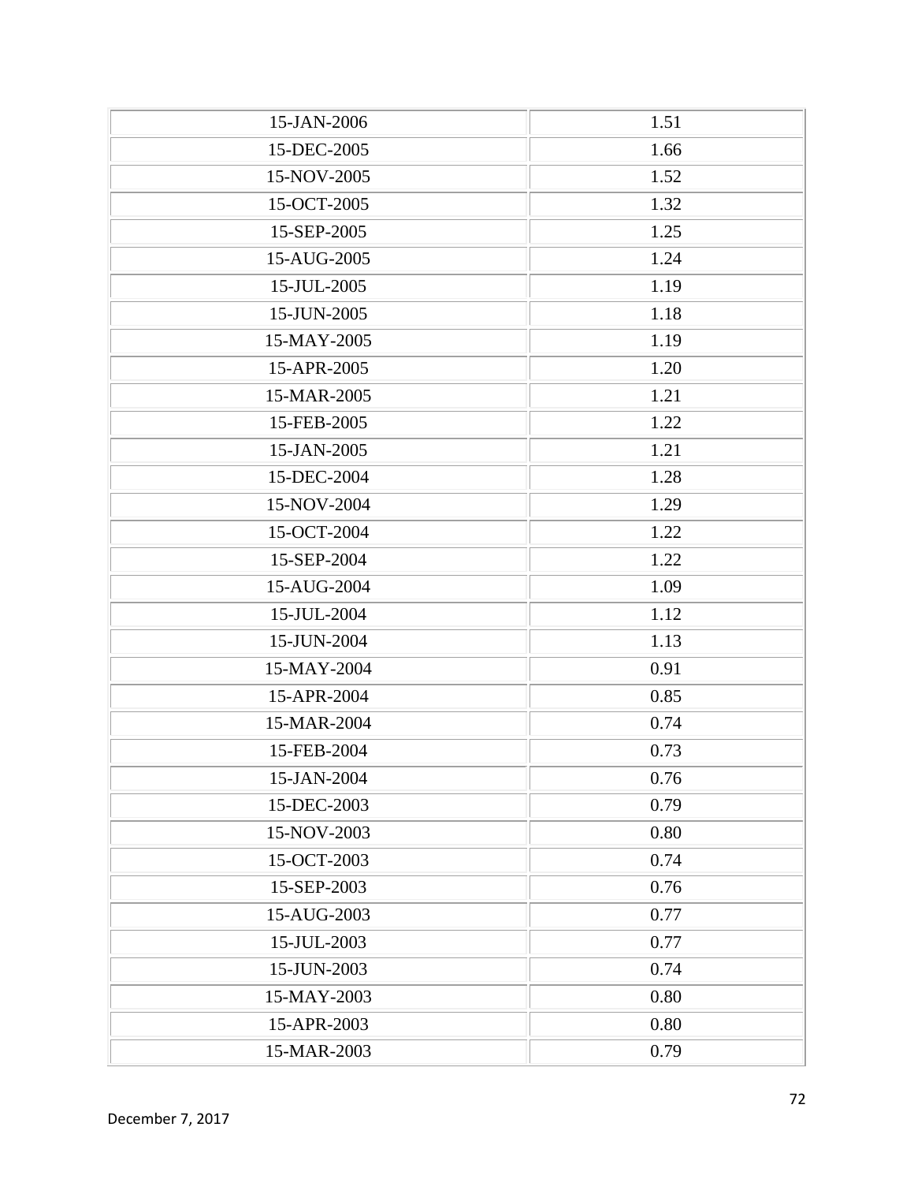| | |
|---|---|
| 15-JAN-2006 | 1.51 |
| 15-DEC-2005 | 1.66 |
| 15-NOV-2005 | 1.52 |
| 15-OCT-2005 | 1.32 |
| 15-SEP-2005 | 1.25 |
| 15-AUG-2005 | 1.24 |
| 15-JUL-2005 | 1.19 |
| 15-JUN-2005 | 1.18 |
| 15-MAY-2005 | 1.19 |
| 15-APR-2005 | 1.20 |
| 15-MAR-2005 | 1.21 |
| 15-FEB-2005 | 1.22 |
| 15-JAN-2005 | 1.21 |
| 15-DEC-2004 | 1.28 |
| 15-NOV-2004 | 1.29 |
| 15-OCT-2004 | 1.22 |
| 15-SEP-2004 | 1.22 |
| 15-AUG-2004 | 1.09 |
| 15-JUL-2004 | 1.12 |
| 15-JUN-2004 | 1.13 |
| 15-MAY-2004 | 0.91 |
| 15-APR-2004 | 0.85 |
| 15-MAR-2004 | 0.74 |
| 15-FEB-2004 | 0.73 |
| 15-JAN-2004 | 0.76 |
| 15-DEC-2003 | 0.79 |
| 15-NOV-2003 | 0.80 |
| 15-OCT-2003 | 0.74 |
| 15-SEP-2003 | 0.76 |
| 15-AUG-2003 | 0.77 |
| 15-JUL-2003 | 0.77 |
| 15-JUN-2003 | 0.74 |
| 15-MAY-2003 | 0.80 |
| 15-APR-2003 | 0.80 |
| 15-MAR-2003 | 0.79 |

December 7, 2017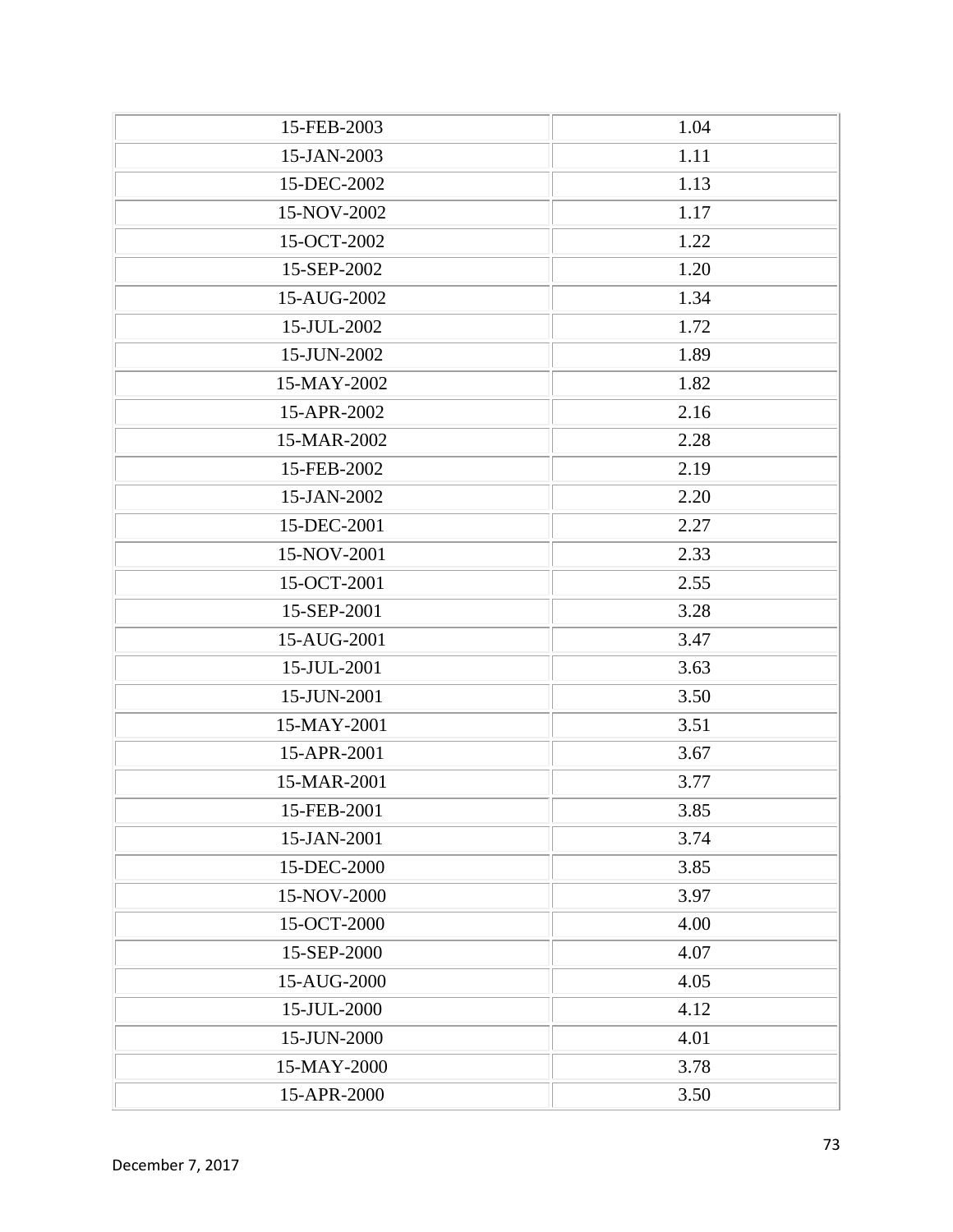| | |
|---|---|
| 15-FEB-2003 | 1.04 |
| 15-JAN-2003 | 1.11 |
| 15-DEC-2002 | 1.13 |
| 15-NOV-2002 | 1.17 |
| 15-OCT-2002 | 1.22 |
| 15-SEP-2002 | 1.20 |
| 15-AUG-2002 | 1.34 |
| 15-JUL-2002 | 1.72 |
| 15-JUN-2002 | 1.89 |
| 15-MAY-2002 | 1.82 |
| 15-APR-2002 | 2.16 |
| 15-MAR-2002 | 2.28 |
| 15-FEB-2002 | 2.19 |
| 15-JAN-2002 | 2.20 |
| 15-DEC-2001 | 2.27 |
| 15-NOV-2001 | 2.33 |
| 15-OCT-2001 | 2.55 |
| 15-SEP-2001 | 3.28 |
| 15-AUG-2001 | 3.47 |
| 15-JUL-2001 | 3.63 |
| 15-JUN-2001 | 3.50 |
| 15-MAY-2001 | 3.51 |
| 15-APR-2001 | 3.67 |
| 15-MAR-2001 | 3.77 |
| 15-FEB-2001 | 3.85 |
| 15-JAN-2001 | 3.74 |
| 15-DEC-2000 | 3.85 |
| 15-NOV-2000 | 3.97 |
| 15-OCT-2000 | 4.00 |
| 15-SEP-2000 | 4.07 |
| 15-AUG-2000 | 4.05 |
| 15-JUL-2000 | 4.12 |
| 15-JUN-2000 | 4.01 |
| 15-MAY-2000 | 3.78 |
| 15-APR-2000 | 3.50 |

December 7, 2017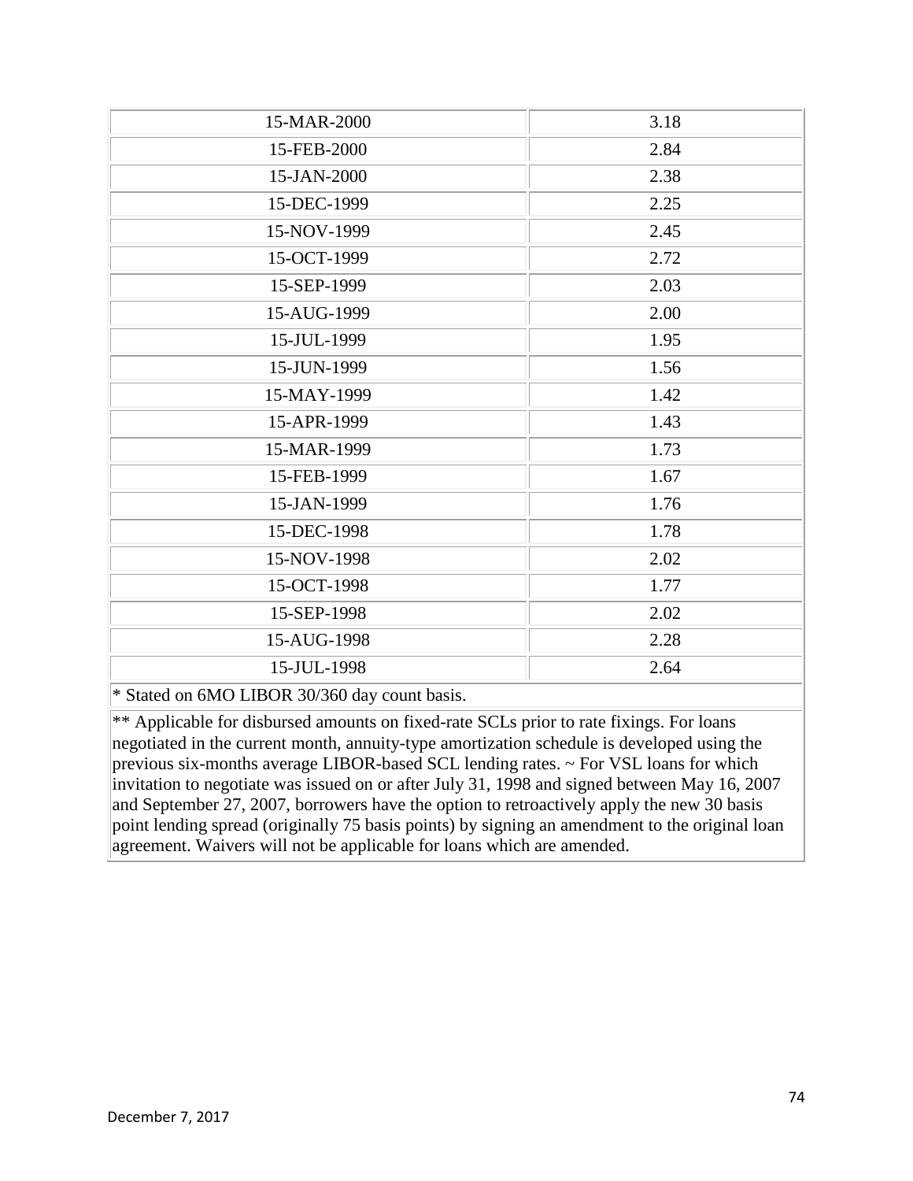| | |
|---|---|
| 15-MAR-2000 | 3.18 |
| 15-FEB-2000 | 2.84 |
| 15-JAN-2000 | 2.38 |
| 15-DEC-1999 | 2.25 |
| 15-NOV-1999 | 2.45 |
| 15-OCT-1999 | 2.72 |
| 15-SEP-1999 | 2.03 |
| 15-AUG-1999 | 2.00 |
| 15-JUL-1999 | 1.95 |
| 15-JUN-1999 | 1.56 |
| 15-MAY-1999 | 1.42 |
| 15-APR-1999 | 1.43 |
| 15-MAR-1999 | 1.73 |
| 15-FEB-1999 | 1.67 |
| 15-JAN-1999 | 1.76 |
| 15-DEC-1998 | 1.78 |
| 15-NOV-1998 | 2.02 |
| 15-OCT-1998 | 1.77 |
| 15-SEP-1998 | 2.02 |
| 15-AUG-1998 | 2.28 |
| 15-JUL-1998 | 2.64 |

* Stated on 6MO LIBOR 30/360 day count basis.

** Applicable for disbursed amounts on fixed-rate SCLs prior to rate fixings. For loans negotiated in the current month, annuity-type amortization schedule is developed using the previous six-months average LIBOR-based SCL lending rates. ~ For VSL loans for which invitation to negotiate was issued on or after July 31, 1998 and signed between May 16, 2007 and September 27, 2007, borrowers have the option to retroactively apply the new 30 basis point lending spread (originally 75 basis points) by signing an amendment to the original loan agreement. Waivers will not be applicable for loans which are amended.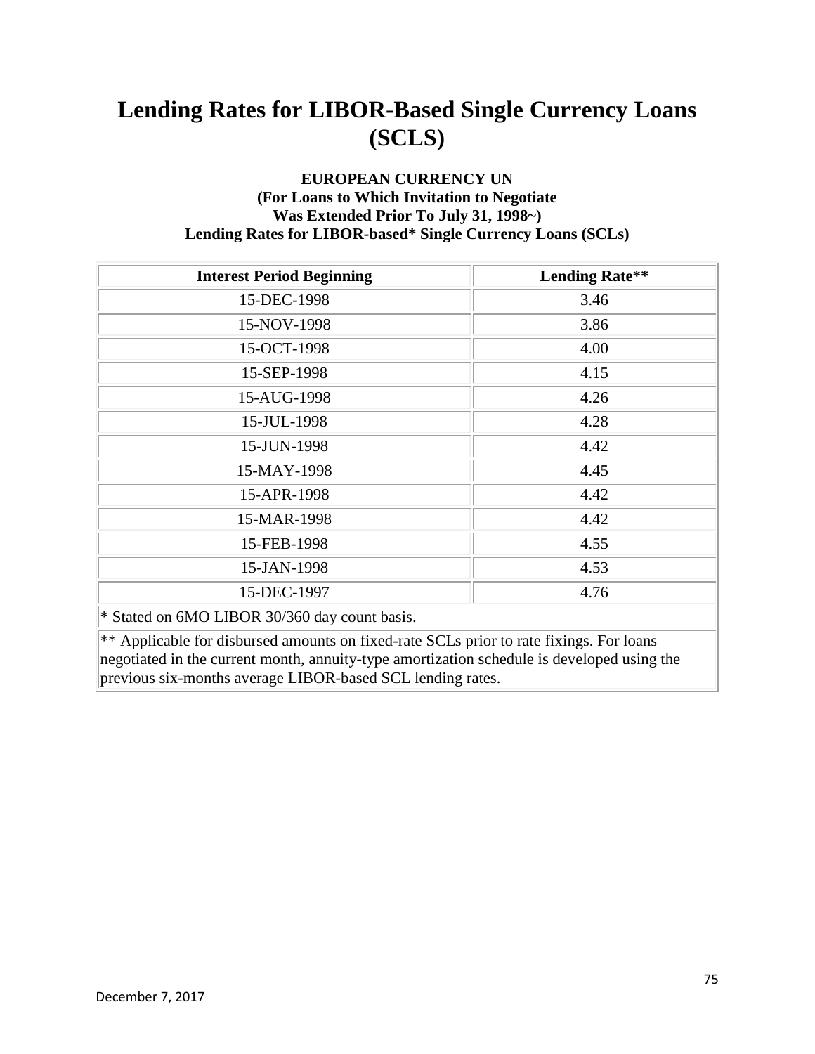# Lending Rates for LIBOR-Based Single Currency Loans (SCLS)

**EUROPEAN CURRENCY UN**
**(For Loans to Which Invitation to Negotiate Was Extended Prior To July 31, 1998~)**
**Lending Rates for LIBOR-based* Single Currency Loans (SCLs)**

| Interest Period Beginning | Lending Rate** |
|---|---|
| 15-DEC-1998 | 3.46 |
| 15-NOV-1998 | 3.86 |
| 15-OCT-1998 | 4.00 |
| 15-SEP-1998 | 4.15 |
| 15-AUG-1998 | 4.26 |
| 15-JUL-1998 | 4.28 |
| 15-JUN-1998 | 4.42 |
| 15-MAY-1998 | 4.45 |
| 15-APR-1998 | 4.42 |
| 15-MAR-1998 | 4.42 |
| 15-FEB-1998 | 4.55 |
| 15-JAN-1998 | 4.53 |
| 15-DEC-1997 | 4.76 |

* Stated on 6MO LIBOR 30/360 day count basis.

** Applicable for disbursed amounts on fixed-rate SCLs prior to rate fixings. For loans negotiated in the current month, annuity-type amortization schedule is developed using the previous six-months average LIBOR-based SCL lending rates.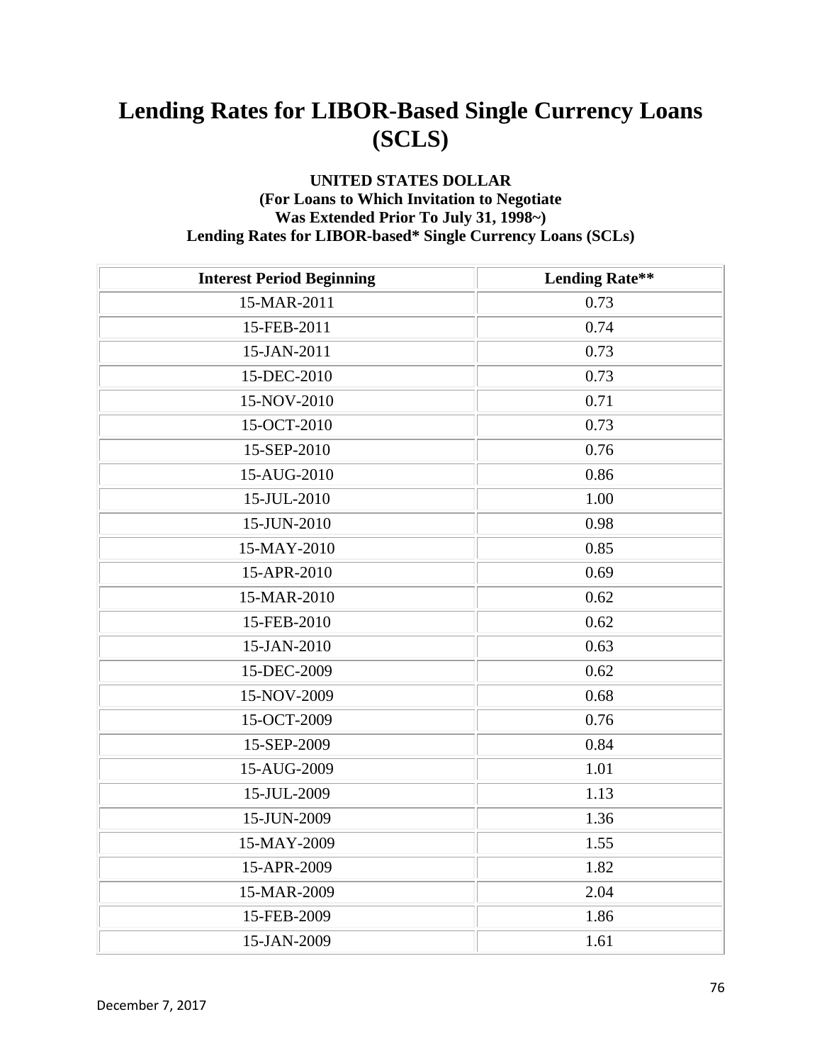# Lending Rates for LIBOR-Based Single Currency Loans (SCLS)

**UNITED STATES DOLLAR**
**(For Loans to Which Invitation to Negotiate Was Extended Prior To July 31, 1998~)**
**Lending Rates for LIBOR-based* Single Currency Loans (SCLs)**

| Interest Period Beginning | Lending Rate** |
|---|---|
| 15-MAR-2011 | 0.73 |
| 15-FEB-2011 | 0.74 |
| 15-JAN-2011 | 0.73 |
| 15-DEC-2010 | 0.73 |
| 15-NOV-2010 | 0.71 |
| 15-OCT-2010 | 0.73 |
| 15-SEP-2010 | 0.76 |
| 15-AUG-2010 | 0.86 |
| 15-JUL-2010 | 1.00 |
| 15-JUN-2010 | 0.98 |
| 15-MAY-2010 | 0.85 |
| 15-APR-2010 | 0.69 |
| 15-MAR-2010 | 0.62 |
| 15-FEB-2010 | 0.62 |
| 15-JAN-2010 | 0.63 |
| 15-DEC-2009 | 0.62 |
| 15-NOV-2009 | 0.68 |
| 15-OCT-2009 | 0.76 |
| 15-SEP-2009 | 0.84 |
| 15-AUG-2009 | 1.01 |
| 15-JUL-2009 | 1.13 |
| 15-JUN-2009 | 1.36 |
| 15-MAY-2009 | 1.55 |
| 15-APR-2009 | 1.82 |
| 15-MAR-2009 | 2.04 |
| 15-FEB-2009 | 1.86 |
| 15-JAN-2009 | 1.61 |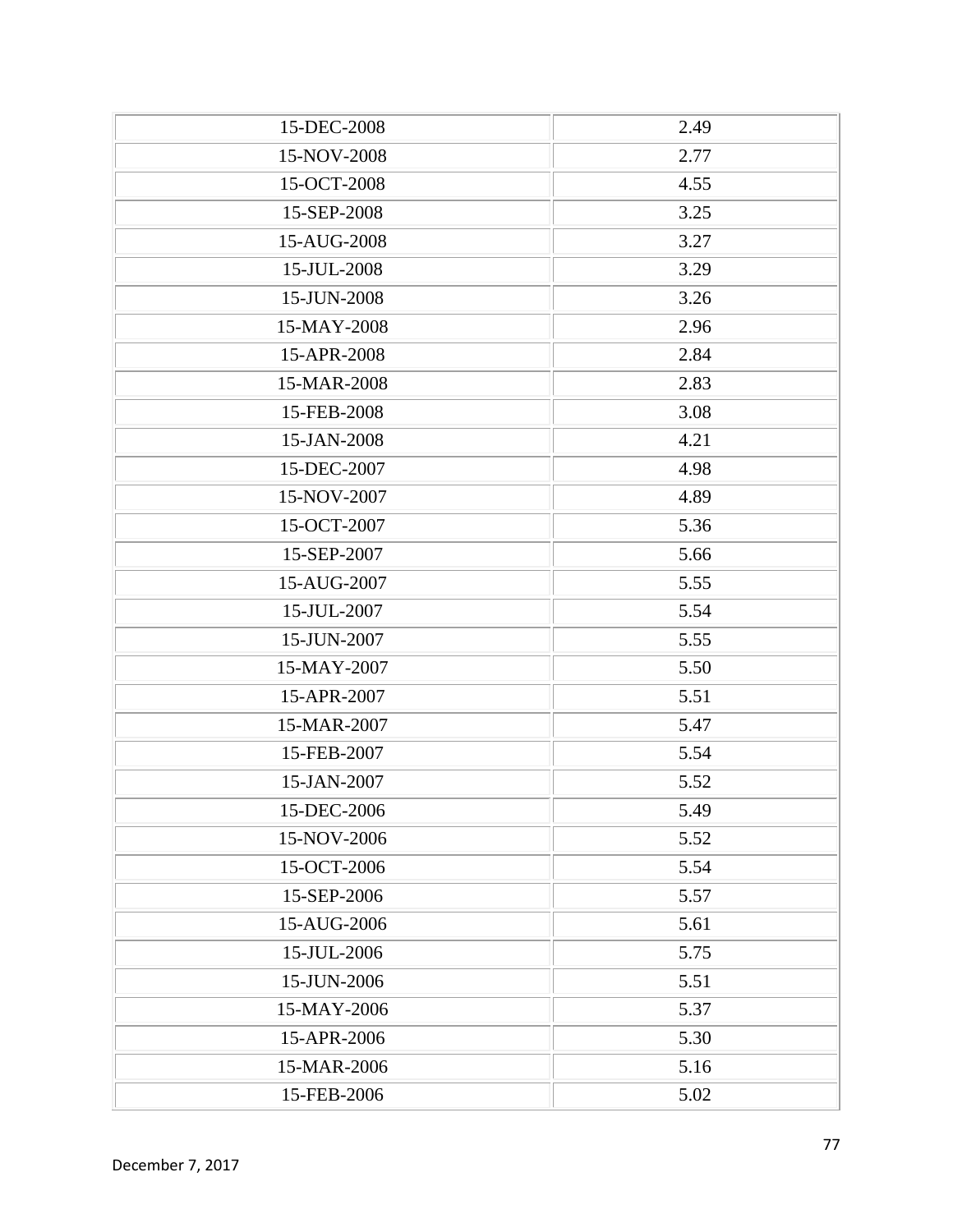| | |
|---|---|
| 15-DEC-2008 | 2.49 |
| 15-NOV-2008 | 2.77 |
| 15-OCT-2008 | 4.55 |
| 15-SEP-2008 | 3.25 |
| 15-AUG-2008 | 3.27 |
| 15-JUL-2008 | 3.29 |
| 15-JUN-2008 | 3.26 |
| 15-MAY-2008 | 2.96 |
| 15-APR-2008 | 2.84 |
| 15-MAR-2008 | 2.83 |
| 15-FEB-2008 | 3.08 |
| 15-JAN-2008 | 4.21 |
| 15-DEC-2007 | 4.98 |
| 15-NOV-2007 | 4.89 |
| 15-OCT-2007 | 5.36 |
| 15-SEP-2007 | 5.66 |
| 15-AUG-2007 | 5.55 |
| 15-JUL-2007 | 5.54 |
| 15-JUN-2007 | 5.55 |
| 15-MAY-2007 | 5.50 |
| 15-APR-2007 | 5.51 |
| 15-MAR-2007 | 5.47 |
| 15-FEB-2007 | 5.54 |
| 15-JAN-2007 | 5.52 |
| 15-DEC-2006 | 5.49 |
| 15-NOV-2006 | 5.52 |
| 15-OCT-2006 | 5.54 |
| 15-SEP-2006 | 5.57 |
| 15-AUG-2006 | 5.61 |
| 15-JUL-2006 | 5.75 |
| 15-JUN-2006 | 5.51 |
| 15-MAY-2006 | 5.37 |
| 15-APR-2006 | 5.30 |
| 15-MAR-2006 | 5.16 |
| 15-FEB-2006 | 5.02 |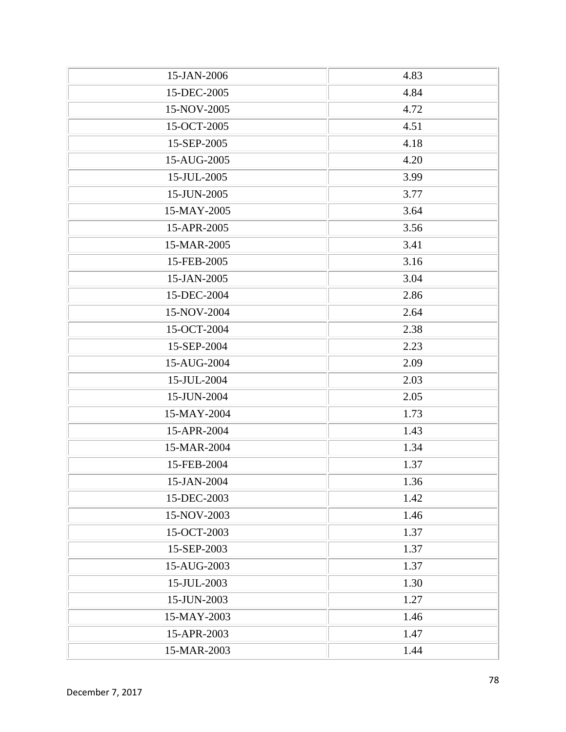| | |
|---|---|
| 15-JAN-2006 | 4.83 |
| 15-DEC-2005 | 4.84 |
| 15-NOV-2005 | 4.72 |
| 15-OCT-2005 | 4.51 |
| 15-SEP-2005 | 4.18 |
| 15-AUG-2005 | 4.20 |
| 15-JUL-2005 | 3.99 |
| 15-JUN-2005 | 3.77 |
| 15-MAY-2005 | 3.64 |
| 15-APR-2005 | 3.56 |
| 15-MAR-2005 | 3.41 |
| 15-FEB-2005 | 3.16 |
| 15-JAN-2005 | 3.04 |
| 15-DEC-2004 | 2.86 |
| 15-NOV-2004 | 2.64 |
| 15-OCT-2004 | 2.38 |
| 15-SEP-2004 | 2.23 |
| 15-AUG-2004 | 2.09 |
| 15-JUL-2004 | 2.03 |
| 15-JUN-2004 | 2.05 |
| 15-MAY-2004 | 1.73 |
| 15-APR-2004 | 1.43 |
| 15-MAR-2004 | 1.34 |
| 15-FEB-2004 | 1.37 |
| 15-JAN-2004 | 1.36 |
| 15-DEC-2003 | 1.42 |
| 15-NOV-2003 | 1.46 |
| 15-OCT-2003 | 1.37 |
| 15-SEP-2003 | 1.37 |
| 15-AUG-2003 | 1.37 |
| 15-JUL-2003 | 1.30 |
| 15-JUN-2003 | 1.27 |
| 15-MAY-2003 | 1.46 |
| 15-APR-2003 | 1.47 |
| 15-MAR-2003 | 1.44 |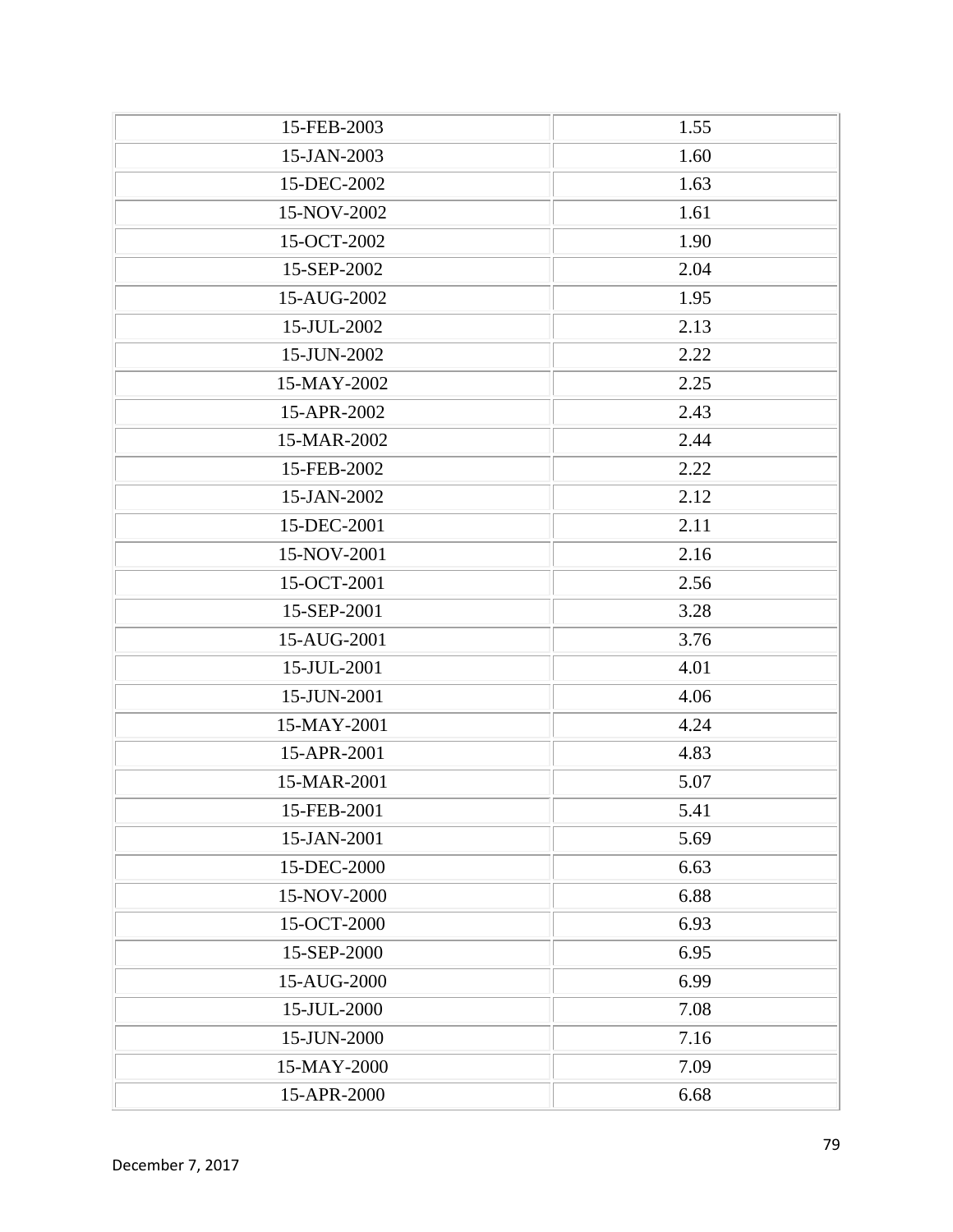| | |
|---|---|
| 15-FEB-2003 | 1.55 |
| 15-JAN-2003 | 1.60 |
| 15-DEC-2002 | 1.63 |
| 15-NOV-2002 | 1.61 |
| 15-OCT-2002 | 1.90 |
| 15-SEP-2002 | 2.04 |
| 15-AUG-2002 | 1.95 |
| 15-JUL-2002 | 2.13 |
| 15-JUN-2002 | 2.22 |
| 15-MAY-2002 | 2.25 |
| 15-APR-2002 | 2.43 |
| 15-MAR-2002 | 2.44 |
| 15-FEB-2002 | 2.22 |
| 15-JAN-2002 | 2.12 |
| 15-DEC-2001 | 2.11 |
| 15-NOV-2001 | 2.16 |
| 15-OCT-2001 | 2.56 |
| 15-SEP-2001 | 3.28 |
| 15-AUG-2001 | 3.76 |
| 15-JUL-2001 | 4.01 |
| 15-JUN-2001 | 4.06 |
| 15-MAY-2001 | 4.24 |
| 15-APR-2001 | 4.83 |
| 15-MAR-2001 | 5.07 |
| 15-FEB-2001 | 5.41 |
| 15-JAN-2001 | 5.69 |
| 15-DEC-2000 | 6.63 |
| 15-NOV-2000 | 6.88 |
| 15-OCT-2000 | 6.93 |
| 15-SEP-2000 | 6.95 |
| 15-AUG-2000 | 6.99 |
| 15-JUL-2000 | 7.08 |
| 15-JUN-2000 | 7.16 |
| 15-MAY-2000 | 7.09 |
| 15-APR-2000 | 6.68 |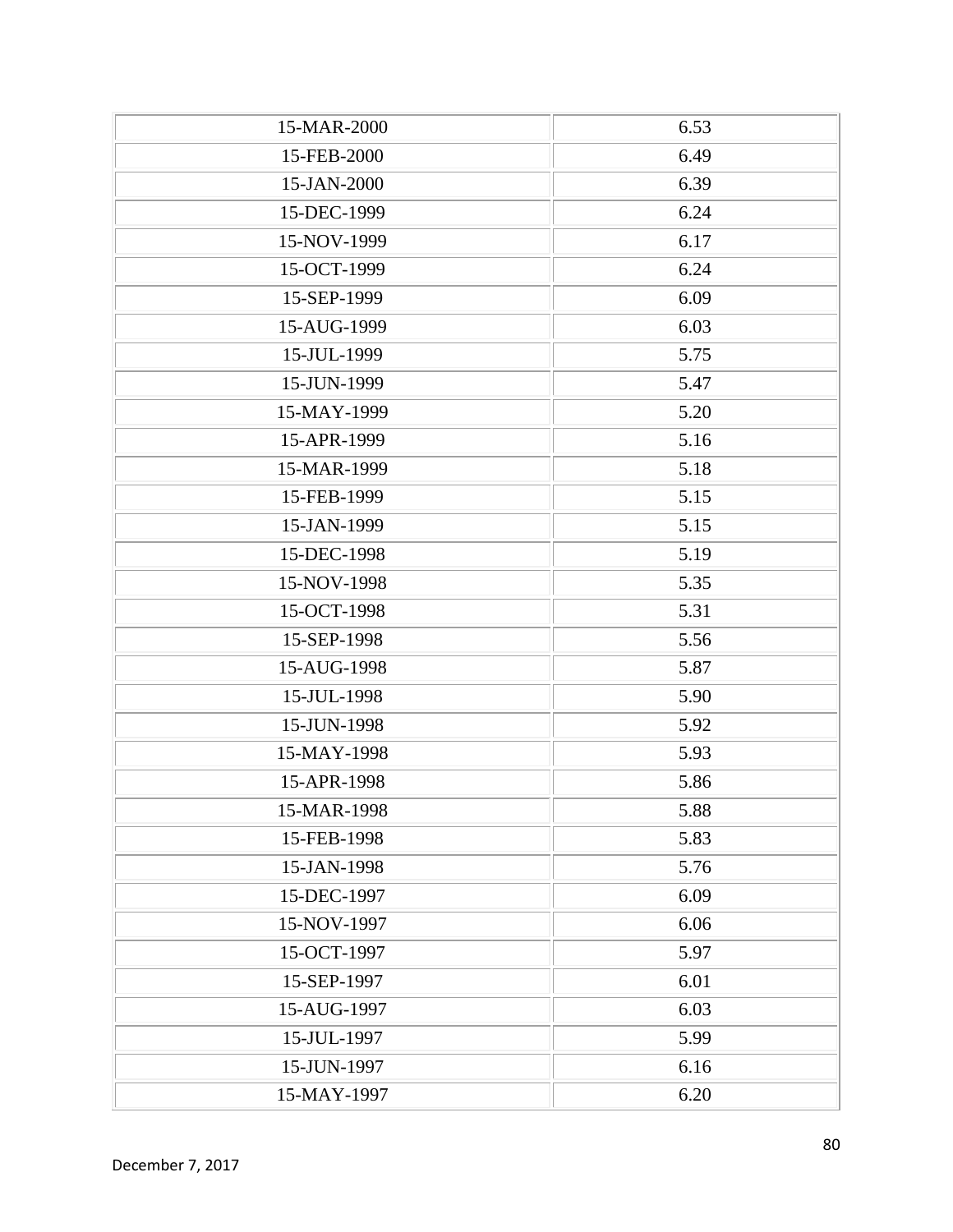| | |
|---|---|
| 15-MAR-2000 | 6.53 |
| 15-FEB-2000 | 6.49 |
| 15-JAN-2000 | 6.39 |
| 15-DEC-1999 | 6.24 |
| 15-NOV-1999 | 6.17 |
| 15-OCT-1999 | 6.24 |
| 15-SEP-1999 | 6.09 |
| 15-AUG-1999 | 6.03 |
| 15-JUL-1999 | 5.75 |
| 15-JUN-1999 | 5.47 |
| 15-MAY-1999 | 5.20 |
| 15-APR-1999 | 5.16 |
| 15-MAR-1999 | 5.18 |
| 15-FEB-1999 | 5.15 |
| 15-JAN-1999 | 5.15 |
| 15-DEC-1998 | 5.19 |
| 15-NOV-1998 | 5.35 |
| 15-OCT-1998 | 5.31 |
| 15-SEP-1998 | 5.56 |
| 15-AUG-1998 | 5.87 |
| 15-JUL-1998 | 5.90 |
| 15-JUN-1998 | 5.92 |
| 15-MAY-1998 | 5.93 |
| 15-APR-1998 | 5.86 |
| 15-MAR-1998 | 5.88 |
| 15-FEB-1998 | 5.83 |
| 15-JAN-1998 | 5.76 |
| 15-DEC-1997 | 6.09 |
| 15-NOV-1997 | 6.06 |
| 15-OCT-1997 | 5.97 |
| 15-SEP-1997 | 6.01 |
| 15-AUG-1997 | 6.03 |
| 15-JUL-1997 | 5.99 |
| 15-JUN-1997 | 6.16 |
| 15-MAY-1997 | 6.20 |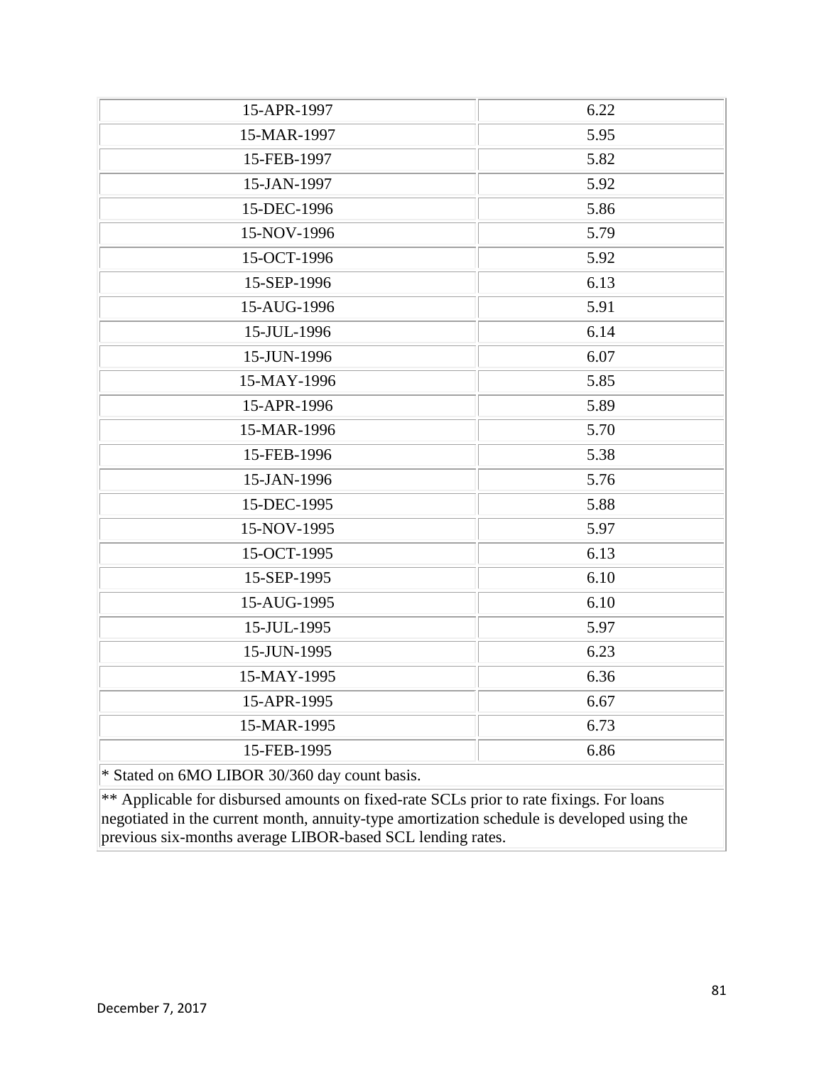| | |
|---|---|
| 15-APR-1997 | 6.22 |
| 15-MAR-1997 | 5.95 |
| 15-FEB-1997 | 5.82 |
| 15-JAN-1997 | 5.92 |
| 15-DEC-1996 | 5.86 |
| 15-NOV-1996 | 5.79 |
| 15-OCT-1996 | 5.92 |
| 15-SEP-1996 | 6.13 |
| 15-AUG-1996 | 5.91 |
| 15-JUL-1996 | 6.14 |
| 15-JUN-1996 | 6.07 |
| 15-MAY-1996 | 5.85 |
| 15-APR-1996 | 5.89 |
| 15-MAR-1996 | 5.70 |
| 15-FEB-1996 | 5.38 |
| 15-JAN-1996 | 5.76 |
| 15-DEC-1995 | 5.88 |
| 15-NOV-1995 | 5.97 |
| 15-OCT-1995 | 6.13 |
| 15-SEP-1995 | 6.10 |
| 15-AUG-1995 | 6.10 |
| 15-JUL-1995 | 5.97 |
| 15-JUN-1995 | 6.23 |
| 15-MAY-1995 | 6.36 |
| 15-APR-1995 | 6.67 |
| 15-MAR-1995 | 6.73 |
| 15-FEB-1995 | 6.86 |

* Stated on 6MO LIBOR 30/360 day count basis.

** Applicable for disbursed amounts on fixed-rate SCLs prior to rate fixings. For loans negotiated in the current month, annuity-type amortization schedule is developed using the previous six-months average LIBOR-based SCL lending rates.

December 7, 2017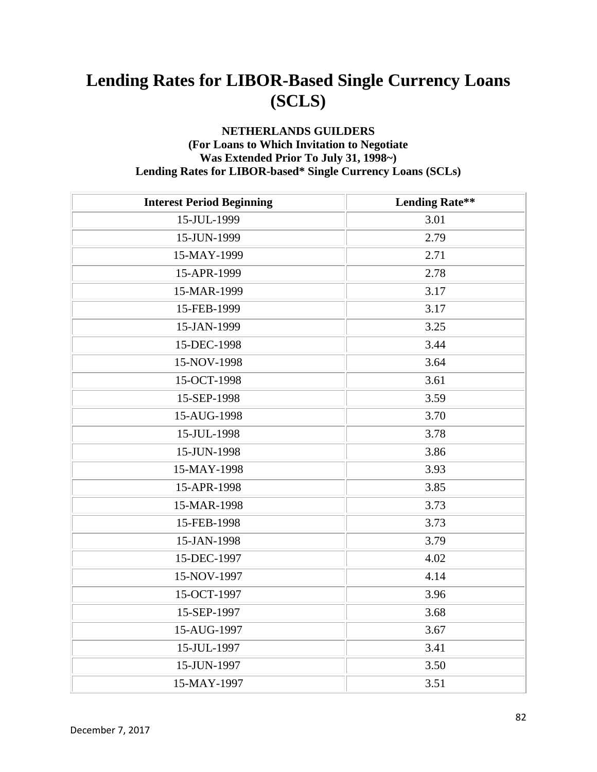# Lending Rates for LIBOR-Based Single Currency Loans (SCLS)

**NETHERLANDS GUILDERS**
**(For Loans to Which Invitation to Negotiate**
**Was Extended Prior To July 31, 1998~)**
**Lending Rates for LIBOR-based* Single Currency Loans (SCLs)**

| Interest Period Beginning | Lending Rate** |
|---|---|
| 15-JUL-1999 | 3.01 |
| 15-JUN-1999 | 2.79 |
| 15-MAY-1999 | 2.71 |
| 15-APR-1999 | 2.78 |
| 15-MAR-1999 | 3.17 |
| 15-FEB-1999 | 3.17 |
| 15-JAN-1999 | 3.25 |
| 15-DEC-1998 | 3.44 |
| 15-NOV-1998 | 3.64 |
| 15-OCT-1998 | 3.61 |
| 15-SEP-1998 | 3.59 |
| 15-AUG-1998 | 3.70 |
| 15-JUL-1998 | 3.78 |
| 15-JUN-1998 | 3.86 |
| 15-MAY-1998 | 3.93 |
| 15-APR-1998 | 3.85 |
| 15-MAR-1998 | 3.73 |
| 15-FEB-1998 | 3.73 |
| 15-JAN-1998 | 3.79 |
| 15-DEC-1997 | 4.02 |
| 15-NOV-1997 | 4.14 |
| 15-OCT-1997 | 3.96 |
| 15-SEP-1997 | 3.68 |
| 15-AUG-1997 | 3.67 |
| 15-JUL-1997 | 3.41 |
| 15-JUN-1997 | 3.50 |
| 15-MAY-1997 | 3.51 |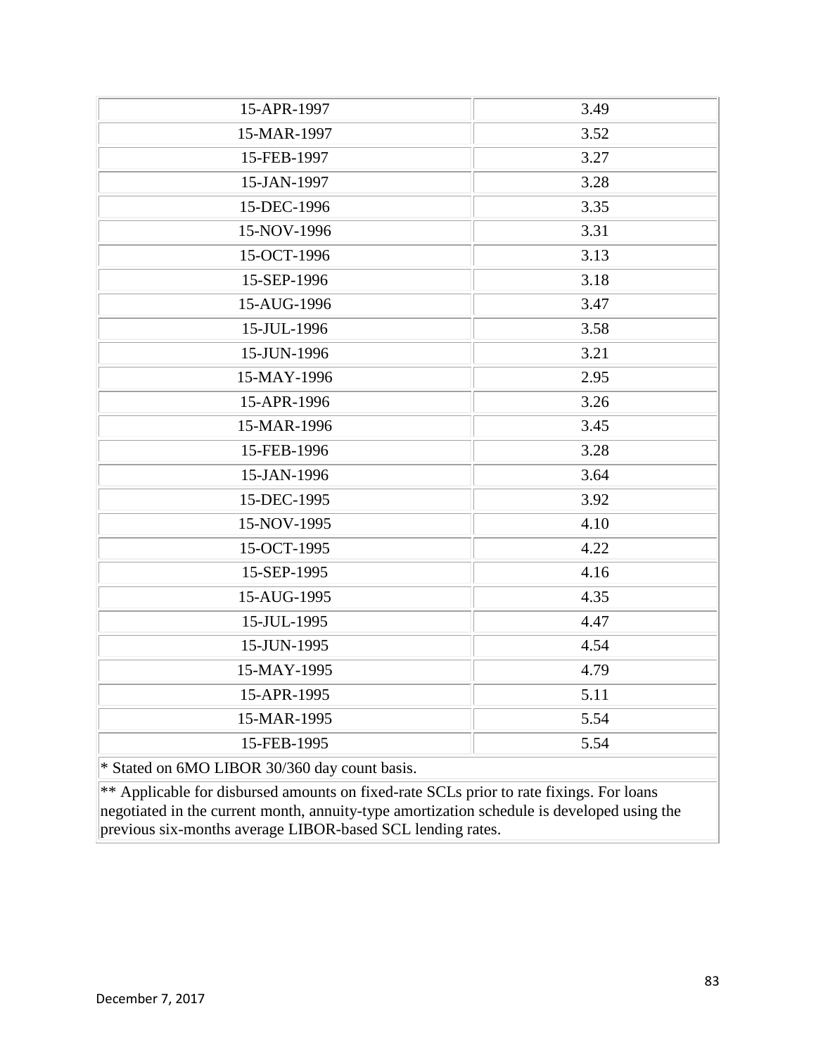| | |
|---|---|
| 15-APR-1997 | 3.49 |
| 15-MAR-1997 | 3.52 |
| 15-FEB-1997 | 3.27 |
| 15-JAN-1997 | 3.28 |
| 15-DEC-1996 | 3.35 |
| 15-NOV-1996 | 3.31 |
| 15-OCT-1996 | 3.13 |
| 15-SEP-1996 | 3.18 |
| 15-AUG-1996 | 3.47 |
| 15-JUL-1996 | 3.58 |
| 15-JUN-1996 | 3.21 |
| 15-MAY-1996 | 2.95 |
| 15-APR-1996 | 3.26 |
| 15-MAR-1996 | 3.45 |
| 15-FEB-1996 | 3.28 |
| 15-JAN-1996 | 3.64 |
| 15-DEC-1995 | 3.92 |
| 15-NOV-1995 | 4.10 |
| 15-OCT-1995 | 4.22 |
| 15-SEP-1995 | 4.16 |
| 15-AUG-1995 | 4.35 |
| 15-JUL-1995 | 4.47 |
| 15-JUN-1995 | 4.54 |
| 15-MAY-1995 | 4.79 |
| 15-APR-1995 | 5.11 |
| 15-MAR-1995 | 5.54 |
| 15-FEB-1995 | 5.54 |

* Stated on 6MO LIBOR 30/360 day count basis.

** Applicable for disbursed amounts on fixed-rate SCLs prior to rate fixings. For loans negotiated in the current month, annuity-type amortization schedule is developed using the previous six-months average LIBOR-based SCL lending rates.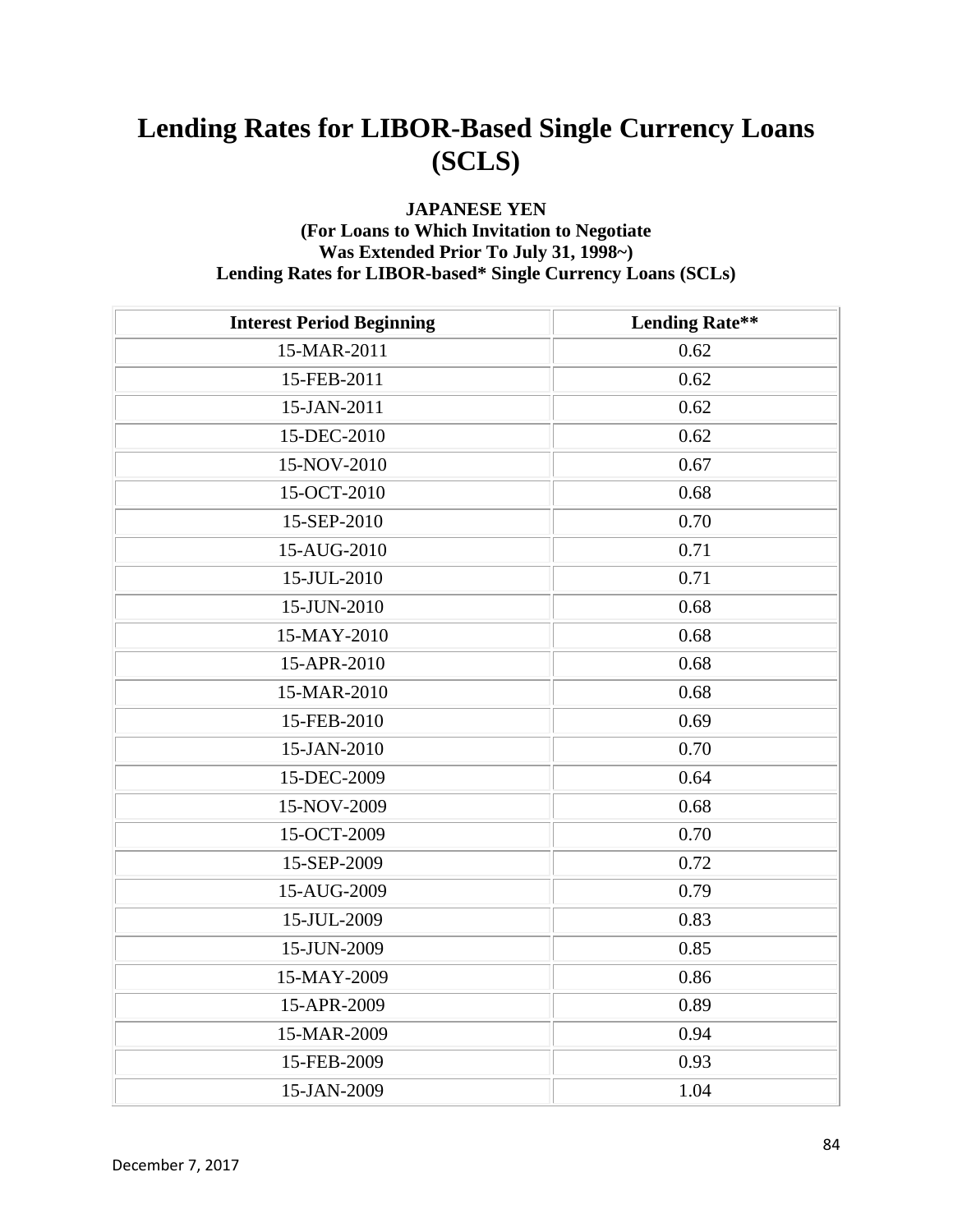# Lending Rates for LIBOR-Based Single Currency Loans (SCLS)

**JAPANESE YEN**
**(For Loans to Which Invitation to Negotiate Was Extended Prior To July 31, 1998~)**
**Lending Rates for LIBOR-based* Single Currency Loans (SCLs)**

| Interest Period Beginning | Lending Rate** |
|---|---|
| 15-MAR-2011 | 0.62 |
| 15-FEB-2011 | 0.62 |
| 15-JAN-2011 | 0.62 |
| 15-DEC-2010 | 0.62 |
| 15-NOV-2010 | 0.67 |
| 15-OCT-2010 | 0.68 |
| 15-SEP-2010 | 0.70 |
| 15-AUG-2010 | 0.71 |
| 15-JUL-2010 | 0.71 |
| 15-JUN-2010 | 0.68 |
| 15-MAY-2010 | 0.68 |
| 15-APR-2010 | 0.68 |
| 15-MAR-2010 | 0.68 |
| 15-FEB-2010 | 0.69 |
| 15-JAN-2010 | 0.70 |
| 15-DEC-2009 | 0.64 |
| 15-NOV-2009 | 0.68 |
| 15-OCT-2009 | 0.70 |
| 15-SEP-2009 | 0.72 |
| 15-AUG-2009 | 0.79 |
| 15-JUL-2009 | 0.83 |
| 15-JUN-2009 | 0.85 |
| 15-MAY-2009 | 0.86 |
| 15-APR-2009 | 0.89 |
| 15-MAR-2009 | 0.94 |
| 15-FEB-2009 | 0.93 |
| 15-JAN-2009 | 1.04 |

December 7, 2017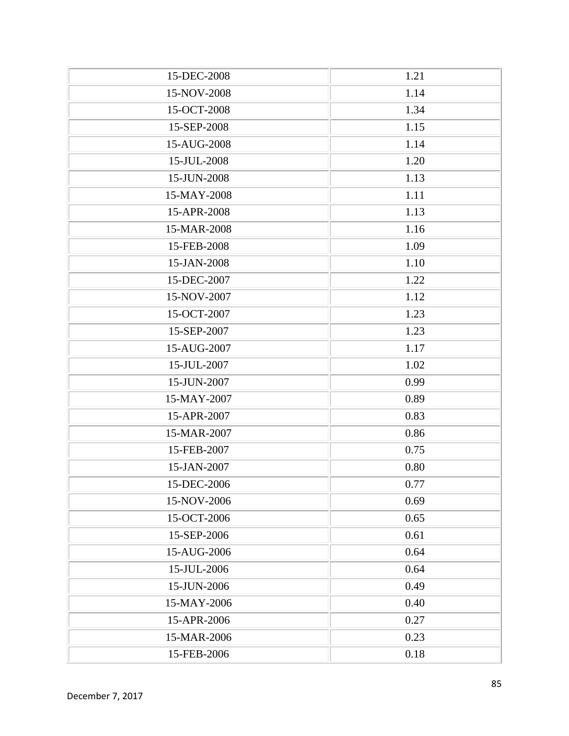| 15-DEC-2008 | 1.21 |
| --- | --- |
| 15-NOV-2008 | 1.14 |
| 15-OCT-2008 | 1.34 |
| 15-SEP-2008 | 1.15 |
| 15-AUG-2008 | 1.14 |
| 15-JUL-2008 | 1.20 |
| 15-JUN-2008 | 1.13 |
| 15-MAY-2008 | 1.11 |
| 15-APR-2008 | 1.13 |
| 15-MAR-2008 | 1.16 |
| 15-FEB-2008 | 1.09 |
| 15-JAN-2008 | 1.10 |
| 15-DEC-2007 | 1.22 |
| 15-NOV-2007 | 1.12 |
| 15-OCT-2007 | 1.23 |
| 15-SEP-2007 | 1.23 |
| 15-AUG-2007 | 1.17 |
| 15-JUL-2007 | 1.02 |
| 15-JUN-2007 | 0.99 |
| 15-MAY-2007 | 0.89 |
| 15-APR-2007 | 0.83 |
| 15-MAR-2007 | 0.86 |
| 15-FEB-2007 | 0.75 |
| 15-JAN-2007 | 0.80 |
| 15-DEC-2006 | 0.77 |
| 15-NOV-2006 | 0.69 |
| 15-OCT-2006 | 0.65 |
| 15-SEP-2006 | 0.61 |
| 15-AUG-2006 | 0.64 |
| 15-JUL-2006 | 0.64 |
| 15-JUN-2006 | 0.49 |
| 15-MAY-2006 | 0.40 |
| 15-APR-2006 | 0.27 |
| 15-MAR-2006 | 0.23 |
| 15-FEB-2006 | 0.18 |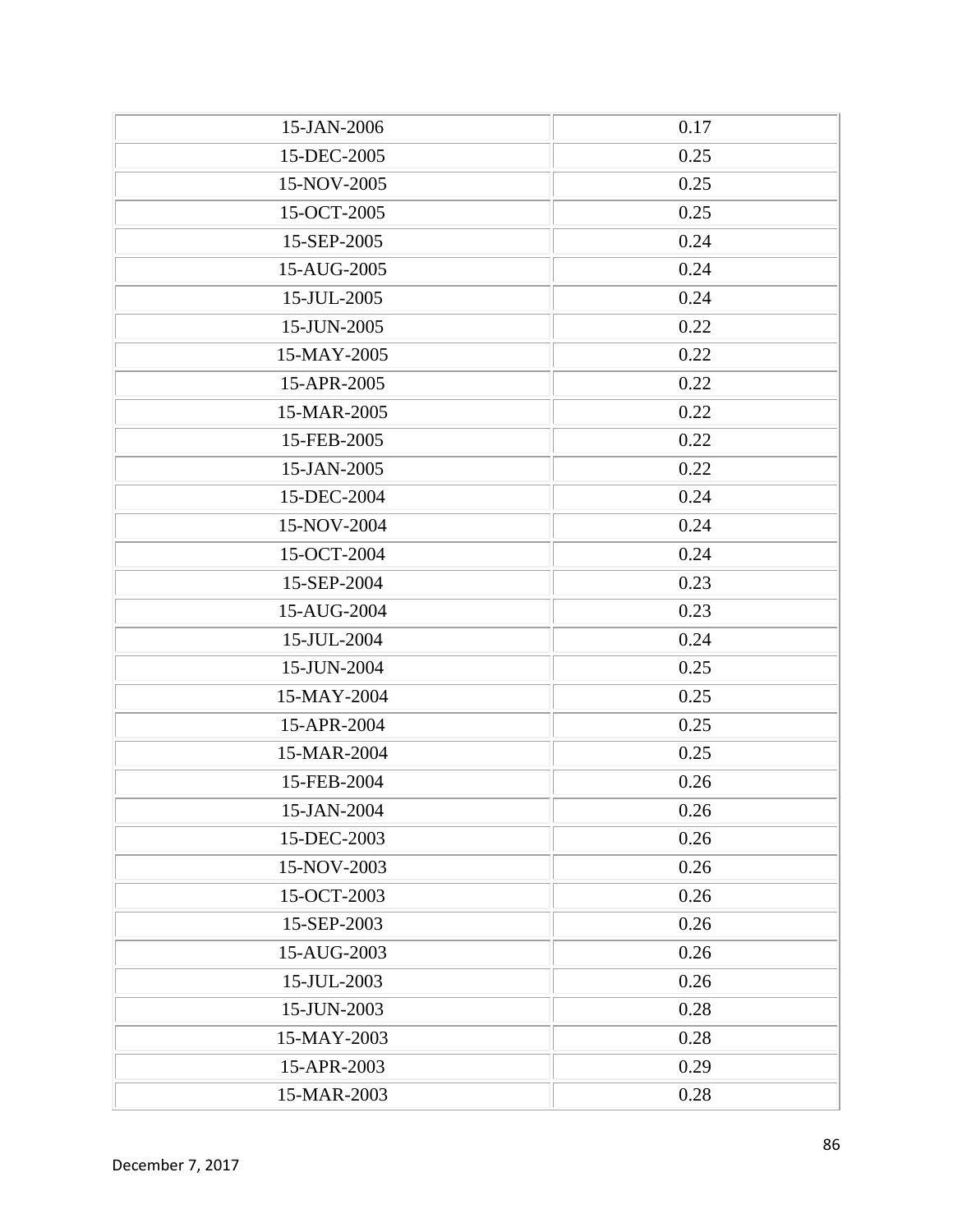| 15-JAN-2006 | 0.17 |
|---|---|
| 15-DEC-2005 | 0.25 |
| 15-NOV-2005 | 0.25 |
| 15-OCT-2005 | 0.25 |
| 15-SEP-2005 | 0.24 |
| 15-AUG-2005 | 0.24 |
| 15-JUL-2005 | 0.24 |
| 15-JUN-2005 | 0.22 |
| 15-MAY-2005 | 0.22 |
| 15-APR-2005 | 0.22 |
| 15-MAR-2005 | 0.22 |
| 15-FEB-2005 | 0.22 |
| 15-JAN-2005 | 0.22 |
| 15-DEC-2004 | 0.24 |
| 15-NOV-2004 | 0.24 |
| 15-OCT-2004 | 0.24 |
| 15-SEP-2004 | 0.23 |
| 15-AUG-2004 | 0.23 |
| 15-JUL-2004 | 0.24 |
| 15-JUN-2004 | 0.25 |
| 15-MAY-2004 | 0.25 |
| 15-APR-2004 | 0.25 |
| 15-MAR-2004 | 0.25 |
| 15-FEB-2004 | 0.26 |
| 15-JAN-2004 | 0.26 |
| 15-DEC-2003 | 0.26 |
| 15-NOV-2003 | 0.26 |
| 15-OCT-2003 | 0.26 |
| 15-SEP-2003 | 0.26 |
| 15-AUG-2003 | 0.26 |
| 15-JUL-2003 | 0.26 |
| 15-JUN-2003 | 0.28 |
| 15-MAY-2003 | 0.28 |
| 15-APR-2003 | 0.29 |
| 15-MAR-2003 | 0.28 |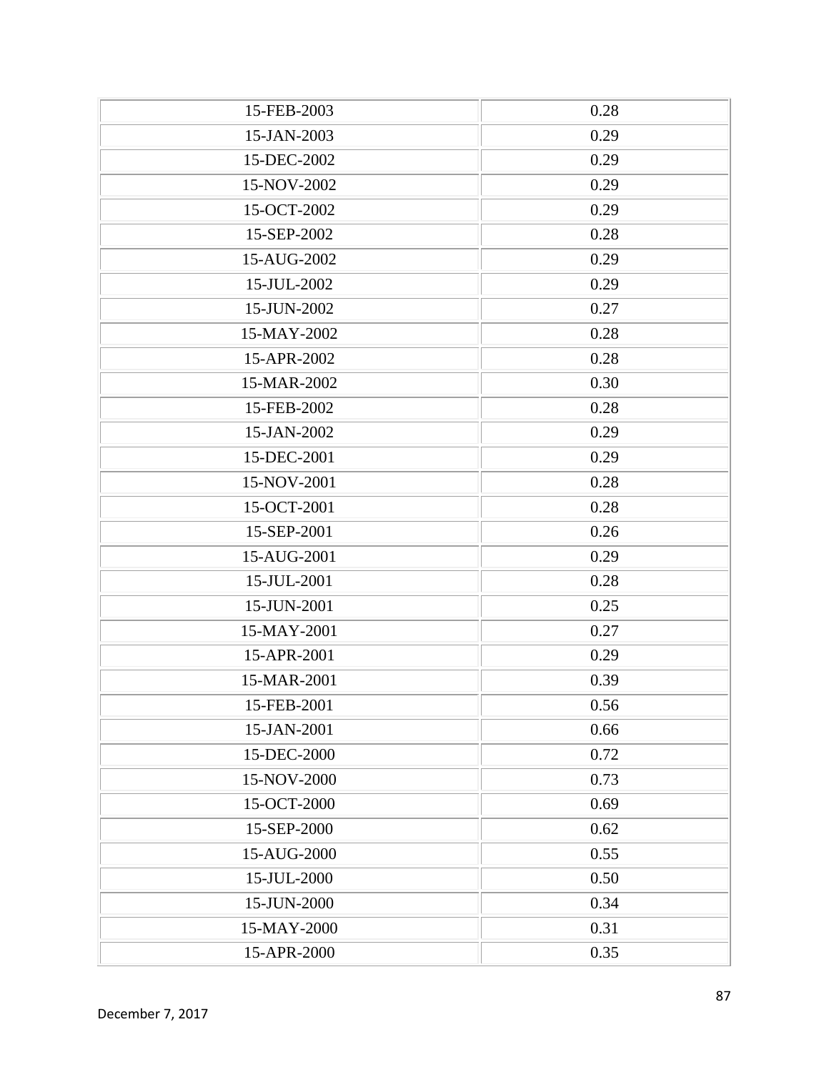| | |
|---|---|
| 15-FEB-2003 | 0.28 |
| 15-JAN-2003 | 0.29 |
| 15-DEC-2002 | 0.29 |
| 15-NOV-2002 | 0.29 |
| 15-OCT-2002 | 0.29 |
| 15-SEP-2002 | 0.28 |
| 15-AUG-2002 | 0.29 |
| 15-JUL-2002 | 0.29 |
| 15-JUN-2002 | 0.27 |
| 15-MAY-2002 | 0.28 |
| 15-APR-2002 | 0.28 |
| 15-MAR-2002 | 0.30 |
| 15-FEB-2002 | 0.28 |
| 15-JAN-2002 | 0.29 |
| 15-DEC-2001 | 0.29 |
| 15-NOV-2001 | 0.28 |
| 15-OCT-2001 | 0.28 |
| 15-SEP-2001 | 0.26 |
| 15-AUG-2001 | 0.29 |
| 15-JUL-2001 | 0.28 |
| 15-JUN-2001 | 0.25 |
| 15-MAY-2001 | 0.27 |
| 15-APR-2001 | 0.29 |
| 15-MAR-2001 | 0.39 |
| 15-FEB-2001 | 0.56 |
| 15-JAN-2001 | 0.66 |
| 15-DEC-2000 | 0.72 |
| 15-NOV-2000 | 0.73 |
| 15-OCT-2000 | 0.69 |
| 15-SEP-2000 | 0.62 |
| 15-AUG-2000 | 0.55 |
| 15-JUL-2000 | 0.50 |
| 15-JUN-2000 | 0.34 |
| 15-MAY-2000 | 0.31 |
| 15-APR-2000 | 0.35 |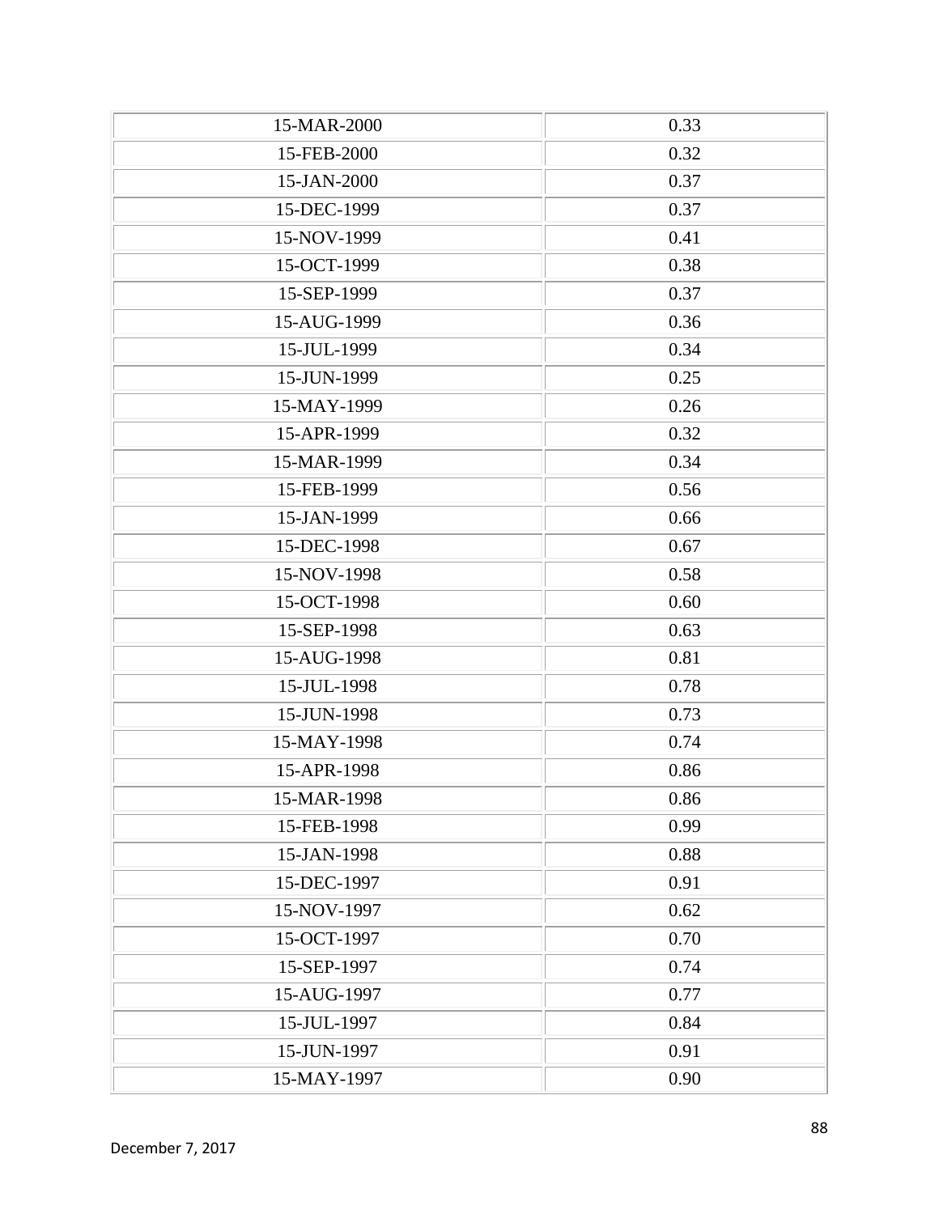| 15-MAR-2000 | 0.33 |
|---|---|
| 15-FEB-2000 | 0.32 |
| 15-JAN-2000 | 0.37 |
| 15-DEC-1999 | 0.37 |
| 15-NOV-1999 | 0.41 |
| 15-OCT-1999 | 0.38 |
| 15-SEP-1999 | 0.37 |
| 15-AUG-1999 | 0.36 |
| 15-JUL-1999 | 0.34 |
| 15-JUN-1999 | 0.25 |
| 15-MAY-1999 | 0.26 |
| 15-APR-1999 | 0.32 |
| 15-MAR-1999 | 0.34 |
| 15-FEB-1999 | 0.56 |
| 15-JAN-1999 | 0.66 |
| 15-DEC-1998 | 0.67 |
| 15-NOV-1998 | 0.58 |
| 15-OCT-1998 | 0.60 |
| 15-SEP-1998 | 0.63 |
| 15-AUG-1998 | 0.81 |
| 15-JUL-1998 | 0.78 |
| 15-JUN-1998 | 0.73 |
| 15-MAY-1998 | 0.74 |
| 15-APR-1998 | 0.86 |
| 15-MAR-1998 | 0.86 |
| 15-FEB-1998 | 0.99 |
| 15-JAN-1998 | 0.88 |
| 15-DEC-1997 | 0.91 |
| 15-NOV-1997 | 0.62 |
| 15-OCT-1997 | 0.70 |
| 15-SEP-1997 | 0.74 |
| 15-AUG-1997 | 0.77 |
| 15-JUL-1997 | 0.84 |
| 15-JUN-1997 | 0.91 |
| 15-MAY-1997 | 0.90 |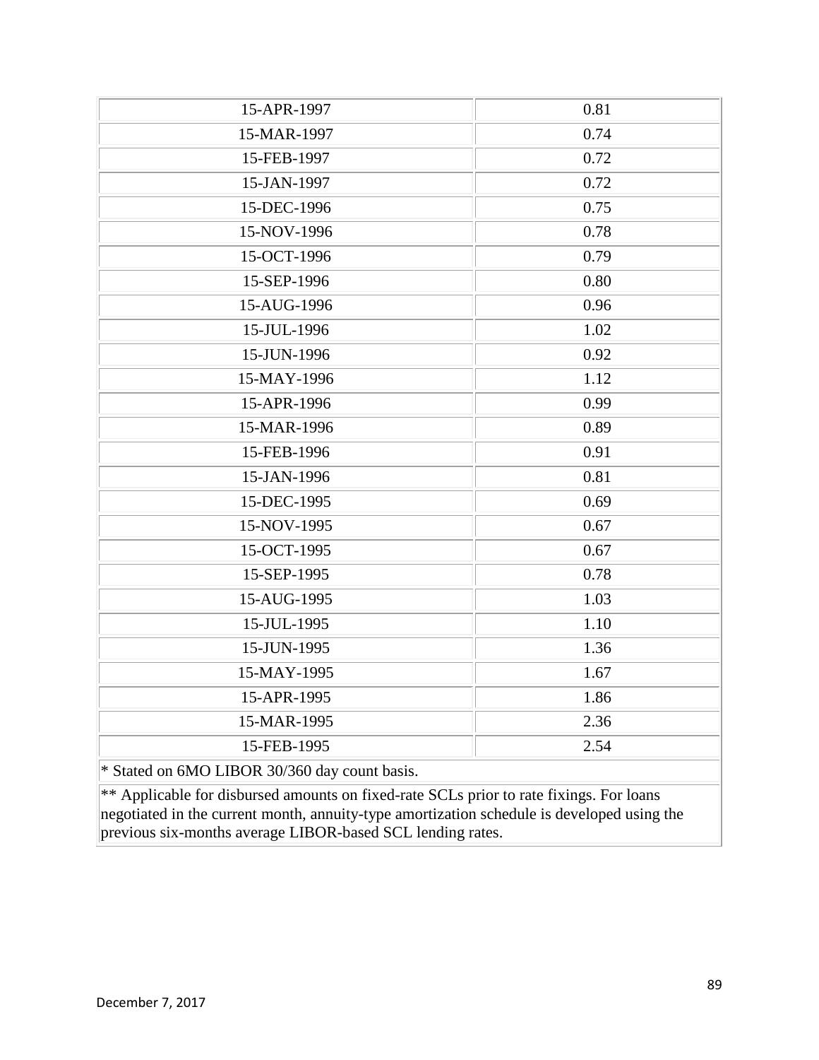| | |
|---|---|
| 15-APR-1997 | 0.81 |
| 15-MAR-1997 | 0.74 |
| 15-FEB-1997 | 0.72 |
| 15-JAN-1997 | 0.72 |
| 15-DEC-1996 | 0.75 |
| 15-NOV-1996 | 0.78 |
| 15-OCT-1996 | 0.79 |
| 15-SEP-1996 | 0.80 |
| 15-AUG-1996 | 0.96 |
| 15-JUL-1996 | 1.02 |
| 15-JUN-1996 | 0.92 |
| 15-MAY-1996 | 1.12 |
| 15-APR-1996 | 0.99 |
| 15-MAR-1996 | 0.89 |
| 15-FEB-1996 | 0.91 |
| 15-JAN-1996 | 0.81 |
| 15-DEC-1995 | 0.69 |
| 15-NOV-1995 | 0.67 |
| 15-OCT-1995 | 0.67 |
| 15-SEP-1995 | 0.78 |
| 15-AUG-1995 | 1.03 |
| 15-JUL-1995 | 1.10 |
| 15-JUN-1995 | 1.36 |
| 15-MAY-1995 | 1.67 |
| 15-APR-1995 | 1.86 |
| 15-MAR-1995 | 2.36 |
| 15-FEB-1995 | 2.54 |

* Stated on 6MO LIBOR 30/360 day count basis.

** Applicable for disbursed amounts on fixed-rate SCLs prior to rate fixings. For loans negotiated in the current month, annuity-type amortization schedule is developed using the previous six-months average LIBOR-based SCL lending rates.

December 7, 2017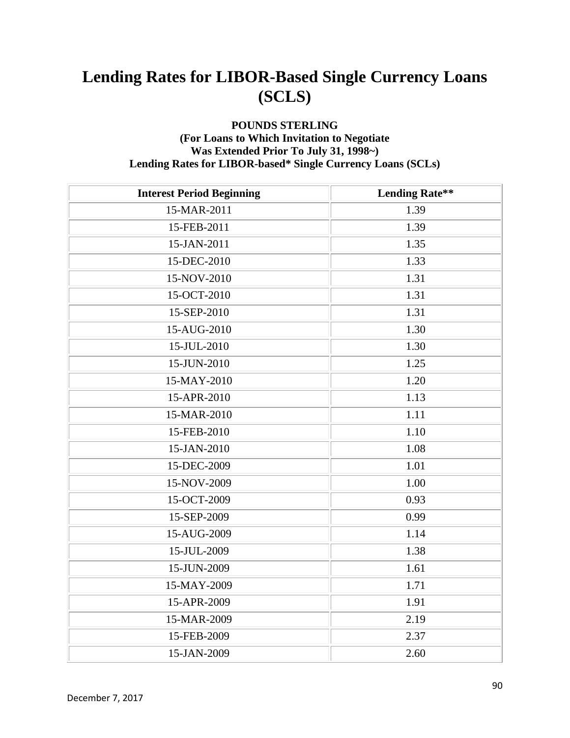# Lending Rates for LIBOR-Based Single Currency Loans (SCLS)

**POUNDS STERLING**
**(For Loans to Which Invitation to Negotiate Was Extended Prior To July 31, 1998~)**
**Lending Rates for LIBOR-based* Single Currency Loans (SCLs)**

| Interest Period Beginning | Lending Rate** |
|---|---|
| 15-MAR-2011 | 1.39 |
| 15-FEB-2011 | 1.39 |
| 15-JAN-2011 | 1.35 |
| 15-DEC-2010 | 1.33 |
| 15-NOV-2010 | 1.31 |
| 15-OCT-2010 | 1.31 |
| 15-SEP-2010 | 1.31 |
| 15-AUG-2010 | 1.30 |
| 15-JUL-2010 | 1.30 |
| 15-JUN-2010 | 1.25 |
| 15-MAY-2010 | 1.20 |
| 15-APR-2010 | 1.13 |
| 15-MAR-2010 | 1.11 |
| 15-FEB-2010 | 1.10 |
| 15-JAN-2010 | 1.08 |
| 15-DEC-2009 | 1.01 |
| 15-NOV-2009 | 1.00 |
| 15-OCT-2009 | 0.93 |
| 15-SEP-2009 | 0.99 |
| 15-AUG-2009 | 1.14 |
| 15-JUL-2009 | 1.38 |
| 15-JUN-2009 | 1.61 |
| 15-MAY-2009 | 1.71 |
| 15-APR-2009 | 1.91 |
| 15-MAR-2009 | 2.19 |
| 15-FEB-2009 | 2.37 |
| 15-JAN-2009 | 2.60 |

December 7, 2017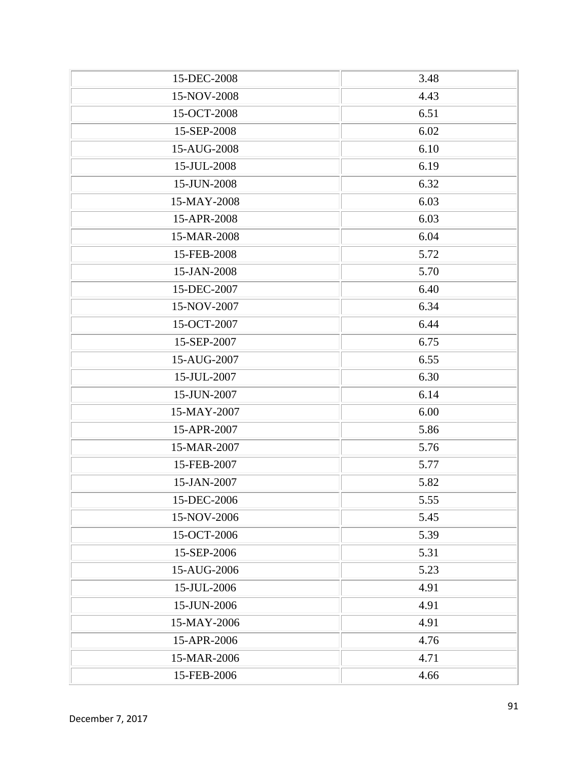| | |
|---|---|
| 15-DEC-2008 | 3.48 |
| 15-NOV-2008 | 4.43 |
| 15-OCT-2008 | 6.51 |
| 15-SEP-2008 | 6.02 |
| 15-AUG-2008 | 6.10 |
| 15-JUL-2008 | 6.19 |
| 15-JUN-2008 | 6.32 |
| 15-MAY-2008 | 6.03 |
| 15-APR-2008 | 6.03 |
| 15-MAR-2008 | 6.04 |
| 15-FEB-2008 | 5.72 |
| 15-JAN-2008 | 5.70 |
| 15-DEC-2007 | 6.40 |
| 15-NOV-2007 | 6.34 |
| 15-OCT-2007 | 6.44 |
| 15-SEP-2007 | 6.75 |
| 15-AUG-2007 | 6.55 |
| 15-JUL-2007 | 6.30 |
| 15-JUN-2007 | 6.14 |
| 15-MAY-2007 | 6.00 |
| 15-APR-2007 | 5.86 |
| 15-MAR-2007 | 5.76 |
| 15-FEB-2007 | 5.77 |
| 15-JAN-2007 | 5.82 |
| 15-DEC-2006 | 5.55 |
| 15-NOV-2006 | 5.45 |
| 15-OCT-2006 | 5.39 |
| 15-SEP-2006 | 5.31 |
| 15-AUG-2006 | 5.23 |
| 15-JUL-2006 | 4.91 |
| 15-JUN-2006 | 4.91 |
| 15-MAY-2006 | 4.91 |
| 15-APR-2006 | 4.76 |
| 15-MAR-2006 | 4.71 |
| 15-FEB-2006 | 4.66 |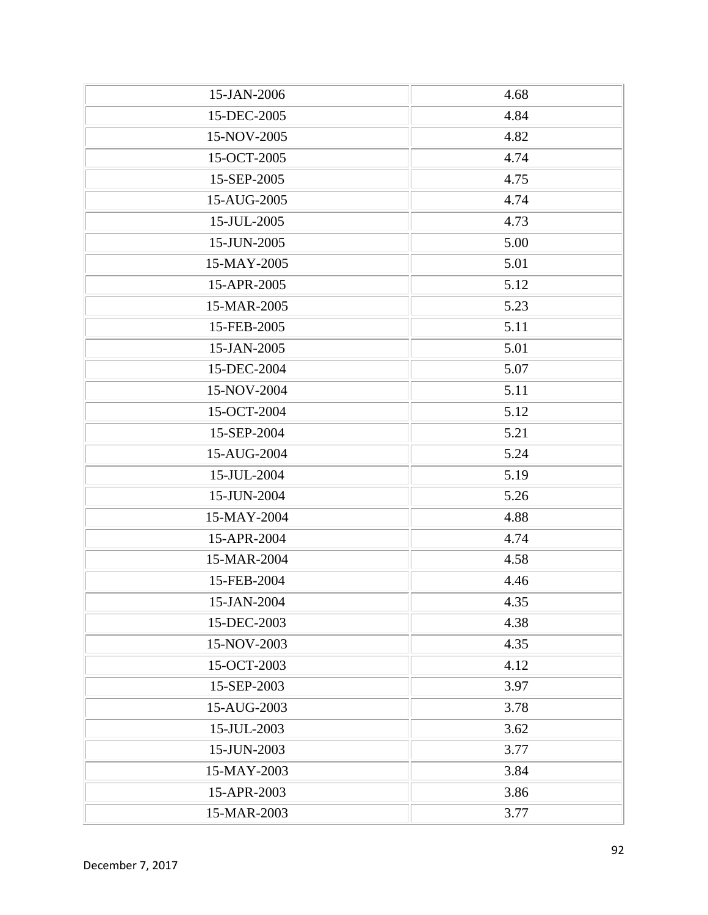| 15-JAN-2006 | 4.68 |
|---|---|
| 15-DEC-2005 | 4.84 |
| 15-NOV-2005 | 4.82 |
| 15-OCT-2005 | 4.74 |
| 15-SEP-2005 | 4.75 |
| 15-AUG-2005 | 4.74 |
| 15-JUL-2005 | 4.73 |
| 15-JUN-2005 | 5.00 |
| 15-MAY-2005 | 5.01 |
| 15-APR-2005 | 5.12 |
| 15-MAR-2005 | 5.23 |
| 15-FEB-2005 | 5.11 |
| 15-JAN-2005 | 5.01 |
| 15-DEC-2004 | 5.07 |
| 15-NOV-2004 | 5.11 |
| 15-OCT-2004 | 5.12 |
| 15-SEP-2004 | 5.21 |
| 15-AUG-2004 | 5.24 |
| 15-JUL-2004 | 5.19 |
| 15-JUN-2004 | 5.26 |
| 15-MAY-2004 | 4.88 |
| 15-APR-2004 | 4.74 |
| 15-MAR-2004 | 4.58 |
| 15-FEB-2004 | 4.46 |
| 15-JAN-2004 | 4.35 |
| 15-DEC-2003 | 4.38 |
| 15-NOV-2003 | 4.35 |
| 15-OCT-2003 | 4.12 |
| 15-SEP-2003 | 3.97 |
| 15-AUG-2003 | 3.78 |
| 15-JUL-2003 | 3.62 |
| 15-JUN-2003 | 3.77 |
| 15-MAY-2003 | 3.84 |
| 15-APR-2003 | 3.86 |
| 15-MAR-2003 | 3.77 |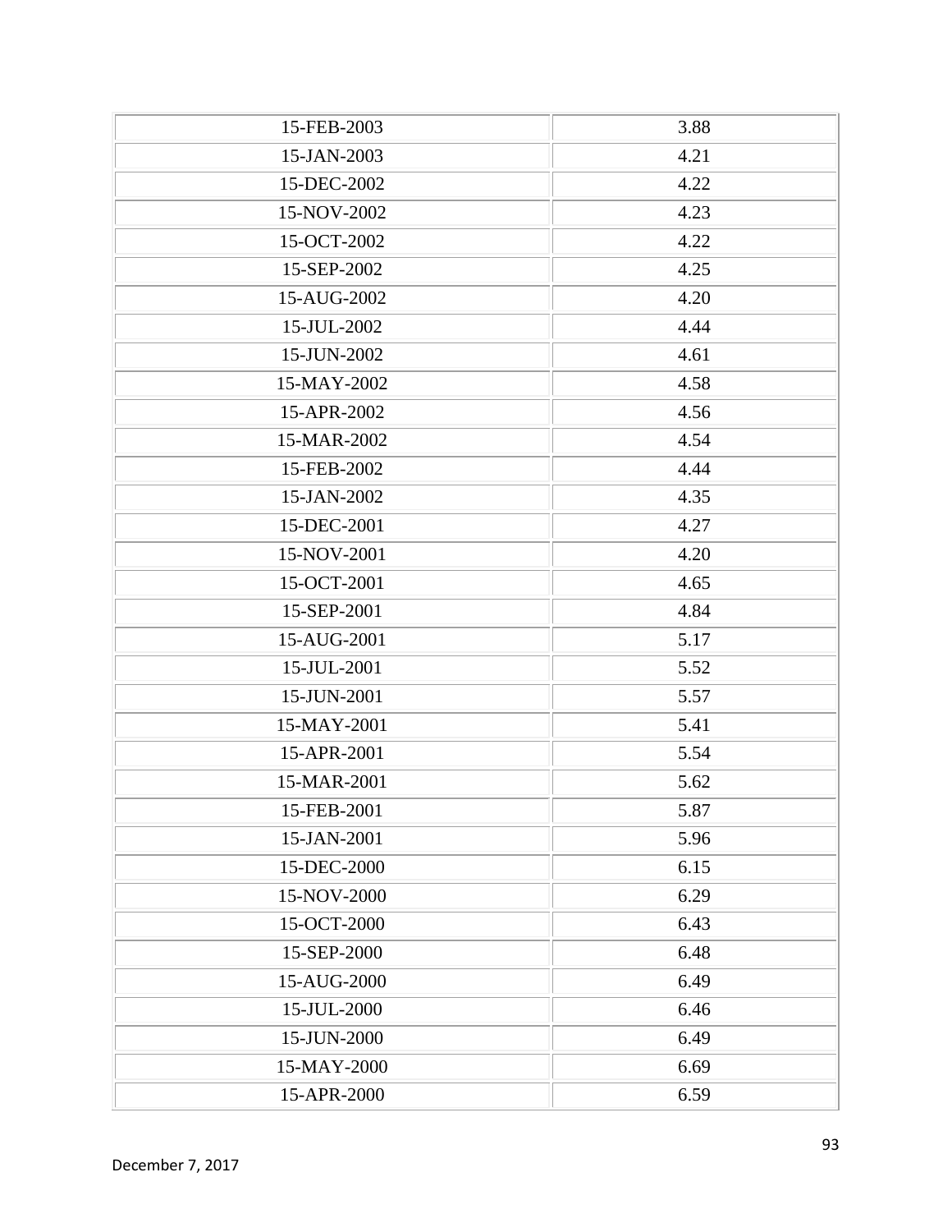| 15-FEB-2003 | 3.88 |
|---|---|
| 15-JAN-2003 | 4.21 |
| 15-DEC-2002 | 4.22 |
| 15-NOV-2002 | 4.23 |
| 15-OCT-2002 | 4.22 |
| 15-SEP-2002 | 4.25 |
| 15-AUG-2002 | 4.20 |
| 15-JUL-2002 | 4.44 |
| 15-JUN-2002 | 4.61 |
| 15-MAY-2002 | 4.58 |
| 15-APR-2002 | 4.56 |
| 15-MAR-2002 | 4.54 |
| 15-FEB-2002 | 4.44 |
| 15-JAN-2002 | 4.35 |
| 15-DEC-2001 | 4.27 |
| 15-NOV-2001 | 4.20 |
| 15-OCT-2001 | 4.65 |
| 15-SEP-2001 | 4.84 |
| 15-AUG-2001 | 5.17 |
| 15-JUL-2001 | 5.52 |
| 15-JUN-2001 | 5.57 |
| 15-MAY-2001 | 5.41 |
| 15-APR-2001 | 5.54 |
| 15-MAR-2001 | 5.62 |
| 15-FEB-2001 | 5.87 |
| 15-JAN-2001 | 5.96 |
| 15-DEC-2000 | 6.15 |
| 15-NOV-2000 | 6.29 |
| 15-OCT-2000 | 6.43 |
| 15-SEP-2000 | 6.48 |
| 15-AUG-2000 | 6.49 |
| 15-JUL-2000 | 6.46 |
| 15-JUN-2000 | 6.49 |
| 15-MAY-2000 | 6.69 |
| 15-APR-2000 | 6.59 |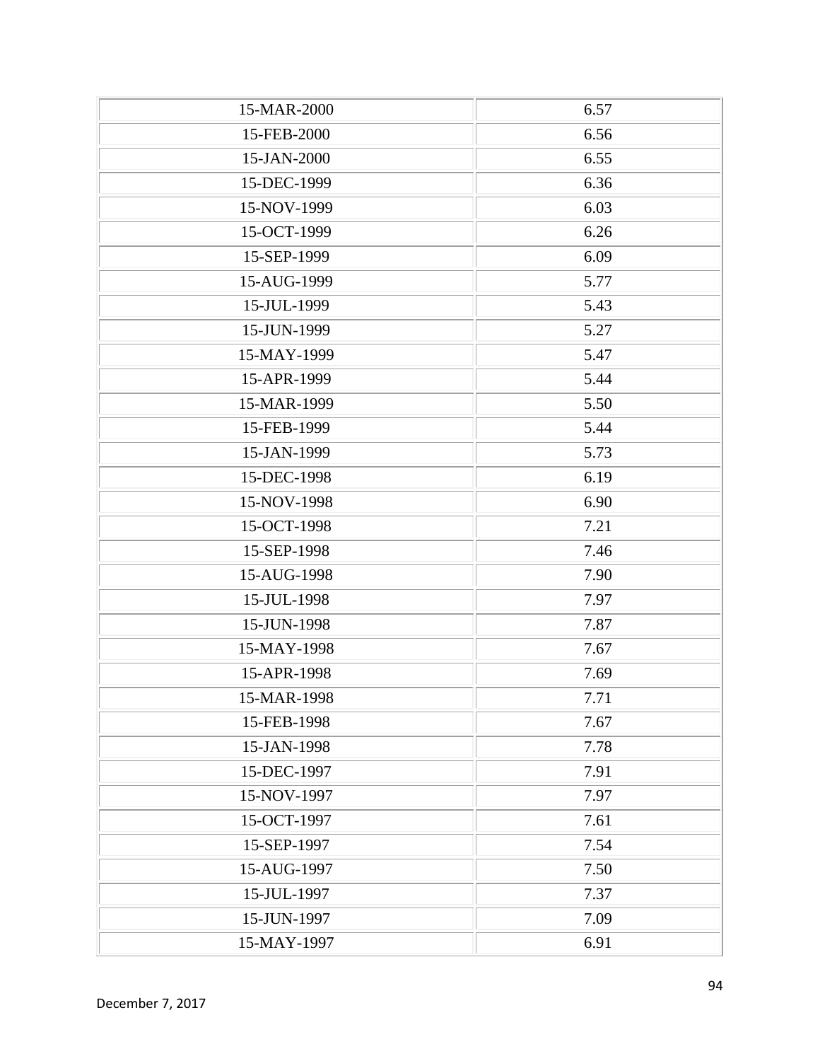| | |
|---|---|
| 15-MAR-2000 | 6.57 |
| 15-FEB-2000 | 6.56 |
| 15-JAN-2000 | 6.55 |
| 15-DEC-1999 | 6.36 |
| 15-NOV-1999 | 6.03 |
| 15-OCT-1999 | 6.26 |
| 15-SEP-1999 | 6.09 |
| 15-AUG-1999 | 5.77 |
| 15-JUL-1999 | 5.43 |
| 15-JUN-1999 | 5.27 |
| 15-MAY-1999 | 5.47 |
| 15-APR-1999 | 5.44 |
| 15-MAR-1999 | 5.50 |
| 15-FEB-1999 | 5.44 |
| 15-JAN-1999 | 5.73 |
| 15-DEC-1998 | 6.19 |
| 15-NOV-1998 | 6.90 |
| 15-OCT-1998 | 7.21 |
| 15-SEP-1998 | 7.46 |
| 15-AUG-1998 | 7.90 |
| 15-JUL-1998 | 7.97 |
| 15-JUN-1998 | 7.87 |
| 15-MAY-1998 | 7.67 |
| 15-APR-1998 | 7.69 |
| 15-MAR-1998 | 7.71 |
| 15-FEB-1998 | 7.67 |
| 15-JAN-1998 | 7.78 |
| 15-DEC-1997 | 7.91 |
| 15-NOV-1997 | 7.97 |
| 15-OCT-1997 | 7.61 |
| 15-SEP-1997 | 7.54 |
| 15-AUG-1997 | 7.50 |
| 15-JUL-1997 | 7.37 |
| 15-JUN-1997 | 7.09 |
| 15-MAY-1997 | 6.91 |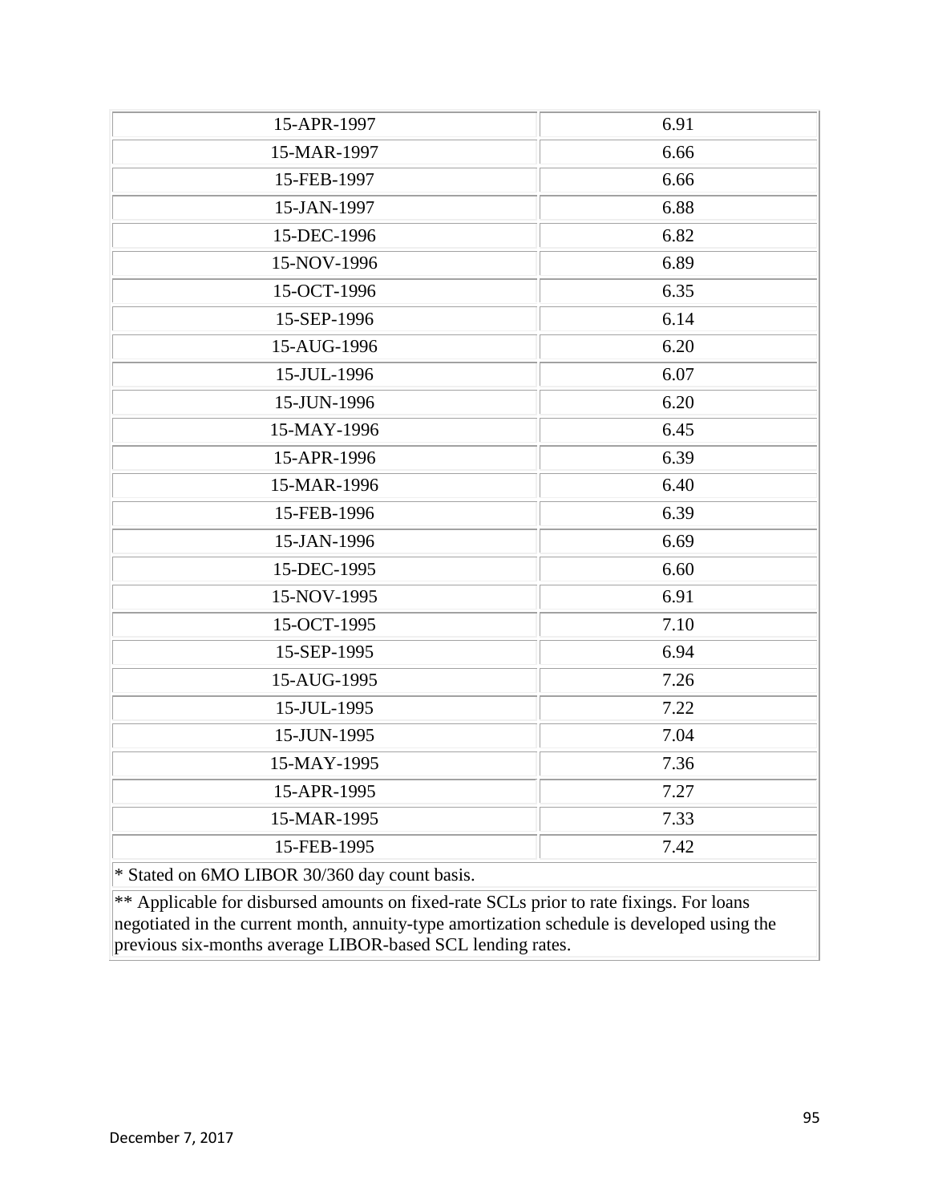| | |
|---|---|
| 15-APR-1997 | 6.91 |
| 15-MAR-1997 | 6.66 |
| 15-FEB-1997 | 6.66 |
| 15-JAN-1997 | 6.88 |
| 15-DEC-1996 | 6.82 |
| 15-NOV-1996 | 6.89 |
| 15-OCT-1996 | 6.35 |
| 15-SEP-1996 | 6.14 |
| 15-AUG-1996 | 6.20 |
| 15-JUL-1996 | 6.07 |
| 15-JUN-1996 | 6.20 |
| 15-MAY-1996 | 6.45 |
| 15-APR-1996 | 6.39 |
| 15-MAR-1996 | 6.40 |
| 15-FEB-1996 | 6.39 |
| 15-JAN-1996 | 6.69 |
| 15-DEC-1995 | 6.60 |
| 15-NOV-1995 | 6.91 |
| 15-OCT-1995 | 7.10 |
| 15-SEP-1995 | 6.94 |
| 15-AUG-1995 | 7.26 |
| 15-JUL-1995 | 7.22 |
| 15-JUN-1995 | 7.04 |
| 15-MAY-1995 | 7.36 |
| 15-APR-1995 | 7.27 |
| 15-MAR-1995 | 7.33 |
| 15-FEB-1995 | 7.42 |

* Stated on 6MO LIBOR 30/360 day count basis.

** Applicable for disbursed amounts on fixed-rate SCLs prior to rate fixings. For loans negotiated in the current month, annuity-type amortization schedule is developed using the previous six-months average LIBOR-based SCL lending rates.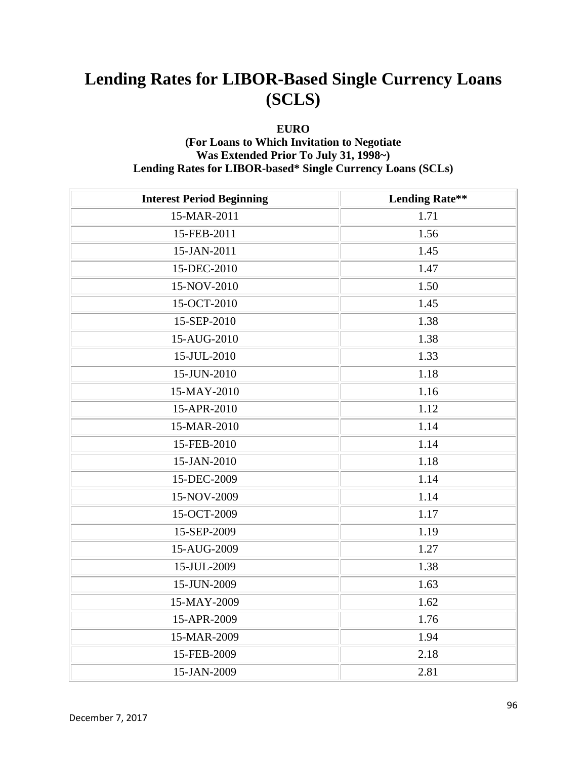# Lending Rates for LIBOR-Based Single Currency Loans (SCLS)

**EURO**
**(For Loans to Which Invitation to Negotiate Was Extended Prior To July 31, 1998~)**
**Lending Rates for LIBOR-based* Single Currency Loans (SCLs)**

| Interest Period Beginning | Lending Rate** |
|---|---|
| 15-MAR-2011 | 1.71 |
| 15-FEB-2011 | 1.56 |
| 15-JAN-2011 | 1.45 |
| 15-DEC-2010 | 1.47 |
| 15-NOV-2010 | 1.50 |
| 15-OCT-2010 | 1.45 |
| 15-SEP-2010 | 1.38 |
| 15-AUG-2010 | 1.38 |
| 15-JUL-2010 | 1.33 |
| 15-JUN-2010 | 1.18 |
| 15-MAY-2010 | 1.16 |
| 15-APR-2010 | 1.12 |
| 15-MAR-2010 | 1.14 |
| 15-FEB-2010 | 1.14 |
| 15-JAN-2010 | 1.18 |
| 15-DEC-2009 | 1.14 |
| 15-NOV-2009 | 1.14 |
| 15-OCT-2009 | 1.17 |
| 15-SEP-2009 | 1.19 |
| 15-AUG-2009 | 1.27 |
| 15-JUL-2009 | 1.38 |
| 15-JUN-2009 | 1.63 |
| 15-MAY-2009 | 1.62 |
| 15-APR-2009 | 1.76 |
| 15-MAR-2009 | 1.94 |
| 15-FEB-2009 | 2.18 |
| 15-JAN-2009 | 2.81 |

December 7, 2017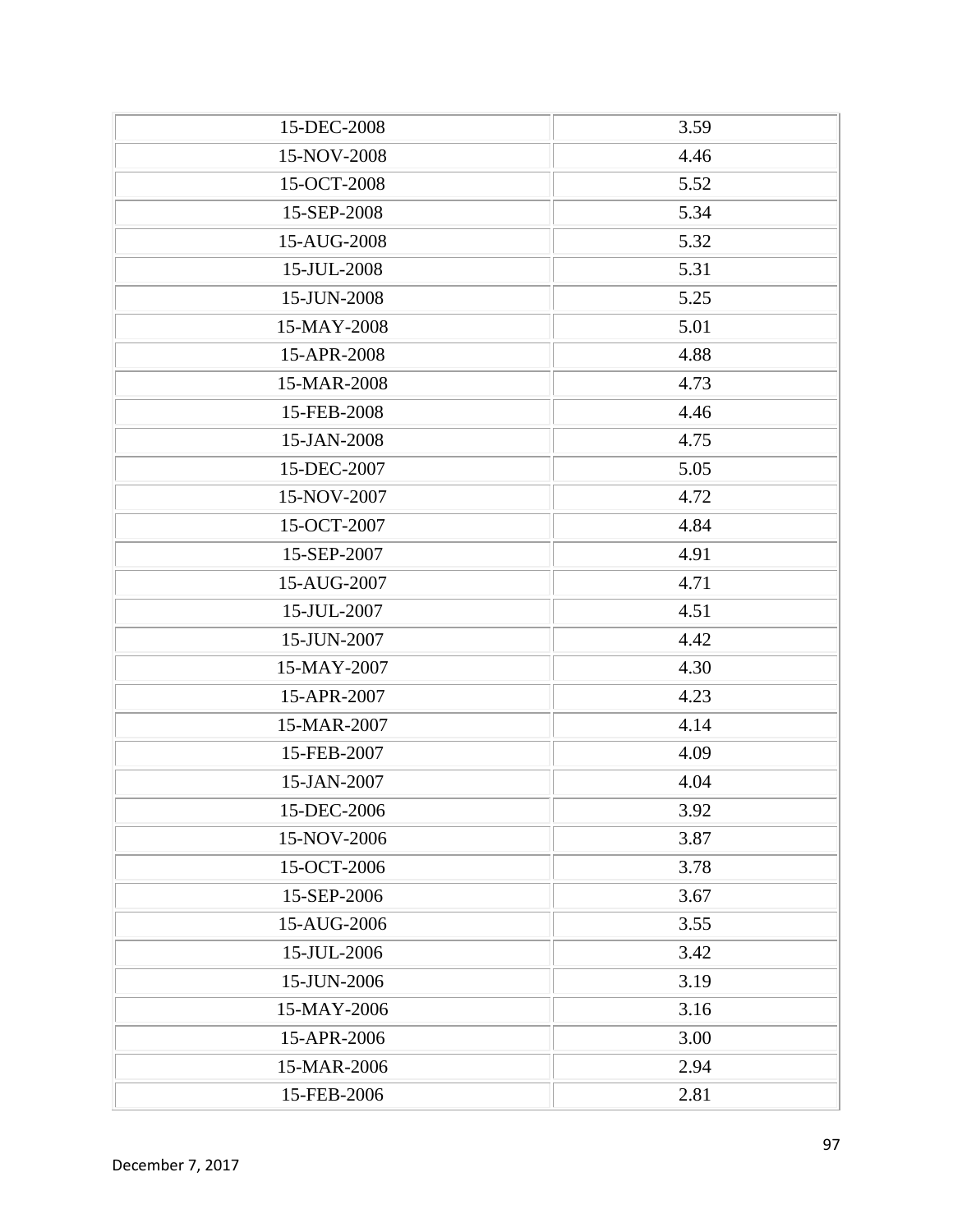| | |
|---|---|
| 15-DEC-2008 | 3.59 |
| 15-NOV-2008 | 4.46 |
| 15-OCT-2008 | 5.52 |
| 15-SEP-2008 | 5.34 |
| 15-AUG-2008 | 5.32 |
| 15-JUL-2008 | 5.31 |
| 15-JUN-2008 | 5.25 |
| 15-MAY-2008 | 5.01 |
| 15-APR-2008 | 4.88 |
| 15-MAR-2008 | 4.73 |
| 15-FEB-2008 | 4.46 |
| 15-JAN-2008 | 4.75 |
| 15-DEC-2007 | 5.05 |
| 15-NOV-2007 | 4.72 |
| 15-OCT-2007 | 4.84 |
| 15-SEP-2007 | 4.91 |
| 15-AUG-2007 | 4.71 |
| 15-JUL-2007 | 4.51 |
| 15-JUN-2007 | 4.42 |
| 15-MAY-2007 | 4.30 |
| 15-APR-2007 | 4.23 |
| 15-MAR-2007 | 4.14 |
| 15-FEB-2007 | 4.09 |
| 15-JAN-2007 | 4.04 |
| 15-DEC-2006 | 3.92 |
| 15-NOV-2006 | 3.87 |
| 15-OCT-2006 | 3.78 |
| 15-SEP-2006 | 3.67 |
| 15-AUG-2006 | 3.55 |
| 15-JUL-2006 | 3.42 |
| 15-JUN-2006 | 3.19 |
| 15-MAY-2006 | 3.16 |
| 15-APR-2006 | 3.00 |
| 15-MAR-2006 | 2.94 |
| 15-FEB-2006 | 2.81 |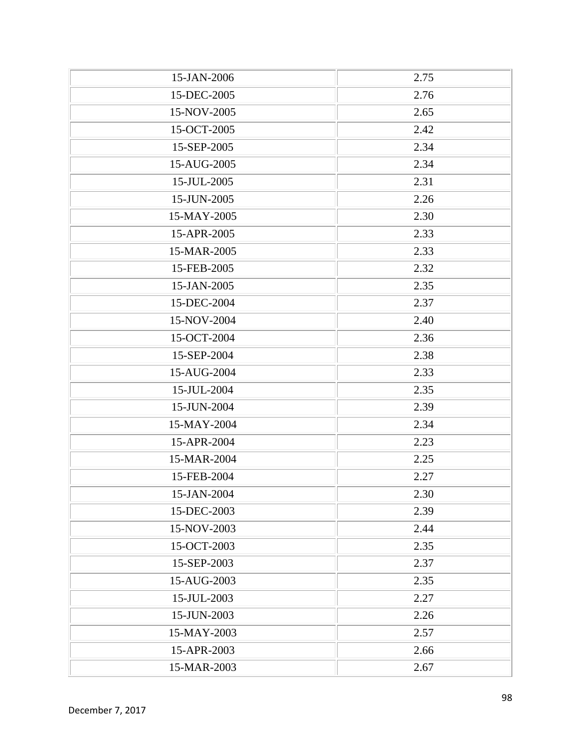| 15-JAN-2006 | 2.75 |
|---|---|
| 15-DEC-2005 | 2.76 |
| 15-NOV-2005 | 2.65 |
| 15-OCT-2005 | 2.42 |
| 15-SEP-2005 | 2.34 |
| 15-AUG-2005 | 2.34 |
| 15-JUL-2005 | 2.31 |
| 15-JUN-2005 | 2.26 |
| 15-MAY-2005 | 2.30 |
| 15-APR-2005 | 2.33 |
| 15-MAR-2005 | 2.33 |
| 15-FEB-2005 | 2.32 |
| 15-JAN-2005 | 2.35 |
| 15-DEC-2004 | 2.37 |
| 15-NOV-2004 | 2.40 |
| 15-OCT-2004 | 2.36 |
| 15-SEP-2004 | 2.38 |
| 15-AUG-2004 | 2.33 |
| 15-JUL-2004 | 2.35 |
| 15-JUN-2004 | 2.39 |
| 15-MAY-2004 | 2.34 |
| 15-APR-2004 | 2.23 |
| 15-MAR-2004 | 2.25 |
| 15-FEB-2004 | 2.27 |
| 15-JAN-2004 | 2.30 |
| 15-DEC-2003 | 2.39 |
| 15-NOV-2003 | 2.44 |
| 15-OCT-2003 | 2.35 |
| 15-SEP-2003 | 2.37 |
| 15-AUG-2003 | 2.35 |
| 15-JUL-2003 | 2.27 |
| 15-JUN-2003 | 2.26 |
| 15-MAY-2003 | 2.57 |
| 15-APR-2003 | 2.66 |
| 15-MAR-2003 | 2.67 |

December 7, 2017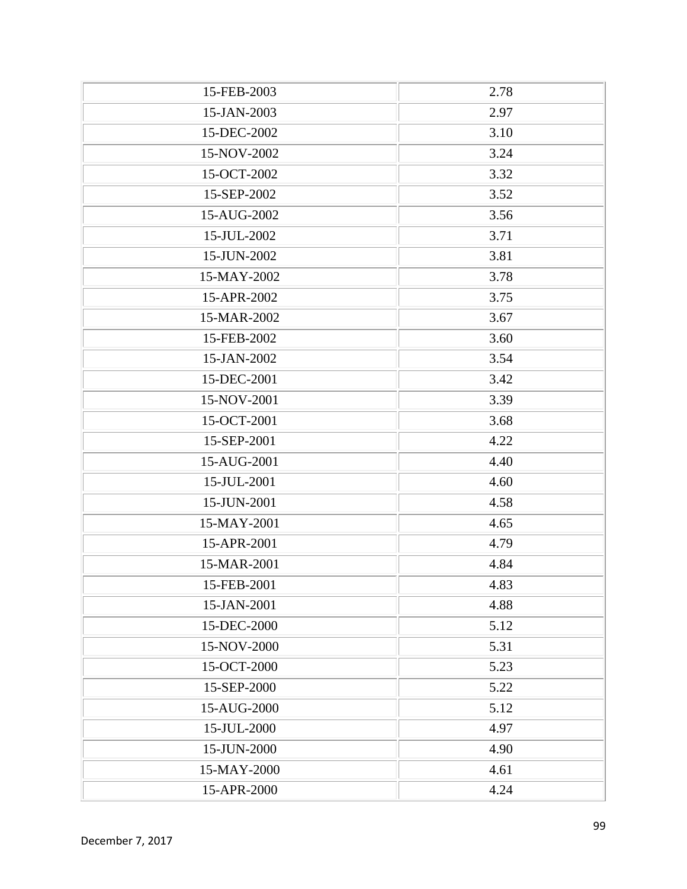| | |
|---|---|
| 15-FEB-2003 | 2.78 |
| 15-JAN-2003 | 2.97 |
| 15-DEC-2002 | 3.10 |
| 15-NOV-2002 | 3.24 |
| 15-OCT-2002 | 3.32 |
| 15-SEP-2002 | 3.52 |
| 15-AUG-2002 | 3.56 |
| 15-JUL-2002 | 3.71 |
| 15-JUN-2002 | 3.81 |
| 15-MAY-2002 | 3.78 |
| 15-APR-2002 | 3.75 |
| 15-MAR-2002 | 3.67 |
| 15-FEB-2002 | 3.60 |
| 15-JAN-2002 | 3.54 |
| 15-DEC-2001 | 3.42 |
| 15-NOV-2001 | 3.39 |
| 15-OCT-2001 | 3.68 |
| 15-SEP-2001 | 4.22 |
| 15-AUG-2001 | 4.40 |
| 15-JUL-2001 | 4.60 |
| 15-JUN-2001 | 4.58 |
| 15-MAY-2001 | 4.65 |
| 15-APR-2001 | 4.79 |
| 15-MAR-2001 | 4.84 |
| 15-FEB-2001 | 4.83 |
| 15-JAN-2001 | 4.88 |
| 15-DEC-2000 | 5.12 |
| 15-NOV-2000 | 5.31 |
| 15-OCT-2000 | 5.23 |
| 15-SEP-2000 | 5.22 |
| 15-AUG-2000 | 5.12 |
| 15-JUL-2000 | 4.97 |
| 15-JUN-2000 | 4.90 |
| 15-MAY-2000 | 4.61 |
| 15-APR-2000 | 4.24 |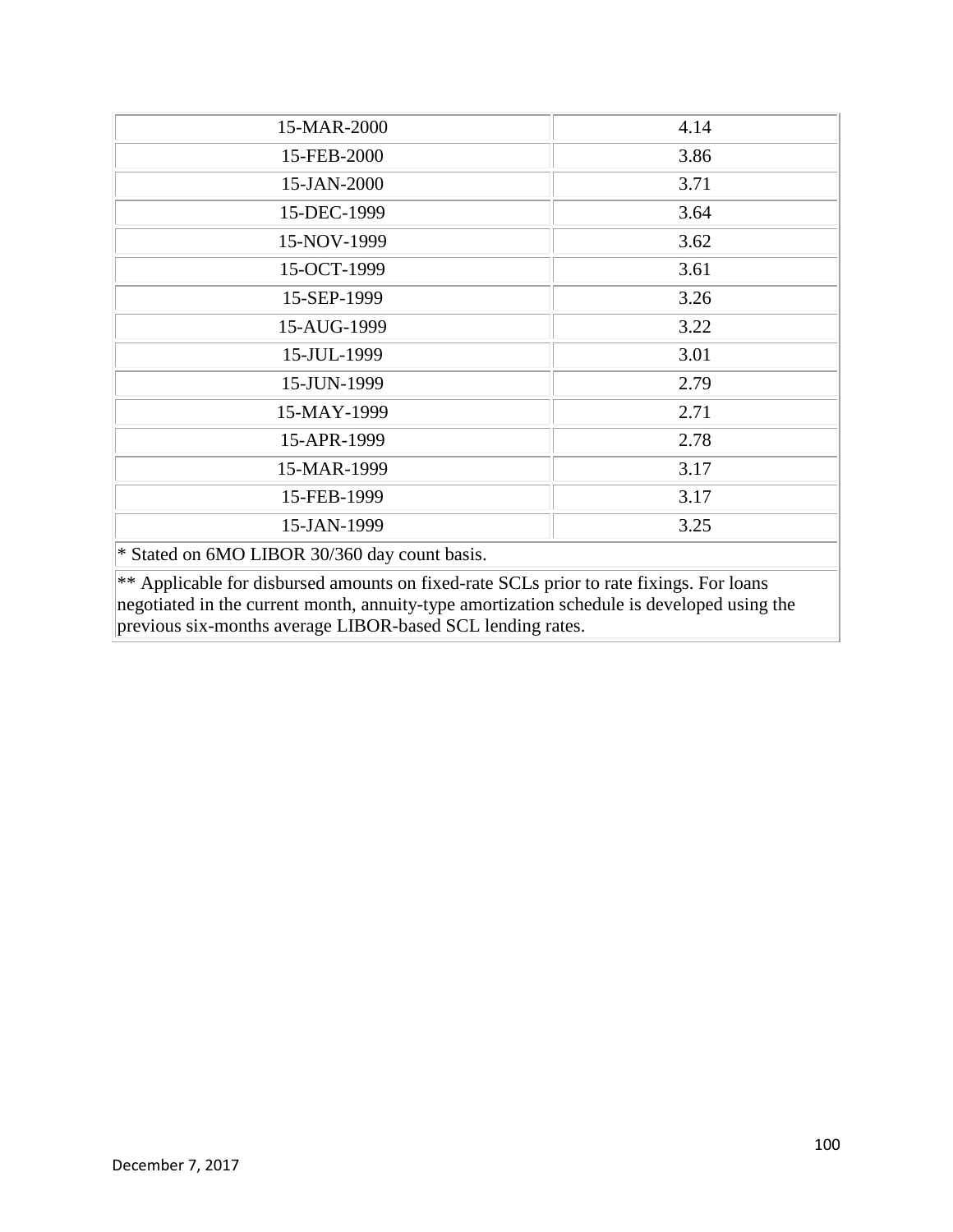| | |
|---|---|
| 15-MAR-2000 | 4.14 |
| 15-FEB-2000 | 3.86 |
| 15-JAN-2000 | 3.71 |
| 15-DEC-1999 | 3.64 |
| 15-NOV-1999 | 3.62 |
| 15-OCT-1999 | 3.61 |
| 15-SEP-1999 | 3.26 |
| 15-AUG-1999 | 3.22 |
| 15-JUL-1999 | 3.01 |
| 15-JUN-1999 | 2.79 |
| 15-MAY-1999 | 2.71 |
| 15-APR-1999 | 2.78 |
| 15-MAR-1999 | 3.17 |
| 15-FEB-1999 | 3.17 |
| 15-JAN-1999 | 3.25 |

* Stated on 6MO LIBOR 30/360 day count basis.

** Applicable for disbursed amounts on fixed-rate SCLs prior to rate fixings. For loans negotiated in the current month, annuity-type amortization schedule is developed using the previous six-months average LIBOR-based SCL lending rates.

December 7, 2017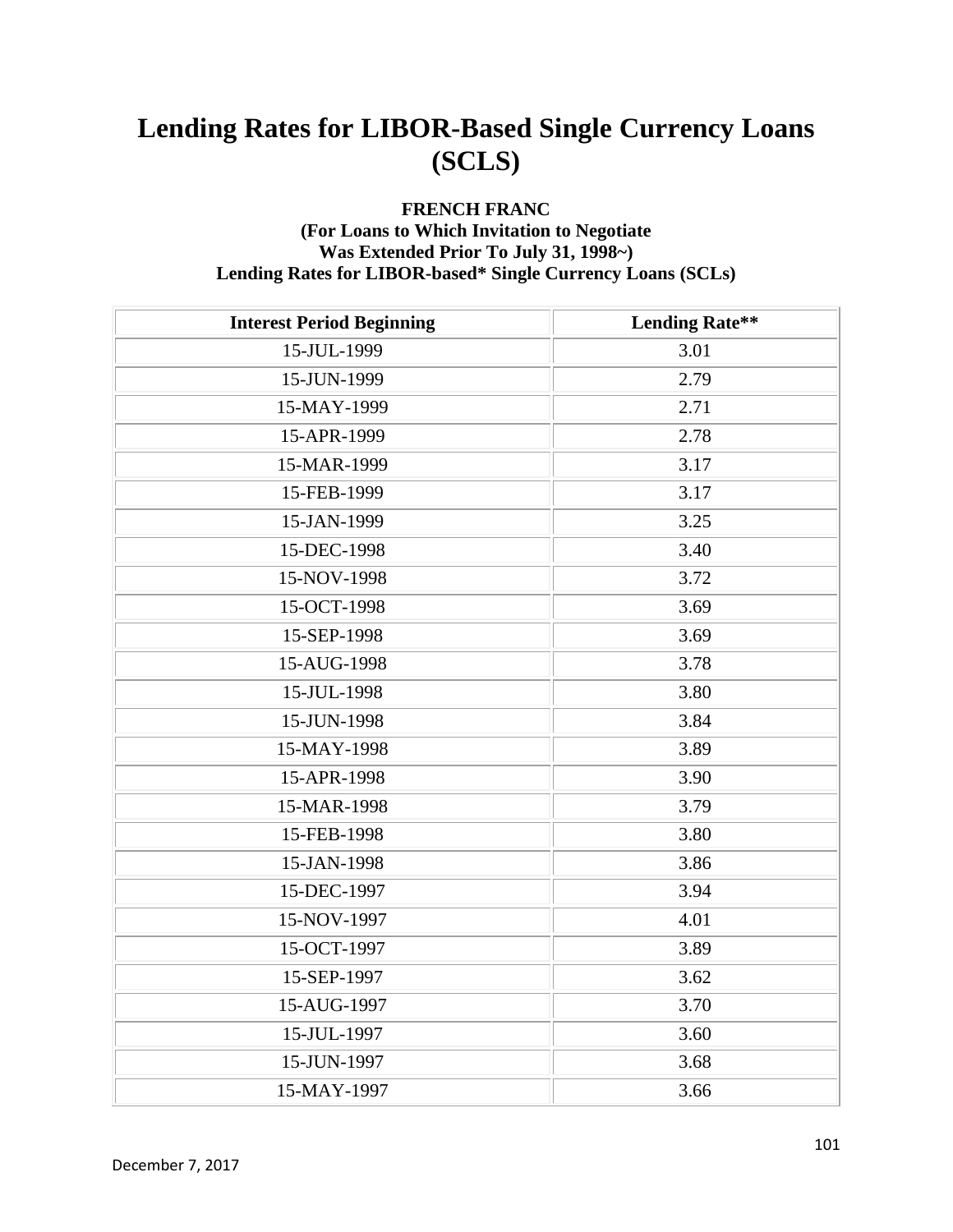# Lending Rates for LIBOR-Based Single Currency Loans (SCLS)

**FRENCH FRANC**
**(For Loans to Which Invitation to Negotiate Was Extended Prior To July 31, 1998~)**
**Lending Rates for LIBOR-based* Single Currency Loans (SCLs)**

| Interest Period Beginning | Lending Rate** |
|---|---|
| 15-JUL-1999 | 3.01 |
| 15-JUN-1999 | 2.79 |
| 15-MAY-1999 | 2.71 |
| 15-APR-1999 | 2.78 |
| 15-MAR-1999 | 3.17 |
| 15-FEB-1999 | 3.17 |
| 15-JAN-1999 | 3.25 |
| 15-DEC-1998 | 3.40 |
| 15-NOV-1998 | 3.72 |
| 15-OCT-1998 | 3.69 |
| 15-SEP-1998 | 3.69 |
| 15-AUG-1998 | 3.78 |
| 15-JUL-1998 | 3.80 |
| 15-JUN-1998 | 3.84 |
| 15-MAY-1998 | 3.89 |
| 15-APR-1998 | 3.90 |
| 15-MAR-1998 | 3.79 |
| 15-FEB-1998 | 3.80 |
| 15-JAN-1998 | 3.86 |
| 15-DEC-1997 | 3.94 |
| 15-NOV-1997 | 4.01 |
| 15-OCT-1997 | 3.89 |
| 15-SEP-1997 | 3.62 |
| 15-AUG-1997 | 3.70 |
| 15-JUL-1997 | 3.60 |
| 15-JUN-1997 | 3.68 |
| 15-MAY-1997 | 3.66 |

December 7, 2017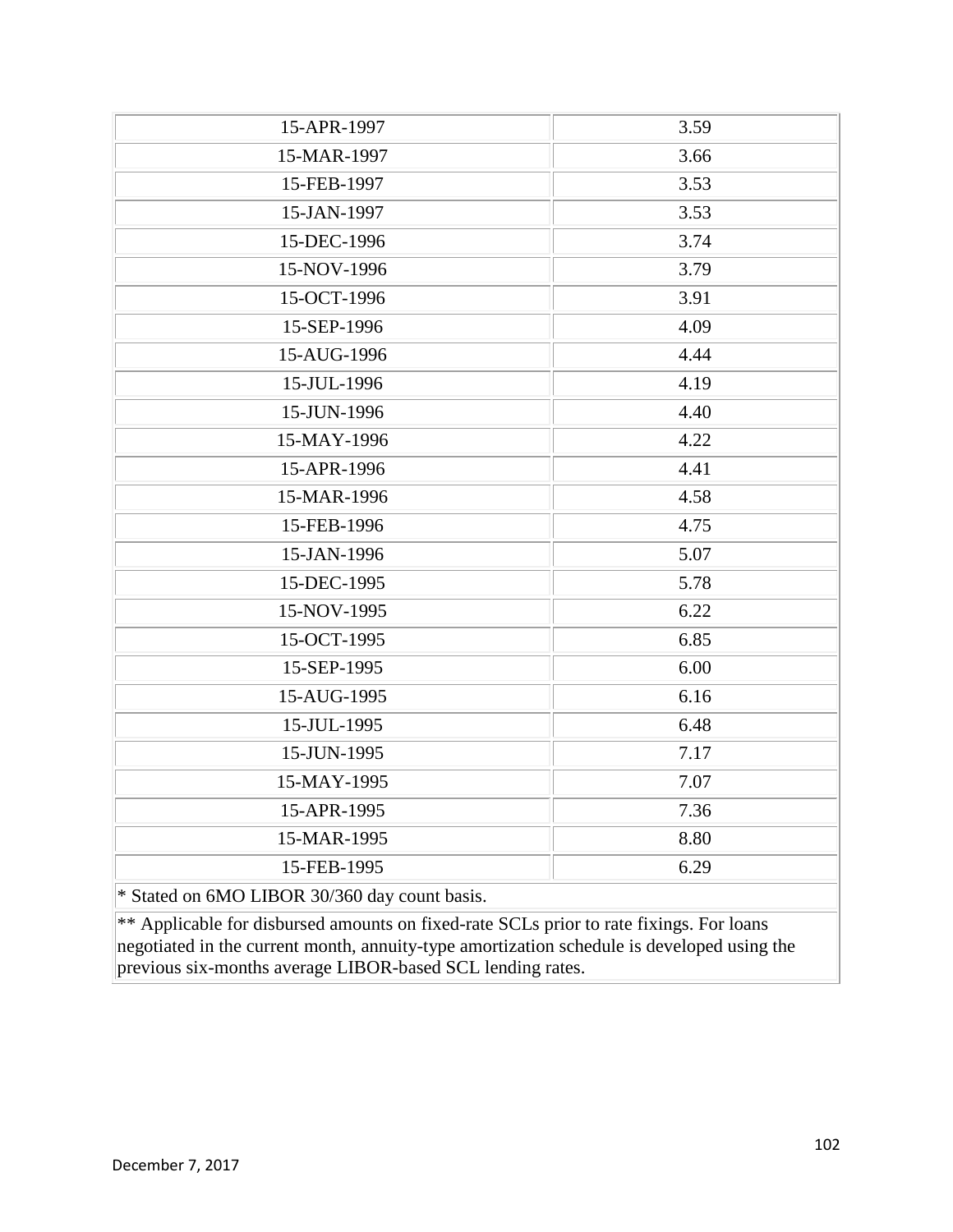| | |
|---|---|
| 15-APR-1997 | 3.59 |
| 15-MAR-1997 | 3.66 |
| 15-FEB-1997 | 3.53 |
| 15-JAN-1997 | 3.53 |
| 15-DEC-1996 | 3.74 |
| 15-NOV-1996 | 3.79 |
| 15-OCT-1996 | 3.91 |
| 15-SEP-1996 | 4.09 |
| 15-AUG-1996 | 4.44 |
| 15-JUL-1996 | 4.19 |
| 15-JUN-1996 | 4.40 |
| 15-MAY-1996 | 4.22 |
| 15-APR-1996 | 4.41 |
| 15-MAR-1996 | 4.58 |
| 15-FEB-1996 | 4.75 |
| 15-JAN-1996 | 5.07 |
| 15-DEC-1995 | 5.78 |
| 15-NOV-1995 | 6.22 |
| 15-OCT-1995 | 6.85 |
| 15-SEP-1995 | 6.00 |
| 15-AUG-1995 | 6.16 |
| 15-JUL-1995 | 6.48 |
| 15-JUN-1995 | 7.17 |
| 15-MAY-1995 | 7.07 |
| 15-APR-1995 | 7.36 |
| 15-MAR-1995 | 8.80 |
| 15-FEB-1995 | 6.29 |

* Stated on 6MO LIBOR 30/360 day count basis.

** Applicable for disbursed amounts on fixed-rate SCLs prior to rate fixings. For loans negotiated in the current month, annuity-type amortization schedule is developed using the previous six-months average LIBOR-based SCL lending rates.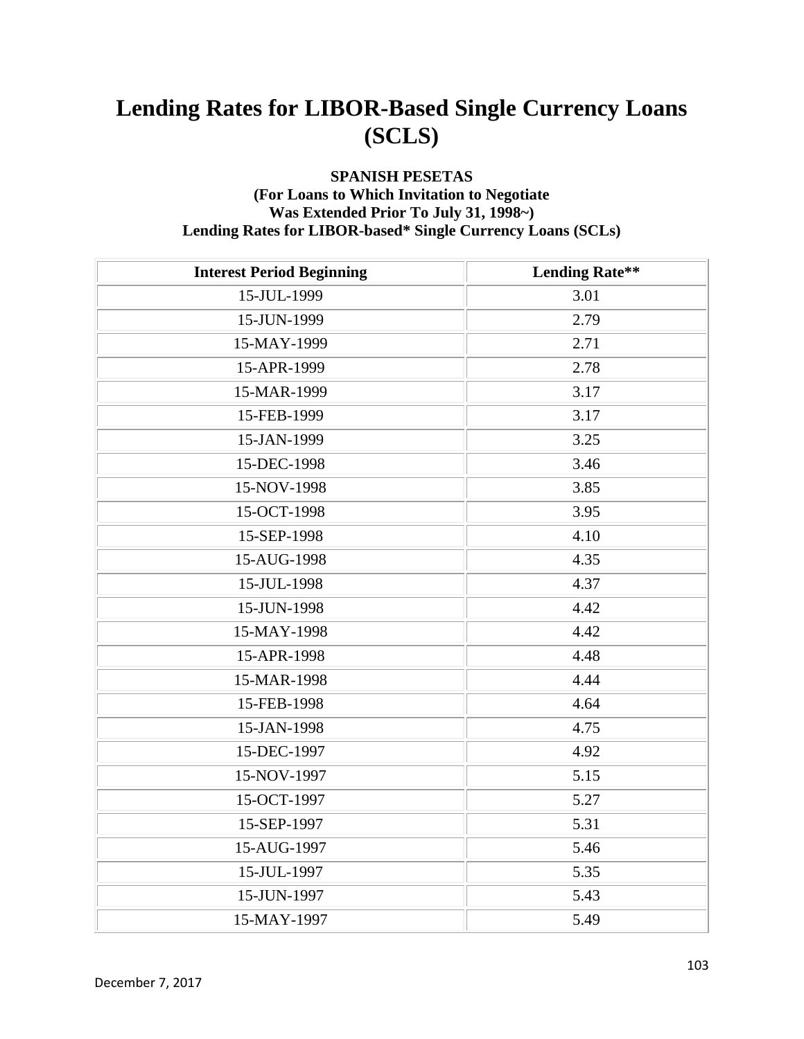# Lending Rates for LIBOR-Based Single Currency Loans (SCLS)

**SPANISH PESETAS**
**(For Loans to Which Invitation to Negotiate Was Extended Prior To July 31, 1998~)**
**Lending Rates for LIBOR-based* Single Currency Loans (SCLs)**

| Interest Period Beginning | Lending Rate** |
|---|---|
| 15-JUL-1999 | 3.01 |
| 15-JUN-1999 | 2.79 |
| 15-MAY-1999 | 2.71 |
| 15-APR-1999 | 2.78 |
| 15-MAR-1999 | 3.17 |
| 15-FEB-1999 | 3.17 |
| 15-JAN-1999 | 3.25 |
| 15-DEC-1998 | 3.46 |
| 15-NOV-1998 | 3.85 |
| 15-OCT-1998 | 3.95 |
| 15-SEP-1998 | 4.10 |
| 15-AUG-1998 | 4.35 |
| 15-JUL-1998 | 4.37 |
| 15-JUN-1998 | 4.42 |
| 15-MAY-1998 | 4.42 |
| 15-APR-1998 | 4.48 |
| 15-MAR-1998 | 4.44 |
| 15-FEB-1998 | 4.64 |
| 15-JAN-1998 | 4.75 |
| 15-DEC-1997 | 4.92 |
| 15-NOV-1997 | 5.15 |
| 15-OCT-1997 | 5.27 |
| 15-SEP-1997 | 5.31 |
| 15-AUG-1997 | 5.46 |
| 15-JUL-1997 | 5.35 |
| 15-JUN-1997 | 5.43 |
| 15-MAY-1997 | 5.49 |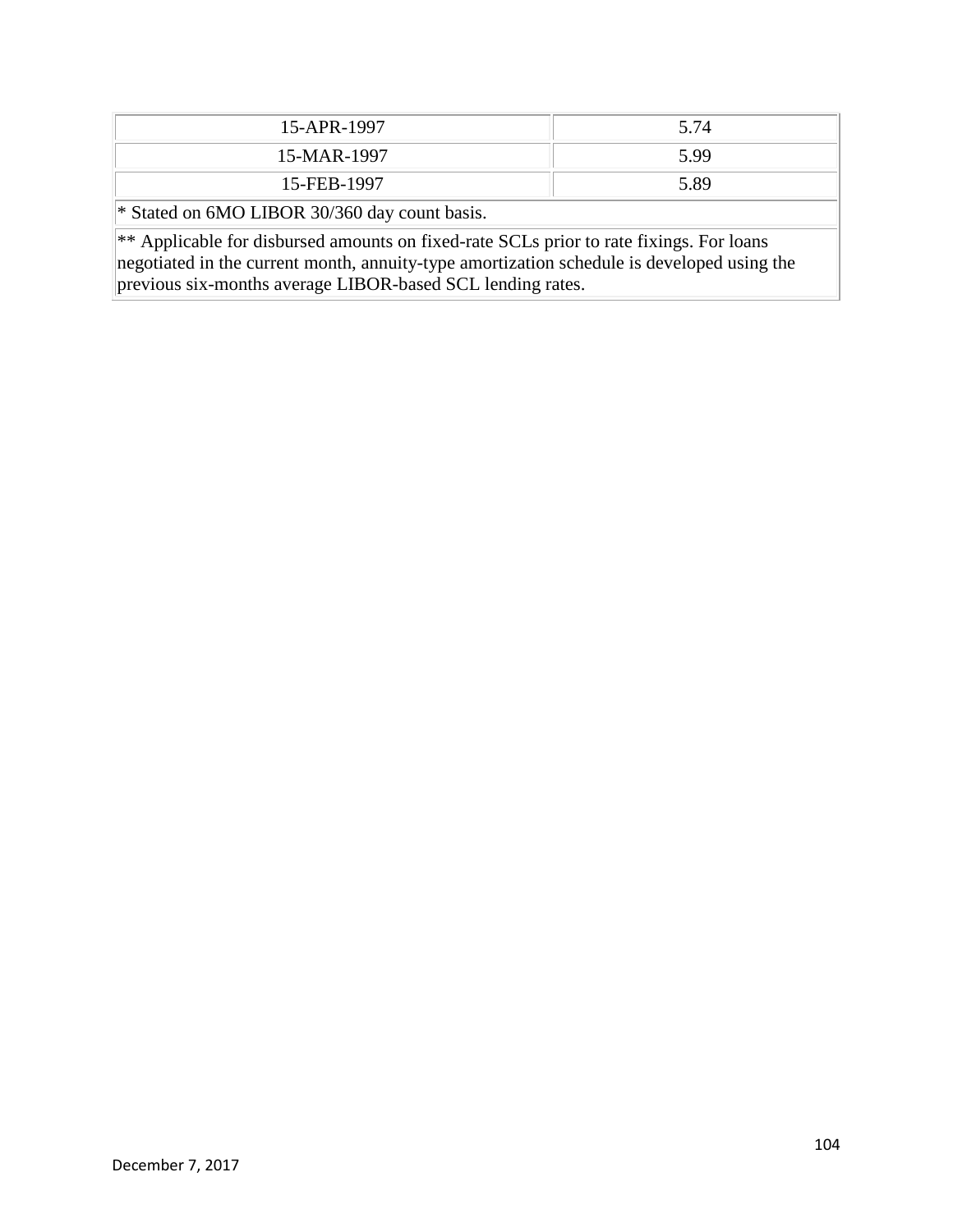| | |
|---|---|
| 15-APR-1997 | 5.74 |
| 15-MAR-1997 | 5.99 |
| 15-FEB-1997 | 5.89 |

* Stated on 6MO LIBOR 30/360 day count basis.

** Applicable for disbursed amounts on fixed-rate SCLs prior to rate fixings. For loans negotiated in the current month, annuity-type amortization schedule is developed using the previous six-months average LIBOR-based SCL lending rates.

December 7, 2017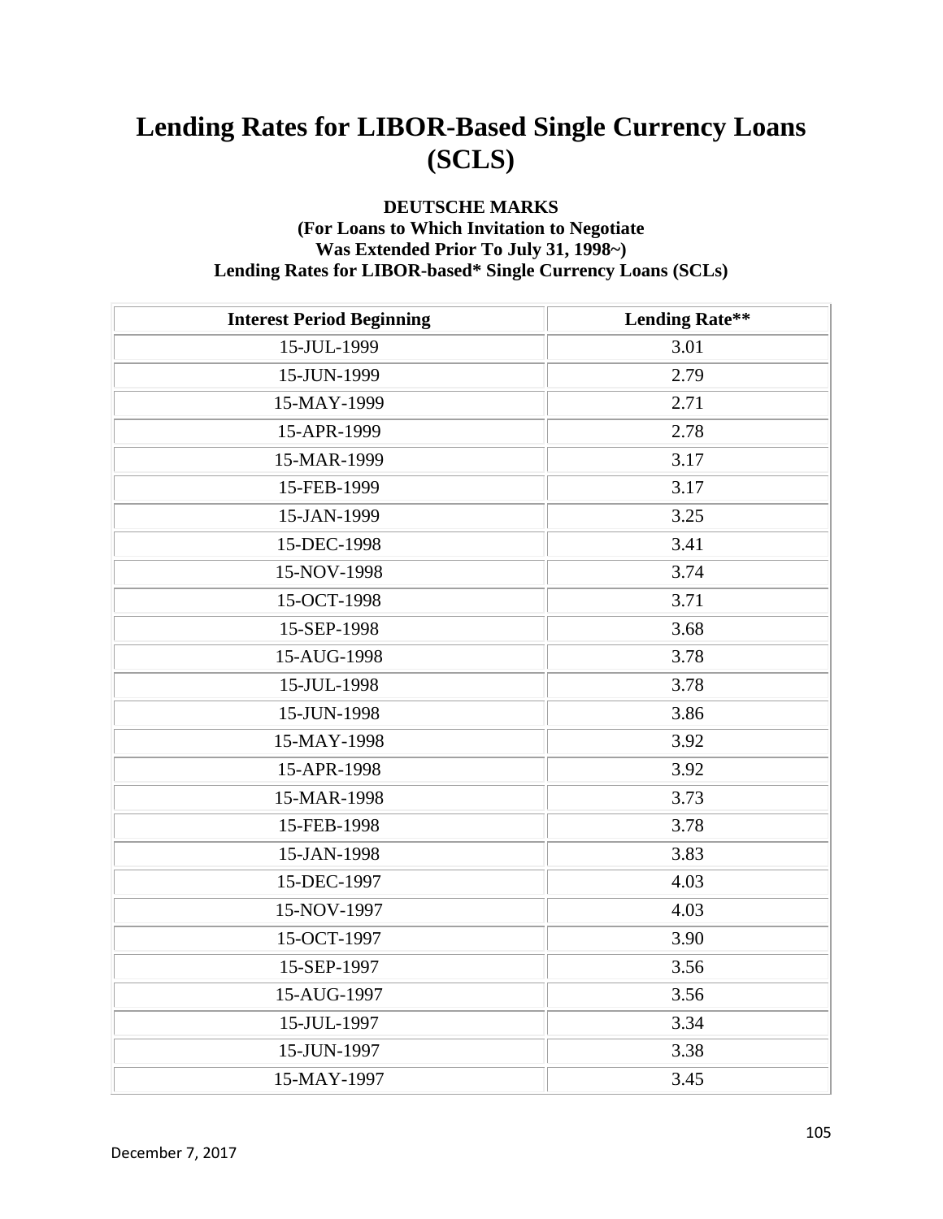# Lending Rates for LIBOR-Based Single Currency Loans (SCLS)

**DEUTSCHE MARKS**
**(For Loans to Which Invitation to Negotiate Was Extended Prior To July 31, 1998~)**
**Lending Rates for LIBOR-based* Single Currency Loans (SCLs)**

| Interest Period Beginning | Lending Rate** |
|---|---|
| 15-JUL-1999 | 3.01 |
| 15-JUN-1999 | 2.79 |
| 15-MAY-1999 | 2.71 |
| 15-APR-1999 | 2.78 |
| 15-MAR-1999 | 3.17 |
| 15-FEB-1999 | 3.17 |
| 15-JAN-1999 | 3.25 |
| 15-DEC-1998 | 3.41 |
| 15-NOV-1998 | 3.74 |
| 15-OCT-1998 | 3.71 |
| 15-SEP-1998 | 3.68 |
| 15-AUG-1998 | 3.78 |
| 15-JUL-1998 | 3.78 |
| 15-JUN-1998 | 3.86 |
| 15-MAY-1998 | 3.92 |
| 15-APR-1998 | 3.92 |
| 15-MAR-1998 | 3.73 |
| 15-FEB-1998 | 3.78 |
| 15-JAN-1998 | 3.83 |
| 15-DEC-1997 | 4.03 |
| 15-NOV-1997 | 4.03 |
| 15-OCT-1997 | 3.90 |
| 15-SEP-1997 | 3.56 |
| 15-AUG-1997 | 3.56 |
| 15-JUL-1997 | 3.34 |
| 15-JUN-1997 | 3.38 |
| 15-MAY-1997 | 3.45 |

December 7, 2017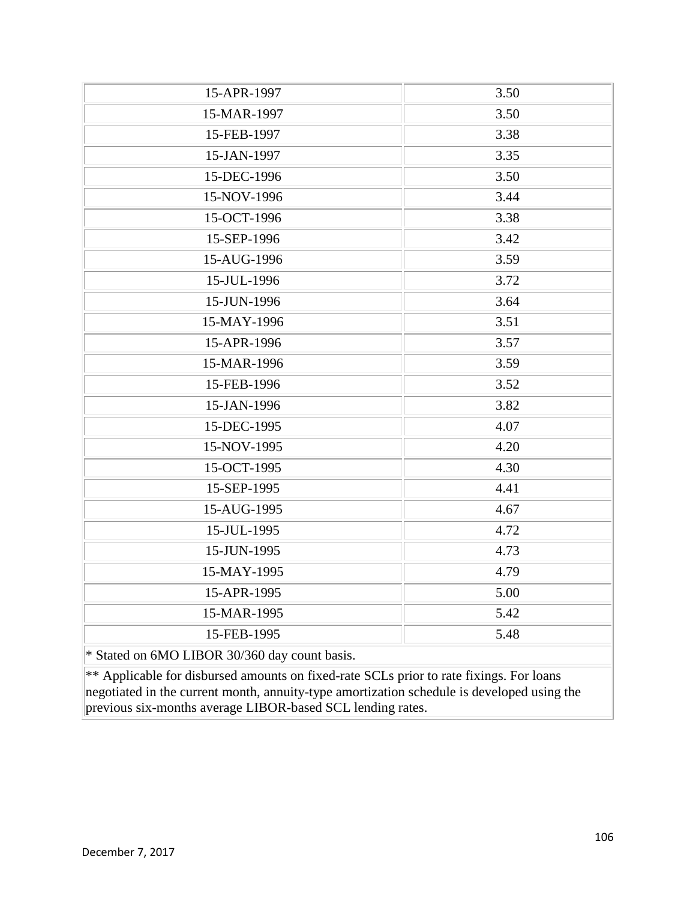| | |
|---|---|
| 15-APR-1997 | 3.50 |
| 15-MAR-1997 | 3.50 |
| 15-FEB-1997 | 3.38 |
| 15-JAN-1997 | 3.35 |
| 15-DEC-1996 | 3.50 |
| 15-NOV-1996 | 3.44 |
| 15-OCT-1996 | 3.38 |
| 15-SEP-1996 | 3.42 |
| 15-AUG-1996 | 3.59 |
| 15-JUL-1996 | 3.72 |
| 15-JUN-1996 | 3.64 |
| 15-MAY-1996 | 3.51 |
| 15-APR-1996 | 3.57 |
| 15-MAR-1996 | 3.59 |
| 15-FEB-1996 | 3.52 |
| 15-JAN-1996 | 3.82 |
| 15-DEC-1995 | 4.07 |
| 15-NOV-1995 | 4.20 |
| 15-OCT-1995 | 4.30 |
| 15-SEP-1995 | 4.41 |
| 15-AUG-1995 | 4.67 |
| 15-JUL-1995 | 4.72 |
| 15-JUN-1995 | 4.73 |
| 15-MAY-1995 | 4.79 |
| 15-APR-1995 | 5.00 |
| 15-MAR-1995 | 5.42 |
| 15-FEB-1995 | 5.48 |

* Stated on 6MO LIBOR 30/360 day count basis.

** Applicable for disbursed amounts on fixed-rate SCLs prior to rate fixings. For loans negotiated in the current month, annuity-type amortization schedule is developed using the previous six-months average LIBOR-based SCL lending rates.

December 7, 2017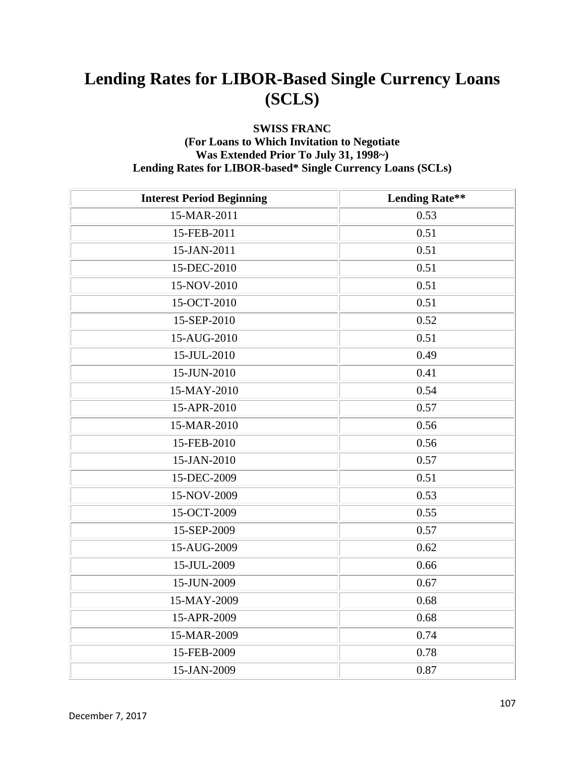# Lending Rates for LIBOR-Based Single Currency Loans (SCLS)

**SWISS FRANC**
**(For Loans to Which Invitation to Negotiate Was Extended Prior To July 31, 1998~)**
**Lending Rates for LIBOR-based* Single Currency Loans (SCLs)**

| Interest Period Beginning | Lending Rate** |
|---|---|
| 15-MAR-2011 | 0.53 |
| 15-FEB-2011 | 0.51 |
| 15-JAN-2011 | 0.51 |
| 15-DEC-2010 | 0.51 |
| 15-NOV-2010 | 0.51 |
| 15-OCT-2010 | 0.51 |
| 15-SEP-2010 | 0.52 |
| 15-AUG-2010 | 0.51 |
| 15-JUL-2010 | 0.49 |
| 15-JUN-2010 | 0.41 |
| 15-MAY-2010 | 0.54 |
| 15-APR-2010 | 0.57 |
| 15-MAR-2010 | 0.56 |
| 15-FEB-2010 | 0.56 |
| 15-JAN-2010 | 0.57 |
| 15-DEC-2009 | 0.51 |
| 15-NOV-2009 | 0.53 |
| 15-OCT-2009 | 0.55 |
| 15-SEP-2009 | 0.57 |
| 15-AUG-2009 | 0.62 |
| 15-JUL-2009 | 0.66 |
| 15-JUN-2009 | 0.67 |
| 15-MAY-2009 | 0.68 |
| 15-APR-2009 | 0.68 |
| 15-MAR-2009 | 0.74 |
| 15-FEB-2009 | 0.78 |
| 15-JAN-2009 | 0.87 |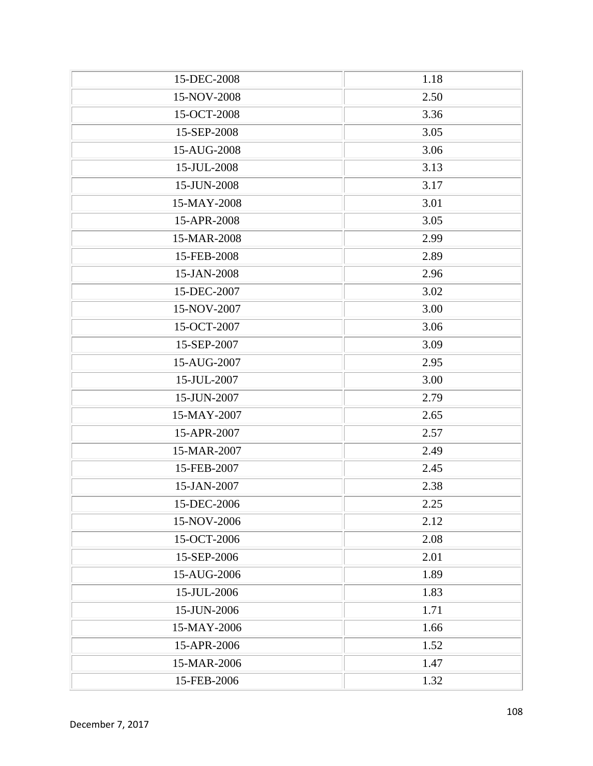| 15-DEC-2008 | 1.18 |
|---|---|
| 15-NOV-2008 | 2.50 |
| 15-OCT-2008 | 3.36 |
| 15-SEP-2008 | 3.05 |
| 15-AUG-2008 | 3.06 |
| 15-JUL-2008 | 3.13 |
| 15-JUN-2008 | 3.17 |
| 15-MAY-2008 | 3.01 |
| 15-APR-2008 | 3.05 |
| 15-MAR-2008 | 2.99 |
| 15-FEB-2008 | 2.89 |
| 15-JAN-2008 | 2.96 |
| 15-DEC-2007 | 3.02 |
| 15-NOV-2007 | 3.00 |
| 15-OCT-2007 | 3.06 |
| 15-SEP-2007 | 3.09 |
| 15-AUG-2007 | 2.95 |
| 15-JUL-2007 | 3.00 |
| 15-JUN-2007 | 2.79 |
| 15-MAY-2007 | 2.65 |
| 15-APR-2007 | 2.57 |
| 15-MAR-2007 | 2.49 |
| 15-FEB-2007 | 2.45 |
| 15-JAN-2007 | 2.38 |
| 15-DEC-2006 | 2.25 |
| 15-NOV-2006 | 2.12 |
| 15-OCT-2006 | 2.08 |
| 15-SEP-2006 | 2.01 |
| 15-AUG-2006 | 1.89 |
| 15-JUL-2006 | 1.83 |
| 15-JUN-2006 | 1.71 |
| 15-MAY-2006 | 1.66 |
| 15-APR-2006 | 1.52 |
| 15-MAR-2006 | 1.47 |
| 15-FEB-2006 | 1.32 |

December 7, 2017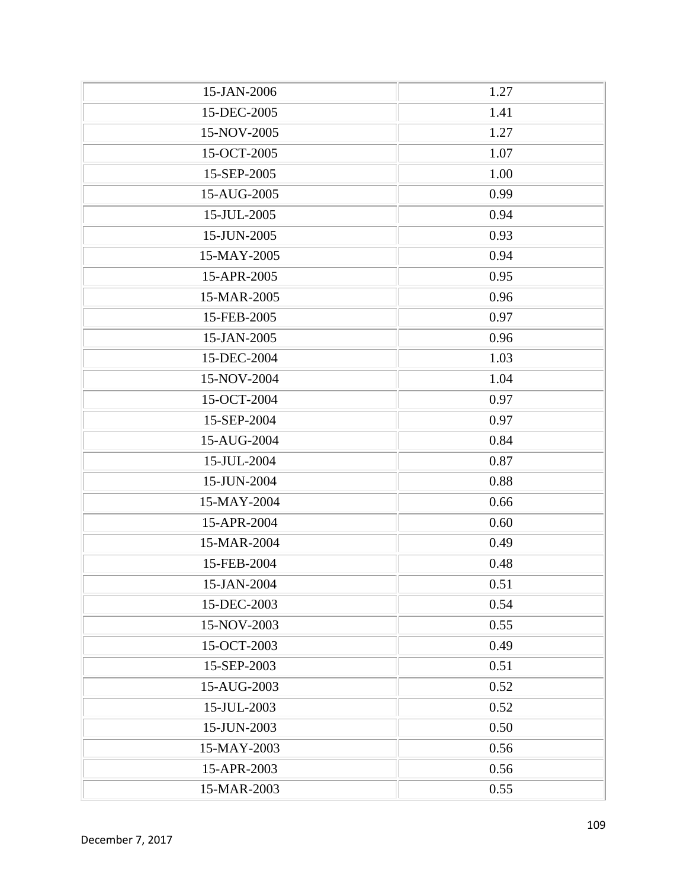| | |
|---|---|
| 15-JAN-2006 | 1.27 |
| 15-DEC-2005 | 1.41 |
| 15-NOV-2005 | 1.27 |
| 15-OCT-2005 | 1.07 |
| 15-SEP-2005 | 1.00 |
| 15-AUG-2005 | 0.99 |
| 15-JUL-2005 | 0.94 |
| 15-JUN-2005 | 0.93 |
| 15-MAY-2005 | 0.94 |
| 15-APR-2005 | 0.95 |
| 15-MAR-2005 | 0.96 |
| 15-FEB-2005 | 0.97 |
| 15-JAN-2005 | 0.96 |
| 15-DEC-2004 | 1.03 |
| 15-NOV-2004 | 1.04 |
| 15-OCT-2004 | 0.97 |
| 15-SEP-2004 | 0.97 |
| 15-AUG-2004 | 0.84 |
| 15-JUL-2004 | 0.87 |
| 15-JUN-2004 | 0.88 |
| 15-MAY-2004 | 0.66 |
| 15-APR-2004 | 0.60 |
| 15-MAR-2004 | 0.49 |
| 15-FEB-2004 | 0.48 |
| 15-JAN-2004 | 0.51 |
| 15-DEC-2003 | 0.54 |
| 15-NOV-2003 | 0.55 |
| 15-OCT-2003 | 0.49 |
| 15-SEP-2003 | 0.51 |
| 15-AUG-2003 | 0.52 |
| 15-JUL-2003 | 0.52 |
| 15-JUN-2003 | 0.50 |
| 15-MAY-2003 | 0.56 |
| 15-APR-2003 | 0.56 |
| 15-MAR-2003 | 0.55 |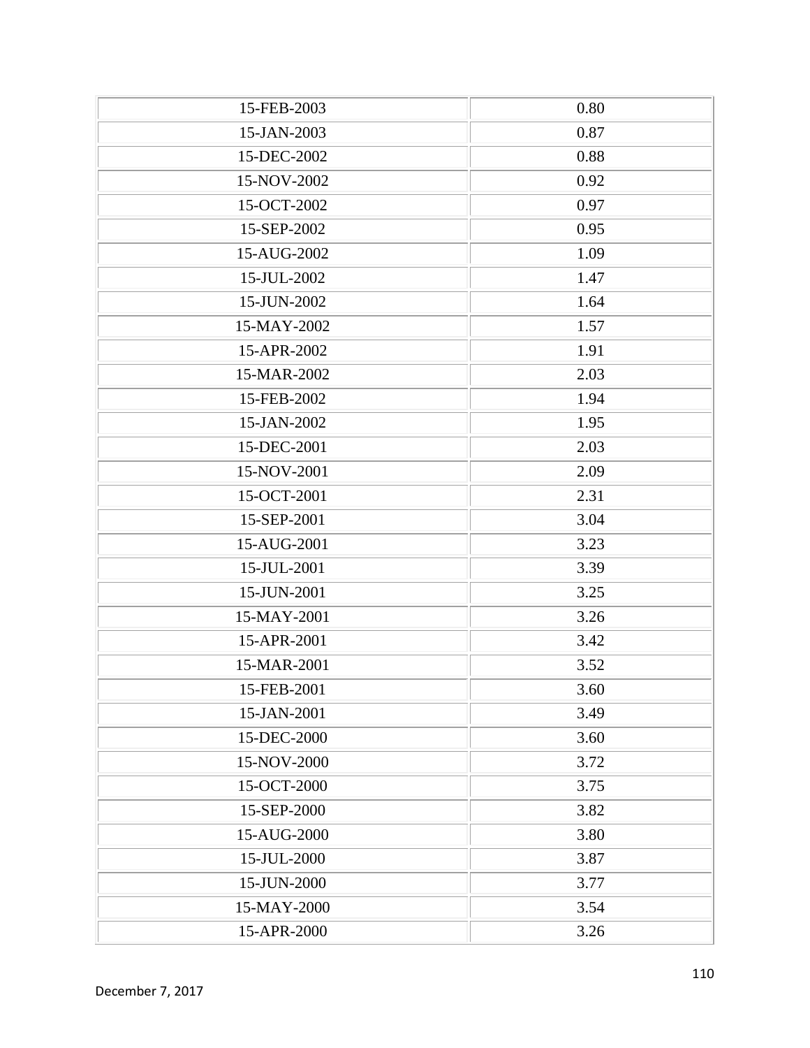| | |
|---|---|
| 15-FEB-2003 | 0.80 |
| 15-JAN-2003 | 0.87 |
| 15-DEC-2002 | 0.88 |
| 15-NOV-2002 | 0.92 |
| 15-OCT-2002 | 0.97 |
| 15-SEP-2002 | 0.95 |
| 15-AUG-2002 | 1.09 |
| 15-JUL-2002 | 1.47 |
| 15-JUN-2002 | 1.64 |
| 15-MAY-2002 | 1.57 |
| 15-APR-2002 | 1.91 |
| 15-MAR-2002 | 2.03 |
| 15-FEB-2002 | 1.94 |
| 15-JAN-2002 | 1.95 |
| 15-DEC-2001 | 2.03 |
| 15-NOV-2001 | 2.09 |
| 15-OCT-2001 | 2.31 |
| 15-SEP-2001 | 3.04 |
| 15-AUG-2001 | 3.23 |
| 15-JUL-2001 | 3.39 |
| 15-JUN-2001 | 3.25 |
| 15-MAY-2001 | 3.26 |
| 15-APR-2001 | 3.42 |
| 15-MAR-2001 | 3.52 |
| 15-FEB-2001 | 3.60 |
| 15-JAN-2001 | 3.49 |
| 15-DEC-2000 | 3.60 |
| 15-NOV-2000 | 3.72 |
| 15-OCT-2000 | 3.75 |
| 15-SEP-2000 | 3.82 |
| 15-AUG-2000 | 3.80 |
| 15-JUL-2000 | 3.87 |
| 15-JUN-2000 | 3.77 |
| 15-MAY-2000 | 3.54 |
| 15-APR-2000 | 3.26 |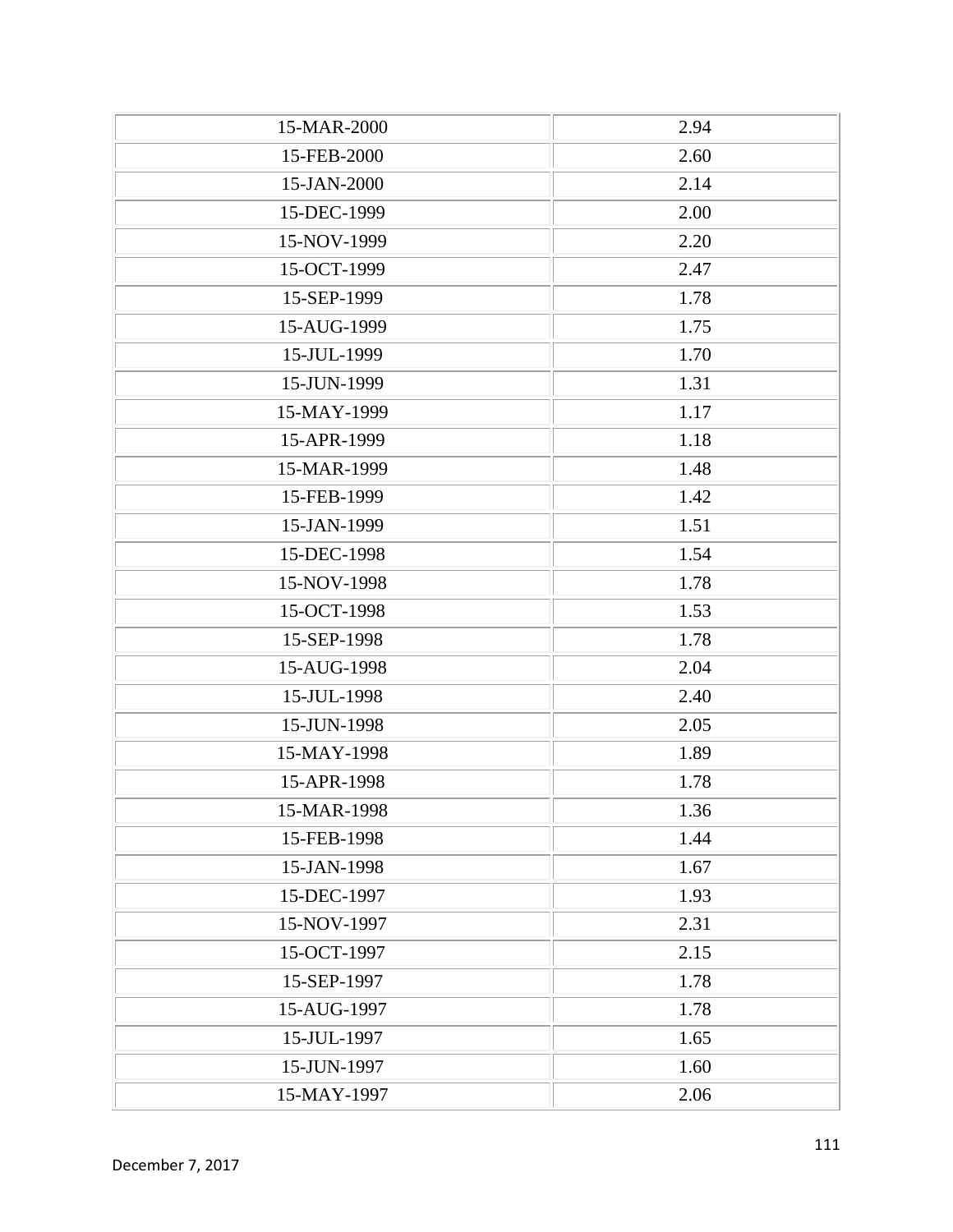| | |
|---|---|
| 15-MAR-2000 | 2.94 |
| 15-FEB-2000 | 2.60 |
| 15-JAN-2000 | 2.14 |
| 15-DEC-1999 | 2.00 |
| 15-NOV-1999 | 2.20 |
| 15-OCT-1999 | 2.47 |
| 15-SEP-1999 | 1.78 |
| 15-AUG-1999 | 1.75 |
| 15-JUL-1999 | 1.70 |
| 15-JUN-1999 | 1.31 |
| 15-MAY-1999 | 1.17 |
| 15-APR-1999 | 1.18 |
| 15-MAR-1999 | 1.48 |
| 15-FEB-1999 | 1.42 |
| 15-JAN-1999 | 1.51 |
| 15-DEC-1998 | 1.54 |
| 15-NOV-1998 | 1.78 |
| 15-OCT-1998 | 1.53 |
| 15-SEP-1998 | 1.78 |
| 15-AUG-1998 | 2.04 |
| 15-JUL-1998 | 2.40 |
| 15-JUN-1998 | 2.05 |
| 15-MAY-1998 | 1.89 |
| 15-APR-1998 | 1.78 |
| 15-MAR-1998 | 1.36 |
| 15-FEB-1998 | 1.44 |
| 15-JAN-1998 | 1.67 |
| 15-DEC-1997 | 1.93 |
| 15-NOV-1997 | 2.31 |
| 15-OCT-1997 | 2.15 |
| 15-SEP-1997 | 1.78 |
| 15-AUG-1997 | 1.78 |
| 15-JUL-1997 | 1.65 |
| 15-JUN-1997 | 1.60 |
| 15-MAY-1997 | 2.06 |

December 7, 2017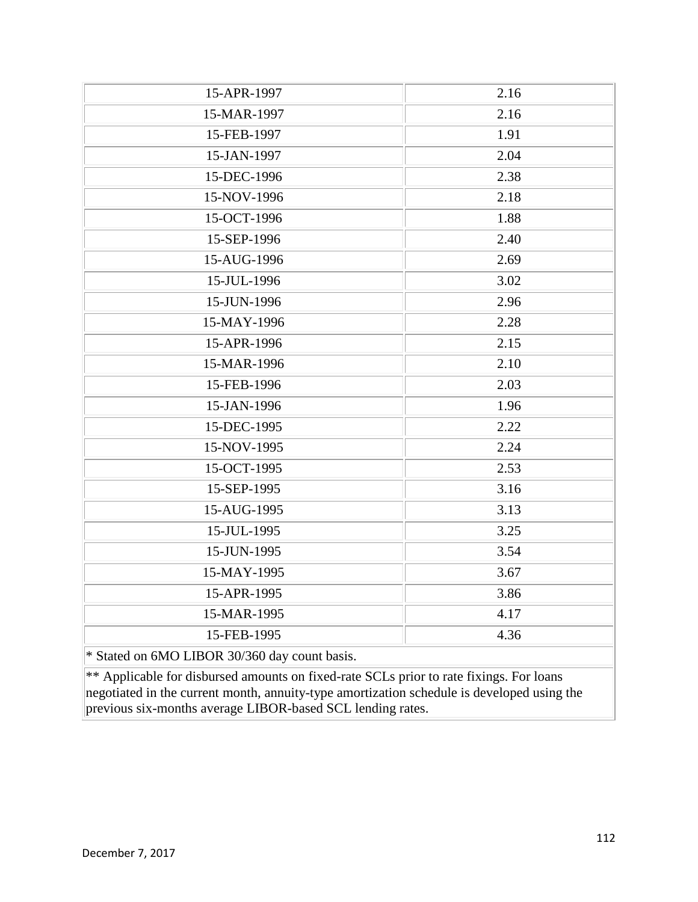| | |
|---|---|
| 15-APR-1997 | 2.16 |
| 15-MAR-1997 | 2.16 |
| 15-FEB-1997 | 1.91 |
| 15-JAN-1997 | 2.04 |
| 15-DEC-1996 | 2.38 |
| 15-NOV-1996 | 2.18 |
| 15-OCT-1996 | 1.88 |
| 15-SEP-1996 | 2.40 |
| 15-AUG-1996 | 2.69 |
| 15-JUL-1996 | 3.02 |
| 15-JUN-1996 | 2.96 |
| 15-MAY-1996 | 2.28 |
| 15-APR-1996 | 2.15 |
| 15-MAR-1996 | 2.10 |
| 15-FEB-1996 | 2.03 |
| 15-JAN-1996 | 1.96 |
| 15-DEC-1995 | 2.22 |
| 15-NOV-1995 | 2.24 |
| 15-OCT-1995 | 2.53 |
| 15-SEP-1995 | 3.16 |
| 15-AUG-1995 | 3.13 |
| 15-JUL-1995 | 3.25 |
| 15-JUN-1995 | 3.54 |
| 15-MAY-1995 | 3.67 |
| 15-APR-1995 | 3.86 |
| 15-MAR-1995 | 4.17 |
| 15-FEB-1995 | 4.36 |

* Stated on 6MO LIBOR 30/360 day count basis.

** Applicable for disbursed amounts on fixed-rate SCLs prior to rate fixings. For loans negotiated in the current month, annuity-type amortization schedule is developed using the previous six-months average LIBOR-based SCL lending rates.

December 7, 2017